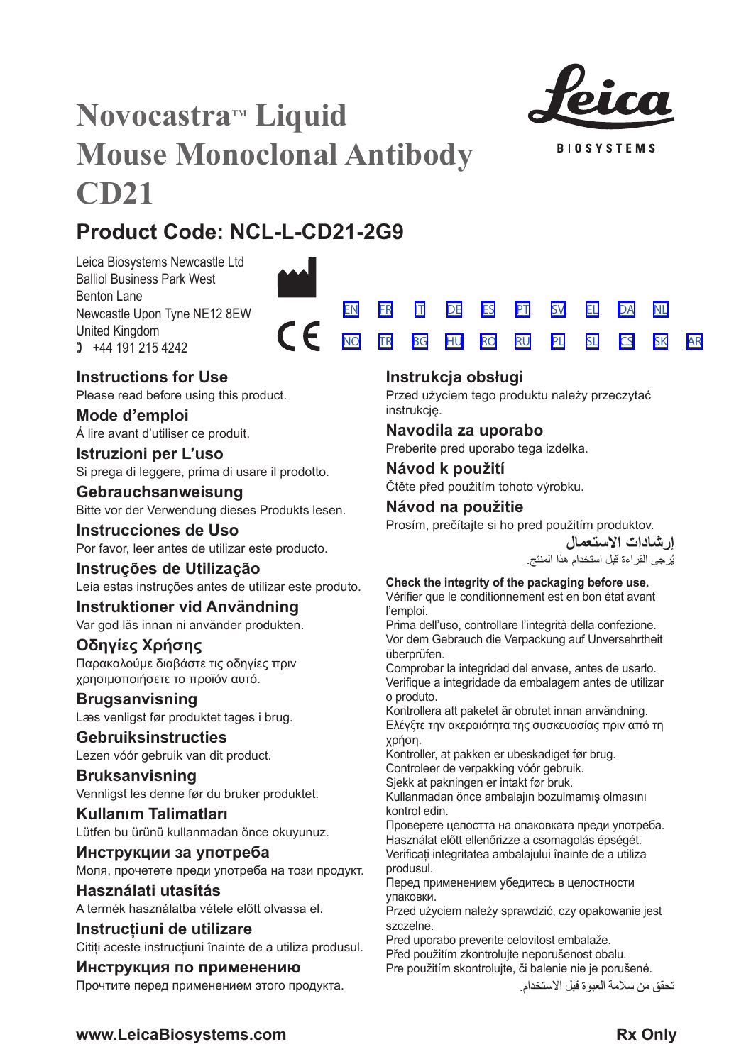# Novocastra™ Liquid Mouse Monoclonal Antibody CD21

## Product Code: NCL-L-CD21-2G9

Leica Biosystems Newcastle Ltd
Balliol Business Park West
Benton Lane
Newcastle Upon Tyne NE12 8EW
United Kingdom
✆ +44 191 215 4242

EN FR IT DE ES PT SV EL DA NL
NO TR BG HU RO RU PL SL CS SK AR

### Instructions for Use
Please read before using this product.

### Mode d'emploi
Á lire avant d'utiliser ce produit.

### Istruzioni per L'uso
Si prega di leggere, prima di usare il prodotto.

### Gebrauchsanweisung
Bitte vor der Verwendung dieses Produkts lesen.

### Instrucciones de Uso
Por favor, leer antes de utilizar este producto.

### Instruções de Utilização
Leia estas instruções antes de utilizar este produto.

### Instruktioner vid Användning
Var god läs innan ni använder produkten.

### Οδηγίες Χρήσης
Παρακαλούμε διαβάστε τις οδηγίες πριν χρησιμοποιήσετε το προϊόν αυτό.

### Brugsanvisning
Læs venligst før produktet tages i brug.

### Gebruiksinstructies
Lezen vóór gebruik van dit product.

### Bruksanvisning
Vennligst les denne før du bruker produktet.

### Kullanım Talimatları
Lütfen bu ürünü kullanmadan önce okuyunuz.

### Инструкции за употреба
Моля, прочетете преди употреба на този продукт.

### Használati utasítás
A termék használatba vétele előtt olvassa el.

### Instrucțiuni de utilizare
Citiți aceste instrucțiuni înainte de a utiliza produsul.

### Инструкция по применению
Прочтите перед применением этого продукта.

### Instrukcja obsługi
Przed użyciem tego produktu należy przeczytać instrukcję.

### Navodila za uporabo
Preberite pred uporabo tega izdelka.

### Návod k použití
Čtěte před použitím tohoto výrobku.

### Návod na použitie
Prosím, prečítajte si ho pred použitím produktov.

### إرشادات الاستعمال
يُرجى القراءة قبل استخدام هذا المنتج.

**Check the integrity of the packaging before use.**
Vérifier que le conditionnement est en bon état avant l'emploi.
Prima dell'uso, controllare l'integrità della confezione.
Vor dem Gebrauch die Verpackung auf Unversehrtheit überprüfen.
Comprobar la integridad del envase, antes de usarlo.
Verifique a integridade da embalagem antes de utilizar o produto.
Kontrollera att paketet är obrutet innan användning.
Ελέγξτε την ακεραιότητα της συσκευασίας πριν από τη χρήση.
Kontroller, at pakken er ubeskadiget før brug.
Controleer de verpakking vóór gebruik.
Sjekk at pakningen er intakt før bruk.
Kullanmadan önce ambalajın bozulmamış olmasını kontrol edin.
Проверете целостта на опаковката преди употреба.
Használat előtt ellenőrizze a csomagolás épségét.
Verificați integritatea ambalajului înainte de a utiliza produsul.
Перед применением убедитесь в целостности упаковки.
Przed użyciem należy sprawdzić, czy opakowanie jest szczelne.
Pred uporabo preverite celovitost embalaže.
Před použitím zkontrolujte neporušenost obalu.
Pre použitím skontrolujte, či balenie nie je porušené.
تحقق من سلامة العبوة قبل الاستخدام.

**www.LeicaBiosystems.com** **Rx Only**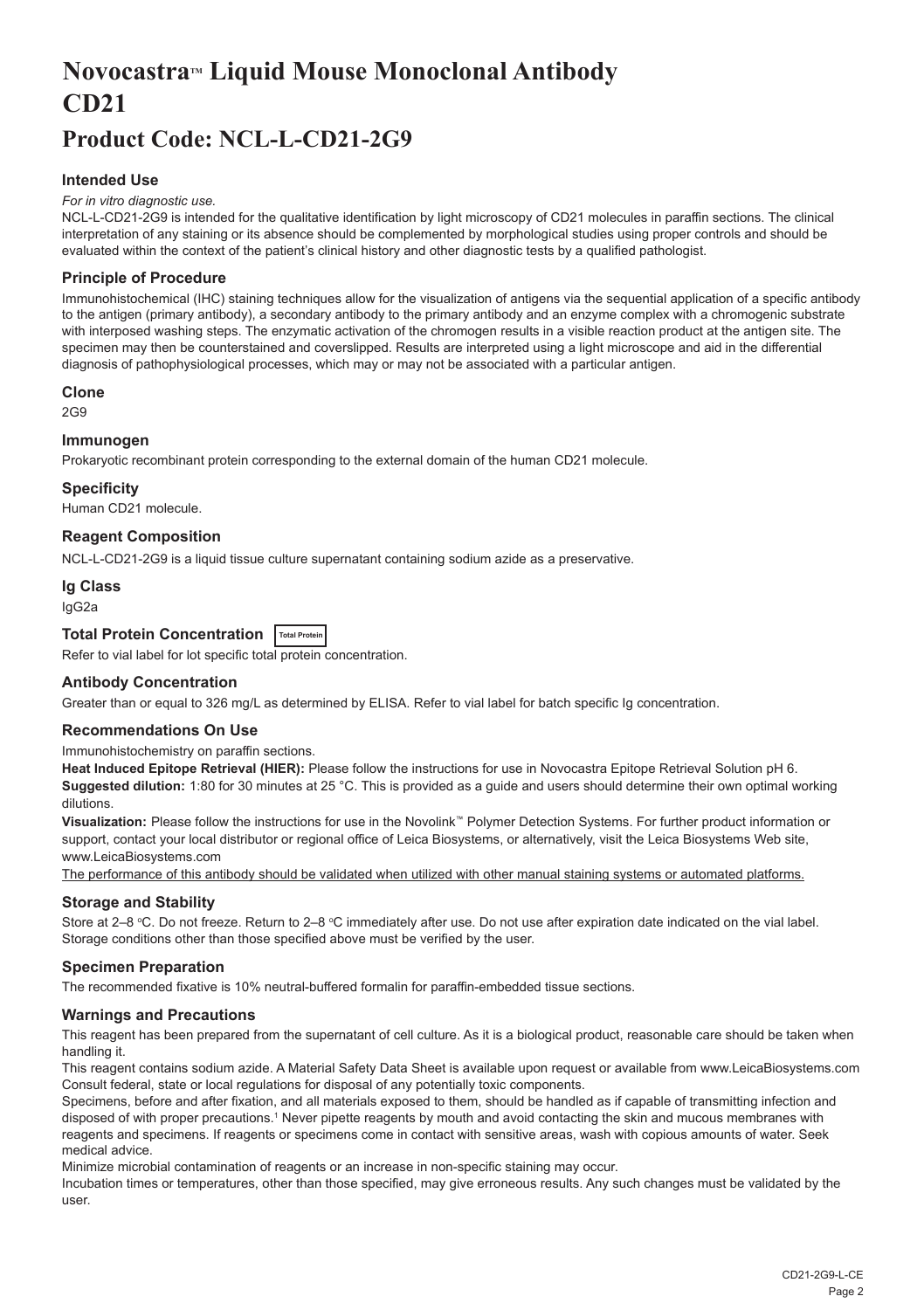# Novocastra™ Liquid Mouse Monoclonal Antibody CD21

# Product Code: NCL-L-CD21-2G9

### Intended Use

*For in vitro diagnostic use.*

NCL-L-CD21-2G9 is intended for the qualitative identification by light microscopy of CD21 molecules in paraffin sections. The clinical interpretation of any staining or its absence should be complemented by morphological studies using proper controls and should be evaluated within the context of the patient's clinical history and other diagnostic tests by a qualified pathologist.

### Principle of Procedure

Immunohistochemical (IHC) staining techniques allow for the visualization of antigens via the sequential application of a specific antibody to the antigen (primary antibody), a secondary antibody to the primary antibody and an enzyme complex with a chromogenic substrate with interposed washing steps. The enzymatic activation of the chromogen results in a visible reaction product at the antigen site. The specimen may then be counterstained and coverslipped. Results are interpreted using a light microscope and aid in the differential diagnosis of pathophysiological processes, which may or may not be associated with a particular antigen.

### Clone

2G9

### Immunogen

Prokaryotic recombinant protein corresponding to the external domain of the human CD21 molecule.

### Specificity

Human CD21 molecule.

### Reagent Composition

NCL-L-CD21-2G9 is a liquid tissue culture supernatant containing sodium azide as a preservative.

### Ig Class

IgG2a

### Total Protein Concentration Total Protein

Refer to vial label for lot specific total protein concentration.

### Antibody Concentration

Greater than or equal to 326 mg/L as determined by ELISA. Refer to vial label for batch specific Ig concentration.

### Recommendations On Use

Immunohistochemistry on paraffin sections.

**Heat Induced Epitope Retrieval (HIER):** Please follow the instructions for use in Novocastra Epitope Retrieval Solution pH 6.

**Suggested dilution:** 1:80 for 30 minutes at 25 °C. This is provided as a guide and users should determine their own optimal working dilutions.

**Visualization:** Please follow the instructions for use in the Novolink™ Polymer Detection Systems. For further product information or support, contact your local distributor or regional office of Leica Biosystems, or alternatively, visit the Leica Biosystems Web site, www.LeicaBiosystems.com

The performance of this antibody should be validated when utilized with other manual staining systems or automated platforms.

### Storage and Stability

Store at 2–8 °C. Do not freeze. Return to 2–8 °C immediately after use. Do not use after expiration date indicated on the vial label. Storage conditions other than those specified above must be verified by the user.

### Specimen Preparation

The recommended fixative is 10% neutral-buffered formalin for paraffin-embedded tissue sections.

### Warnings and Precautions

This reagent has been prepared from the supernatant of cell culture. As it is a biological product, reasonable care should be taken when handling it.

This reagent contains sodium azide. A Material Safety Data Sheet is available upon request or available from www.LeicaBiosystems.com

Consult federal, state or local regulations for disposal of any potentially toxic components.

Specimens, before and after fixation, and all materials exposed to them, should be handled as if capable of transmitting infection and disposed of with proper precautions.[1] Never pipette reagents by mouth and avoid contacting the skin and mucous membranes with reagents and specimens. If reagents or specimens come in contact with sensitive areas, wash with copious amounts of water. Seek medical advice.

Minimize microbial contamination of reagents or an increase in non-specific staining may occur.

Incubation times or temperatures, other than those specified, may give erroneous results. Any such changes must be validated by the user.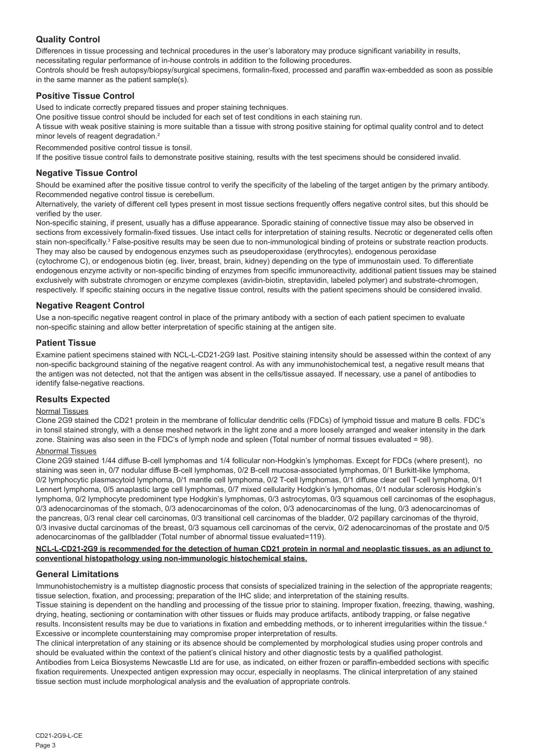## Quality Control

Differences in tissue processing and technical procedures in the user's laboratory may produce significant variability in results, necessitating regular performance of in-house controls in addition to the following procedures.

Controls should be fresh autopsy/biopsy/surgical specimens, formalin-fixed, processed and paraffin wax-embedded as soon as possible in the same manner as the patient sample(s).

## Positive Tissue Control

Used to indicate correctly prepared tissues and proper staining techniques.

One positive tissue control should be included for each set of test conditions in each staining run.

A tissue with weak positive staining is more suitable than a tissue with strong positive staining for optimal quality control and to detect minor levels of reagent degradation.[2]

Recommended positive control tissue is tonsil.

If the positive tissue control fails to demonstrate positive staining, results with the test specimens should be considered invalid.

## Negative Tissue Control

Should be examined after the positive tissue control to verify the specificity of the labeling of the target antigen by the primary antibody.

Recommended negative control tissue is cerebellum.

Alternatively, the variety of different cell types present in most tissue sections frequently offers negative control sites, but this should be verified by the user.

Non-specific staining, if present, usually has a diffuse appearance. Sporadic staining of connective tissue may also be observed in sections from excessively formalin-fixed tissues. Use intact cells for interpretation of staining results. Necrotic or degenerated cells often stain non-specifically.[3] False-positive results may be seen due to non-immunological binding of proteins or substrate reaction products. They may also be caused by endogenous enzymes such as pseudoperoxidase (erythrocytes), endogenous peroxidase (cytochrome C), or endogenous biotin (eg. liver, breast, brain, kidney) depending on the type of immunostain used. To differentiate endogenous enzyme activity or non-specific binding of enzymes from specific immunoreactivity, additional patient tissues may be stained exclusively with substrate chromogen or enzyme complexes (avidin-biotin, streptavidin, labeled polymer) and substrate-chromogen, respectively. If specific staining occurs in the negative tissue control, results with the patient specimens should be considered invalid.

## Negative Reagent Control

Use a non-specific negative reagent control in place of the primary antibody with a section of each patient specimen to evaluate non-specific staining and allow better interpretation of specific staining at the antigen site.

## Patient Tissue

Examine patient specimens stained with NCL-L-CD21-2G9 last. Positive staining intensity should be assessed within the context of any non-specific background staining of the negative reagent control. As with any immunohistochemical test, a negative result means that the antigen was not detected, not that the antigen was absent in the cells/tissue assayed. If necessary, use a panel of antibodies to identify false-negative reactions.

## Results Expected

### Normal Tissues

Clone 2G9 stained the CD21 protein in the membrane of follicular dendritic cells (FDCs) of lymphoid tissue and mature B cells. FDC's in tonsil stained strongly, with a dense meshed network in the light zone and a more loosely arranged and weaker intensity in the dark zone. Staining was also seen in the FDC's of lymph node and spleen (Total number of normal tissues evaluated = 98).

### Abnormal Tissues

Clone 2G9 stained 1/44 diffuse B-cell lymphomas and 1/4 follicular non-Hodgkin's lymphomas. Except for FDCs (where present), no staining was seen in, 0/7 nodular diffuse B-cell lymphomas, 0/2 B-cell mucosa-associated lymphomas, 0/1 Burkitt-like lymphoma, 0/2 lymphocytic plasmacytoid lymphoma, 0/1 mantle cell lymphoma, 0/2 T-cell lymphomas, 0/1 diffuse clear cell T-cell lymphoma, 0/1 Lennert lymphoma, 0/5 anaplastic large cell lymphomas, 0/7 mixed cellularity Hodgkin's lymphomas, 0/1 nodular sclerosis Hodgkin's lymphoma, 0/2 lymphocyte predominent type Hodgkin's lymphomas, 0/3 astrocytomas, 0/3 squamous cell carcinomas of the esophagus, 0/3 adenocarcinomas of the stomach, 0/3 adenocarcinomas of the colon, 0/3 adenocarcinomas of the lung, 0/3 adenocarcinomas of the pancreas, 0/3 renal clear cell carcinomas, 0/3 transitional cell carcinomas of the bladder, 0/2 papillary carcinomas of the thyroid, 0/3 invasive ductal carcinomas of the breast, 0/3 squamous cell carcinomas of the cervix, 0/2 adenocarcinomas of the prostate and 0/5 adenocarcinomas of the gallbladder (Total number of abnormal tissue evaluated=119).

**NCL-L-CD21-2G9 is recommended for the detection of human CD21 protein in normal and neoplastic tissues, as an adjunct to conventional histopathology using non-immunologic histochemical stains.**

## General Limitations

Immunohistochemistry is a multistep diagnostic process that consists of specialized training in the selection of the appropriate reagents; tissue selection, fixation, and processing; preparation of the IHC slide; and interpretation of the staining results.

Tissue staining is dependent on the handling and processing of the tissue prior to staining. Improper fixation, freezing, thawing, washing, drying, heating, sectioning or contamination with other tissues or fluids may produce artifacts, antibody trapping, or false negative results. Inconsistent results may be due to variations in fixation and embedding methods, or to inherent irregularities within the tissue.[4]

Excessive or incomplete counterstaining may compromise proper interpretation of results.

The clinical interpretation of any staining or its absence should be complemented by morphological studies using proper controls and should be evaluated within the context of the patient's clinical history and other diagnostic tests by a qualified pathologist.

Antibodies from Leica Biosystems Newcastle Ltd are for use, as indicated, on either frozen or paraffin-embedded sections with specific fixation requirements. Unexpected antigen expression may occur, especially in neoplasms. The clinical interpretation of any stained tissue section must include morphological analysis and the evaluation of appropriate controls.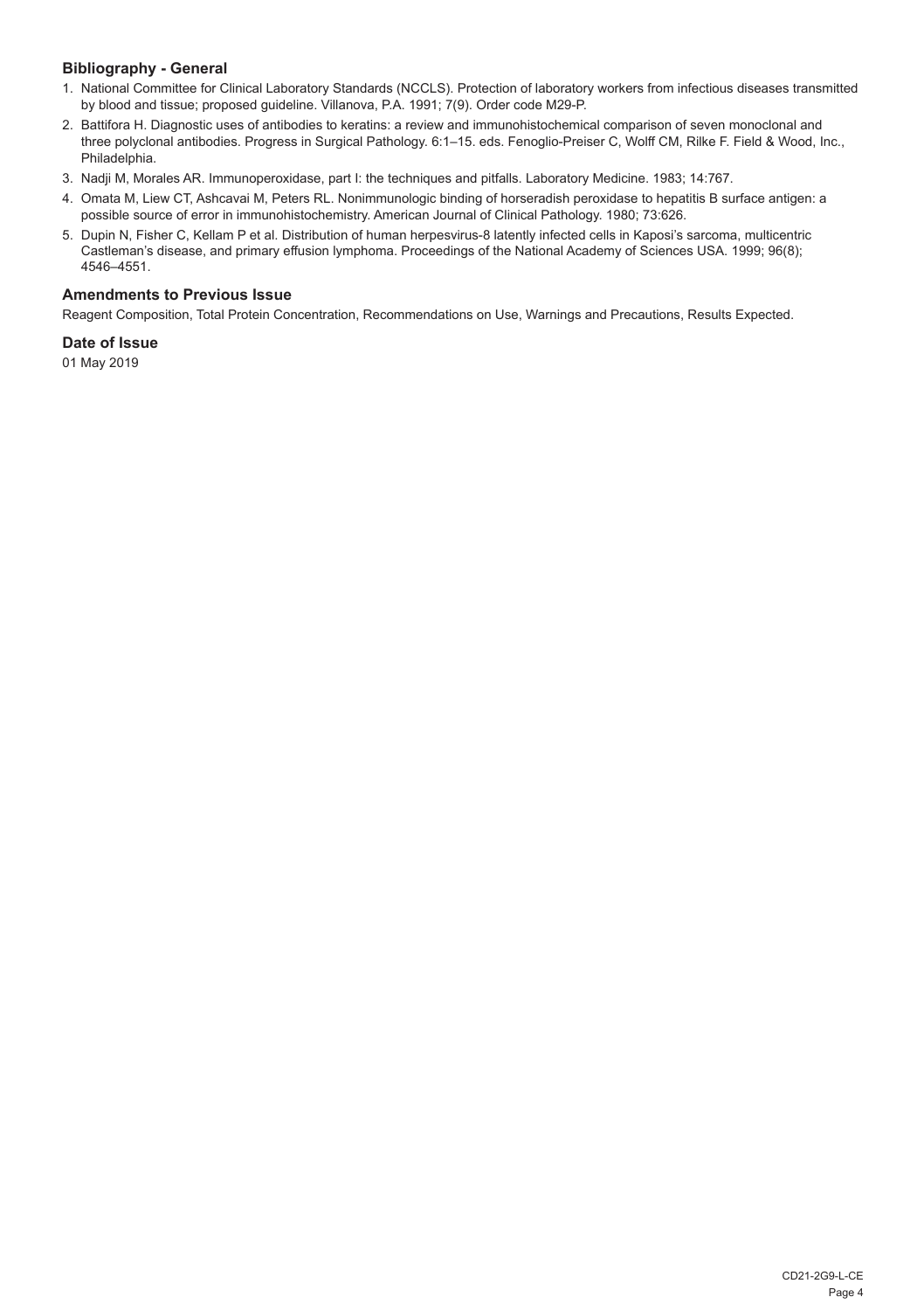### Bibliography - General

1. National Committee for Clinical Laboratory Standards (NCCLS). Protection of laboratory workers from infectious diseases transmitted by blood and tissue; proposed guideline. Villanova, P.A. 1991; 7(9). Order code M29-P.
2. Battifora H. Diagnostic uses of antibodies to keratins: a review and immunohistochemical comparison of seven monoclonal and three polyclonal antibodies. Progress in Surgical Pathology. 6:1–15. eds. Fenoglio-Preiser C, Wolff CM, Rilke F. Field & Wood, Inc., Philadelphia.
3. Nadji M, Morales AR. Immunoperoxidase, part I: the techniques and pitfalls. Laboratory Medicine. 1983; 14:767.
4. Omata M, Liew CT, Ashcavai M, Peters RL. Nonimmunologic binding of horseradish peroxidase to hepatitis B surface antigen: a possible source of error in immunohistochemistry. American Journal of Clinical Pathology. 1980; 73:626.
5. Dupin N, Fisher C, Kellam P et al. Distribution of human herpesvirus-8 latently infected cells in Kaposi's sarcoma, multicentric Castleman's disease, and primary effusion lymphoma. Proceedings of the National Academy of Sciences USA. 1999; 96(8); 4546–4551.

### Amendments to Previous Issue

Reagent Composition, Total Protein Concentration, Recommendations on Use, Warnings and Precautions, Results Expected.

### Date of Issue

01 May 2019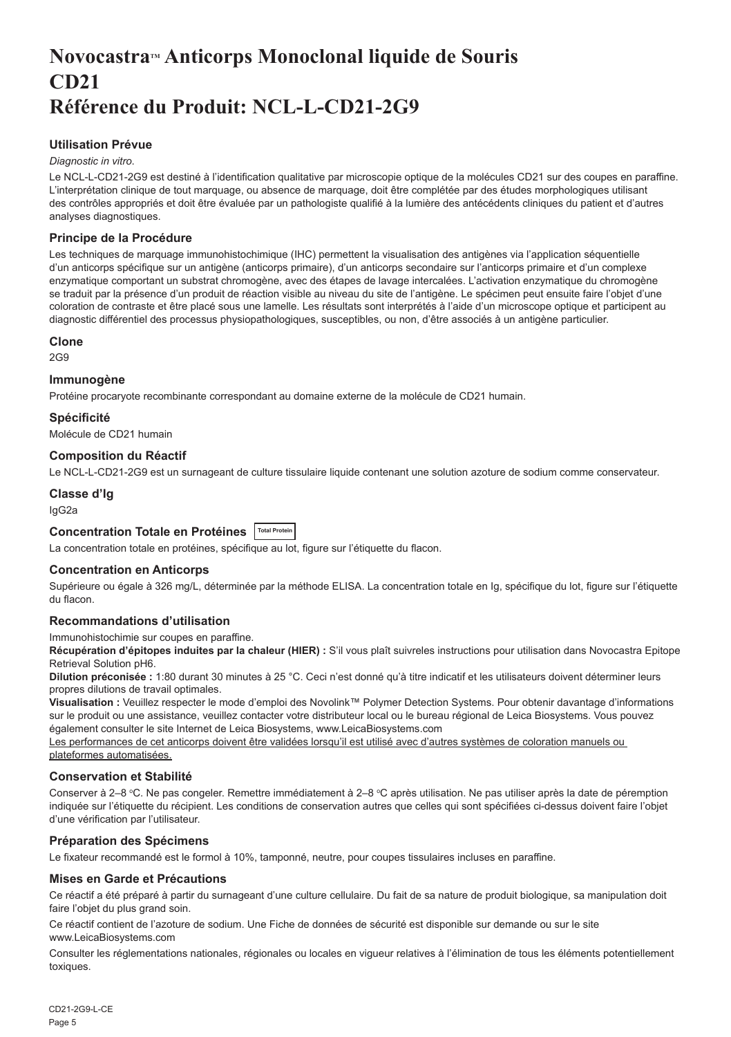# Novocastra™ Anticorps Monoclonal liquide de Souris CD21 Référence du Produit: NCL-L-CD21-2G9

### Utilisation Prévue

*Diagnostic in vitro*.

Le NCL-L-CD21-2G9 est destiné à l'identification qualitative par microscopie optique de la molécules CD21 sur des coupes en paraffine. L'interprétation clinique de tout marquage, ou absence de marquage, doit être complétée par des études morphologiques utilisant des contrôles appropriés et doit être évaluée par un pathologiste qualifié à la lumière des antécédents cliniques du patient et d'autres analyses diagnostiques.

### Principe de la Procédure

Les techniques de marquage immunohistochimique (IHC) permettent la visualisation des antigènes via l'application séquentielle d'un anticorps spécifique sur un antigène (anticorps primaire), d'un anticorps secondaire sur l'anticorps primaire et d'un complexe enzymatique comportant un substrat chromogène, avec des étapes de lavage intercalées. L'activation enzymatique du chromogène se traduit par la présence d'un produit de réaction visible au niveau du site de l'antigène. Le spécimen peut ensuite faire l'objet d'une coloration de contraste et être placé sous une lamelle. Les résultats sont interprétés à l'aide d'un microscope optique et participent au diagnostic différentiel des processus physiopathologiques, susceptibles, ou non, d'être associés à un antigène particulier.

### Clone

2G9

### Immunogène

Protéine procaryote recombinante correspondant au domaine externe de la molécule de CD21 humain.

### Spécificité

Molécule de CD21 humain

### Composition du Réactif

Le NCL-L-CD21-2G9 est un surnageant de culture tissulaire liquide contenant une solution azoture de sodium comme conservateur.

### Classe d'Ig

IgG2a

### Concentration Totale en Protéines Total Protein

La concentration totale en protéines, spécifique au lot, figure sur l'étiquette du flacon.

### Concentration en Anticorps

Supérieure ou égale à 326 mg/L, déterminée par la méthode ELISA. La concentration totale en Ig, spécifique du lot, figure sur l'étiquette du flacon.

### Recommandations d'utilisation

Immunohistochimie sur coupes en paraffine.

**Récupération d'épitopes induites par la chaleur (HIER) :** S'il vous plaît suivreles instructions pour utilisation dans Novocastra Epitope Retrieval Solution pH6.

**Dilution préconisée :** 1:80 durant 30 minutes à 25 °C. Ceci n'est donné qu'à titre indicatif et les utilisateurs doivent déterminer leurs propres dilutions de travail optimales.

**Visualisation :** Veuillez respecter le mode d'emploi des Novolink™ Polymer Detection Systems. Pour obtenir davantage d'informations sur le produit ou une assistance, veuillez contacter votre distributeur local ou le bureau régional de Leica Biosystems. Vous pouvez également consulter le site Internet de Leica Biosystems, www.LeicaBiosystems.com

Les performances de cet anticorps doivent être validées lorsqu'il est utilisé avec d'autres systèmes de coloration manuels ou plateformes automatisées.

### Conservation et Stabilité

Conserver à 2–8 °C. Ne pas congeler. Remettre immédiatement à 2–8 °C après utilisation. Ne pas utiliser après la date de péremption indiquée sur l'étiquette du récipient. Les conditions de conservation autres que celles qui sont spécifiées ci-dessus doivent faire l'objet d'une vérification par l'utilisateur.

### Préparation des Spécimens

Le fixateur recommandé est le formol à 10%, tamponné, neutre, pour coupes tissulaires incluses en paraffine.

### Mises en Garde et Précautions

Ce réactif a été préparé à partir du surnageant d'une culture cellulaire. Du fait de sa nature de produit biologique, sa manipulation doit faire l'objet du plus grand soin.

Ce réactif contient de l'azoture de sodium. Une Fiche de données de sécurité est disponible sur demande ou sur le site www.LeicaBiosystems.com

Consulter les réglementations nationales, régionales ou locales en vigueur relatives à l'élimination de tous les éléments potentiellement toxiques.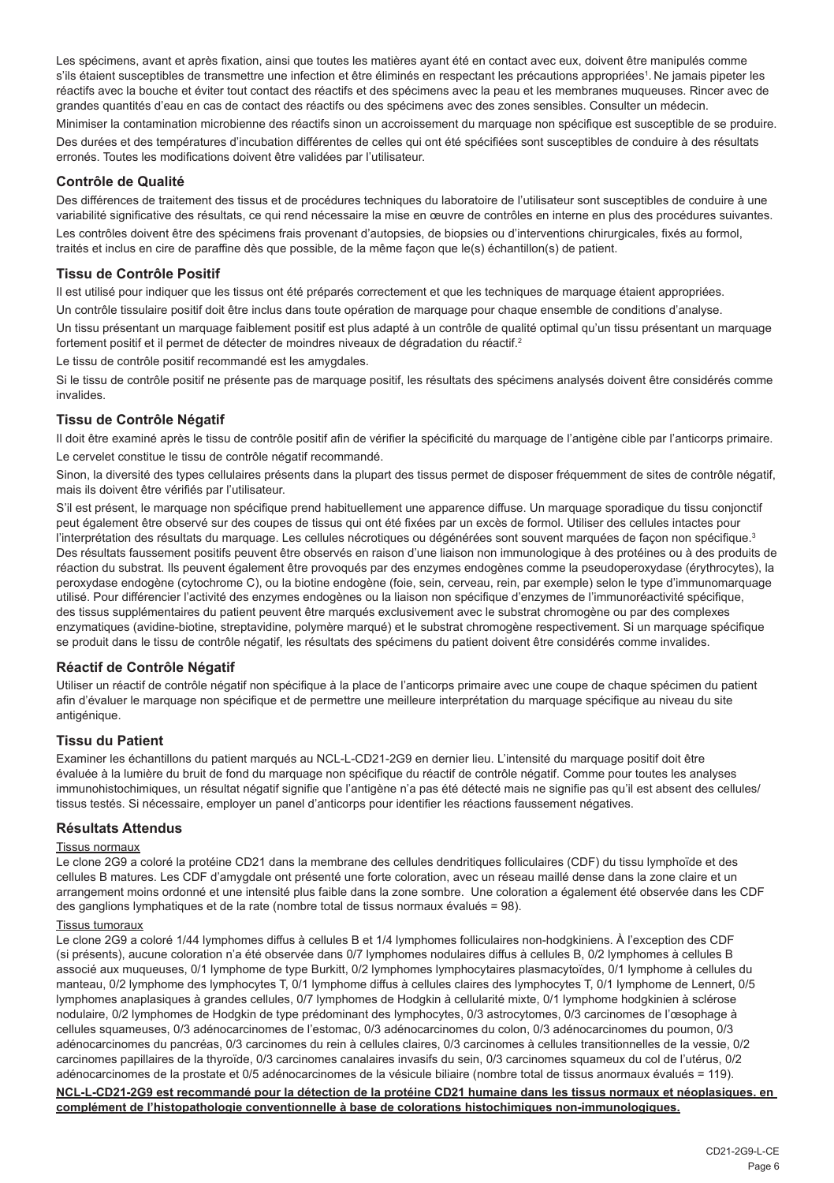Les spécimens, avant et après fixation, ainsi que toutes les matières ayant été en contact avec eux, doivent être manipulés comme s'ils étaient susceptibles de transmettre une infection et être éliminés en respectant les précautions appropriées[1]. Ne jamais pipeter les réactifs avec la bouche et éviter tout contact des réactifs et des spécimens avec la peau et les membranes muqueuses. Rincer avec de grandes quantités d'eau en cas de contact des réactifs ou des spécimens avec des zones sensibles. Consulter un médecin.

Minimiser la contamination microbienne des réactifs sinon un accroissement du marquage non spécifique est susceptible de se produire.

Des durées et des températures d'incubation différentes de celles qui ont été spécifiées sont susceptibles de conduire à des résultats erronés. Toutes les modifications doivent être validées par l'utilisateur.

## Contrôle de Qualité

Des différences de traitement des tissus et de procédures techniques du laboratoire de l'utilisateur sont susceptibles de conduire à une variabilité significative des résultats, ce qui rend nécessaire la mise en œuvre de contrôles en interne en plus des procédures suivantes.

Les contrôles doivent être des spécimens frais provenant d'autopsies, de biopsies ou d'interventions chirurgicales, fixés au formol, traités et inclus en cire de paraffine dès que possible, de la même façon que le(s) échantillon(s) de patient.

## Tissu de Contrôle Positif

Il est utilisé pour indiquer que les tissus ont été préparés correctement et que les techniques de marquage étaient appropriées.

Un contrôle tissulaire positif doit être inclus dans toute opération de marquage pour chaque ensemble de conditions d'analyse.

Un tissu présentant un marquage faiblement positif est plus adapté à un contrôle de qualité optimal qu'un tissu présentant un marquage fortement positif et il permet de détecter de moindres niveaux de dégradation du réactif.[2]

Le tissu de contrôle positif recommandé est les amygdales.

Si le tissu de contrôle positif ne présente pas de marquage positif, les résultats des spécimens analysés doivent être considérés comme invalides.

## Tissu de Contrôle Négatif

Il doit être examiné après le tissu de contrôle positif afin de vérifier la spécificité du marquage de l'antigène cible par l'anticorps primaire.

Le cervelet constitue le tissu de contrôle négatif recommandé.

Sinon, la diversité des types cellulaires présents dans la plupart des tissus permet de disposer fréquemment de sites de contrôle négatif, mais ils doivent être vérifiés par l'utilisateur.

S'il est présent, le marquage non spécifique prend habituellement une apparence diffuse. Un marquage sporadique du tissu conjonctif peut également être observé sur des coupes de tissus qui ont été fixées par un excès de formol. Utiliser des cellules intactes pour l'interprétation des résultats du marquage. Les cellules nécrotiques ou dégénérées sont souvent marquées de façon non spécifique.[3] Des résultats faussement positifs peuvent être observés en raison d'une liaison non immunologique à des protéines ou à des produits de réaction du substrat. Ils peuvent également être provoqués par des enzymes endogènes comme la pseudoperoxydase (érythrocytes), la peroxydase endogène (cytochrome C), ou la biotine endogène (foie, sein, cerveau, rein, par exemple) selon le type d'immunomarquage utilisé. Pour différencier l'activité des enzymes endogènes ou la liaison non spécifique d'enzymes de l'immunoréactivité spécifique, des tissus supplémentaires du patient peuvent être marqués exclusivement avec le substrat chromogène ou par des complexes enzymatiques (avidine-biotine, streptavidine, polymère marqué) et le substrat chromogène respectivement. Si un marquage spécifique se produit dans le tissu de contrôle négatif, les résultats des spécimens du patient doivent être considérés comme invalides.

## Réactif de Contrôle Négatif

Utiliser un réactif de contrôle négatif non spécifique à la place de l'anticorps primaire avec une coupe de chaque spécimen du patient afin d'évaluer le marquage non spécifique et de permettre une meilleure interprétation du marquage spécifique au niveau du site antigénique.

## Tissu du Patient

Examiner les échantillons du patient marqués au NCL-L-CD21-2G9 en dernier lieu. L'intensité du marquage positif doit être évaluée à la lumière du bruit de fond du marquage non spécifique du réactif de contrôle négatif. Comme pour toutes les analyses immunohistochimiques, un résultat négatif signifie que l'antigène n'a pas été détecté mais ne signifie pas qu'il est absent des cellules/tissus testés. Si nécessaire, employer un panel d'anticorps pour identifier les réactions faussement négatives.

## Résultats Attendus

Tissus normaux

Le clone 2G9 a coloré la protéine CD21 dans la membrane des cellules dendritiques folliculaires (CDF) du tissu lymphoïde et des cellules B matures. Les CDF d'amygdale ont présenté une forte coloration, avec un réseau maillé dense dans la zone claire et un arrangement moins ordonné et une intensité plus faible dans la zone sombre. Une coloration a également été observée dans les CDF des ganglions lymphatiques et de la rate (nombre total de tissus normaux évalués = 98).

Tissus tumoraux

Le clone 2G9 a coloré 1/44 lymphomes diffus à cellules B et 1/4 lymphomes folliculaires non-hodgkiniens. À l'exception des CDF (si présents), aucune coloration n'a été observée dans 0/7 lymphomes nodulaires diffus à cellules B, 0/2 lymphomes à cellules B associé aux muqueuses, 0/1 lymphome de type Burkitt, 0/2 lymphomes lymphocytaires plasmacytoïdes, 0/1 lymphome à cellules du manteau, 0/2 lymphome des lymphocytes T, 0/1 lymphome diffus à cellules claires des lymphocytes T, 0/1 lymphome de Lennert, 0/5 lymphomes anaplasiques à grandes cellules, 0/7 lymphomes de Hodgkin à cellularité mixte, 0/1 lymphome hodgkinien à sclérose nodulaire, 0/2 lymphomes de Hodgkin de type prédominant des lymphocytes, 0/3 astrocytomes, 0/3 carcinomes de l'œsophage à cellules squameuses, 0/3 adénocarcinomes de l'estomac, 0/3 adénocarcinomes du colon, 0/3 adénocarcinomes du poumon, 0/3 adénocarcinomes du pancréas, 0/3 carcinomes du rein à cellules claires, 0/3 carcinomes à cellules transitionnelles de la vessie, 0/2 carcinomes papillaires de la thyroïde, 0/3 carcinomes canalaires invasifs du sein, 0/3 carcinomes squameux du col de l'utérus, 0/2 adénocarcinomes de la prostate et 0/5 adénocarcinomes de la vésicule biliaire (nombre total de tissus anormaux évalués = 119).

**NCL-L-CD21-2G9 est recommandé pour la détection de la protéine CD21 humaine dans les tissus normaux et néoplasiques. en complément de l'histopathologie conventionnelle à base de colorations histochimiques non-immunologiques.**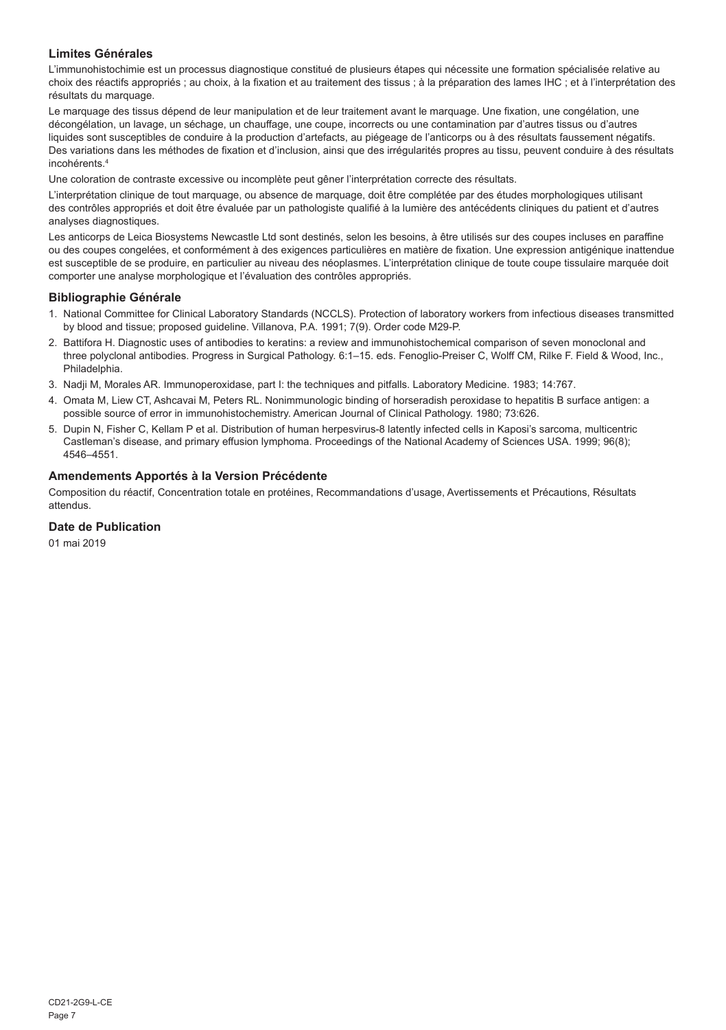## Limites Générales

L'immunohistochimie est un processus diagnostique constitué de plusieurs étapes qui nécessite une formation spécialisée relative au choix des réactifs appropriés ; au choix, à la fixation et au traitement des tissus ; à la préparation des lames IHC ; et à l'interprétation des résultats du marquage.

Le marquage des tissus dépend de leur manipulation et de leur traitement avant le marquage. Une fixation, une congélation, une décongélation, un lavage, un séchage, un chauffage, une coupe, incorrects ou une contamination par d'autres tissus ou d'autres liquides sont susceptibles de conduire à la production d'artefacts, au piégeage de l'anticorps ou à des résultats faussement négatifs. Des variations dans les méthodes de fixation et d'inclusion, ainsi que des irrégularités propres au tissu, peuvent conduire à des résultats incohérents.[4]

Une coloration de contraste excessive ou incomplète peut gêner l'interprétation correcte des résultats.

L'interprétation clinique de tout marquage, ou absence de marquage, doit être complétée par des études morphologiques utilisant des contrôles appropriés et doit être évaluée par un pathologiste qualifié à la lumière des antécédents cliniques du patient et d'autres analyses diagnostiques.

Les anticorps de Leica Biosystems Newcastle Ltd sont destinés, selon les besoins, à être utilisés sur des coupes incluses en paraffine ou des coupes congelées, et conformément à des exigences particulières en matière de fixation. Une expression antigénique inattendue est susceptible de se produire, en particulier au niveau des néoplasmes. L'interprétation clinique de toute coupe tissulaire marquée doit comporter une analyse morphologique et l'évaluation des contrôles appropriés.

## Bibliographie Générale

1. National Committee for Clinical Laboratory Standards (NCCLS). Protection of laboratory workers from infectious diseases transmitted by blood and tissue; proposed guideline. Villanova, P.A. 1991; 7(9). Order code M29-P.
2. Battifora H. Diagnostic uses of antibodies to keratins: a review and immunohistochemical comparison of seven monoclonal and three polyclonal antibodies. Progress in Surgical Pathology. 6:1–15. eds. Fenoglio-Preiser C, Wolff CM, Rilke F. Field & Wood, Inc., Philadelphia.
3. Nadji M, Morales AR. Immunoperoxidase, part I: the techniques and pitfalls. Laboratory Medicine. 1983; 14:767.
4. Omata M, Liew CT, Ashcavai M, Peters RL. Nonimmunologic binding of horseradish peroxidase to hepatitis B surface antigen: a possible source of error in immunohistochemistry. American Journal of Clinical Pathology. 1980; 73:626.
5. Dupin N, Fisher C, Kellam P et al. Distribution of human herpesvirus-8 latently infected cells in Kaposi's sarcoma, multicentric Castleman's disease, and primary effusion lymphoma. Proceedings of the National Academy of Sciences USA. 1999; 96(8); 4546–4551.

## Amendements Apportés à la Version Précédente

Composition du réactif, Concentration totale en protéines, Recommandations d'usage, Avertissements et Précautions, Résultats attendus.

## Date de Publication

01 mai 2019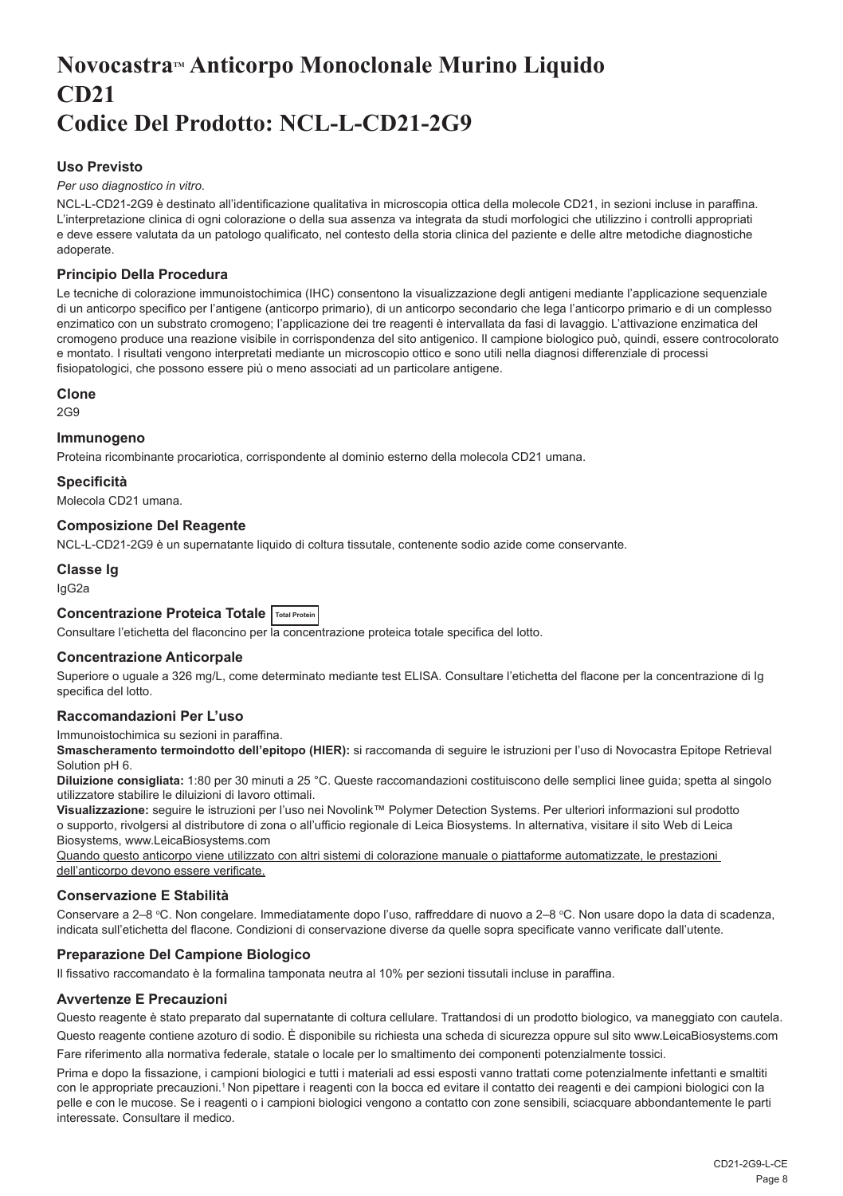# Novocastra™ Anticorpo Monoclonale Murino Liquido CD21 Codice Del Prodotto: NCL-L-CD21-2G9

## Uso Previsto

*Per uso diagnostico in vitro*.

NCL-L-CD21-2G9 è destinato all'identificazione qualitativa in microscopia ottica della molecole CD21, in sezioni incluse in paraffina. L'interpretazione clinica di ogni colorazione o della sua assenza va integrata da studi morfologici che utilizzino i controlli appropriati e deve essere valutata da un patologo qualificato, nel contesto della storia clinica del paziente e delle altre metodiche diagnostiche adoperate.

## Principio Della Procedura

Le tecniche di colorazione immunoistochimica (IHC) consentono la visualizzazione degli antigeni mediante l'applicazione sequenziale di un anticorpo specifico per l'antigene (anticorpo primario), di un anticorpo secondario che lega l'anticorpo primario e di un complesso enzimatico con un substrato cromogeno; l'applicazione dei tre reagenti è intervallata da fasi di lavaggio. L'attivazione enzimatica del cromogeno produce una reazione visibile in corrispondenza del sito antigenico. Il campione biologico può, quindi, essere controcolorato e montato. I risultati vengono interpretati mediante un microscopio ottico e sono utili nella diagnosi differenziale di processi fisiopatologici, che possono essere più o meno associati ad un particolare antigene.

## Clone

2G9

## Immunogeno

Proteina ricombinante procariotica, corrispondente al dominio esterno della molecola CD21 umana.

## Specificità

Molecola CD21 umana.

## Composizione Del Reagente

NCL-L-CD21-2G9 è un supernatante liquido di coltura tissutale, contenente sodio azide come conservante.

## Classe Ig

IgG2a

## Concentrazione Proteica Totale Total Protein

Consultare l'etichetta del flaconcino per la concentrazione proteica totale specifica del lotto.

## Concentrazione Anticorpale

Superiore o uguale a 326 mg/L, come determinato mediante test ELISA. Consultare l'etichetta del flacone per la concentrazione di Ig specifica del lotto.

## Raccomandazioni Per L'uso

Immunoistochimica su sezioni in paraffina.

**Smascheramento termoindotto dell'epitopo (HIER):** si raccomanda di seguire le istruzioni per l'uso di Novocastra Epitope Retrieval Solution pH 6.

**Diluizione consigliata:** 1:80 per 30 minuti a 25 °C. Queste raccomandazioni costituiscono delle semplici linee guida; spetta al singolo utilizzatore stabilire le diluizioni di lavoro ottimali.

**Visualizzazione:** seguire le istruzioni per l'uso nei Novolink™ Polymer Detection Systems. Per ulteriori informazioni sul prodotto o supporto, rivolgersi al distributore di zona o all'ufficio regionale di Leica Biosystems. In alternativa, visitare il sito Web di Leica Biosystems, www.LeicaBiosystems.com

Quando questo anticorpo viene utilizzato con altri sistemi di colorazione manuale o piattaforme automatizzate, le prestazioni dell'anticorpo devono essere verificate.

## Conservazione E Stabilità

Conservare a 2–8 °C. Non congelare. Immediatamente dopo l'uso, raffreddare di nuovo a 2–8 °C. Non usare dopo la data di scadenza, indicata sull'etichetta del flacone. Condizioni di conservazione diverse da quelle sopra specificate vanno verificate dall'utente.

## Preparazione Del Campione Biologico

Il fissativo raccomandato è la formalina tamponata neutra al 10% per sezioni tissutali incluse in paraffina.

## Avvertenze E Precauzioni

Questo reagente è stato preparato dal supernatante di coltura cellulare. Trattandosi di un prodotto biologico, va maneggiato con cautela.

Questo reagente contiene azoturo di sodio. È disponibile su richiesta una scheda di sicurezza oppure sul sito www.LeicaBiosystems.com

Fare riferimento alla normativa federale, statale o locale per lo smaltimento dei componenti potenzialmente tossici.

Prima e dopo la fissazione, i campioni biologici e tutti i materiali ad essi esposti vanno trattati come potenzialmente infettanti e smaltiti con le appropriate precauzioni.[1] Non pipettare i reagenti con la bocca ed evitare il contatto dei reagenti e dei campioni biologici con la pelle e con le mucose. Se i reagenti o i campioni biologici vengono a contatto con zone sensibili, sciacquare abbondantemente le parti interessate. Consultare il medico.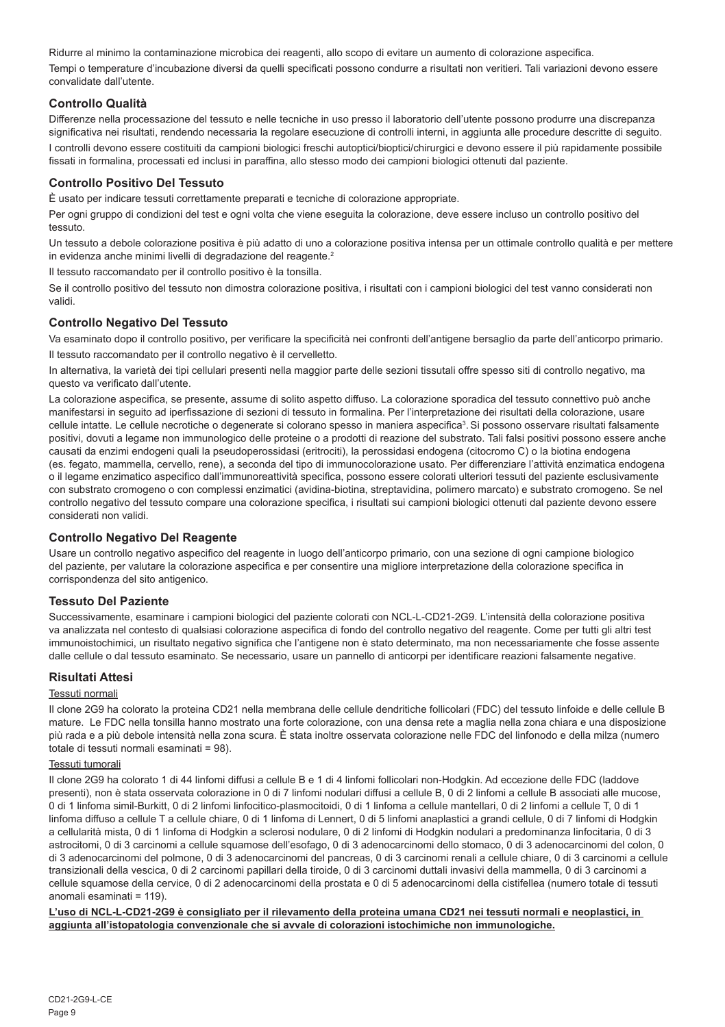Ridurre al minimo la contaminazione microbica dei reagenti, allo scopo di evitare un aumento di colorazione aspecifica.

Tempi o temperature d'incubazione diversi da quelli specificati possono condurre a risultati non veritieri. Tali variazioni devono essere convalidate dall'utente.

### Controllo Qualità

Differenze nella processazione del tessuto e nelle tecniche in uso presso il laboratorio dell'utente possono produrre una discrepanza significativa nei risultati, rendendo necessaria la regolare esecuzione di controlli interni, in aggiunta alle procedure descritte di seguito.

I controlli devono essere costituiti da campioni biologici freschi autoptici/bioptici/chirurgici e devono essere il più rapidamente possibile fissati in formalina, processati ed inclusi in paraffina, allo stesso modo dei campioni biologici ottenuti dal paziente.

### Controllo Positivo Del Tessuto

È usato per indicare tessuti correttamente preparati e tecniche di colorazione appropriate.

Per ogni gruppo di condizioni del test e ogni volta che viene eseguita la colorazione, deve essere incluso un controllo positivo del tessuto.

Un tessuto a debole colorazione positiva è più adatto di uno a colorazione positiva intensa per un ottimale controllo qualità e per mettere in evidenza anche minimi livelli di degradazione del reagente.[2]

Il tessuto raccomandato per il controllo positivo è la tonsilla.

Se il controllo positivo del tessuto non dimostra colorazione positiva, i risultati con i campioni biologici del test vanno considerati non validi.

### Controllo Negativo Del Tessuto

Va esaminato dopo il controllo positivo, per verificare la specificità nei confronti dell'antigene bersaglio da parte dell'anticorpo primario.

Il tessuto raccomandato per il controllo negativo è il cervelletto.

In alternativa, la varietà dei tipi cellulari presenti nella maggior parte delle sezioni tissutali offre spesso siti di controllo negativo, ma questo va verificato dall'utente.

La colorazione aspecifica, se presente, assume di solito aspetto diffuso. La colorazione sporadica del tessuto connettivo può anche manifestarsi in seguito ad iperfissazione di sezioni di tessuto in formalina. Per l'interpretazione dei risultati della colorazione, usare cellule intatte. Le cellule necrotiche o degenerate si colorano spesso in maniera aspecifica[3]. Si possono osservare risultati falsamente positivi, dovuti a legame non immunologico delle proteine o a prodotti di reazione del substrato. Tali falsi positivi possono essere anche causati da enzimi endogeni quali la pseudoperossidasi (eritrociti), la perossidasi endogena (citocromo C) o la biotina endogena (es. fegato, mammella, cervello, rene), a seconda del tipo di immunocolorazione usato. Per differenziare l'attività enzimatica endogena o il legame enzimatico aspecifico dall'immunoreattività specifica, possono essere colorati ulteriori tessuti del paziente esclusivamente con substrato cromogeno o con complessi enzimatici (avidina-biotina, streptavidina, polimero marcato) e substrato cromogeno. Se nel controllo negativo del tessuto compare una colorazione specifica, i risultati sui campioni biologici ottenuti dal paziente devono essere considerati non validi.

### Controllo Negativo Del Reagente

Usare un controllo negativo aspecifico del reagente in luogo dell'anticorpo primario, con una sezione di ogni campione biologico del paziente, per valutare la colorazione aspecifica e per consentire una migliore interpretazione della colorazione specifica in corrispondenza del sito antigenico.

### Tessuto Del Paziente

Successivamente, esaminare i campioni biologici del paziente colorati con NCL-L-CD21-2G9. L'intensità della colorazione positiva va analizzata nel contesto di qualsiasi colorazione aspecifica di fondo del controllo negativo del reagente. Come per tutti gli altri test immunoistochimici, un risultato negativo significa che l'antigene non è stato determinato, ma non necessariamente che fosse assente dalle cellule o dal tessuto esaminato. Se necessario, usare un pannello di anticorpi per identificare reazioni falsamente negative.

### Risultati Attesi

Tessuti normali

Il clone 2G9 ha colorato la proteina CD21 nella membrana delle cellule dendritiche follicolari (FDC) del tessuto linfoide e delle cellule B mature. Le FDC nella tonsilla hanno mostrato una forte colorazione, con una densa rete a maglia nella zona chiara e una disposizione più rada e a più debole intensità nella zona scura. È stata inoltre osservata colorazione nelle FDC del linfonodo e della milza (numero totale di tessuti normali esaminati = 98).

Tessuti tumorali

Il clone 2G9 ha colorato 1 di 44 linfomi diffusi a cellule B e 1 di 4 linfomi follicolari non-Hodgkin. Ad eccezione delle FDC (laddove presenti), non è stata osservata colorazione in 0 di 7 linfomi nodulari diffusi a cellule B, 0 di 2 linfomi a cellule B associati alle mucose, 0 di 1 linfoma simil-Burkitt, 0 di 2 linfomi linfocitico-plasmocitoidi, 0 di 1 linfoma a cellule mantellari, 0 di 2 linfomi a cellule T, 0 di 1 linfoma diffuso a cellule T a cellule chiare, 0 di 1 linfoma di Lennert, 0 di 5 linfomi anaplastici a grandi cellule, 0 di 7 linfomi di Hodgkin a cellularità mista, 0 di 1 linfoma di Hodgkin a sclerosi nodulare, 0 di 2 linfomi di Hodgkin nodulari a predominanza linfocitaria, 0 di 3 astrocitomi, 0 di 3 carcinomi a cellule squamose dell'esofago, 0 di 3 adenocarcinomi dello stomaco, 0 di 3 adenocarcinomi del colon, 0 di 3 adenocarcinomi del polmone, 0 di 3 adenocarcinomi del pancreas, 0 di 3 carcinomi renali a cellule chiare, 0 di 3 carcinomi a cellule transizionali della vescica, 0 di 2 carcinomi papillari della tiroide, 0 di 3 carcinomi duttali invasivi della mammella, 0 di 3 carcinomi a cellule squamose della cervice, 0 di 2 adenocarcinomi della prostata e 0 di 5 adenocarcinomi della cistifellea (numero totale di tessuti anomali esaminati = 119).

**L'uso di NCL-L-CD21-2G9 è consigliato per il rilevamento della proteina umana CD21 nei tessuti normali e neoplastici, in aggiunta all'istopatologia convenzionale che si avvale di colorazioni istochimiche non immunologiche.**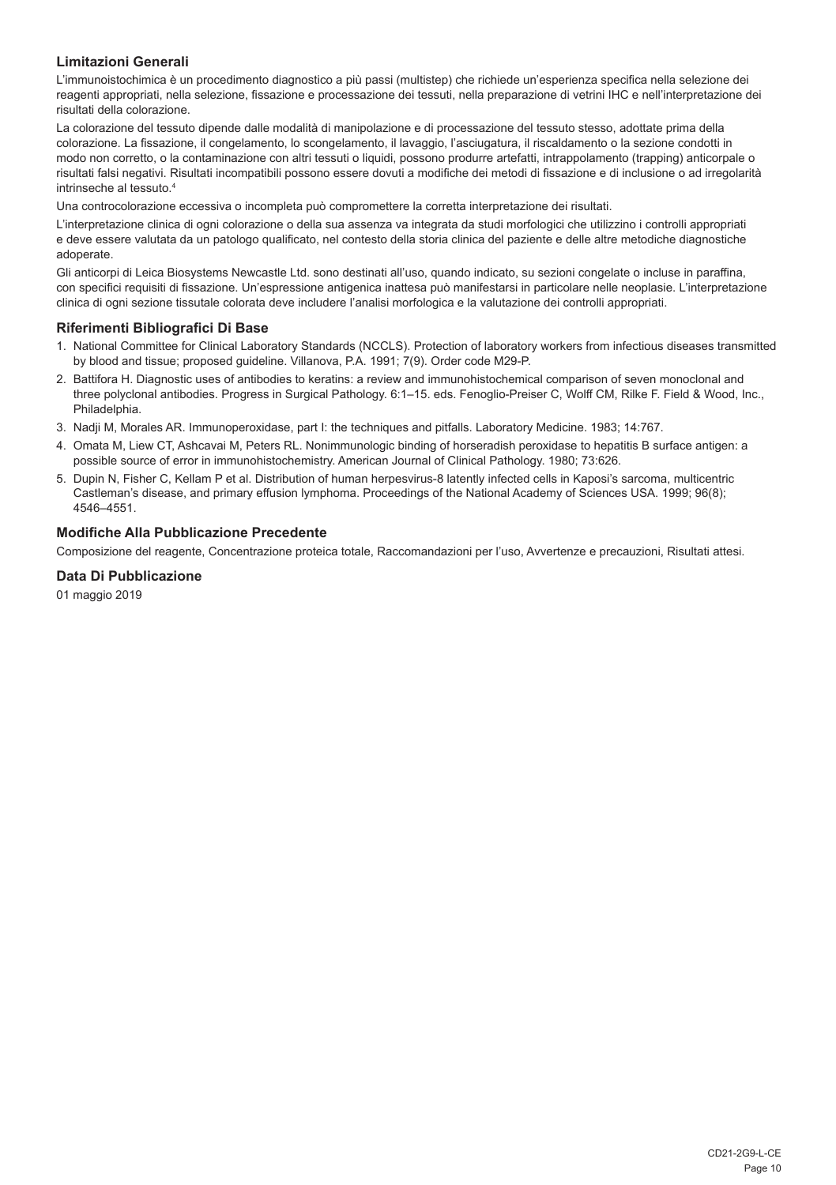## Limitazioni Generali

L'immunoistochimica è un procedimento diagnostico a più passi (multistep) che richiede un'esperienza specifica nella selezione dei reagenti appropriati, nella selezione, fissazione e processazione dei tessuti, nella preparazione di vetrini IHC e nell'interpretazione dei risultati della colorazione.

La colorazione del tessuto dipende dalle modalità di manipolazione e di processazione del tessuto stesso, adottate prima della colorazione. La fissazione, il congelamento, lo scongelamento, il lavaggio, l'asciugatura, il riscaldamento o la sezione condotti in modo non corretto, o la contaminazione con altri tessuti o liquidi, possono produrre artefatti, intrappolamento (trapping) anticorpale o risultati falsi negativi. Risultati incompatibili possono essere dovuti a modifiche dei metodi di fissazione e di inclusione o ad irregolarità intrinseche al tessuto.[4]

Una controcolorazione eccessiva o incompleta può compromettere la corretta interpretazione dei risultati.

L'interpretazione clinica di ogni colorazione o della sua assenza va integrata da studi morfologici che utilizzino i controlli appropriati e deve essere valutata da un patologo qualificato, nel contesto della storia clinica del paziente e delle altre metodiche diagnostiche adoperate.

Gli anticorpi di Leica Biosystems Newcastle Ltd. sono destinati all'uso, quando indicato, su sezioni congelate o incluse in paraffina, con specifici requisiti di fissazione. Un'espressione antigenica inattesa può manifestarsi in particolare nelle neoplasie. L'interpretazione clinica di ogni sezione tissutale colorata deve includere l'analisi morfologica e la valutazione dei controlli appropriati.

## Riferimenti Bibliografici Di Base

1. National Committee for Clinical Laboratory Standards (NCCLS). Protection of laboratory workers from infectious diseases transmitted by blood and tissue; proposed guideline. Villanova, P.A. 1991; 7(9). Order code M29-P.
2. Battifora H. Diagnostic uses of antibodies to keratins: a review and immunohistochemical comparison of seven monoclonal and three polyclonal antibodies. Progress in Surgical Pathology. 6:1–15. eds. Fenoglio-Preiser C, Wolff CM, Rilke F. Field & Wood, Inc., Philadelphia.
3. Nadji M, Morales AR. Immunoperoxidase, part I: the techniques and pitfalls. Laboratory Medicine. 1983; 14:767.
4. Omata M, Liew CT, Ashcavai M, Peters RL. Nonimmunologic binding of horseradish peroxidase to hepatitis B surface antigen: a possible source of error in immunohistochemistry. American Journal of Clinical Pathology. 1980; 73:626.
5. Dupin N, Fisher C, Kellam P et al. Distribution of human herpesvirus-8 latently infected cells in Kaposi's sarcoma, multicentric Castleman's disease, and primary effusion lymphoma. Proceedings of the National Academy of Sciences USA. 1999; 96(8); 4546–4551.

## Modifiche Alla Pubblicazione Precedente

Composizione del reagente, Concentrazione proteica totale, Raccomandazioni per l'uso, Avvertenze e precauzioni, Risultati attesi.

## Data Di Pubblicazione

01 maggio 2019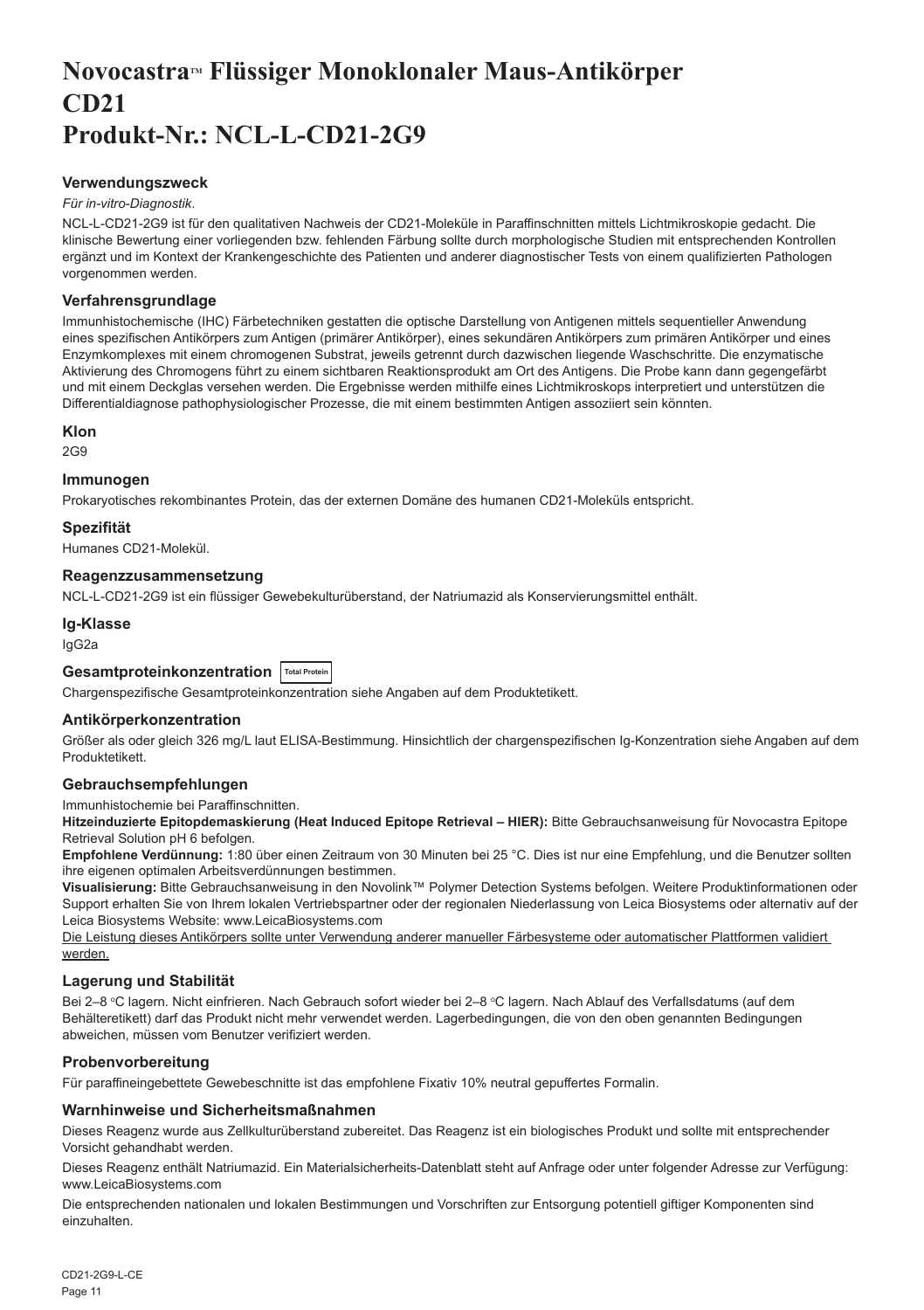# Novocastra™ Flüssiger Monoklonaler Maus-Antikörper CD21 Produkt-Nr.: NCL-L-CD21-2G9

### Verwendungszweck

*Für in-vitro-Diagnostik*.

NCL-L-CD21-2G9 ist für den qualitativen Nachweis der CD21-Moleküle in Paraffinschnitten mittels Lichtmikroskopie gedacht. Die klinische Bewertung einer vorliegenden bzw. fehlenden Färbung sollte durch morphologische Studien mit entsprechenden Kontrollen ergänzt und im Kontext der Krankengeschichte des Patienten und anderer diagnostischer Tests von einem qualifizierten Pathologen vorgenommen werden.

### Verfahrensgrundlage

Immunhistochemische (IHC) Färbetechniken gestatten die optische Darstellung von Antigenen mittels sequentieller Anwendung eines spezifischen Antikörpers zum Antigen (primärer Antikörper), eines sekundären Antikörpers zum primären Antikörper und eines Enzymkomplexes mit einem chromogenen Substrat, jeweils getrennt durch dazwischen liegende Waschschritte. Die enzymatische Aktivierung des Chromogens führt zu einem sichtbaren Reaktionsprodukt am Ort des Antigens. Die Probe kann dann gegengefärbt und mit einem Deckglas versehen werden. Die Ergebnisse werden mithilfe eines Lichtmikroskops interpretiert und unterstützen die Differentialdiagnose pathophysiologischer Prozesse, die mit einem bestimmten Antigen assoziiert sein könnten.

### Klon

2G9

### Immunogen

Prokaryotisches rekombinantes Protein, das der externen Domäne des humanen CD21-Moleküls entspricht.

### Spezifität

Humanes CD21-Molekül.

### Reagenzzusammensetzung

NCL-L-CD21-2G9 ist ein flüssiger Gewebekulturüberstand, der Natriumazid als Konservierungsmittel enthält.

### Ig-Klasse

IgG2a

### Gesamtproteinkonzentration Total Protein

Chargenspezifische Gesamtproteinkonzentration siehe Angaben auf dem Produktetikett.

### Antikörperkonzentration

Größer als oder gleich 326 mg/L laut ELISA-Bestimmung. Hinsichtlich der chargenspezifischen Ig-Konzentration siehe Angaben auf dem Produktetikett.

### Gebrauchsempfehlungen

Immunhistochemie bei Paraffinschnitten.

**Hitzeinduzierte Epitopdemaskierung (Heat Induced Epitope Retrieval – HIER):** Bitte Gebrauchsanweisung für Novocastra Epitope Retrieval Solution pH 6 befolgen.

**Empfohlene Verdünnung:** 1:80 über einen Zeitraum von 30 Minuten bei 25 °C. Dies ist nur eine Empfehlung, und die Benutzer sollten ihre eigenen optimalen Arbeitsverdünnungen bestimmen.

**Visualisierung:** Bitte Gebrauchsanweisung in den Novolink™ Polymer Detection Systems befolgen. Weitere Produktinformationen oder Support erhalten Sie von Ihrem lokalen Vertriebspartner oder der regionalen Niederlassung von Leica Biosystems oder alternativ auf der Leica Biosystems Website: www.LeicaBiosystems.com

Die Leistung dieses Antikörpers sollte unter Verwendung anderer manueller Färbesysteme oder automatischer Plattformen validiert werden.

### Lagerung und Stabilität

Bei 2–8 °C lagern. Nicht einfrieren. Nach Gebrauch sofort wieder bei 2–8 °C lagern. Nach Ablauf des Verfallsdatums (auf dem Behälteretikett) darf das Produkt nicht mehr verwendet werden. Lagerbedingungen, die von den oben genannten Bedingungen abweichen, müssen vom Benutzer verifiziert werden.

### Probenvorbereitung

Für paraffineingebettete Gewebeschnitte ist das empfohlene Fixativ 10% neutral gepuffertes Formalin.

### Warnhinweise und Sicherheitsmaßnahmen

Dieses Reagenz wurde aus Zellkulturüberstand zubereitet. Das Reagenz ist ein biologisches Produkt und sollte mit entsprechender Vorsicht gehandhabt werden.

Dieses Reagenz enthält Natriumazid. Ein Materialsicherheits-Datenblatt steht auf Anfrage oder unter folgender Adresse zur Verfügung: www.LeicaBiosystems.com

Die entsprechenden nationalen und lokalen Bestimmungen und Vorschriften zur Entsorgung potentiell giftiger Komponenten sind einzuhalten.

CD21-2G9-L-CE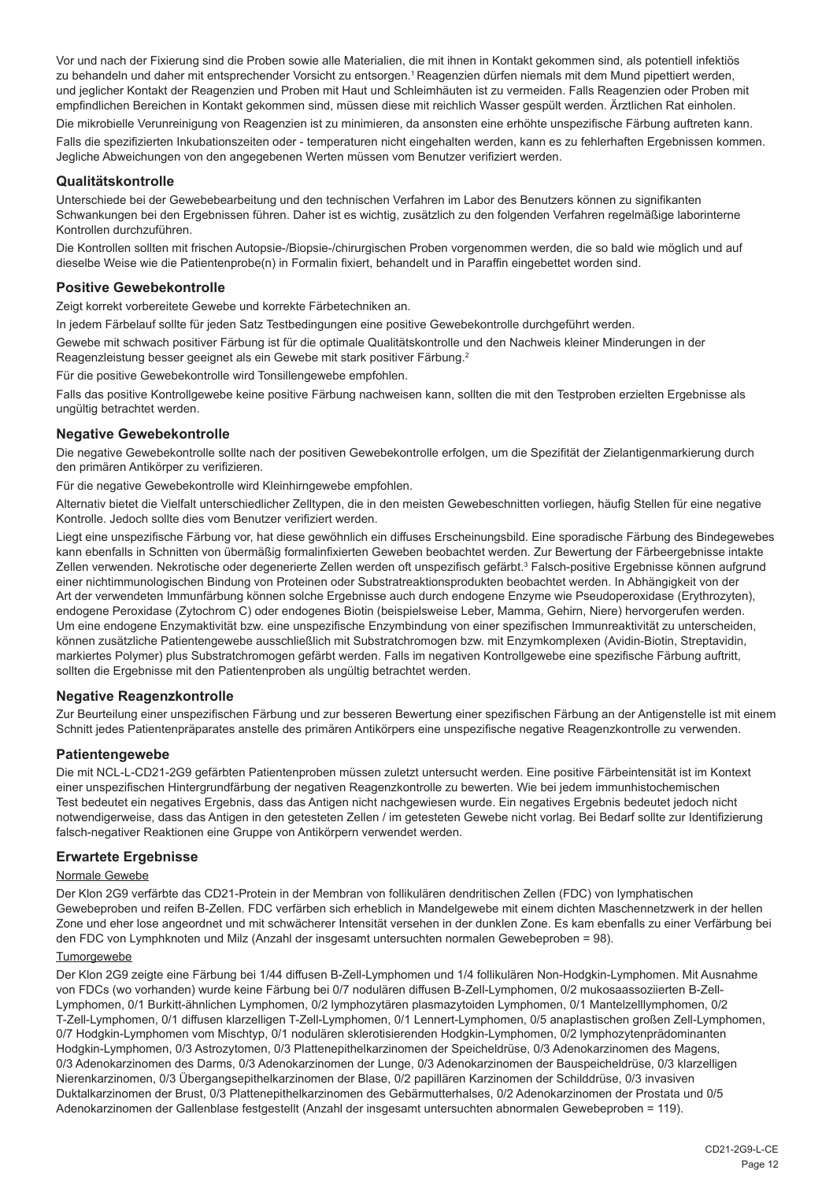Vor und nach der Fixierung sind die Proben sowie alle Materialien, die mit ihnen in Kontakt gekommen sind, als potentiell infektiös zu behandeln und daher mit entsprechender Vorsicht zu entsorgen.[1] Reagenzien dürfen niemals mit dem Mund pipettiert werden, und jeglicher Kontakt der Reagenzien und Proben mit Haut und Schleimhäuten ist zu vermeiden. Falls Reagenzien oder Proben mit empfindlichen Bereichen in Kontakt gekommen sind, müssen diese mit reichlich Wasser gespült werden. Ärztlichen Rat einholen.

Die mikrobielle Verunreinigung von Reagenzien ist zu minimieren, da ansonsten eine erhöhte unspezifische Färbung auftreten kann.

Falls die spezifizierten Inkubationszeiten oder - temperaturen nicht eingehalten werden, kann es zu fehlerhaften Ergebnissen kommen. Jegliche Abweichungen von den angegebenen Werten müssen vom Benutzer verifiziert werden.

## Qualitätskontrolle

Unterschiede bei der Gewebebearbeitung und den technischen Verfahren im Labor des Benutzers können zu signifikanten Schwankungen bei den Ergebnissen führen. Daher ist es wichtig, zusätzlich zu den folgenden Verfahren regelmäßige laborinterne Kontrollen durchzuführen.

Die Kontrollen sollten mit frischen Autopsie-/Biopsie-/chirurgischen Proben vorgenommen werden, die so bald wie möglich und auf dieselbe Weise wie die Patientenprobe(n) in Formalin fixiert, behandelt und in Paraffin eingebettet worden sind.

## Positive Gewebekontrolle

Zeigt korrekt vorbereitete Gewebe und korrekte Färbetechniken an.

In jedem Färbelauf sollte für jeden Satz Testbedingungen eine positive Gewebekontrolle durchgeführt werden.

Gewebe mit schwach positiver Färbung ist für die optimale Qualitätskontrolle und den Nachweis kleiner Minderungen in der Reagenzleistung besser geeignet als ein Gewebe mit stark positiver Färbung.[2]

Für die positive Gewebekontrolle wird Tonsillengewebe empfohlen.

Falls das positive Kontrollgewebe keine positive Färbung nachweisen kann, sollten die mit den Testproben erzielten Ergebnisse als ungültig betrachtet werden.

## Negative Gewebekontrolle

Die negative Gewebekontrolle sollte nach der positiven Gewebekontrolle erfolgen, um die Spezifität der Zielantigenmarkierung durch den primären Antikörper zu verifizieren.

Für die negative Gewebekontrolle wird Kleinhirngewebe empfohlen.

Alternativ bietet die Vielfalt unterschiedlicher Zelltypen, die in den meisten Gewebeschnitten vorliegen, häufig Stellen für eine negative Kontrolle. Jedoch sollte dies vom Benutzer verifiziert werden.

Liegt eine unspezifische Färbung vor, hat diese gewöhnlich ein diffuses Erscheinungsbild. Eine sporadische Färbung des Bindegewebes kann ebenfalls in Schnitten von übermäßig formalinfixierten Geweben beobachtet werden. Zur Bewertung der Färbeergebnisse intakte Zellen verwenden. Nekrotische oder degenerierte Zellen werden oft unspezifisch gefärbt.[3] Falsch-positive Ergebnisse können aufgrund einer nichtimmunologischen Bindung von Proteinen oder Substratreaktionsprodukten beobachtet werden. In Abhängigkeit von der Art der verwendeten Immunfärbung können solche Ergebnisse auch durch endogene Enzyme wie Pseudoperoxidase (Erythrozyten), endogene Peroxidase (Zytochrom C) oder endogenes Biotin (beispielsweise Leber, Mamma, Gehirn, Niere) hervorgerufen werden. Um eine endogene Enzymaktivität bzw. eine unspezifische Enzymbindung von einer spezifischen Immunreaktivität zu unterscheiden, können zusätzliche Patientengewebe ausschließlich mit Substratchromogen bzw. mit Enzymkomplexen (Avidin-Biotin, Streptavidin, markiertes Polymer) plus Substratchromogen gefärbt werden. Falls im negativen Kontrollgewebe eine spezifische Färbung auftritt, sollten die Ergebnisse mit den Patientenproben als ungültig betrachtet werden.

## Negative Reagenzkontrolle

Zur Beurteilung einer unspezifischen Färbung und zur besseren Bewertung einer spezifischen Färbung an der Antigenstelle ist mit einem Schnitt jedes Patientenpräparates anstelle des primären Antikörpers eine unspezifische negative Reagenzkontrolle zu verwenden.

## Patientengewebe

Die mit NCL-L-CD21-2G9 gefärbten Patientenproben müssen zuletzt untersucht werden. Eine positive Färbeintensität ist im Kontext einer unspezifischen Hintergrundfärbung der negativen Reagenzkontrolle zu bewerten. Wie bei jedem immunhistochemischen Test bedeutet ein negatives Ergebnis, dass das Antigen nicht nachgewiesen wurde. Ein negatives Ergebnis bedeutet jedoch nicht notwendigerweise, dass das Antigen in den getesteten Zellen / im getesteten Gewebe nicht vorlag. Bei Bedarf sollte zur Identifizierung falsch-negativer Reaktionen eine Gruppe von Antikörpern verwendet werden.

## Erwartete Ergebnisse

### Normale Gewebe

Der Klon 2G9 verfärbte das CD21-Protein in der Membran von follikulären dendritischen Zellen (FDC) von lymphatischen Gewebeproben und reifen B-Zellen. FDC verfärben sich erheblich in Mandelgewebe mit einem dichten Maschennetzwerk in der hellen Zone und eher lose angeordnet und mit schwächerer Intensität versehen in der dunklen Zone. Es kam ebenfalls zu einer Verfärbung bei den FDC von Lymphknoten und Milz (Anzahl der insgesamt untersuchten normalen Gewebeproben = 98).

### Tumorgewebe

Der Klon 2G9 zeigte eine Färbung bei 1/44 diffusen B-Zell-Lymphomen und 1/4 follikulären Non-Hodgkin-Lymphomen. Mit Ausnahme von FDCs (wo vorhanden) wurde keine Färbung bei 0/7 nodulären diffusen B-Zell-Lymphomen, 0/2 mukosaassoziierten B-Zell-Lymphomen, 0/1 Burkitt-ähnlichen Lymphomen, 0/2 lymphozytären plasmazytoiden Lymphomen, 0/1 Mantelzelllymphomen, 0/2 T-Zell-Lymphomen, 0/1 diffusen klarzelligen T-Zell-Lymphomen, 0/1 Lennert-Lymphomen, 0/5 anaplastischen großen Zell-Lymphomen, 0/7 Hodgkin-Lymphomen vom Mischtyp, 0/1 nodulären sklerotisierenden Hodgkin-Lymphomen, 0/2 lymphozytenprädominanten Hodgkin-Lymphomen, 0/3 Astrozytomen, 0/3 Plattenepithelkarzinomen der Speicheldrüse, 0/3 Adenokarzinomen des Magens, 0/3 Adenokarzinomen des Darms, 0/3 Adenokarzinomen der Lunge, 0/3 Adenokarzinomen der Bauspeicheldrüse, 0/3 klarzelligen Nierenkarzinomen, 0/3 Übergangsepithelkarzinomen der Blase, 0/2 papillären Karzinomen der Schilddrüse, 0/3 invasiven Duktalkarzinomen der Brust, 0/3 Plattenepithelkarzinomen des Gebärmutterhalses, 0/2 Adenokarzinomen der Prostata und 0/5 Adenokarzinomen der Gallenblase festgestellt (Anzahl der insgesamt untersuchten abnormalen Gewebeproben = 119).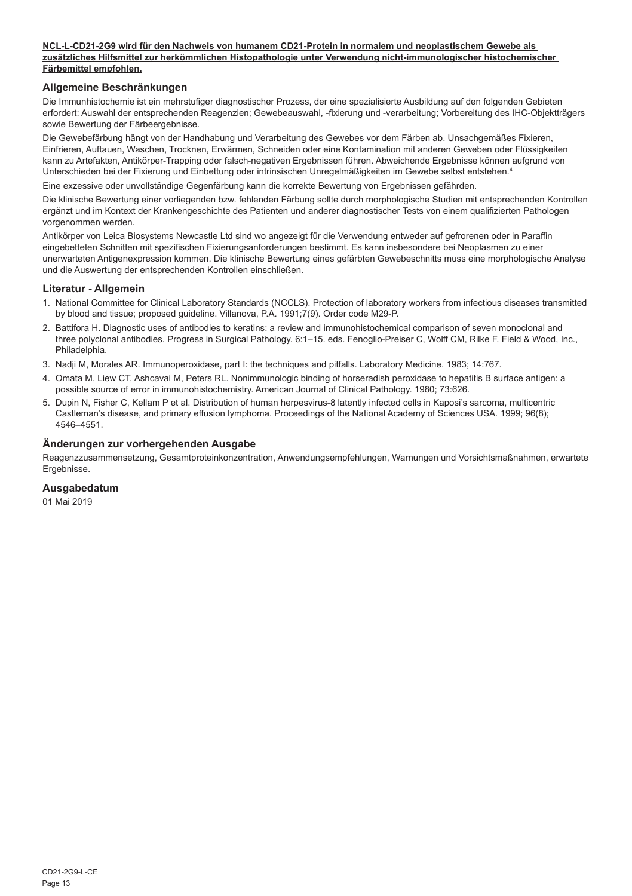**NCL-L-CD21-2G9 wird für den Nachweis von humanem CD21-Protein in normalem und neoplastischem Gewebe als zusätzliches Hilfsmittel zur herkömmlichen Histopathologie unter Verwendung nicht-immunologischer histochemischer Färbemittel empfohlen.**

## Allgemeine Beschränkungen

Die Immunhistochemie ist ein mehrstufiger diagnostischer Prozess, der eine spezialisierte Ausbildung auf den folgenden Gebieten erfordert: Auswahl der entsprechenden Reagenzien; Gewebeauswahl, -fixierung und -verarbeitung; Vorbereitung des IHC-Objektträgers sowie Bewertung der Färbeergebnisse.

Die Gewebefärbung hängt von der Handhabung und Verarbeitung des Gewebes vor dem Färben ab. Unsachgemäßes Fixieren, Einfrieren, Auftauen, Waschen, Trocknen, Erwärmen, Schneiden oder eine Kontamination mit anderen Geweben oder Flüssigkeiten kann zu Artefakten, Antikörper-Trapping oder falsch-negativen Ergebnissen führen. Abweichende Ergebnisse können aufgrund von Unterschieden bei der Fixierung und Einbettung oder intrinsischen Unregelmäßigkeiten im Gewebe selbst entstehen.[4]

Eine exzessive oder unvollständige Gegenfärbung kann die korrekte Bewertung von Ergebnissen gefährden.

Die klinische Bewertung einer vorliegenden bzw. fehlenden Färbung sollte durch morphologische Studien mit entsprechenden Kontrollen ergänzt und im Kontext der Krankengeschichte des Patienten und anderer diagnostischer Tests von einem qualifizierten Pathologen vorgenommen werden.

Antikörper von Leica Biosystems Newcastle Ltd sind wo angezeigt für die Verwendung entweder auf gefrorenen oder in Paraffin eingebetteten Schnitten mit spezifischen Fixierungsanforderungen bestimmt. Es kann insbesondere bei Neoplasmen zu einer unerwarteten Antigenexpression kommen. Die klinische Bewertung eines gefärbten Gewebeschnitts muss eine morphologische Analyse und die Auswertung der entsprechenden Kontrollen einschließen.

## Literatur - Allgemein

1. National Committee for Clinical Laboratory Standards (NCCLS). Protection of laboratory workers from infectious diseases transmitted by blood and tissue; proposed guideline. Villanova, P.A. 1991;7(9). Order code M29-P.
2. Battifora H. Diagnostic uses of antibodies to keratins: a review and immunohistochemical comparison of seven monoclonal and three polyclonal antibodies. Progress in Surgical Pathology. 6:1–15. eds. Fenoglio-Preiser C, Wolff CM, Rilke F. Field & Wood, Inc., Philadelphia.
3. Nadji M, Morales AR. Immunoperoxidase, part I: the techniques and pitfalls. Laboratory Medicine. 1983; 14:767.
4. Omata M, Liew CT, Ashcavai M, Peters RL. Nonimmunologic binding of horseradish peroxidase to hepatitis B surface antigen: a possible source of error in immunohistochemistry. American Journal of Clinical Pathology. 1980; 73:626.
5. Dupin N, Fisher C, Kellam P et al. Distribution of human herpesvirus-8 latently infected cells in Kaposi's sarcoma, multicentric Castleman's disease, and primary effusion lymphoma. Proceedings of the National Academy of Sciences USA. 1999; 96(8); 4546–4551.

## Änderungen zur vorhergehenden Ausgabe

Reagenzzusammensetzung, Gesamtproteinkonzentration, Anwendungsempfehlungen, Warnungen und Vorsichtsmaßnahmen, erwartete Ergebnisse.

## Ausgabedatum

01 Mai 2019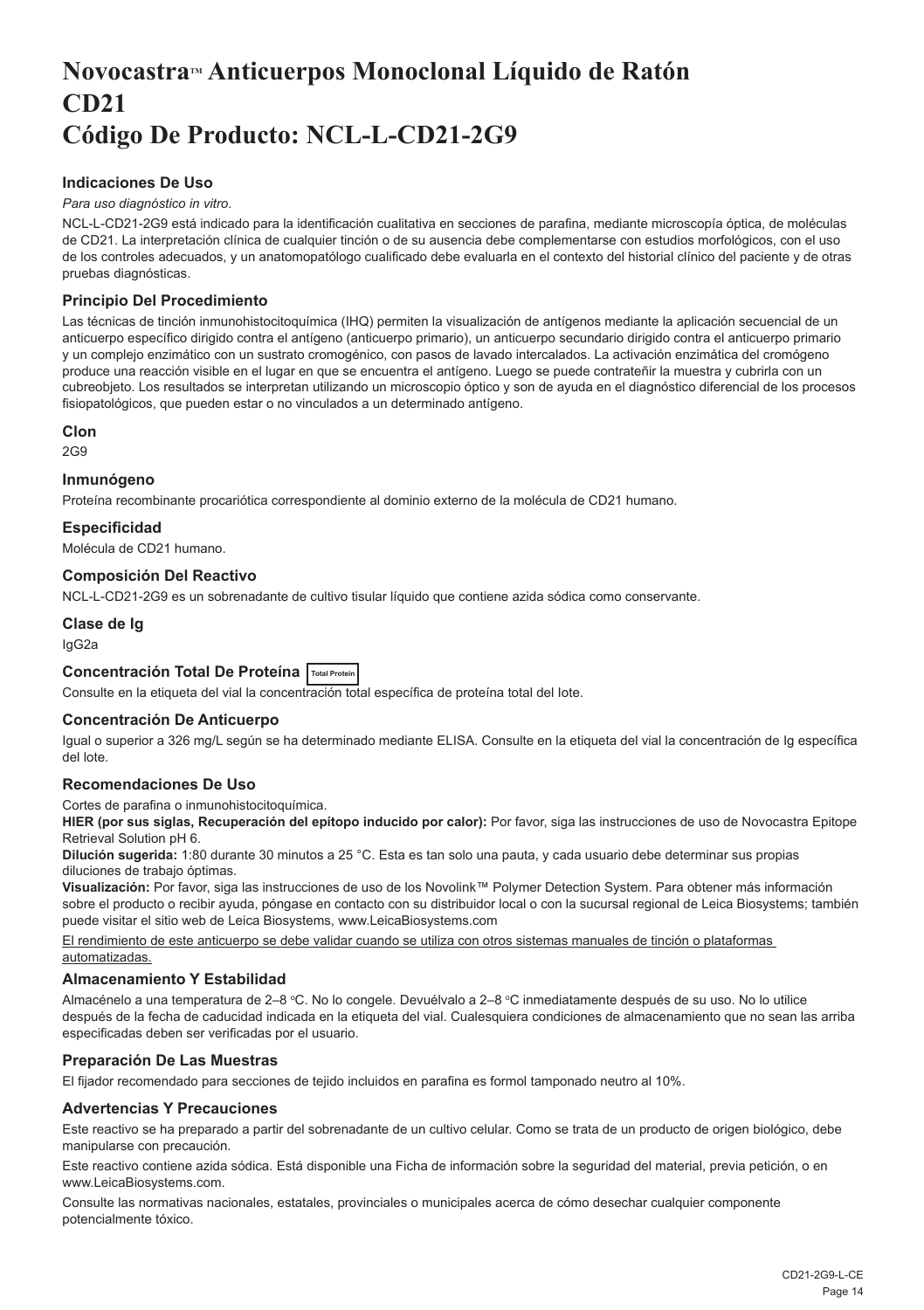# Novocastra™ Anticuerpos Monoclonal Líquido de Ratón CD21
# Código De Producto: NCL-L-CD21-2G9

### Indicaciones De Uso

*Para uso diagnóstico in vitro*.

NCL-L-CD21-2G9 está indicado para la identificación cualitativa en secciones de parafina, mediante microscopía óptica, de moléculas de CD21. La interpretación clínica de cualquier tinción o de su ausencia debe complementarse con estudios morfológicos, con el uso de los controles adecuados, y un anatomopatólogo cualificado debe evaluarla en el contexto del historial clínico del paciente y de otras pruebas diagnósticas.

### Principio Del Procedimiento

Las técnicas de tinción inmunohistocitoquímica (IHQ) permiten la visualización de antígenos mediante la aplicación secuencial de un anticuerpo específico dirigido contra el antígeno (anticuerpo primario), un anticuerpo secundario dirigido contra el anticuerpo primario y un complejo enzimático con un sustrato cromogénico, con pasos de lavado intercalados. La activación enzimática del cromógeno produce una reacción visible en el lugar en que se encuentra el antígeno. Luego se puede contrateñir la muestra y cubrirla con un cubreobjeto. Los resultados se interpretan utilizando un microscopio óptico y son de ayuda en el diagnóstico diferencial de los procesos fisiopatológicos, que pueden estar o no vinculados a un determinado antígeno.

### Clon

2G9

### Inmunógeno

Proteína recombinante procariótica correspondiente al dominio externo de la molécula de CD21 humano.

### Especificidad

Molécula de CD21 humano.

### Composición Del Reactivo

NCL-L-CD21-2G9 es un sobrenadante de cultivo tisular líquido que contiene azida sódica como conservante.

### Clase de Ig

IgG2a

### Concentración Total De Proteína Total Protein

Consulte en la etiqueta del vial la concentración total específica de proteína total del lote.

### Concentración De Anticuerpo

Igual o superior a 326 mg/L según se ha determinado mediante ELISA. Consulte en la etiqueta del vial la concentración de Ig específica del lote.

### Recomendaciones De Uso

Cortes de parafina o inmunohistocitoquímica.

**HIER (por sus siglas, Recuperación del epítopo inducido por calor):** Por favor, siga las instrucciones de uso de Novocastra Epitope Retrieval Solution pH 6.

**Dilución sugerida:** 1:80 durante 30 minutos a 25 °C. Esta es tan solo una pauta, y cada usuario debe determinar sus propias diluciones de trabajo óptimas.

**Visualización:** Por favor, siga las instrucciones de uso de los Novolink™ Polymer Detection System. Para obtener más información sobre el producto o recibir ayuda, póngase en contacto con su distribuidor local o con la sucursal regional de Leica Biosystems; también puede visitar el sitio web de Leica Biosystems, www.LeicaBiosystems.com

<u>El rendimiento de este anticuerpo se debe validar cuando se utiliza con otros sistemas manuales de tinción o plataformas automatizadas.</u>

### Almacenamiento Y Estabilidad

Almacénelo a una temperatura de 2–8 ºC. No lo congele. Devuélvalo a 2–8 ºC inmediatamente después de su uso. No lo utilice después de la fecha de caducidad indicada en la etiqueta del vial. Cualesquiera condiciones de almacenamiento que no sean las arriba especificadas deben ser verificadas por el usuario.

### Preparación De Las Muestras

El fijador recomendado para secciones de tejido incluidos en parafina es formol tamponado neutro al 10%.

### Advertencias Y Precauciones

Este reactivo se ha preparado a partir del sobrenadante de un cultivo celular. Como se trata de un producto de origen biológico, debe manipularse con precaución.

Este reactivo contiene azida sódica. Está disponible una Ficha de información sobre la seguridad del material, previa petición, o en www.LeicaBiosystems.com.

Consulte las normativas nacionales, estatales, provinciales o municipales acerca de cómo desechar cualquier componente potencialmente tóxico.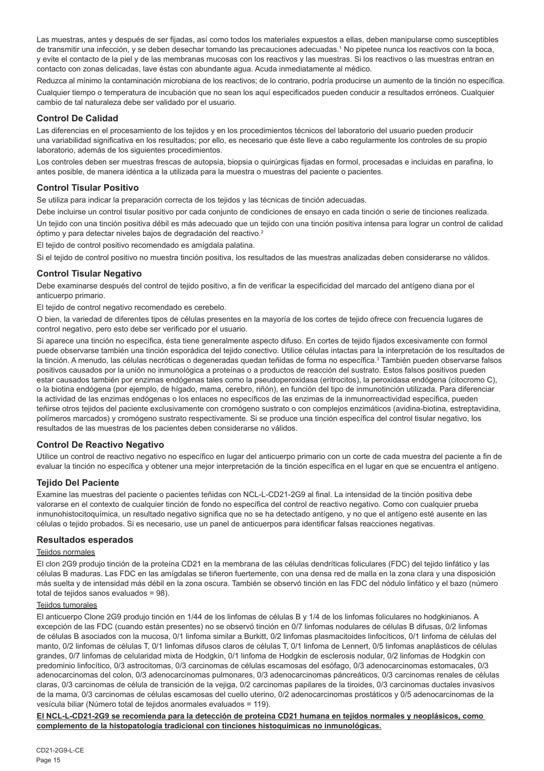Las muestras, antes y después de ser fijadas, así como todos los materiales expuestos a ellas, deben manipularse como susceptibles de transmitir una infección, y se deben desechar tomando las precauciones adecuadas.[1] No pipetee nunca los reactivos con la boca, y evite el contacto de la piel y de las membranas mucosas con los reactivos y las muestras. Si los reactivos o las muestras entran en contacto con zonas delicadas, lave éstas con abundante agua. Acuda inmediatamente al médico.

Reduzca al mínimo la contaminación microbiana de los reactivos; de lo contrario, podría producirse un aumento de la tinción no específica.

Cualquier tiempo o temperatura de incubación que no sean los aquí especificados pueden conducir a resultados erróneos. Cualquier cambio de tal naturaleza debe ser validado por el usuario.

## Control De Calidad

Las diferencias en el procesamiento de los tejidos y en los procedimientos técnicos del laboratorio del usuario pueden producir una variabilidad significativa en los resultados; por ello, es necesario que éste lleve a cabo regularmente los controles de su propio laboratorio, además de los siguientes procedimientos.

Los controles deben ser muestras frescas de autopsia, biopsia o quirúrgicas fijadas en formol, procesadas e incluidas en parafina, lo antes posible, de manera idéntica a la utilizada para la muestra o muestras del paciente o pacientes.

## Control Tisular Positivo

Se utiliza para indicar la preparación correcta de los tejidos y las técnicas de tinción adecuadas.

Debe incluirse un control tisular positivo por cada conjunto de condiciones de ensayo en cada tinción o serie de tinciones realizada.

Un tejido con una tinción positiva débil es más adecuado que un tejido con una tinción positiva intensa para lograr un control de calidad óptimo y para detectar niveles bajos de degradación del reactivo.[2]

El tejido de control positivo recomendado es amígdala palatina.

Si el tejido de control positivo no muestra tinción positiva, los resultados de las muestras analizadas deben considerarse no válidos.

## Control Tisular Negativo

Debe examinarse después del control de tejido positivo, a fin de verificar la especificidad del marcado del antígeno diana por el anticuerpo primario.

El tejido de control negativo recomendado es cerebelo.

O bien, la variedad de diferentes tipos de células presentes en la mayoría de los cortes de tejido ofrece con frecuencia lugares de control negativo, pero esto debe ser verificado por el usuario.

Si aparece una tinción no específica, ésta tiene generalmente aspecto difuso. En cortes de tejido fijados excesivamente con formol puede observarse también una tinción esporádica del tejido conectivo. Utilice células intactas para la interpretación de los resultados de la tinción. A menudo, las células necróticas o degeneradas quedan teñidas de forma no específica.[3] También pueden observarse falsos positivos causados por la unión no inmunológica a proteínas o a productos de reacción del sustrato. Estos falsos positivos pueden estar causados también por enzimas endógenas tales como la pseudoperoxidasa (eritrocitos), la peroxidasa endógena (citocromo C), o la biotina endógena (por ejemplo, de hígado, mama, cerebro, riñón), en función del tipo de inmunotinción utilizada. Para diferenciar la actividad de las enzimas endógenas o los enlaces no específicos de las enzimas de la inmunorreactividad específica, pueden teñirse otros tejidos del paciente exclusivamente con cromógeno sustrato o con complejos enzimáticos (avidina-biotina, estreptavidina, polímeros marcados) y cromógeno sustrato respectivamente. Si se produce una tinción específica del control tisular negativo, los resultados de las muestras de los pacientes deben considerarse no válidos.

## Control De Reactivo Negativo

Utilice un control de reactivo negativo no específico en lugar del anticuerpo primario con un corte de cada muestra del paciente a fin de evaluar la tinción no específica y obtener una mejor interpretación de la tinción específica en el lugar en que se encuentra el antígeno.

## Tejido Del Paciente

Examine las muestras del paciente o pacientes teñidas con NCL-L-CD21-2G9 al final. La intensidad de la tinción positiva debe valorarse en el contexto de cualquier tinción de fondo no específica del control de reactivo negativo. Como con cualquier prueba inmunohistocitoquímica, un resultado negativo significa que no se ha detectado antígeno, y no que el antígeno esté ausente en las células o tejido probados. Si es necesario, use un panel de anticuerpos para identificar falsas reacciones negativas.

## Resultados esperados

### Tejidos normales

El clon 2G9 produjo tinción de la proteína CD21 en la membrana de las células dendríticas foliculares (FDC) del tejido linfático y las células B maduras. Las FDC en las amígdalas se tiñeron fuertemente, con una densa red de malla en la zona clara y una disposición más suelta y de intensidad más débil en la zona oscura. También se observó tinción en las FDC del nódulo linfático y el bazo (número total de tejidos sanos evaluados = 98).

### Tejidos tumorales

El anticuerpo Clone 2G9 produjo tinción en 1/44 de los linfomas de células B y 1/4 de los linfomas foliculares no hodgkinianos. A excepción de las FDC (cuando están presentes) no se observó tinción en 0/7 linfomas nodulares de células B difusas, 0/2 linfomas de células B asociados con la mucosa, 0/1 linfoma similar a Burkitt, 0/2 linfomas plasmacitoides linfocíticos, 0/1 linfoma de células del manto, 0/2 linfomas de células T, 0/1 linfomas difusos claros de células T, 0/1 linfoma de Lennert, 0/5 linfomas anaplásticos de células grandes, 0/7 linfomas de celularidad mixta de Hodgkin, 0/1 linfoma de Hodgkin de esclerosis nodular, 0/2 linfomas de Hodgkin con predominio linfocítico, 0/3 astrocitomas, 0/3 carcinomas de células escamosas del esófago, 0/3 adenocarcinomas estomacales, 0/3 adenocarcinomas del colon, 0/3 adenocarcinomas pulmonares, 0/3 adenocarcinomas páncreáticos, 0/3 carcinomas renales de células claras, 0/3 carcinomas de célula de transición de la vejiga, 0/2 carcinomas papilares de la tiroides, 0/3 carcinomas ductales invasivos de la mama, 0/3 carcinomas de células escamosas del cuello uterino, 0/2 adenocarcinomas prostáticos y 0/5 adenocarcinomas de la vesícula biliar (Número total de tejidos anormales evaluados = 119).

**El NCL-L-CD21-2G9 se recomienda para la detección de proteína CD21 humana en tejidos normales y neoplásicos, como complemento de la histopatología tradicional con tinciones histoquímicas no inmunológicas.**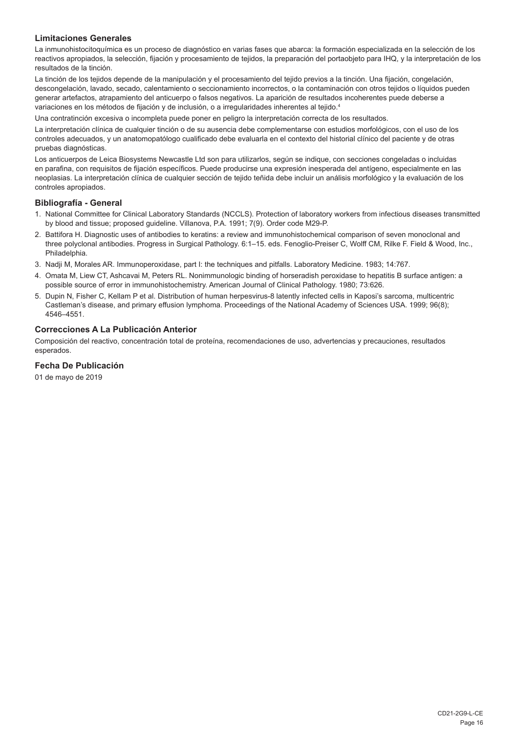### Limitaciones Generales

La inmunohistocitoquímica es un proceso de diagnóstico en varias fases que abarca: la formación especializada en la selección de los reactivos apropiados, la selección, fijación y procesamiento de tejidos, la preparación del portaobjeto para IHQ, y la interpretación de los resultados de la tinción.

La tinción de los tejidos depende de la manipulación y el procesamiento del tejido previos a la tinción. Una fijación, congelación, descongelación, lavado, secado, calentamiento o seccionamiento incorrectos, o la contaminación con otros tejidos o líquidos pueden generar artefactos, atrapamiento del anticuerpo o falsos negativos. La aparición de resultados incoherentes puede deberse a variaciones en los métodos de fijación y de inclusión, o a irregularidades inherentes al tejido.[4]

Una contratinción excesiva o incompleta puede poner en peligro la interpretación correcta de los resultados.

La interpretación clínica de cualquier tinción o de su ausencia debe complementarse con estudios morfológicos, con el uso de los controles adecuados, y un anatomopatólogo cualificado debe evaluarla en el contexto del historial clínico del paciente y de otras pruebas diagnósticas.

Los anticuerpos de Leica Biosystems Newcastle Ltd son para utilizarlos, según se indique, con secciones congeladas o incluidas en parafina, con requisitos de fijación específicos. Puede producirse una expresión inesperada del antígeno, especialmente en las neoplasias. La interpretación clínica de cualquier sección de tejido teñida debe incluir un análisis morfológico y la evaluación de los controles apropiados.

### Bibliografía - General

1. National Committee for Clinical Laboratory Standards (NCCLS). Protection of laboratory workers from infectious diseases transmitted by blood and tissue; proposed guideline. Villanova, P.A. 1991; 7(9). Order code M29-P.
2. Battifora H. Diagnostic uses of antibodies to keratins: a review and immunohistochemical comparison of seven monoclonal and three polyclonal antibodies. Progress in Surgical Pathology. 6:1–15. eds. Fenoglio-Preiser C, Wolff CM, Rilke F. Field & Wood, Inc., Philadelphia.
3. Nadji M, Morales AR. Immunoperoxidase, part I: the techniques and pitfalls. Laboratory Medicine. 1983; 14:767.
4. Omata M, Liew CT, Ashcavai M, Peters RL. Nonimmunologic binding of horseradish peroxidase to hepatitis B surface antigen: a possible source of error in immunohistochemistry. American Journal of Clinical Pathology. 1980; 73:626.
5. Dupin N, Fisher C, Kellam P et al. Distribution of human herpesvirus-8 latently infected cells in Kaposi's sarcoma, multicentric Castleman's disease, and primary effusion lymphoma. Proceedings of the National Academy of Sciences USA. 1999; 96(8); 4546–4551.

### Correcciones A La Publicación Anterior

Composición del reactivo, concentración total de proteína, recomendaciones de uso, advertencias y precauciones, resultados esperados.

### Fecha De Publicación

01 de mayo de 2019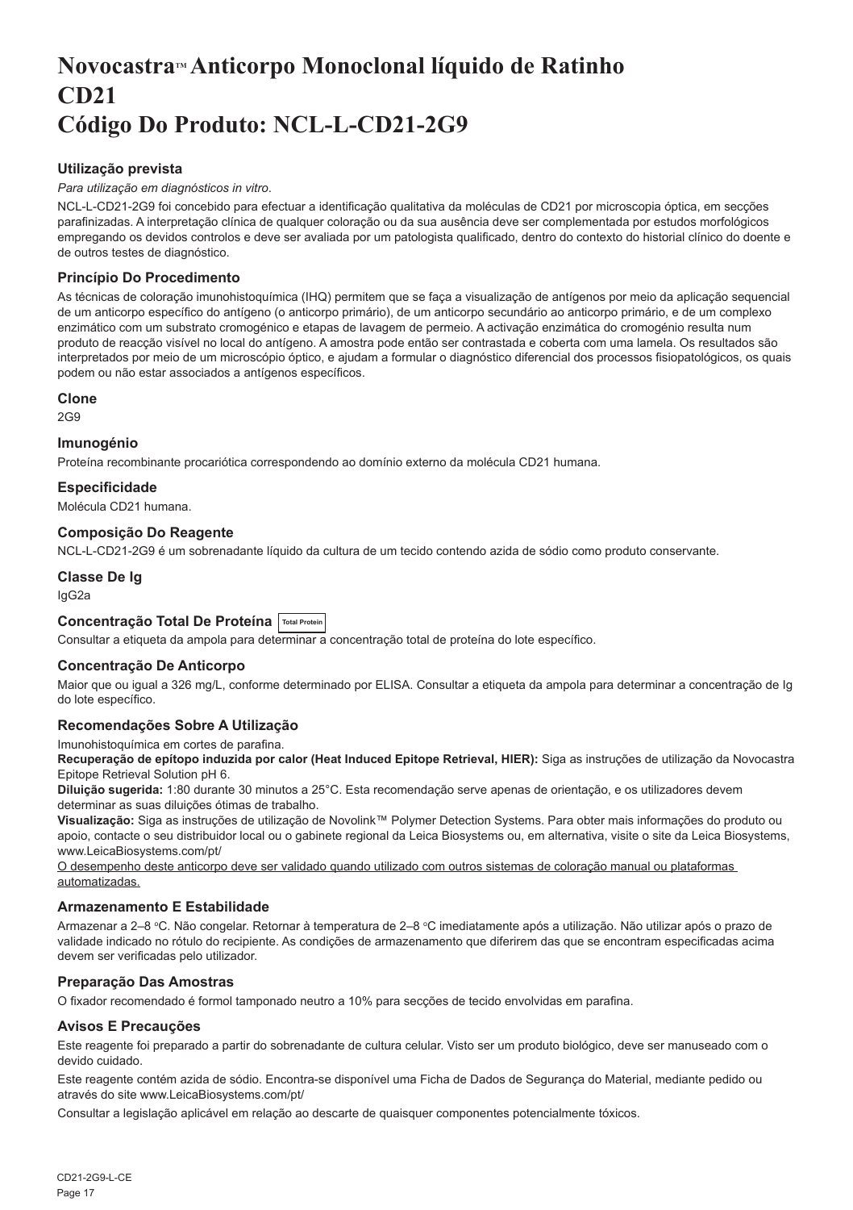# Novocastra™ Anticorpo Monoclonal líquido de Ratinho
# CD21
# Código Do Produto: NCL-L-CD21-2G9

### Utilização prevista

*Para utilização em diagnósticos in vitro*.

NCL-L-CD21-2G9 foi concebido para efectuar a identificação qualitativa da moléculas de CD21 por microscopia óptica, em secções parafinizadas. A interpretação clínica de qualquer coloração ou da sua ausência deve ser complementada por estudos morfológicos empregando os devidos controlos e deve ser avaliada por um patologista qualificado, dentro do contexto do historial clínico do doente e de outros testes de diagnóstico.

### Princípio Do Procedimento

As técnicas de coloração imunohistoquímica (IHQ) permitem que se faça a visualização de antígenos por meio da aplicação sequencial de um anticorpo específico do antígeno (o anticorpo primário), de um anticorpo secundário ao anticorpo primário, e de um complexo enzimático com um substrato cromogénico e etapas de lavagem de permeio. A activação enzimática do cromogénio resulta num produto de reacção visível no local do antígeno. A amostra pode então ser contrastada e coberta com uma lamela. Os resultados são interpretados por meio de um microscópio óptico, e ajudam a formular o diagnóstico diferencial dos processos fisiopatológicos, os quais podem ou não estar associados a antígenos específicos.

### Clone

2G9

### Imunogénio

Proteína recombinante procariótica correspondendo ao domínio externo da molécula CD21 humana.

### Especificidade

Molécula CD21 humana.

### Composição Do Reagente

NCL-L-CD21-2G9 é um sobrenadante líquido da cultura de um tecido contendo azida de sódio como produto conservante.

### Classe De Ig

IgG2a

### Concentração Total De Proteína Total Protein

Consultar a etiqueta da ampola para determinar a concentração total de proteína do lote específico.

### Concentração De Anticorpo

Maior que ou igual a 326 mg/L, conforme determinado por ELISA. Consultar a etiqueta da ampola para determinar a concentração de Ig do lote específico.

### Recomendações Sobre A Utilização

Imunohistoquímica em cortes de parafina.

**Recuperação de epítopo induzida por calor (Heat Induced Epitope Retrieval, HIER):** Siga as instruções de utilização da Novocastra Epitope Retrieval Solution pH 6.

**Diluição sugerida:** 1:80 durante 30 minutos a 25°C. Esta recomendação serve apenas de orientação, e os utilizadores devem determinar as suas diluições ótimas de trabalho.

**Visualização:** Siga as instruções de utilização de Novolink™ Polymer Detection Systems. Para obter mais informações do produto ou apoio, contacte o seu distribuidor local ou o gabinete regional da Leica Biosystems ou, em alternativa, visite o site da Leica Biosystems, www.LeicaBiosystems.com/pt/

O desempenho deste anticorpo deve ser validado quando utilizado com outros sistemas de coloração manual ou plataformas automatizadas.

### Armazenamento E Estabilidade

Armazenar a 2–8 °C. Não congelar. Retornar à temperatura de 2–8 °C imediatamente após a utilização. Não utilizar após o prazo de validade indicado no rótulo do recipiente. As condições de armazenamento que diferirem das que se encontram especificadas acima devem ser verificadas pelo utilizador.

### Preparação Das Amostras

O fixador recomendado é formol tamponado neutro a 10% para secções de tecido envolvidas em parafina.

### Avisos E Precauções

Este reagente foi preparado a partir do sobrenadante de cultura celular. Visto ser um produto biológico, deve ser manuseado com o devido cuidado.

Este reagente contém azida de sódio. Encontra-se disponível uma Ficha de Dados de Segurança do Material, mediante pedido ou através do site www.LeicaBiosystems.com/pt/

Consultar a legislação aplicável em relação ao descarte de quaisquer componentes potencialmente tóxicos.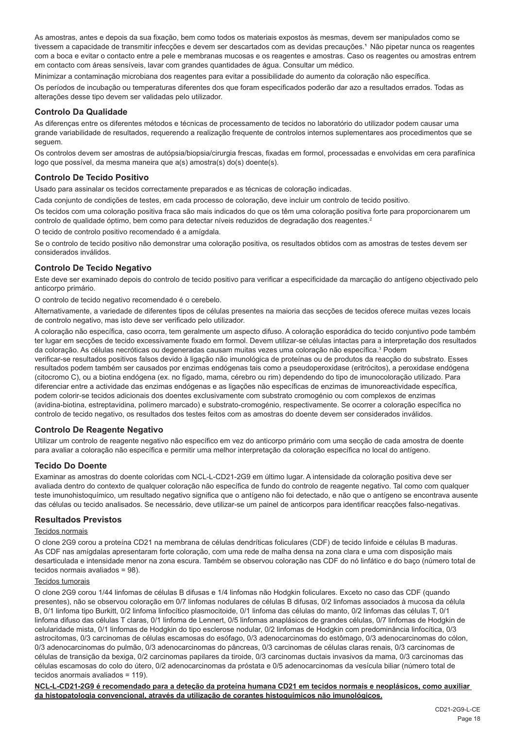As amostras, antes e depois da sua fixação, bem como todos os materiais expostos às mesmas, devem ser manipulados como se tivessem a capacidade de transmitir infecções e devem ser descartados com as devidas precauções.[1] Não pipetar nunca os reagentes com a boca e evitar o contacto entre a pele e membranas mucosas e os reagentes e amostras. Caso os reagentes ou amostras entrem em contacto com áreas sensíveis, lavar com grandes quantidades de água. Consultar um médico.

Minimizar a contaminação microbiana dos reagentes para evitar a possibilidade do aumento da coloração não específica.

Os períodos de incubação ou temperaturas diferentes dos que foram especificados poderão dar azo a resultados errados. Todas as alterações desse tipo devem ser validadas pelo utilizador.

## Controlo Da Qualidade

As diferenças entre os diferentes métodos e técnicas de processamento de tecidos no laboratório do utilizador podem causar uma grande variabilidade de resultados, requerendo a realização frequente de controlos internos suplementares aos procedimentos que se seguem.

Os controlos devem ser amostras de autópsia/biopsia/cirurgia frescas, fixadas em formol, processadas e envolvidas em cera parafínica logo que possível, da mesma maneira que a(s) amostra(s) do(s) doente(s).

## Controlo De Tecido Positivo

Usado para assinalar os tecidos correctamente preparados e as técnicas de coloração indicadas.

Cada conjunto de condições de testes, em cada processo de coloração, deve incluir um controlo de tecido positivo.

Os tecidos com uma coloração positiva fraca são mais indicados do que os têm uma coloração positiva forte para proporcionarem um controlo de qualidade óptimo, bem como para detectar níveis reduzidos de degradação dos reagentes.[2]

O tecido de controlo positivo recomendado é a amígdala.

Se o controlo de tecido positivo não demonstrar uma coloração positiva, os resultados obtidos com as amostras de testes devem ser considerados inválidos.

## Controlo De Tecido Negativo

Este deve ser examinado depois do controlo de tecido positivo para verificar a especificidade da marcação do antígeno objectivado pelo anticorpo primário.

O controlo de tecido negativo recomendado é o cerebelo.

Alternativamente, a variedade de diferentes tipos de células presentes na maioria das secções de tecidos oferece muitas vezes locais de controlo negativo, mas isto deve ser verificado pelo utilizador.

A coloração não específica, caso ocorra, tem geralmente um aspecto difuso. A coloração esporádica do tecido conjuntivo pode também ter lugar em secções de tecido excessivamente fixado em formol. Devem utilizar-se células intactas para a interpretação dos resultados da coloração. As células necróticas ou degeneradas causam muitas vezes uma coloração não específica.[3] Podem verificar-se resultados positivos falsos devido à ligação não imunológica de proteínas ou de produtos da reacção do substrato. Esses resultados podem também ser causados por enzimas endógenas tais como a pseudoperoxidase (eritrócitos), a peroxidase endógena (citocromo C), ou a biotina endógena (ex. no fígado, mama, cérebro ou rim) dependendo do tipo de imunocoloração utilizado. Para diferenciar entre a actividade das enzimas endógenas e as ligações não específicas de enzimas de imunoreactividade específica, podem colorir-se tecidos adicionais dos doentes exclusivamente com substrato cromogénio ou com complexos de enzimas (avidina-biotina, estreptavidina, polímero marcado) e substrato-cromogénio, respectivamente. Se ocorrer a coloração específica no controlo de tecido negativo, os resultados dos testes feitos com as amostras do doente devem ser considerados inválidos.

## Controlo De Reagente Negativo

Utilizar um controlo de reagente negativo não específico em vez do anticorpo primário com uma secção de cada amostra de doente para avaliar a coloração não específica e permitir uma melhor interpretação da coloração específica no local do antígeno.

## Tecido Do Doente

Examinar as amostras do doente coloridas com NCL-L-CD21-2G9 em último lugar. A intensidade da coloração positiva deve ser avaliada dentro do contexto de qualquer coloração não específica de fundo do controlo de reagente negativo. Tal como com qualquer teste imunohistoquímico, um resultado negativo significa que o antígeno não foi detectado, e não que o antígeno se encontrava ausente das células ou tecido analisados. Se necessário, deve utilizar-se um painel de anticorpos para identificar reacções falso-negativas.

## Resultados Previstos

### Tecidos normais

O clone 2G9 corou a proteína CD21 na membrana de células dendríticas foliculares (CDF) de tecido linfoide e células B maduras. As CDF nas amígdalas apresentaram forte coloração, com uma rede de malha densa na zona clara e uma com disposição mais desarticulada e intensidade menor na zona escura. Também se observou coloração nas CDF do nó linfático e do baço (número total de tecidos normais avaliados = 98).

### Tecidos tumorais

O clone 2G9 corou 1/44 linfomas de células B difusas e 1/4 linfomas não Hodgkin foliculares. Exceto no caso das CDF (quando presentes), não se observou coloração em 0/7 linfomas nodulares de células B difusas, 0/2 linfomas associados à mucosa da célula B, 0/1 linfoma tipo Burkitt, 0/2 linfoma linfocítico plasmocitoide, 0/1 linfoma das células do manto, 0/2 linfomas das células T, 0/1 linfoma difuso das células T claras, 0/1 linfoma de Lennert, 0/5 linfomas anaplásicos de grandes células, 0/7 linfomas de Hodgkin de celularidade mista, 0/1 linfomas de Hodgkin do tipo esclerose nodular, 0/2 linfomas de Hodgkin com predominância linfocítica, 0/3 astrocitomas, 0/3 carcinomas de células escamosas do esófago, 0/3 adenocarcinomas do estômago, 0/3 adenocarcinomas do cólon, 0/3 adenocarcinomas do pulmão, 0/3 adenocarcinomas do pâncreas, 0/3 carcinomas de células claras renais, 0/3 carcinomas de células de transição da bexiga, 0/2 carcinomas papilares da tiroide, 0/3 carcinomas ductais invasivos da mama, 0/3 carcinomas das células escamosas do colo do útero, 0/2 adenocarcinomas da próstata e 0/5 adenocarcinomas da vesícula biliar (número total de tecidos anormais avaliados = 119).

**NCL-L-CD21-2G9 é recomendado para a deteção da proteína humana CD21 em tecidos normais e neoplásicos, como auxiliar da histopatologia convencional, através da utilização de corantes histoquímicos não imunológicos.**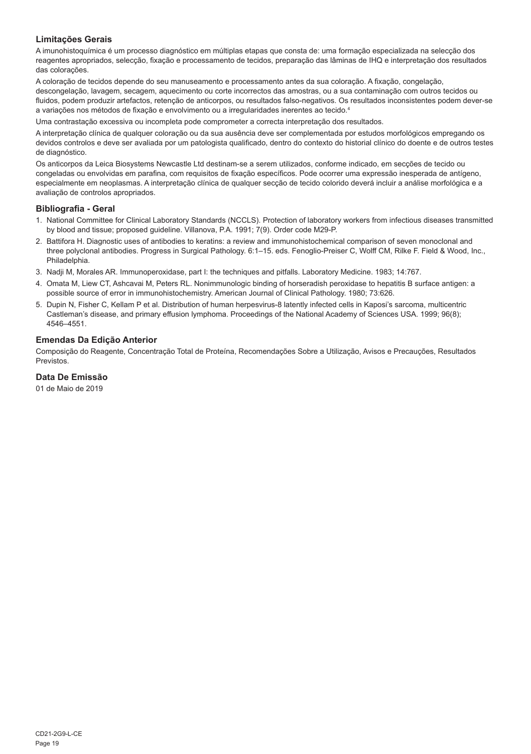### Limitações Gerais

A imunohistoquímica é um processo diagnóstico em múltiplas etapas que consta de: uma formação especializada na selecção dos reagentes apropriados, selecção, fixação e processamento de tecidos, preparação das lâminas de IHQ e interpretação dos resultados das colorações.

A coloração de tecidos depende do seu manuseamento e processamento antes da sua coloração. A fixação, congelação, descongelação, lavagem, secagem, aquecimento ou corte incorrectos das amostras, ou a sua contaminação com outros tecidos ou fluidos, podem produzir artefactos, retenção de anticorpos, ou resultados falso-negativos. Os resultados inconsistentes podem dever-se a variações nos métodos de fixação e envolvimento ou a irregularidades inerentes ao tecido.[4]

Uma contrastação excessiva ou incompleta pode comprometer a correcta interpretação dos resultados.

A interpretação clínica de qualquer coloração ou da sua ausência deve ser complementada por estudos morfológicos empregando os devidos controlos e deve ser avaliada por um patologista qualificado, dentro do contexto do historial clínico do doente e de outros testes de diagnóstico.

Os anticorpos da Leica Biosystems Newcastle Ltd destinam-se a serem utilizados, conforme indicado, em secções de tecido ou congeladas ou envolvidas em parafina, com requisitos de fixação específicos. Pode ocorrer uma expressão inesperada de antígeno, especialmente em neoplasmas. A interpretação clínica de qualquer secção de tecido colorido deverá incluir a análise morfológica e a avaliação de controlos apropriados.

### Bibliografia - Geral

1. National Committee for Clinical Laboratory Standards (NCCLS). Protection of laboratory workers from infectious diseases transmitted by blood and tissue; proposed guideline. Villanova, P.A. 1991; 7(9). Order code M29-P.
2. Battifora H. Diagnostic uses of antibodies to keratins: a review and immunohistochemical comparison of seven monoclonal and three polyclonal antibodies. Progress in Surgical Pathology. 6:1–15. eds. Fenoglio-Preiser C, Wolff CM, Rilke F. Field & Wood, Inc., Philadelphia.
3. Nadji M, Morales AR. Immunoperoxidase, part I: the techniques and pitfalls. Laboratory Medicine. 1983; 14:767.
4. Omata M, Liew CT, Ashcavai M, Peters RL. Nonimmunologic binding of horseradish peroxidase to hepatitis B surface antigen: a possible source of error in immunohistochemistry. American Journal of Clinical Pathology. 1980; 73:626.
5. Dupin N, Fisher C, Kellam P et al. Distribution of human herpesvirus-8 latently infected cells in Kaposi's sarcoma, multicentric Castleman's disease, and primary effusion lymphoma. Proceedings of the National Academy of Sciences USA. 1999; 96(8); 4546–4551.

### Emendas Da Edição Anterior

Composição do Reagente, Concentração Total de Proteína, Recomendações Sobre a Utilização, Avisos e Precauções, Resultados Previstos.

### Data De Emissão

01 de Maio de 2019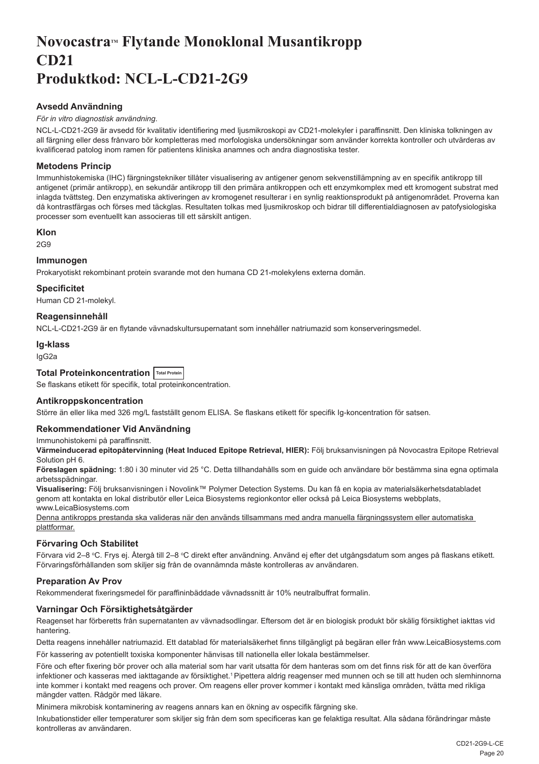# Novocastra™ Flytande Monoklonal Musantikropp
# CD21
# Produktkod: NCL-L-CD21-2G9

## Avsedd Användning

*För in vitro diagnostisk användning.*

NCL-L-CD21-2G9 är avsedd för kvalitativ identifiering med ljusmikroskopi av CD21-molekyler i paraffinsnitt. Den kliniska tolkningen av all färgning eller dess frånvaro bör kompletteras med morfologiska undersökningar som använder korrekta kontroller och utvärderas av kvalificerad patolog inom ramen för patientens kliniska anamnes och andra diagnostiska tester.

## Metodens Princip

Immunhistokemiska (IHC) färgningstekniker tillåter visualisering av antigener genom sekvenstillämpning av en specifik antikropp till antigenet (primär antikropp), en sekundär antikropp till den primära antikroppen och ett enzymkomplex med ett kromogent substrat med inlagda tvättsteg. Den enzymatiska aktiveringen av kromogenet resulterar i en synlig reaktionsprodukt på antigenområdet. Proverna kan då kontrastfärgas och förses med täckglas. Resultaten tolkas med ljusmikroskop och bidrar till differentialdiagnosen av patofysiologiska processer som eventuellt kan associeras till ett särskilt antigen.

## Klon

2G9

## Immunogen

Prokaryotiskt rekombinant protein svarande mot den humana CD 21-molekylens externa domän.

## Specificitet

Human CD 21-molekyl.

## Reagensinnehåll

NCL-L-CD21-2G9 är en flytande vävnadskultursupernatant som innehåller natriumazid som konserveringsmedel.

## Ig-klass

IgG2a

## Total Proteinkoncentration Total Protein

Se flaskans etikett för specifik, total proteinkoncentration.

## Antikroppskoncentration

Större än eller lika med 326 mg/L fastställt genom ELISA. Se flaskans etikett för specifik Ig-koncentration för satsen.

## Rekommendationer Vid Användning

Immunohistokemi på paraffinsnitt.

**Värmeinducerad epitopåtervinning (Heat Induced Epitope Retrieval, HIER):** Följ bruksanvisningen på Novocastra Epitope Retrieval Solution pH 6.

**Föreslagen spädning:** 1:80 i 30 minuter vid 25 °C. Detta tillhandahålls som en guide och användare bör bestämma sina egna optimala arbetsspädningar.

**Visualisering:** Följ bruksanvisningen i Novolink™ Polymer Detection Systems. Du kan få en kopia av materialsäkerhetsdatabladet genom att kontakta en lokal distributör eller Leica Biosystems regionkontor eller också på Leica Biosystems webbplats, www.LeicaBiosystems.com

Denna antikropps prestanda ska valideras när den används tillsammans med andra manuella färgningssystem eller automatiska plattformar.

## Förvaring Och Stabilitet

Förvara vid 2–8 °C. Frys ej. Återgå till 2–8 °C direkt efter användning. Använd ej efter det utgångsdatum som anges på flaskans etikett. Förvaringsförhållanden som skiljer sig från de ovannämnda måste kontrolleras av användaren.

## Preparation Av Prov

Rekommenderat fixeringsmedel för paraffininbäddade vävnadssnitt är 10% neutralbuffrat formalin.

## Varningar Och Försiktighetsåtgärder

Reagenset har förberetts från supernatanten av vävnadsodlingar. Eftersom det är en biologisk produkt bör skälig försiktighet iakttas vid hantering.

Detta reagens innehåller natriumazid. Ett datablad för materialsäkerhet finns tillgängligt på begäran eller från www.LeicaBiosystems.com

För kassering av potentiellt toxiska komponenter hänvisas till nationella eller lokala bestämmelser.

Före och efter fixering bör prover och alla material som har varit utsatta för dem hanteras som om det finns risk för att de kan överföra infektioner och kasseras med iakttagande av försiktighet.[1] Pipettera aldrig reagenser med munnen och se till att huden och slemhinnorna inte kommer i kontakt med reagens och prover. Om reagens eller prover kommer i kontakt med känsliga områden, tvätta med rikliga mängder vatten. Rådgör med läkare.

Minimera mikrobisk kontaminering av reagens annars kan en ökning av ospecifik färgning ske.

Inkubationstider eller temperaturer som skiljer sig från dem som specificeras kan ge felaktiga resultat. Alla sådana förändringar måste kontrolleras av användaren.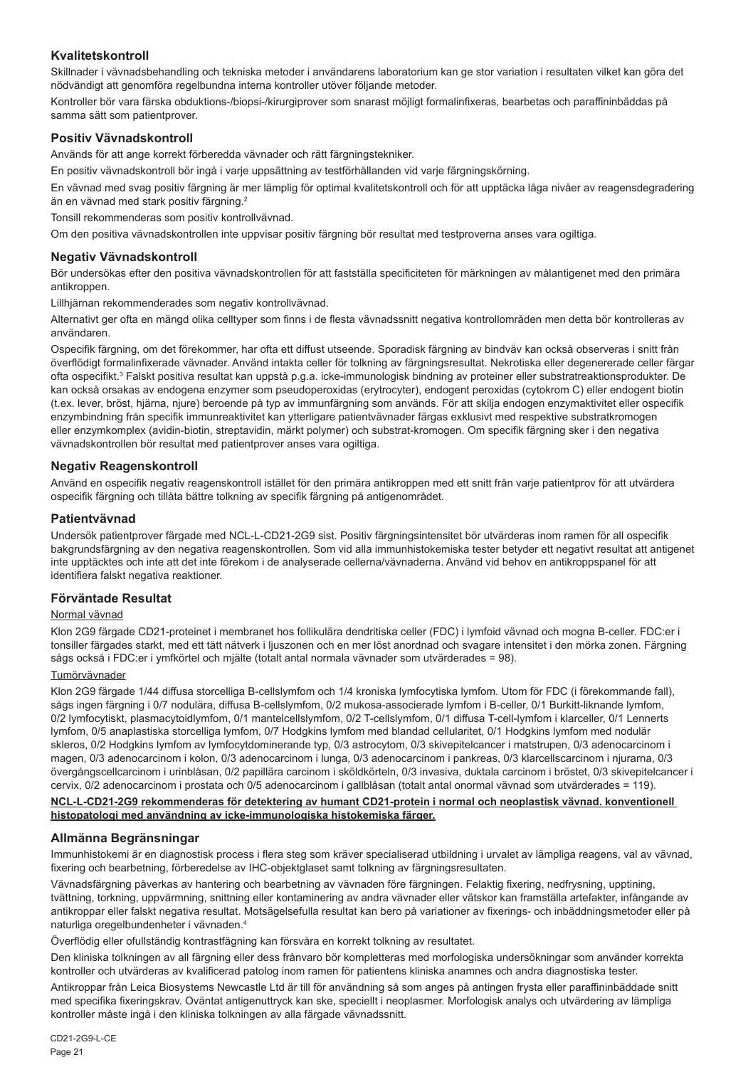## Kvalitetskontroll

Skillnader i vävnadsbehandling och tekniska metoder i användarens laboratorium kan ge stor variation i resultaten vilket kan göra det nödvändigt att genomföra regelbundna interna kontroller utöver följande metoder.

Kontroller bör vara färska obduktions-/biopsi-/kirurgiprover som snarast möjligt formalinfixeras, bearbetas och paraffininbäddas på samma sätt som patientprover.

## Positiv Vävnadskontroll

Används för att ange korrekt förberedda vävnader och rätt färgningstekniker.

En positiv vävnadskontroll bör ingå i varje uppsättning av testförhållanden vid varje färgningskörning.

En vävnad med svag positiv färgning är mer lämplig för optimal kvalitetskontroll och för att upptäcka låga nivåer av reagensdegradering än en vävnad med stark positiv färgning.[2]

Tonsill rekommenderas som positiv kontrollvävnad.

Om den positiva vävnadskontrollen inte uppvisar positiv färgning bör resultat med testproverna anses vara ogiltiga.

## Negativ Vävnadskontroll

Bör undersökas efter den positiva vävnadskontrollen för att fastställa specificiteten för märkningen av målantigenet med den primära antikroppen.

Lillhjärnan rekommenderades som negativ kontrollvävnad.

Alternativt ger ofta en mängd olika celltyper som finns i de flesta vävnadssnitt negativa kontrollområden men detta bör kontrolleras av användaren.

Ospecifik färgning, om det förekommer, har ofta ett diffust utseende. Sporadisk färgning av bindväv kan också observeras i snitt från överflödigt formalinfixerade vävnader. Använd intakta celler för tolkning av färgningsresultat. Nekrotiska eller degenererade celler färgar ofta ospecifikt.[3] Falskt positiva resultat kan uppstå p.g.a. icke-immunologisk bindning av proteiner eller substratreaktionsprodukter. De kan också orsakas av endogena enzymer som pseudoperoxidas (erytrocyter), endogent peroxidas (cytokrom C) eller endogent biotin (t.ex. lever, bröst, hjärna, njure) beroende på typ av immunfärgning som används. För att skilja endogen enzymaktivitet eller ospecifik enzymbindning från specifik immunreaktivitet kan ytterligare patientvävnader färgas exklusivt med respektive substratkromogen eller enzymkomplex (avidin-biotin, streptavidin, märkt polymer) och substrat-kromogen. Om specifik färgning sker i den negativa vävnadskontrollen bör resultat med patientprover anses vara ogiltiga.

## Negativ Reagenskontroll

Använd en ospecifik negativ reagenskontroll istället för den primära antikroppen med ett snitt från varje patientprov för att utvärdera ospecifik färgning och tillåta bättre tolkning av specifik färgning på antigenområdet.

## Patientvävnad

Undersök patientprover färgade med NCL-L-CD21-2G9 sist. Positiv färgningsintensitet bör utvärderas inom ramen för all ospecifik bakgrundsfärgning av den negativa reagenskontrollen. Som vid alla immunhistokemiska tester betyder ett negativt resultat att antigenet inte upptäcktes och inte att det inte förekom i de analyserade cellerna/vävnaderna. Använd vid behov en antikroppspanel för att identifiera falskt negativa reaktioner.

## Förväntade Resultat

Normal vävnad

Klon 2G9 färgade CD21-proteinet i membranet hos follikulära dendritiska celler (FDC) i lymfoid vävnad och mogna B-celler. FDC:er i tonsiller färgades starkt, med ett tätt nätverk i ljuszonen och en mer löst anordnad och svagare intensitet i den mörka zonen. Färgning sågs också i FDC:er i ymfkörtel och mjälte (totalt antal normala vävnader som utvärderades = 98).

Tumörvävnader

Klon 2G9 färgade 1/44 diffusa storcelliga B-cellslymfom och 1/4 kroniska lymfocytiska lymfom. Utom för FDC (i förekommande fall), sågs ingen färgning i 0/7 nodulära, diffusa B-cellslymfom, 0/2 mukosa-associerade lymfom i B-celler, 0/1 Burkitt-liknande lymfom, 0/2 lymfocytiskt, plasmacytoidlymfom, 0/1 mantelcellslymfom, 0/2 T-cellslymfom, 0/1 diffusa T-cell-lymfom i klarceller, 0/1 Lennerts lymfom, 0/5 anaplastiska storcelliga lymfom, 0/7 Hodgkins lymfom med blandad cellularitet, 0/1 Hodgkins lymfom med nodulär skleros, 0/2 Hodgkins lymfom av lymfocytdominerande typ, 0/3 astrocytom, 0/3 skivepitelcancer i matstrupen, 0/3 adenocarcinom i magen, 0/3 adenocarcinom i kolon, 0/3 adenocarcinom i lunga, 0/3 adenocarcinom i pankreas, 0/3 klarcellscarcinom i njurarna, 0/3 övergångscellcarcinom i urinblåsan, 0/2 papillära carcinom i sköldkörteln, 0/3 invasiva, duktala carcinom i bröstet, 0/3 skivepitelcancer i cervix, 0/2 adenocarcinom i prostata och 0/5 adenocarcinom i gallblåsan (totalt antal onormal vävnad som utvärderades = 119).

**NCL-L-CD21-2G9 rekommenderas för detektering av humant CD21-protein i normal och neoplastisk vävnad. konventionell histopatologi med användning av icke-immunologiska histokemiska färger.**

## Allmänna Begränsningar

Immunhistokemi är en diagnostisk process i flera steg som kräver specialiserad utbildning i urvalet av lämpliga reagens, val av vävnad, fixering och bearbetning, förberedelse av IHC-objektglaset samt tolkning av färgningsresultaten.

Vävnadsfärgning påverkas av hantering och bearbetning av vävnaden före färgningen. Felaktig fixering, nedfrysning, upptining, tvättning, torkning, uppvärmning, snittning eller kontaminering av andra vävnader eller vätskor kan framställa artefakter, infångande av antikroppar eller falskt negativa resultat. Motsägelsefulla resultat kan bero på variationer av fixerings- och inbäddningsmetoder eller på naturliga oregelbundenheter i vävnaden.[4]

Överflödig eller ofullständig kontrastfärgning kan försvåra en korrekt tolkning av resultatet.

Den kliniska tolkningen av all färgning eller dess frånvaro bör kompletteras med morfologiska undersökningar som använder korrekta kontroller och utvärderas av kvalificerad patolog inom ramen för patientens kliniska anamnes och andra diagnostiska tester.

Antikroppar från Leica Biosystems Newcastle Ltd är till för användning så som anges på antingen frysta eller paraffininbäddade snitt med specifika fixeringskrav. Oväntat antigenuttryck kan ske, speciellt i neoplasmer. Morfologisk analys och utvärdering av lämpliga kontroller måste ingå i den kliniska tolkningen av alla färgade vävnadssnitt.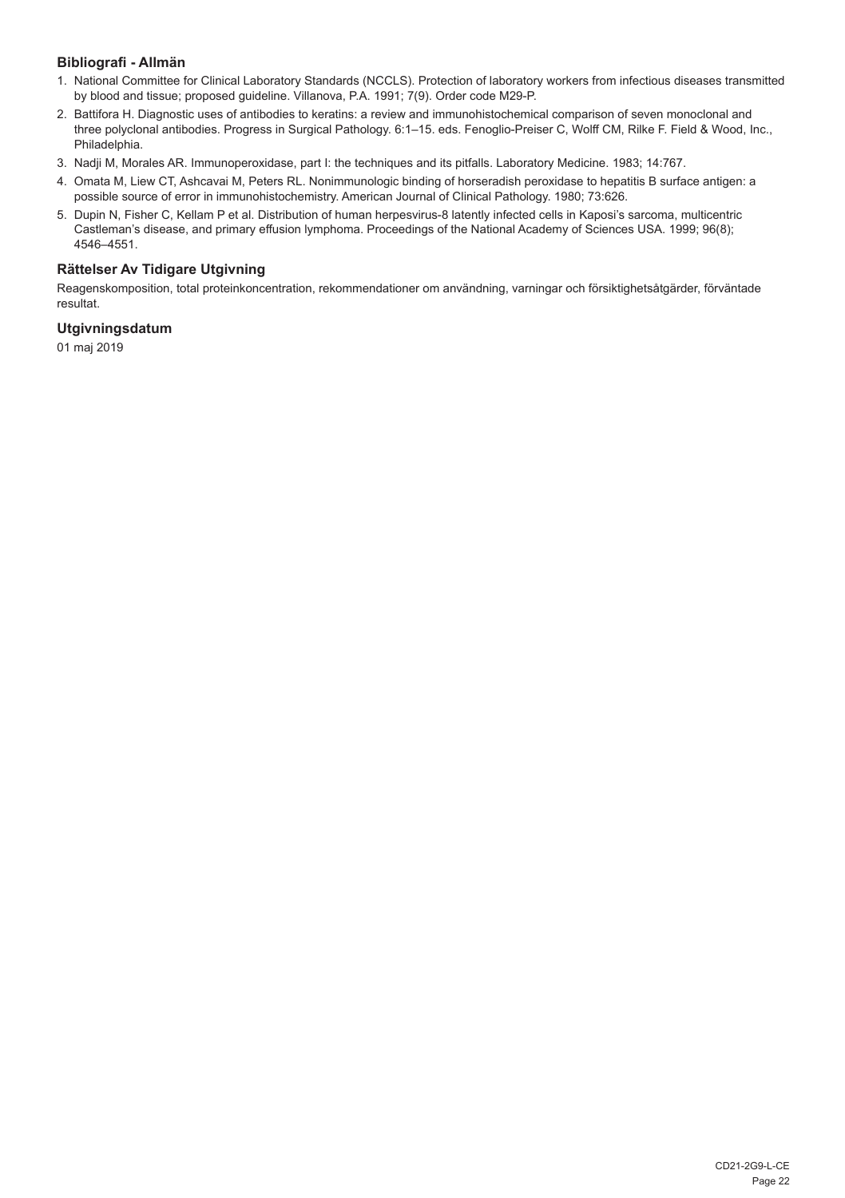## Bibliografi - Allmän

1. National Committee for Clinical Laboratory Standards (NCCLS). Protection of laboratory workers from infectious diseases transmitted by blood and tissue; proposed guideline. Villanova, P.A. 1991; 7(9). Order code M29-P.
2. Battifora H. Diagnostic uses of antibodies to keratins: a review and immunohistochemical comparison of seven monoclonal and three polyclonal antibodies. Progress in Surgical Pathology. 6:1–15. eds. Fenoglio-Preiser C, Wolff CM, Rilke F. Field & Wood, Inc., Philadelphia.
3. Nadji M, Morales AR. Immunoperoxidase, part I: the techniques and its pitfalls. Laboratory Medicine. 1983; 14:767.
4. Omata M, Liew CT, Ashcavai M, Peters RL. Nonimmunologic binding of horseradish peroxidase to hepatitis B surface antigen: a possible source of error in immunohistochemistry. American Journal of Clinical Pathology. 1980; 73:626.
5. Dupin N, Fisher C, Kellam P et al. Distribution of human herpesvirus-8 latently infected cells in Kaposi's sarcoma, multicentric Castleman's disease, and primary effusion lymphoma. Proceedings of the National Academy of Sciences USA. 1999; 96(8); 4546–4551.

## Rättelser Av Tidigare Utgivning

Reagenskomposition, total proteinkoncentration, rekommendationer om användning, varningar och försiktighetsåtgärder, förväntade resultat.

## Utgivningsdatum

01 maj 2019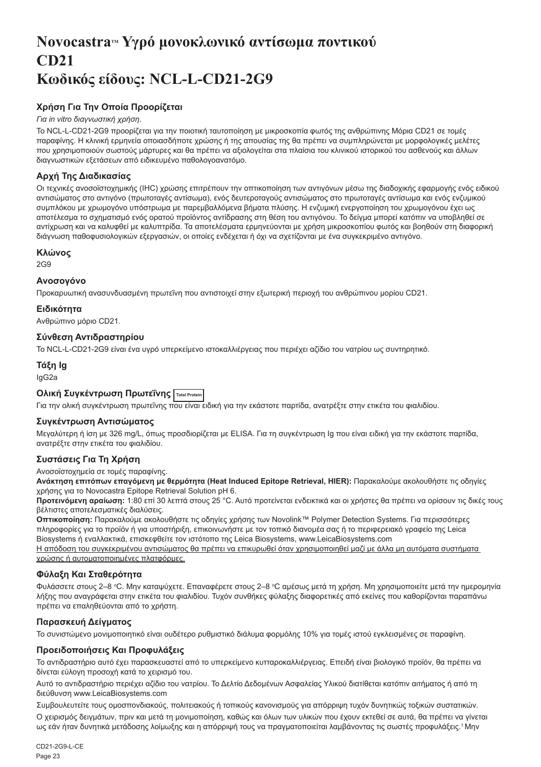# Novocastra™ Υγρό μονοκλωνικό αντίσωμα ποντικού CD21 Κωδικός είδους: NCL-L-CD21-2G9

### Χρήση Για Την Οποία Προορίζεται

*Για in vitro διαγνωστική χρήση.*

Το NCL-L-CD21-2G9 προορίζεται για την ποιοτική ταυτοποίηση με μικροσκοπία φωτός της ανθρώπινης Μόρια CD21 σε τομές παραφίνης. Η κλινική ερμηνεία οποιασδήποτε χρώσης ή της απουσίας της θα πρέπει να συμπληρώνεται με μορφολογικές μελέτες που χρησιμοποιούν σωστούς μάρτυρες και θα πρέπει να αξιολογείται στα πλαίσια του κλινικού ιστορικού του ασθενούς και άλλων διαγνωστικών εξετάσεων από ειδικευμένο παθολογοανατόμο.

### Αρχή Της Διαδικασίας

Οι τεχνικές ανοσοϊστοχημικής (IHC) χρώσης επιτρέπουν την οπτικοποίηση των αντιγόνων μέσω της διαδοχικής εφαρμογής ενός ειδικού αντισώματος στο αντιγόνο (πρωτοταγές αντίσωμα), ενός δευτεροταγούς αντισώματος στο πρωτοταγές αντίσωμα και ενός ενζυμικού συμπλόκου με χρωμογόνο υπόστρωμα με παρεμβαλλόμενα βήματα πλύσης. Η ενζυμική ενεργοποίηση του χρωμογόνου έχει ως αποτέλεσμα το σχηματισμό ενός ορατού προϊόντος αντίδρασης στη θέση του αντιγόνου. Το δείγμα μπορεί κατόπιν να υποβληθεί σε αντίχρωση και να καλυφθεί με καλυπτρίδα. Τα αποτελέσματα ερμηνεύονται με χρήση μικροσκοπίου φωτός και βοηθούν στη διαφορική διάγνωση παθοφυσιολογικών εξεργασιών, οι οποίες ενδέχεται ή όχι να σχετίζονται με ένα συγκεκριμένο αντιγόνο.

### Κλώνος

2G9

### Ανοσογόνο

Προκαρυωτική ανασυνδυασμένη πρωτεΐνη που αντιστοιχεί στην εξωτερική περιοχή του ανθρώπινου μορίου CD21.

### Ειδικότητα

Ανθρώπινο μόριο CD21.

### Σύνθεση Αντιδραστηρίου

Το NCL-L-CD21-2G9 είναι ένα υγρό υπερκείμενο ιστοκαλλιέργειας που περιέχει αζίδιο του νατρίου ως συντηρητικό.

### Τάξη Ig

IgG2a

### Ολική Συγκέντρωση Πρωτεΐνης Total Protein

Για την ολική συγκέντρωση πρωτεΐνης που είναι ειδική για την εκάστοτε παρτίδα, ανατρέξτε στην ετικέτα του φιαλιδίου.

### Συγκέντρωση Αντισώματος

Μεγαλύτερη ή ίση με 326 mg/L, όπως προσδιορίζεται με ELISA. Για τη συγκέντρωση Ig που είναι ειδική για την εκάστοτε παρτίδα, ανατρέξτε στην ετικέτα του φιαλιδίου.

### Συστάσεις Για Τη Χρήση

Ανοσοϊστοχημεία σε τομές παραφίνης.

**Ανάκτηση επιτόπων επαγόμενη με θερμότητα (Heat Induced Epitope Retrieval, HIER):** Παρακαλούμε ακολουθήστε τις οδηγίες χρήσης για το Novocastra Epitope Retrieval Solution pH 6.

**Προτεινόμενη αραίωση:** 1:80 επί 30 λεπτά στους 25 °C. Αυτό προτείνεται ενδεικτικά και οι χρήστες θα πρέπει να ορίσουν τις δικές τους βέλτιστες αποτελεσματικές διαλύσεις.

**Οπτικοποίηση:** Παρακαλούμε ακολουθήστε τις οδηγίες χρήσης των Novolink™ Polymer Detection Systems. Για περισσότερες πληροφορίες για το προϊόν ή για υποστήριξη, επικοινωνήστε με τον τοπικό διανομέα σας ή το περιφερειακό γραφείο της Leica Biosystems ή εναλλακτικά, επισκεφθείτε τον ιστότοπο της Leica Biosystems, www.LeicaBiosystems.com

Η απόδοση του συγκεκριμένου αντισώματος θα πρέπει να επικυρωθεί όταν χρησιμοποιηθεί μαζί με άλλα μη αυτόματα συστήματα χρώσης ή αυτοματοποιημένες πλατφόρμες.

### Φύλαξη Και Σταθερότητα

Φυλάσσετε στους 2–8 °C. Μην καταψύχετε. Επαναφέρετε στους 2–8 °C αμέσως μετά τη χρήση. Μη χρησιμοποιείτε μετά την ημερομηνία λήξης που αναγράφεται στην ετικέτα του φιαλιδίου. Τυχόν συνθήκες φύλαξης διαφορετικές από εκείνες που καθορίζονται παραπάνω πρέπει να επαληθεύονται από το χρήστη.

### Παρασκευή Δείγματος

Το συνιστώμενο μονιμοποιητικό είναι ουδέτερο ρυθμιστικό διάλυμα φορμόλης 10% για τομές ιστού εγκλεισμένες σε παραφίνη.

### Προειδοποιήσεις Και Προφυλάξεις

Το αντιδραστήριο αυτό έχει παρασκευαστεί από το υπερκείμενο κυτταροκαλλιέργειας. Επειδή είναι βιολογικό προϊόν, θα πρέπει να δίνεται εύλογη προσοχή κατά το χειρισμό του.

Αυτό το αντιδραστήριο περιέχει αζίδιο του νατρίου. Το Δελτίο Δεδομένων Ασφαλείας Υλικού διατίθεται κατόπιν αιτήματος ή από τη διεύθυνση www.LeicaBiosystems.com

Συμβουλευτείτε τους ομοσπονδιακούς, πολιτειακούς ή τοπικούς κανονισμούς για απόρριψη τυχόν δυνητικώς τοξικών συστατικών.

Ο χειρισμός δειγμάτων, πριν και μετά τη μονιμοποίηση, καθώς και όλων των υλικών που έχουν εκτεθεί σε αυτά, θα πρέπει να γίνεται ως εάν ήταν δυνητικά μετάδοσης λοίμωξης και η απόρριψή τους να πραγματοποιείται λαμβάνοντας τις σωστές προφυλάξεις.[1] Μην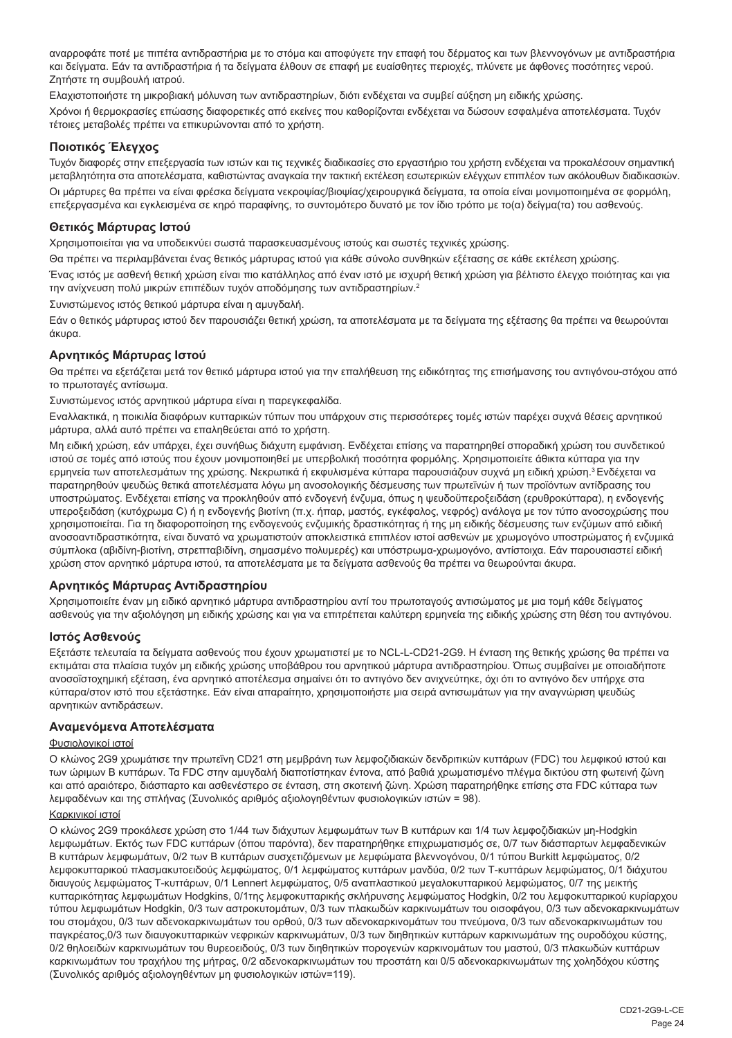αναρροφάτε ποτέ με πιπέτα αντιδραστήρια με το στόμα και αποφύγετε την επαφή του δέρματος και των βλεννογόνων με αντιδραστήρια και δείγματα. Εάν τα αντιδραστήρια ή τα δείγματα έλθουν σε επαφή με ευαίσθητες περιοχές, πλύνετε με άφθονες ποσότητες νερού. Ζητήστε τη συμβουλή ιατρού.

Ελαχιστοποιήστε τη μικροβιακή μόλυνση των αντιδραστηρίων, διότι ενδέχεται να συμβεί αύξηση μη ειδικής χρώσης.

Χρόνοι ή θερμοκρασίες επώασης διαφορετικές από εκείνες που καθορίζονται ενδέχεται να δώσουν εσφαλμένα αποτελέσματα. Τυχόν τέτοιες μεταβολές πρέπει να επικυρώνονται από το χρήστη.

### Ποιοτικός Έλεγχος

Τυχόν διαφορές στην επεξεργασία των ιστών και τις τεχνικές διαδικασίες στο εργαστήριο του χρήστη ενδέχεται να προκαλέσουν σημαντική μεταβλητότητα στα αποτελέσματα, καθιστώντας αναγκαία την τακτική εκτέλεση εσωτερικών ελέγχων επιπλέον των ακόλουθων διαδικασιών.

Οι μάρτυρες θα πρέπει να είναι φρέσκα δείγματα νεκροψίας/βιοψίας/χειρουργικά δείγματα, τα οποία είναι μονιμοποιημένα σε φορμόλη, επεξεργασμένα και εγκλεισμένα σε κηρό παραφίνης, το συντομότερο δυνατό με τον ίδιο τρόπο με το(α) δείγμα(τα) του ασθενούς.

### Θετικός Μάρτυρας Ιστού

Χρησιμοποιείται για να υποδεικνύει σωστά παρασκευασμένους ιστούς και σωστές τεχνικές χρώσης.

Θα πρέπει να περιλαμβάνεται ένας θετικός μάρτυρας ιστού για κάθε σύνολο συνθηκών εξέτασης σε κάθε εκτέλεση χρώσης.

Ένας ιστός με ασθενή θετική χρώση είναι πιο κατάλληλος από έναν ιστό με ισχυρή θετική χρώση για βέλτιστο έλεγχο ποιότητας και για την ανίχνευση πολύ μικρών επιπέδων τυχόν αποδόμησης των αντιδραστηρίων.[2]

Συνιστώμενος ιστός θετικού μάρτυρα είναι η αμυγδαλή.

Εάν ο θετικός μάρτυρας ιστού δεν παρουσιάζει θετική χρώση, τα αποτελέσματα με τα δείγματα της εξέτασης θα πρέπει να θεωρούνται άκυρα.

### Αρνητικός Μάρτυρας Ιστού

Θα πρέπει να εξετάζεται μετά τον θετικό μάρτυρα ιστού για την επαλήθευση της ειδικότητας της επισήμανσης του αντιγόνου-στόχου από το πρωτοταγές αντίσωμα.

Συνιστώμενος ιστός αρνητικού μάρτυρα είναι η παρεγκεφαλίδα.

Εναλλακτικά, η ποικιλία διαφόρων κυτταρικών τύπων που υπάρχουν στις περισσότερες τομές ιστών παρέχει συχνά θέσεις αρνητικού μάρτυρα, αλλά αυτό πρέπει να επαληθεύεται από το χρήστη.

Μη ειδική χρώση, εάν υπάρχει, έχει συνήθως διάχυτη εμφάνιση. Ενδέχεται επίσης να παρατηρηθεί σποραδική χρώση του συνδετικού ιστού σε τομές από ιστούς που έχουν μονιμοποιηθεί με υπερβολική ποσότητα φορμόλης. Χρησιμοποιείτε άθικτα κύτταρα για την ερμηνεία των αποτελεσμάτων της χρώσης. Νεκρωτικά ή εκφυλισμένα κύτταρα παρουσιάζουν συχνά μη ειδική χρώση.[3] Ενδέχεται να παρατηρηθούν ψευδώς θετικά αποτελέσματα λόγω μη ανοσολογικής δέσμευσης των πρωτεϊνών ή των προϊόντων αντίδρασης του υποστρώματος. Ενδέχεται επίσης να προκληθούν από ενδογενή ένζυμα, όπως η ψευδοϋπεροξειδάση (ερυθροκύτταρα), η ενδογενής υπεροξειδάση (κυτόχρωμα C) ή η ενδογενής βιοτίνη (π.χ. ήπαρ, μαστός, εγκέφαλος, νεφρός) ανάλογα με τον τύπο ανοσοχρώσης που χρησιμοποιείται. Για τη διαφοροποίηση της ενδογενούς ενζυμικής δραστικότητας ή της μη ειδικής δέσμευσης των ενζύμων από ειδική ανοσοαντιδραστικότητα, είναι δυνατό να χρωματιστούν αποκλειστικά επιπλέον ιστοί ασθενών με χρωμογόνο υποστρώματος ή ενζυμικά σύμπλοκα (αβιδίνη-βιοτίνη, στρεπταβιδίνη, σημασμένο πολυμερές) και υπόστρωμα-χρωμογόνο, αντίστοιχα. Εάν παρουσιαστεί ειδική χρώση στον αρνητικό μάρτυρα ιστού, τα αποτελέσματα με τα δείγματα ασθενούς θα πρέπει να θεωρούνται άκυρα.

### Αρνητικός Μάρτυρας Αντιδραστηρίου

Χρησιμοποιείτε έναν μη ειδικό αρνητικό μάρτυρα αντιδραστηρίου αντί του πρωτοταγούς αντισώματος με μια τομή κάθε δείγματος ασθενούς για την αξιολόγηση μη ειδικής χρώσης και για να επιτρέπεται καλύτερη ερμηνεία της ειδικής χρώσης στη θέση του αντιγόνου.

### Ιστός Ασθενούς

Εξετάστε τελευταία τα δείγματα ασθενούς που έχουν χρωματιστεί με το NCL-L-CD21-2G9. Η ένταση της θετικής χρώσης θα πρέπει να εκτιμάται στα πλαίσια τυχόν μη ειδικής χρώσης υποβάθρου του αρνητικού μάρτυρα αντιδραστηρίου. Όπως συμβαίνει με οποιαδήποτε ανοσοϊστοχημική εξέταση, ένα αρνητικό αποτέλεσμα σημαίνει ότι το αντιγόνο δεν ανιχνεύτηκε, όχι ότι το αντιγόνο δεν υπήρχε στα κύτταρα/στον ιστό που εξετάστηκε. Εάν είναι απαραίτητο, χρησιμοποιήστε μια σειρά αντισωμάτων για την αναγνώριση ψευδώς αρνητικών αντιδράσεων.

### Αναμενόμενα Αποτελέσματα

#### Φυσιολογικοί ιστοί

Ο κλώνος 2G9 χρώματισε την πρωτεΐνη CD21 στη μεμβράνη των λεμφοζιδιακών δενδριτικών κυττάρων (FDC) του λεμφικού ιστού και των ώριμων B κυττάρων. Τα FDC στην αμυγδαλή διαπιστώθηκαν έντονα, από βαθιά χρωματισμένο πλέγμα δικτύου στη φωτεινή ζώνη και από αραιότερο, διάσπαρτο και ασθενέστερο σε ένταση, στη σκοτεινή ζώνη. Χρώση παρατηρήθηκε επίσης στα FDC κύτταρα των λεμφαδένων και της σπλήνας (Συνολικός αριθμός αξιολογηθέντων φυσιολογικών ιστών = 98).

#### Καρκινικοί ιστοί

Ο κλώνος 2G9 προκάλεσε χρώση στο 1/44 των διάχυτων λεμφωμάτων των B κυττάρων και 1/4 των λεμφοζιδιακών μη-Hodgkin λεμφωμάτων. Εκτός των FDC κυττάρων (όπου παρόντα), δεν παρατηρήθηκε επιχρωματισμός σε, 0/7 των διάσπαρτων λεμφαδενικών B κυττάρων λεμφωμάτων, 0/2 των B κυττάρων συσχετιζόμενων με λεμφώματα βλεννογόνου, 0/1 τύπου Burkitt λεμφώματος, 0/2 λεμφοκυτταρικού πλασμακυτοειδούς λεμφώματος, 0/1 λεμφώματος κυττάρων μανδύα, 0/2 των T-κυττάρων λεμφώματος, 0/1 διάχυτου διαυγούς λεμφώματος T-κυττάρων, 0/1 Lennert λεμφώματος, 0/5 αναπλαστικού μεγαλοκυτταρικού λεμφώματος, 0/7 της μεικτής κυτταρικότητας λεμφωμάτων Hodgkins, 0/1της λεμφοκυτταρικής σκλήρυνσης λεμφώματος Hodgkin, 0/2 του λεμφοκυτταρικού κυρίαρχου τύπου λεμφωμάτων Hodgkin, 0/3 των αστροκυτομάτων, 0/3 των πλακωδών καρκινωμάτων του οισοφάγου, 0/3 των αδενοκαρκινωμάτων του στομάχου, 0/3 των αδενοκαρκινωμάτων του ορθού, 0/3 των αδενοκαρκινομάτων του πνεύμονα, 0/3 των αδενοκαρκινωμάτων του παγκρέατος,0/3 των διαυγοκυτταρικών νεφρικών καρκινωμάτων, 0/3 των διηθητικών κυττάρων καρκινωμάτων της ουροδόχου κύστης, 0/2 θηλοειδών καρκινωμάτων του θυρεοειδούς, 0/3 των διηθητικών πορογενών καρκινομάτων του μαστού, 0/3 πλακωδών κυττάρων καρκινωμάτων του τραχήλου της μήτρας, 0/2 αδενοκαρκινωμάτων του προστάτη και 0/5 αδενοκαρκινωμάτων της χολη­δόχου κύστης (Συνολικός αριθμός αξιολογηθέντων μη φυσιολογικών ιστών=119).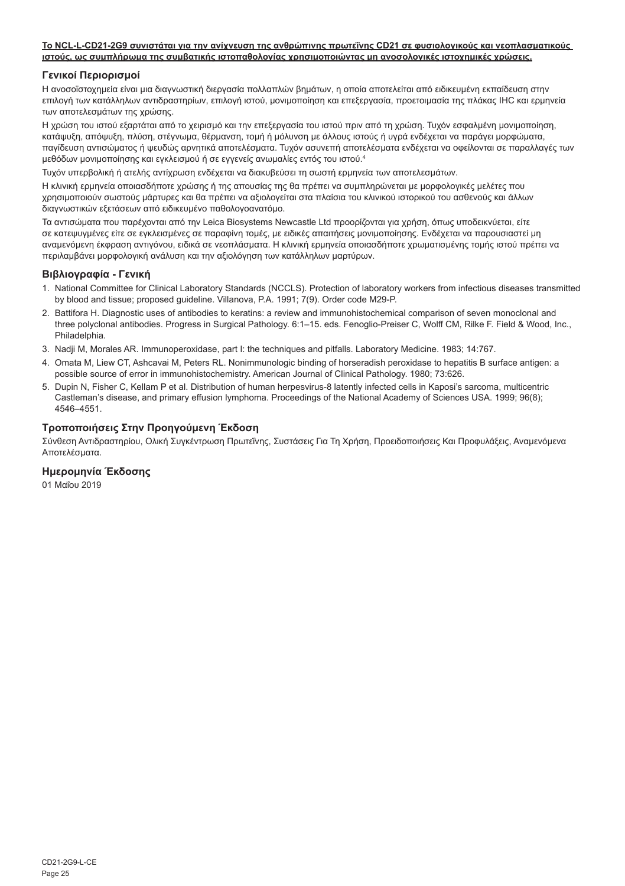**Το NCL-L-CD21-2G9 συνιστάται για την ανίχνευση της ανθρώπινης πρωτεΐνης CD21 σε φυσιολογικούς και νεοπλασματικούς ιστούς, ως συμπλήρωμα της συμβατικής ιστοπαθολογίας χρησιμοποιώντας μη ανοσολογικές ιστοχημικές χρώσεις.**

## Γενικοί Περιορισμοί

Η ανοσοϊστοχημεία είναι μια διαγνωστική διεργασία πολλαπλών βημάτων, η οποία αποτελείται από ειδικευμένη εκπαίδευση στην επιλογή των κατάλληλων αντιδραστηρίων, επιλογή ιστού, μονιμοποίηση και επεξεργασία, προετοιμασία της πλάκας IHC και ερμηνεία των αποτελεσμάτων της χρώσης.

Η χρώση του ιστού εξαρτάται από το χειρισμό και την επεξεργασία του ιστού πριν από τη χρώση. Τυχόν εσφαλμένη μονιμοποίηση, κατάψυξη, απόψυξη, πλύση, στέγνωμα, θέρμανση, τομή ή μόλυνση με άλλους ιστούς ή υγρά ενδέχεται να παράγει μορφώματα, παγίδευση αντισώματος ή ψευδώς αρνητικά αποτελέσματα. Τυχόν ασυνεπή αποτελέσματα ενδέχεται να οφείλονται σε παραλλαγές των μεθόδων μονιμοποίησης και εγκλεισμού ή σε εγγενείς ανωμαλίες εντός του ιστού.[4]

Τυχόν υπερβολική ή ατελής αντίχρωση ενδέχεται να διακυβεύσει τη σωστή ερμηνεία των αποτελεσμάτων.

Η κλινική ερμηνεία οποιασδήποτε χρώσης ή της απουσίας της θα πρέπει να συμπληρώνεται με μορφολογικές μελέτες που χρησιμοποιούν σωστούς μάρτυρες και θα πρέπει να αξιολογείται στα πλαίσια του κλινικού ιστορικού του ασθενούς και άλλων διαγνωστικών εξετάσεων από ειδικευμένο παθολογοανατόμο.

Τα αντισώματα που παρέχονται από την Leica Biosystems Newcastle Ltd προορίζονται για χρήση, όπως υποδεικνύεται, είτε σε κατεψυγμένες είτε σε εγκλεισμένες σε παραφίνη τομές, με ειδικές απαιτήσεις μονιμοποίησης. Ενδέχεται να παρουσιαστεί μη αναμενόμενη έκφραση αντιγόνου, ειδικά σε νεοπλάσματα. Η κλινική ερμηνεία οποιασδήποτε χρωματισμένης τομής ιστού πρέπει να περιλαμβάνει μορφολογική ανάλυση και την αξιολόγηση των κατάλληλων μαρτύρων.

## Βιβλιογραφία - Γενική

1. National Committee for Clinical Laboratory Standards (NCCLS). Protection of laboratory workers from infectious diseases transmitted by blood and tissue; proposed guideline. Villanova, P.A. 1991; 7(9). Order code M29-P.
2. Battifora H. Diagnostic uses of antibodies to keratins: a review and immunohistochemical comparison of seven monoclonal and three polyclonal antibodies. Progress in Surgical Pathology. 6:1–15. eds. Fenoglio-Preiser C, Wolff CM, Rilke F. Field & Wood, Inc., Philadelphia.
3. Nadji M, Morales AR. Immunoperoxidase, part I: the techniques and pitfalls. Laboratory Medicine. 1983; 14:767.
4. Omata M, Liew CT, Ashcavai M, Peters RL. Nonimmunologic binding of horseradish peroxidase to hepatitis B surface antigen: a possible source of error in immunohistochemistry. American Journal of Clinical Pathology. 1980; 73:626.
5. Dupin N, Fisher C, Kellam P et al. Distribution of human herpesvirus-8 latently infected cells in Kaposi's sarcoma, multicentric Castleman's disease, and primary effusion lymphoma. Proceedings of the National Academy of Sciences USA. 1999; 96(8); 4546–4551.

## Τροποποιήσεις Στην Προηγούμενη Έκδοση

Σύνθεση Αντιδραστηρίου, Ολική Συγκέντρωση Πρωτεΐνης, Συστάσεις Για Τη Χρήση, Προειδοποιήσεις Και Προφυλάξεις, Αναμενόμενα Αποτελέσματα.

## Ημερομηνία Έκδοσης

01 Μαΐου 2019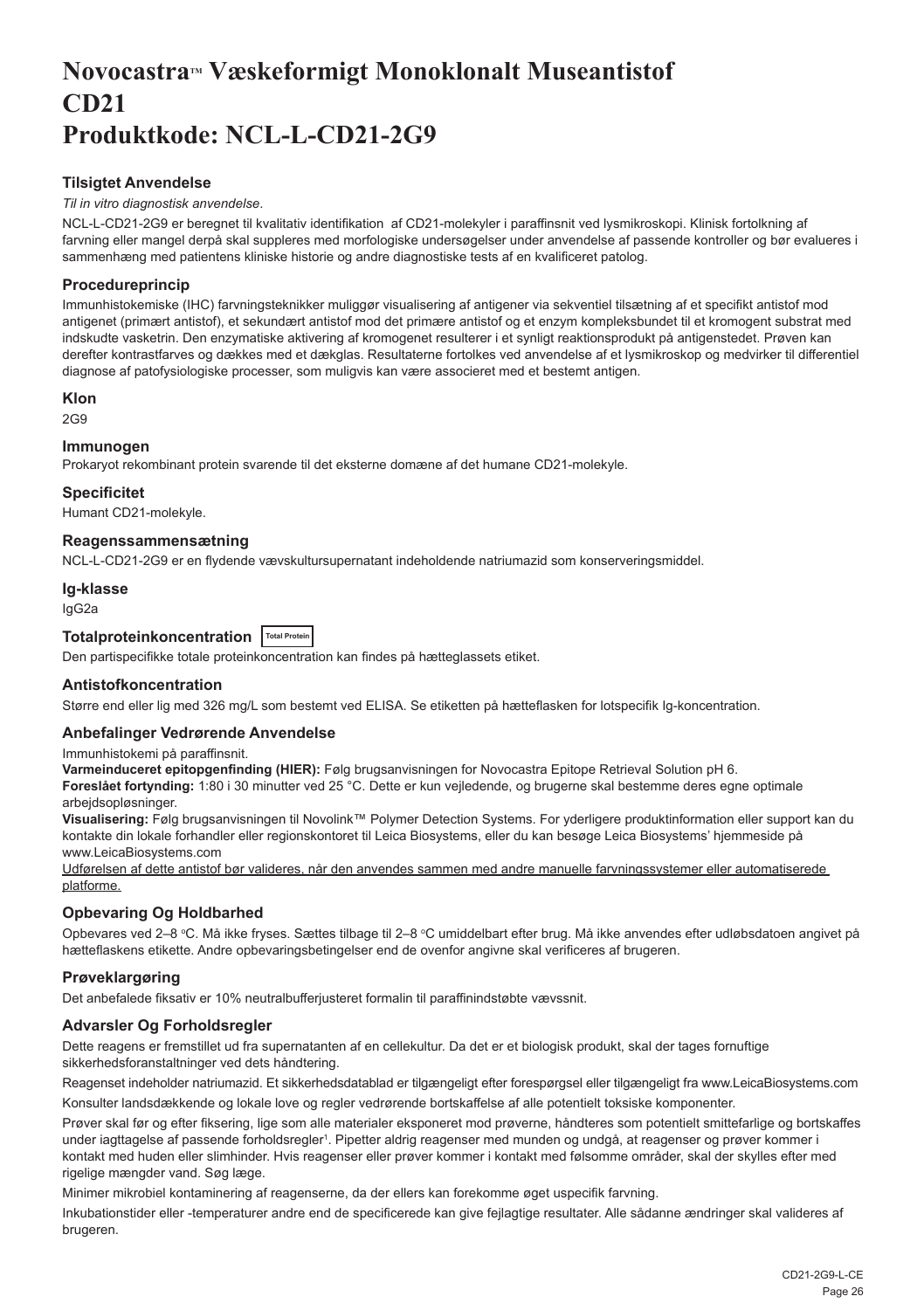# Novocastra™ Væskeformigt Monoklonalt Museantistof CD21 Produktkode: NCL-L-CD21-2G9

## Tilsigtet Anvendelse

*Til in vitro diagnostisk anvendelse*.

NCL-L-CD21-2G9 er beregnet til kvalitativ identifikation af CD21-molekyler i paraffinsnit ved lysmikroskopi. Klinisk fortolkning af farvning eller mangel derpå skal suppleres med morfologiske undersøgelser under anvendelse af passende kontroller og bør evalueres i sammenhæng med patientens kliniske historie og andre diagnostiske tests af en kvalificeret patolog.

## Procedureprincip

Immunhistokemiske (IHC) farvningsteknikker muliggør visualisering af antigener via sekventiel tilsætning af et specifikt antistof mod antigenet (primært antistof), et sekundært antistof mod det primære antistof og et enzym kompleksbundet til et kromogent substrat med indskudte vasketrin. Den enzymatiske aktivering af kromogenet resulterer i et synligt reaktionsprodukt på antigenstedet. Prøven kan derefter kontrastfarves og dækkes med et dækglas. Resultaterne fortolkes ved anvendelse af et lysmikroskop og medvirker til differentiel diagnose af patofysiologiske processer, som muligvis kan være associeret med et bestemt antigen.

## Klon

2G9

## Immunogen

Prokaryot rekombinant protein svarende til det eksterne domæne af det humane CD21-molekyle.

## Specificitet

Humant CD21-molekyle.

## Reagenssammensætning

NCL-L-CD21-2G9 er en flydende vævskultursupernatant indeholdende natriumazid som konserveringsmiddel.

## Ig-klasse

IgG2a

## Totalproteinkoncentration Total Protein

Den partispecifikke totale proteinkoncentration kan findes på hætteglassets etiket.

## Antistofkoncentration

Større end eller lig med 326 mg/L som bestemt ved ELISA. Se etiketten på hætteflasken for lotspecifik Ig-koncentration.

## Anbefalinger Vedrørende Anvendelse

Immunhistokemi på paraffinsnit.

**Varmeinduceret epitopgenfinding (HIER):** Følg brugsanvisningen for Novocastra Epitope Retrieval Solution pH 6.

**Foreslået fortynding:** 1:80 i 30 minutter ved 25 °C. Dette er kun vejledende, og brugerne skal bestemme deres egne optimale arbejdsopløsninger.

**Visualisering:** Følg brugsanvisningen til Novolink™ Polymer Detection Systems. For yderligere produktinformation eller support kan du kontakte din lokale forhandler eller regionskontoret til Leica Biosystems, eller du kan besøge Leica Biosystems' hjemmeside på www.LeicaBiosystems.com

Udførelsen af dette antistof bør valideres, når den anvendes sammen med andre manuelle farvningssystemer eller automatiserede platforme.

## Opbevaring Og Holdbarhed

Opbevares ved 2–8 °C. Må ikke fryses. Sættes tilbage til 2–8 °C umiddelbart efter brug. Må ikke anvendes efter udløbsdatoen angivet på hætteflaskens etikette. Andre opbevaringsbetingelser end de ovenfor angivne skal verificeres af brugeren.

## Prøveklargøring

Det anbefalede fiksativ er 10% neutralbufferjusteret formalin til paraffinindstøbte vævssnit.

## Advarsler Og Forholdsregler

Dette reagens er fremstillet ud fra supernatanten af en cellekultur. Da det er et biologisk produkt, skal der tages fornuftige sikkerhedsforanstaltninger ved dets håndtering.

Reagenset indeholder natriumazid. Et sikkerhedsdatablad er tilgængeligt efter forespørgsel eller tilgængeligt fra www.LeicaBiosystems.com

Konsulter landsdækkende og lokale love og regler vedrørende bortskaffelse af alle potentielt toksiske komponenter.

Prøver skal før og efter fiksering, lige som alle materialer eksponeret mod prøverne, håndteres som potentielt smittefarlige og bortskaffes under iagttagelse af passende forholdsregler[1]. Pipetter aldrig reagenser med munden og undgå, at reagenser og prøver kommer i kontakt med huden eller slimhinder. Hvis reagenser eller prøver kommer i kontakt med følsomme områder, skal der skylles efter med rigelige mængder vand. Søg læge.

Minimer mikrobiel kontaminering af reagenserne, da der ellers kan forekomme øget uspecifik farvning.

Inkubationstider eller -temperaturer andre end de specificerede kan give fejlagtige resultater. Alle sådanne ændringer skal valideres af brugeren.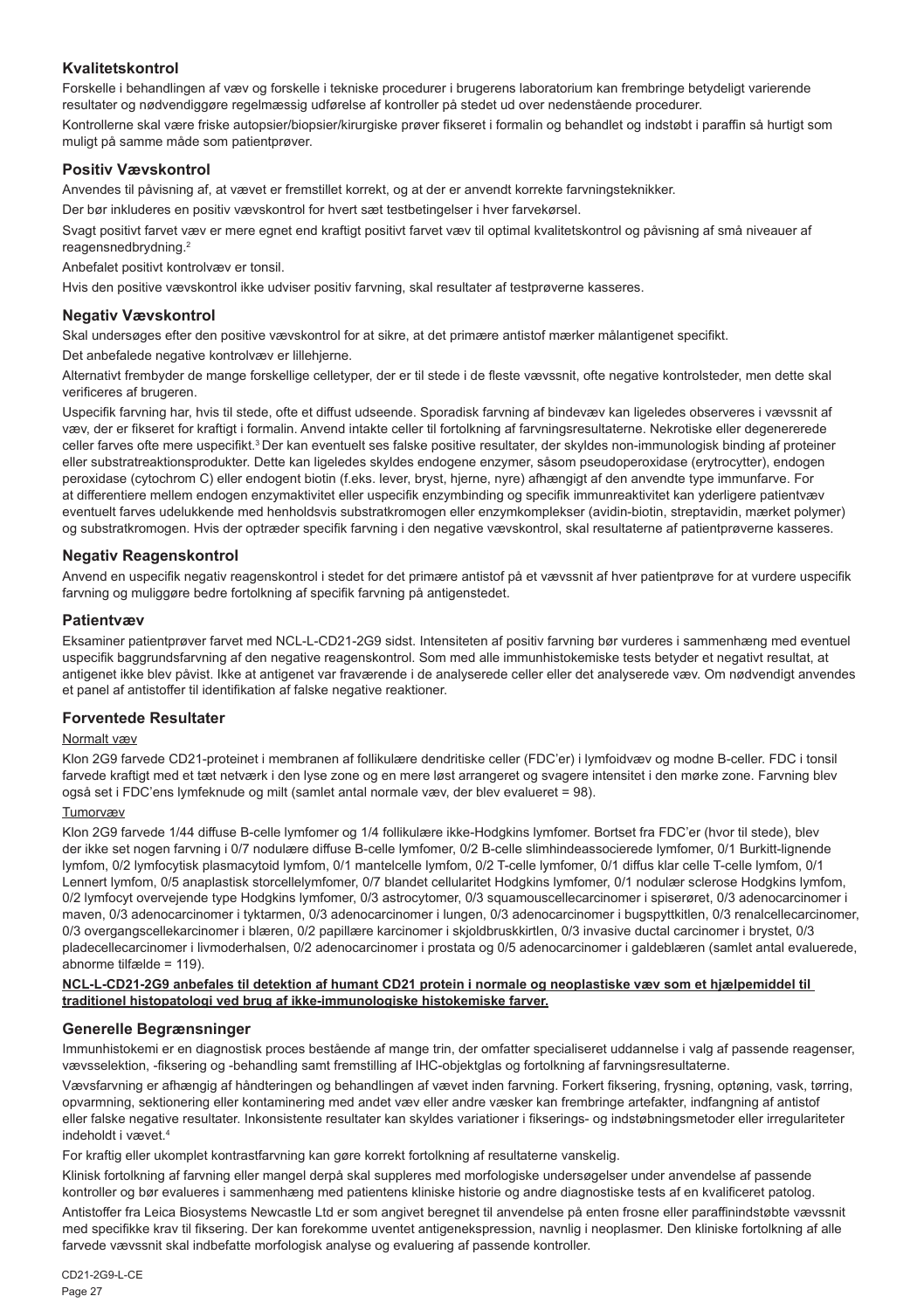## Kvalitetskontrol

Forskelle i behandlingen af væv og forskelle i tekniske procedurer i brugerens laboratorium kan frembringe betydeligt varierende resultater og nødvendiggøre regelmæssig udførelse af kontroller på stedet ud over nedenstående procedurer.

Kontrollerne skal være friske autopsier/biopsier/kirurgiske prøver fikseret i formalin og behandlet og indstøbt i paraffin så hurtigt som muligt på samme måde som patientprøver.

## Positiv Vævskontrol

Anvendes til påvisning af, at vævet er fremstillet korrekt, og at der er anvendt korrekte farvningsteknikker.

Der bør inkluderes en positiv vævskontrol for hvert sæt testbetingelser i hver farvekørsel.

Svagt positivt farvet væv er mere egnet end kraftigt positivt farvet væv til optimal kvalitetskontrol og påvisning af små niveauer af reagensnedbrydning.[2]

Anbefalet positivt kontrolvæv er tonsil.

Hvis den positive vævskontrol ikke udviser positiv farvning, skal resultater af testprøverne kasseres.

## Negativ Vævskontrol

Skal undersøges efter den positive vævskontrol for at sikre, at det primære antistof mærker målantigenet specifikt.

Det anbefalede negative kontrolvæv er lillehjerne.

Alternativt frembyder de mange forskellige celletyper, der er til stede i de fleste vævssnit, ofte negative kontrolsteder, men dette skal verificeres af brugeren.

Uspecifik farvning har, hvis til stede, ofte et diffust udseende. Sporadisk farvning af bindevæv kan ligeledes observeres i vævssnit af væv, der er fikseret for kraftigt i formalin. Anvend intakte celler til fortolkning af farvningsresultaterne. Nekrotiske eller degenererede celler farves ofte mere uspecifikt.[3] Der kan eventuelt ses falske positive resultater, der skyldes non-immunologisk binding af proteiner eller substratreaktionsprodukter. Dette kan ligeledes skyldes endogene enzymer, såsom pseudoperoxidase (erytrocytter), endogen peroxidase (cytochrom C) eller endogent biotin (f.eks. lever, bryst, hjerne, nyre) afhængigt af den anvendte type immunfarve. For at differentiere mellem endogen enzymaktivitet eller uspecifik enzymbinding og specifik immunreaktivitet kan yderligere patientvæv eventuelt farves udelukkende med henholdsvis substratkromogen eller enzymkomplekser (avidin-biotin, streptavidin, mærket polymer) og substratkromogen. Hvis der optræder specifik farvning i den negative vævskontrol, skal resultaterne af patientprøverne kasseres.

## Negativ Reagenskontrol

Anvend en uspecifik negativ reagenskontrol i stedet for det primære antistof på et vævssnit af hver patientprøve for at vurdere uspecifik farvning og muliggøre bedre fortolkning af specifik farvning på antigenstedet.

## Patientvæv

Eksaminer patientprøver farvet med NCL-L-CD21-2G9 sidst. Intensiteten af positiv farvning bør vurderes i sammenhæng med eventuel uspecifik baggrundsfarvning af den negative reagenskontrol. Som med alle immunhistokemiske tests betyder et negativt resultat, at antigenet ikke blev påvist. Ikke at antigenet var fraværende i de analyserede celler eller det analyserede væv. Om nødvendigt anvendes et panel af antistoffer til identifikation af falske negative reaktioner.

## Forventede Resultater

Normalt væv

Klon 2G9 farvede CD21-proteinet i membranen af follikulære dendritiske celler (FDC'er) i lymfoidvæv og modne B-celler. FDC i tonsil farvede kraftigt med et tæt netværk i den lyse zone og en mere løst arrangeret og svagere intensitet i den mørke zone. Farvning blev også set i FDC'ens lymfeknude og milt (samlet antal normale væv, der blev evalueret = 98).

Tumorvæv

Klon 2G9 farvede 1/44 diffuse B-celle lymfomer og 1/4 follikulære ikke-Hodgkins lymfomer. Bortset fra FDC'er (hvor til stede), blev der ikke set nogen farvning i 0/7 nodulære diffuse B-celle lymfomer, 0/2 B-celle slimhindeassocierede lymfomer, 0/1 Burkitt-lignende lymfom, 0/2 lymfocytisk plasmacytoid lymfom, 0/1 mantelcelle lymfom, 0/2 T-celle lymfomer, 0/1 diffus klar celle T-celle lymfom, 0/1 Lennert lymfom, 0/5 anaplastisk storcellelymfomer, 0/7 blandet cellularitet Hodgkins lymfomer, 0/1 nodulær sclerose Hodgkins lymfom, 0/2 lymfocyt overvejende type Hodgkins lymfomer, 0/3 astrocytomer, 0/3 squamouscellecarcinomer i spiserøret, 0/3 adenocarcinomer i maven, 0/3 adenocarcinomer i tyktarmen, 0/3 adenocarcinomer i lungen, 0/3 adenocarcinomer i bugspyttkitlen, 0/3 renalcellecarcinomer, 0/3 overgangscellekarcinomer i blæren, 0/2 papillære karcinomer i skjoldbruskkirtlen, 0/3 invasive ductal carcinomer i brystet, 0/3 pladecellecarcinomer i livmoderhalsen, 0/2 adenocarcinomer i prostata og 0/5 adenocarcinomer i galdeblæren (samlet antal evaluerede, abnorme tilfælde = 119).

**NCL-L-CD21-2G9 anbefales til detektion af humant CD21 protein i normale og neoplastiske væv som et hjælpemiddel til traditionel histopatologi ved brug af ikke-immunologiske histokemiske farver.**

## Generelle Begrænsninger

Immunhistokemi er en diagnostisk proces bestående af mange trin, der omfatter specialiseret uddannelse i valg af passende reagenser, vævsselektion, -fiksering og -behandling samt fremstilling af IHC-objektglas og fortolkning af farvningsresultaterne.

Vævsfarvning er afhængig af håndteringen og behandlingen af vævet inden farvning. Forkert fiksering, frysning, optøning, vask, tørring, opvarmning, sektionering eller kontaminering med andet væv eller andre væsker kan frembringe artefakter, indfangning af antistof eller falske negative resultater. Inkonsistente resultater kan skyldes variationer i fikserings- og indstøbningsmetoder eller irregulariteter indeholdt i vævet.[4]

For kraftig eller ukomplet kontrastfarvning kan gøre korrekt fortolkning af resultaterne vanskelig.

Klinisk fortolkning af farvning eller mangel derpå skal suppleres med morfologiske undersøgelser under anvendelse af passende kontroller og bør evalueres i sammenhæng med patientens kliniske historie og andre diagnostiske tests af en kvalificeret patolog.

Antistoffer fra Leica Biosystems Newcastle Ltd er som angivet beregnet til anvendelse på enten frosne eller paraffinindstøbte vævssnit med specifikke krav til fiksering. Der kan forekomme uventet antigenekspression, navnlig i neoplasmer. Den kliniske fortolkning af alle farvede vævssnit skal indbefatte morfologisk analyse og evaluering af passende kontroller.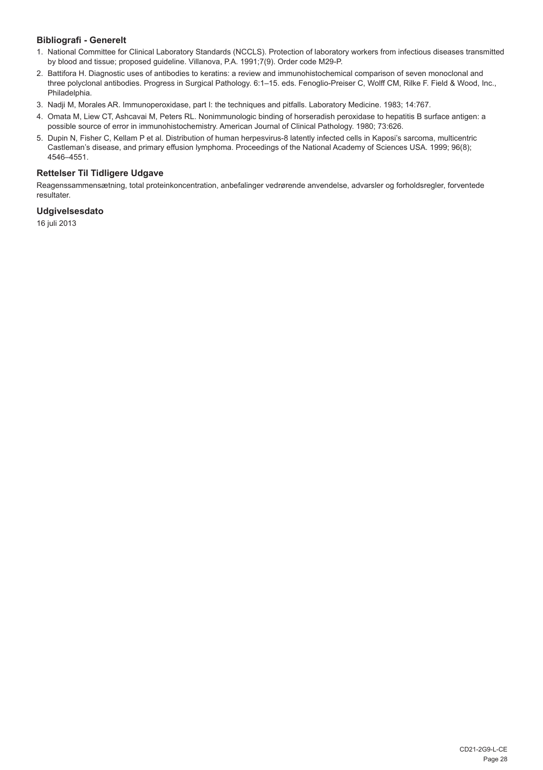### Bibliografi - Generelt

1. National Committee for Clinical Laboratory Standards (NCCLS). Protection of laboratory workers from infectious diseases transmitted by blood and tissue; proposed guideline. Villanova, P.A. 1991;7(9). Order code M29-P.
2. Battifora H. Diagnostic uses of antibodies to keratins: a review and immunohistochemical comparison of seven monoclonal and three polyclonal antibodies. Progress in Surgical Pathology. 6:1–15. eds. Fenoglio-Preiser C, Wolff CM, Rilke F. Field & Wood, Inc., Philadelphia.
3. Nadji M, Morales AR. Immunoperoxidase, part I: the techniques and pitfalls. Laboratory Medicine. 1983; 14:767.
4. Omata M, Liew CT, Ashcavai M, Peters RL. Nonimmunologic binding of horseradish peroxidase to hepatitis B surface antigen: a possible source of error in immunohistochemistry. American Journal of Clinical Pathology. 1980; 73:626.
5. Dupin N, Fisher C, Kellam P et al. Distribution of human herpesvirus-8 latently infected cells in Kaposi's sarcoma, multicentric Castleman's disease, and primary effusion lymphoma. Proceedings of the National Academy of Sciences USA. 1999; 96(8); 4546–4551.

### Rettelser Til Tidligere Udgave

Reagenssammensætning, total proteinkoncentration, anbefalinger vedrørende anvendelse, advarsler og forholdsregler, forventede resultater.

### Udgivelsesdato

16 juli 2013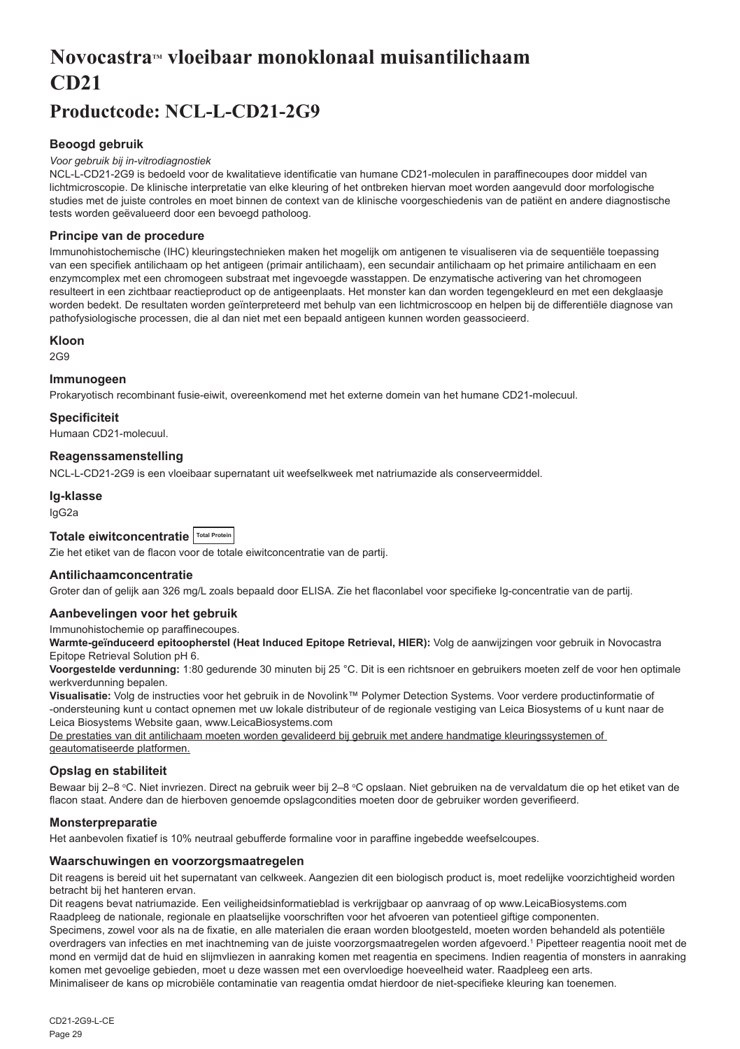# Novocastra™ vloeibaar monoklonaal muisantilichaam CD21

## Productcode: NCL-L-CD21-2G9

### Beoogd gebruik

*Voor gebruik bij in-vitrodiagnostiek*

NCL-L-CD21-2G9 is bedoeld voor de kwalitatieve identificatie van humane CD21-moleculen in paraffinecoupes door middel van lichtmicroscopie. De klinische interpretatie van elke kleuring of het ontbreken hiervan moet worden aangevuld door morfologische studies met de juiste controles en moet binnen de context van de klinische voorgeschiedenis van de patiënt en andere diagnostische tests worden geëvalueerd door een bevoegd patholoog.

### Principe van de procedure

Immunohistochemische (IHC) kleuringstechnieken maken het mogelijk om antigenen te visualiseren via de sequentiële toepassing van een specifiek antilichaam op het antigeen (primair antilichaam), een secundair antilichaam op het primaire antilichaam en een enzymcomplex met een chromogeen substraat met ingevoegde wasstappen. De enzymatische activering van het chromogeen resulteert in een zichtbaar reactieproduct op de antigeenplaats. Het monster kan dan worden tegengekleurd en met een dekglaasje worden bedekt. De resultaten worden geïnterpreteerd met behulp van een lichtmicroscoop en helpen bij de differentiële diagnose van pathofysiologische processen, die al dan niet met een bepaald antigeen kunnen worden geassocieerd.

### Kloon

2G9

### Immunogeen

Prokaryotisch recombinant fusie-eiwit, overeenkomend met het externe domein van het humane CD21-molecuul.

### Specificiteit

Humaan CD21-molecuul.

### Reagenssamenstelling

NCL-L-CD21-2G9 is een vloeibaar supernatant uit weefselkweek met natriumazide als conserveermiddel.

### Ig-klasse

IgG2a

### Totale eiwitconcentratie Total Protein

Zie het etiket van de flacon voor de totale eiwitconcentratie van de partij.

### Antilichaamconcentratie

Groter dan of gelijk aan 326 mg/L zoals bepaald door ELISA. Zie het flaconlabel voor specifieke Ig-concentratie van de partij.

### Aanbevelingen voor het gebruik

Immunohistochemie op paraffinecoupes.

**Warmte-geïnduceerd epitoopherstel (Heat Induced Epitope Retrieval, HIER):** Volg de aanwijzingen voor gebruik in Novocastra Epitope Retrieval Solution pH 6.

**Voorgestelde verdunning:** 1:80 gedurende 30 minuten bij 25 °C. Dit is een richtsnoer en gebruikers moeten zelf de voor hen optimale werkverdunning bepalen.

**Visualisatie:** Volg de instructies voor het gebruik in de Novolink™ Polymer Detection Systems. Voor verdere productinformatie of -ondersteuning kunt u contact opnemen met uw lokale distributeur of de regionale vestiging van Leica Biosystems of u kunt naar de Leica Biosystems Website gaan, www.LeicaBiosystems.com

De prestaties van dit antilichaam moeten worden gevalideerd bij gebruik met andere handmatige kleuringssystemen of geautomatiseerde platformen.

### Opslag en stabiliteit

Bewaar bij 2–8 °C. Niet invriezen. Direct na gebruik weer bij 2–8 °C opslaan. Niet gebruiken na de vervaldatum die op het etiket van de flacon staat. Andere dan de hierboven genoemde opslagcondities moeten door de gebruiker worden geverifieerd.

### Monsterpreparatie

Het aanbevolen fixatief is 10% neutraal gebufferde formaline voor in paraffine ingebedde weefselcoupes.

### Waarschuwingen en voorzorgsmaatregelen

Dit reagens is bereid uit het supernatant van celkweek. Aangezien dit een biologisch product is, moet redelijke voorzichtigheid worden betracht bij het hanteren ervan.

Dit reagens bevat natriumazide. Een veiligheidsinformatieblad is verkrijgbaar op aanvraag of op www.LeicaBiosystems.com

Raadpleeg de nationale, regionale en plaatselijke voorschriften voor het afvoeren van potentieel giftige componenten.

Specimens, zowel voor als na de fixatie, en alle materialen die eraan worden blootgesteld, moeten worden behandeld als potentiële overdragers van infecties en met inachtneming van de juiste voorzorgsmaatregelen worden afgevoerd.[1] Pipetteer reagentia nooit met de mond en vermijd dat de huid en slijmvliezen in aanraking komen met reagentia en specimens. Indien reagentia of monsters in aanraking komen met gevoelige gebieden, moet u deze wassen met een overvloedige hoeveelheid water. Raadpleeg een arts.

Minimaliseer de kans op microbiële contaminatie van reagentia omdat hierdoor de niet-specifieke kleuring kan toenemen.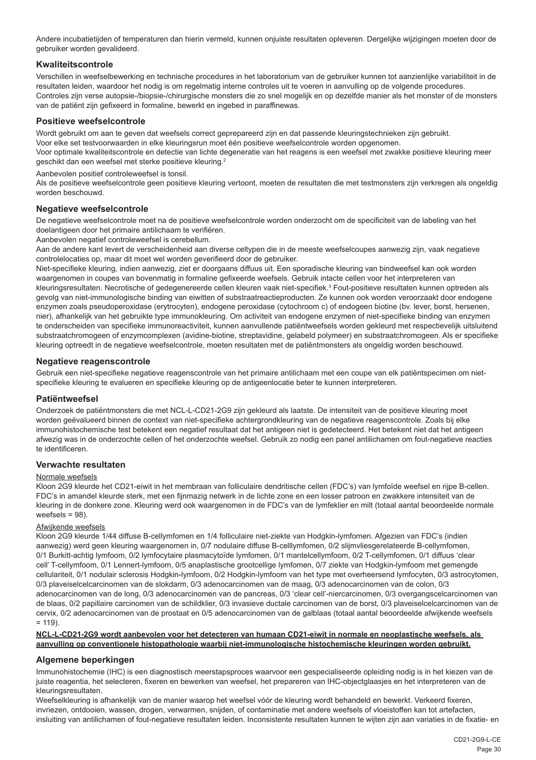Andere incubatietijden of temperaturen dan hierin vermeld, kunnen onjuiste resultaten opleveren. Dergelijke wijzigingen moeten door de gebruiker worden gevalideerd.

### Kwaliteitscontrole

Verschillen in weefselbewerking en technische procedures in het laboratorium van de gebruiker kunnen tot aanzienlijke variabiliteit in de resultaten leiden, waardoor het nodig is om regelmatig interne controles uit te voeren in aanvulling op de volgende procedures. Controles zijn verse autopsie-/biopsie-/chirurgische monsters die zo snel mogelijk en op dezelfde manier als het monster of de monsters van de patiënt zijn gefixeerd in formaline, bewerkt en ingebed in paraffinewas.

### Positieve weefselcontrole

Wordt gebruikt om aan te geven dat weefsels correct geprepareerd zijn en dat passende kleuringstechnieken zijn gebruikt.
Voor elke set testvoorwaarden in elke kleuringsrun moet één positieve weefselcontrole worden opgenomen.
Voor optimale kwaliteitscontrole en detectie van lichte degeneratie van het reagens is een weefsel met zwakke positieve kleuring meer geschikt dan een weefsel met sterke positieve kleuring.[2]

Aanbevolen positief controleweefsel is tonsil.
Als de positieve weefselcontrole geen positieve kleuring vertoont, moeten de resultaten die met testmonsters zijn verkregen als ongeldig worden beschouwd.

### Negatieve weefselcontrole

De negatieve weefselcontrole moet na de positieve weefselcontrole worden onderzocht om de specificiteit van de labeling van het doelantigeen door het primaire antilichaam te verifiëren.
Aanbevolen negatief controleweefsel is cerebellum.
Aan de andere kant levert de verscheidenheid aan diverse celtypen die in de meeste weefselcoupes aanwezig zijn, vaak negatieve controlelocaties op, maar dit moet wel worden geverifieerd door de gebruiker.
Niet-specifieke kleuring, indien aanwezig, ziet er doorgaans diffuus uit. Een sporadische kleuring van bindweefsel kan ook worden waargenomen in coupes van bovenmatig in formaline gefixeerde weefsels. Gebruik intacte cellen voor het interpreteren van kleuringsresultaten. Necrotische of gedegenereerde cellen kleuren vaak niet-specifiek.[3] Fout-positieve resultaten kunnen optreden als gevolg van niet-immunologische binding van eiwitten of substraatreactieproducten. Ze kunnen ook worden veroorzaakt door endogene enzymen zoals pseudoperoxidase (erytrocyten), endogene peroxidase (cytochroom c) of endogeen biotine (bv. lever, borst, hersenen, nier), afhankelijk van het gebruikte type immunokleuring. Om activiteit van endogene enzymen of niet-specifieke binding van enzymen te onderscheiden van specifieke immunoreactiviteit, kunnen aanvullende patiëntweefsels worden gekleurd met respectievelijk uitsluitend substraatchromogeen of enzymcomplexen (avidine-biotine, streptavidine, gelabeld polymeer) en substraatchromogeen. Als er specifieke kleuring optreedt in de negatieve weefselcontrole, moeten resultaten met de patiëntmonsters als ongeldig worden beschouwd.

### Negatieve reagenscontrole

Gebruik een niet-specifieke negatieve reagenscontrole van het primaire antilichaam met een coupe van elk patiëntspecimen om niet-specifieke kleuring te evalueren en specifieke kleuring op de antigeenlocatie beter te kunnen interpreteren.

### Patiëntweefsel

Onderzoek de patiëntmonsters die met NCL-L-CD21-2G9 zijn gekleurd als laatste. De intensiteit van de positieve kleuring moet worden geëvalueerd binnen de context van niet-specifieke achtergrondkleuring van de negatieve reagenscontrole. Zoals bij elke immunohistochemische test betekent een negatief resultaat dat het antigeen niet is gedetecteerd. Het betekent niet dat het antigeen afwezig was in de onderzochte cellen of het onderzochte weefsel. Gebruik zo nodig een panel antilichamen om fout-negatieve reacties te identificeren.

### Verwachte resultaten

Normale weefsels

Kloon 2G9 kleurde het CD21-eiwit in het membraan van folliculaire dendritische cellen (FDC's) van lymfoïde weefsel en rijpe B-cellen. FDC's in amandel kleurde sterk, met een fijnmazig netwerk in de lichte zone en een losser patroon en zwakkere intensiteit van de kleuring in de donkere zone. Kleuring werd ook waargenomen in de FDC's van de lymfeklier en milt (totaal aantal beoordeelde normale weefsels = 98).

Afwijkende weefsels

Kloon 2G9 kleurde 1/44 diffuse B-cellymfomen en 1/4 folliculaire niet-ziekte van Hodgkin-lymfomen. Afgezien van FDC's (indien aanwezig) werd geen kleuring waargenomen in, 0/7 nodulaire diffuse B-celllymfomen, 0/2 slijmvliesgerelateerde B-cellymfomen, 0/1 Burkitt-achtig lymfoom, 0/2 lymfocytaire plasmacytoïde lymfomen, 0/1 mantelcellymfoom, 0/2 T-cellymfomen, 0/1 diffuus 'clear cell' T-cellymfoom, 0/1 Lennert-lymfoom, 0/5 anaplastische grootcellige lymfomen, 0/7 ziekte van Hodgkin-lymfoom met gemengde cellulariteit, 0/1 nodulair sclerosis Hodgkin-lymfoom, 0/2 Hodgkin-lymfoom van het type met overheersend lymfocyten, 0/3 astrocytomen, 0/3 plaveiselcelcarcinomen van de slokdarm, 0/3 adenocarcinomen van de maag, 0/3 adenocarcinomen van de colon, 0/3 adenocarcinomen van de long, 0/3 adenocarcinomen van de pancreas, 0/3 'clear cell'-niercarcinomen, 0/3 overgangscelcarcinomen van de blaas, 0/2 papillaire carcinomen van de schildklier, 0/3 invasieve ductale carcinomen van de borst, 0/3 plaveiselcelcarcinomen van de cervix, 0/2 adenocarcinomen van de prostaat en 0/5 adenocarcinomen van de galblaas (totaal aantal beoordeelde afwijkende weefsels = 119).

**NCL-L-CD21-2G9 wordt aanbevolen voor het detecteren van humaan CD21-eiwit in normale en neoplastische weefsels, als aanvulling op conventionele histopathologie waarbij niet-immunologische histochemische kleuringen worden gebruikt.**

### Algemene beperkingen

Immunohistochemie (IHC) is een diagnostisch meerstapsproces waarvoor een gespecialiseerde opleiding nodig is in het kiezen van de juiste reagentia, het selecteren, fixeren en bewerken van weefsel, het prepareren van IHC-objectglaasjes en het interpreteren van de kleuringsresultaten.
Weefselkleuring is afhankelijk van de manier waarop het weefsel vóór de kleuring wordt behandeld en bewerkt. Verkeerd fixeren, invriezen, ontdooien, wassen, drogen, verwarmen, snijden, of contaminatie met andere weefsels of vloeistoffen kan tot artefacten, insluiting van antilichamen of fout-negatieve resultaten leiden. Inconsistente resultaten kunnen te wijten zijn aan variaties in de fixatie- en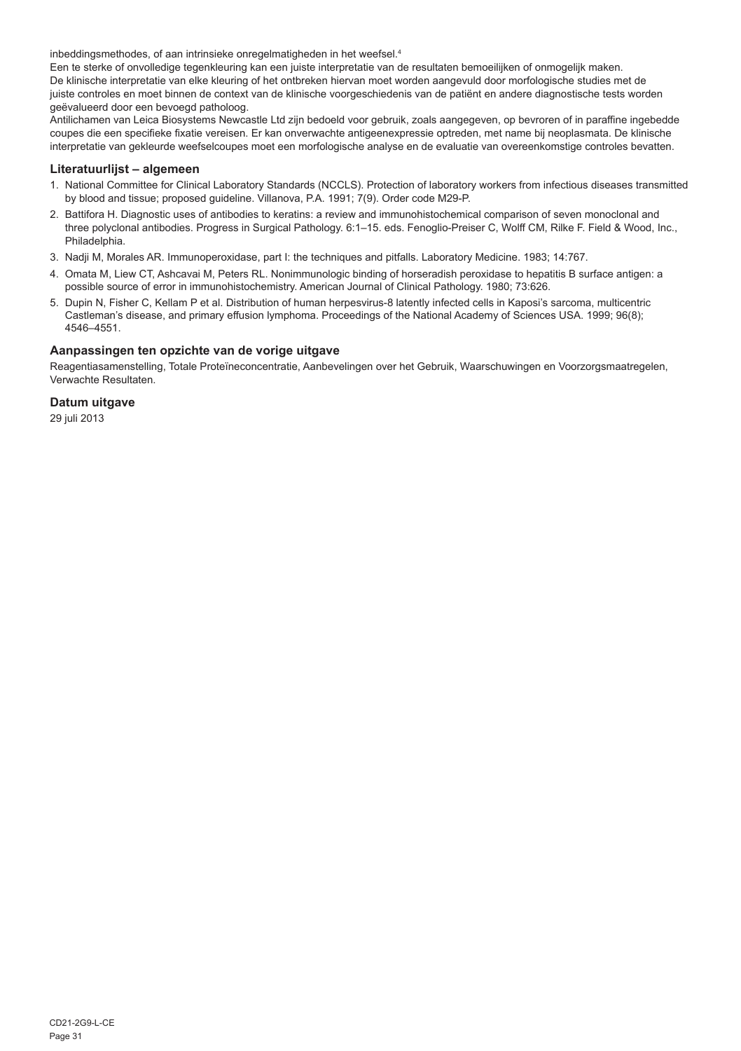inbeddingsmethodes, of aan intrinsieke onregelmatigheden in het weefsel.[4]

Een te sterke of onvolledige tegenkleuring kan een juiste interpretatie van de resultaten bemoeilijken of onmogelijk maken.

De klinische interpretatie van elke kleuring of het ontbreken hiervan moet worden aangevuld door morfologische studies met de juiste controles en moet binnen de context van de klinische voorgeschiedenis van de patiënt en andere diagnostische tests worden geëvalueerd door een bevoegd patholoog.

Antilichamen van Leica Biosystems Newcastle Ltd zijn bedoeld voor gebruik, zoals aangegeven, op bevroren of in paraffine ingebedde coupes die een specifieke fixatie vereisen. Er kan onverwachte antigeenexpressie optreden, met name bij neoplasmata. De klinische interpretatie van gekleurde weefselcoupes moet een morfologische analyse en de evaluatie van overeenkomstige controles bevatten.

## Literatuurlijst – algemeen

1. National Committee for Clinical Laboratory Standards (NCCLS). Protection of laboratory workers from infectious diseases transmitted by blood and tissue; proposed guideline. Villanova, P.A. 1991; 7(9). Order code M29-P.
2. Battifora H. Diagnostic uses of antibodies to keratins: a review and immunohistochemical comparison of seven monoclonal and three polyclonal antibodies. Progress in Surgical Pathology. 6:1–15. eds. Fenoglio-Preiser C, Wolff CM, Rilke F. Field & Wood, Inc., Philadelphia.
3. Nadji M, Morales AR. Immunoperoxidase, part I: the techniques and pitfalls. Laboratory Medicine. 1983; 14:767.
4. Omata M, Liew CT, Ashcavai M, Peters RL. Nonimmunologic binding of horseradish peroxidase to hepatitis B surface antigen: a possible source of error in immunohistochemistry. American Journal of Clinical Pathology. 1980; 73:626.
5. Dupin N, Fisher C, Kellam P et al. Distribution of human herpesvirus-8 latently infected cells in Kaposi's sarcoma, multicentric Castleman's disease, and primary effusion lymphoma. Proceedings of the National Academy of Sciences USA. 1999; 96(8); 4546–4551.

## Aanpassingen ten opzichte van de vorige uitgave

Reagentiasamenstelling, Totale Proteïneconcentratie, Aanbevelingen over het Gebruik, Waarschuwingen en Voorzorgsmaatregelen, Verwachte Resultaten.

## Datum uitgave

29 juli 2013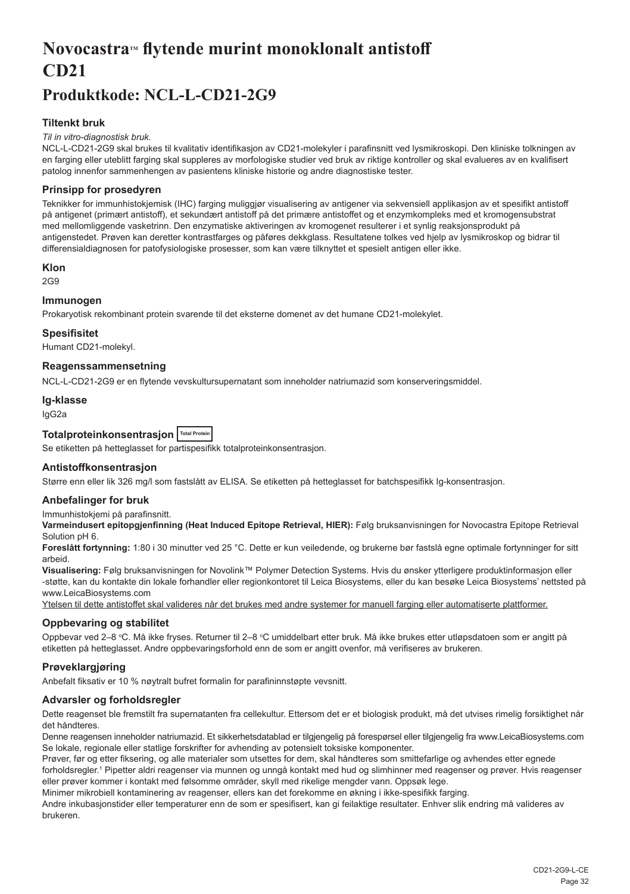# Novocastra™ flytende murint monoklonalt antistoff CD21

# Produktkode: NCL-L-CD21-2G9

### Tiltenkt bruk

*Til in vitro-diagnostisk bruk.*

NCL-L-CD21-2G9 skal brukes til kvalitativ identifikasjon av CD21-molekyler i parafinsnitt ved lysmikroskopi. Den kliniske tolkningen av en farging eller uteblitt farging skal suppleres av morfologiske studier ved bruk av riktige kontroller og skal evalueres av en kvalifisert patolog innenfor sammenhengen av pasientens kliniske historie og andre diagnostiske tester.

### Prinsipp for prosedyren

Teknikker for immunhistokjemisk (IHC) farging muliggjør visualisering av antigener via sekvensiell applikasjon av et spesifikt antistoff på antigenet (primært antistoff), et sekundært antistoff på det primære antistoffet og et enzymkompleks med et kromogensubstrat med mellomliggende vasketrinn. Den enzymatiske aktiveringen av kromogenet resulterer i et synlig reaksjonsprodukt på antigenstedet. Prøven kan deretter kontrastfarges og påføres dekkglass. Resultatene tolkes ved hjelp av lysmikroskop og bidrar til differensialdiagnosen for patofysiologiske prosesser, som kan være tilknyttet et spesielt antigen eller ikke.

### Klon

2G9

### Immunogen

Prokaryotisk rekombinant protein svarende til det eksterne domenet av det humane CD21-molekylet.

### Spesifisitet

Humant CD21-molekyl.

### Reagenssammensetning

NCL-L-CD21-2G9 er en flytende vevskultursupernatant som inneholder natriumazid som konserveringsmiddel.

### Ig-klasse

IgG2a

### Totalproteinkonsentrasjon Total Protein

Se etiketten på hetteglasset for partispesifikk totalproteinkonsentrasjon.

### Antistoffkonsentrasjon

Større enn eller lik 326 mg/l som fastslått av ELISA. Se etiketten på hetteglasset for batchspesifikk Ig-konsentrasjon.

### Anbefalinger for bruk

Immunhistokjemi på parafinsnitt.

**Varmeindusert epitopgjenfinning (Heat Induced Epitope Retrieval, HIER):** Følg bruksanvisningen for Novocastra Epitope Retrieval Solution pH 6.

**Foreslått fortynning:** 1:80 i 30 minutter ved 25 °C. Dette er kun veiledende, og brukerne bør fastslå egne optimale fortynninger for sitt arbeid.

**Visualisering:** Følg bruksanvisningen for Novolink™ Polymer Detection Systems. Hvis du ønsker ytterligere produktinformasjon eller -støtte, kan du kontakte din lokale forhandler eller regionkontoret til Leica Biosystems, eller du kan besøke Leica Biosystems' nettsted på www.LeicaBiosystems.com

<u>Ytelsen til dette antistoffet skal valideres når det brukes med andre systemer for manuell farging eller automatiserte plattformer.</u>

### Oppbevaring og stabilitet

Oppbevar ved 2–8 °C. Må ikke fryses. Returner til 2–8 °C umiddelbart etter bruk. Må ikke brukes etter utløpsdatoen som er angitt på etiketten på hetteglasset. Andre oppbevaringsforhold enn de som er angitt ovenfor, må verifiseres av brukeren.

### Prøveklargjøring

Anbefalt fiksativ er 10 % nøytralt bufret formalin for parafininnstøpte vevsnitt.

### Advarsler og forholdsregler

Dette reagenset ble fremstilt fra supernatanten fra cellekultur. Ettersom det er et biologisk produkt, må det utvises rimelig forsiktighet når det håndteres.

Denne reagensen inneholder natriumazid. Et sikkerhetsdatablad er tilgjengelig på forespørsel eller tilgjengelig fra www.LeicaBiosystems.com Se lokale, regionale eller statlige forskrifter for avhending av potensielt toksiske komponenter.

Prøver, før og etter fiksering, og alle materialer som utsettes for dem, skal håndteres som smittefarlige og avhendes etter egnede forholdsregler.[1] Pipetter aldri reagenser via munnen og unngå kontakt med hud og slimhinner med reagenser og prøver. Hvis reagenser eller prøver kommer i kontakt med følsomme områder, skyll med rikelige mengder vann. Oppsøk lege.

Minimer mikrobiell kontaminering av reagenser, ellers kan det forekomme en økning i ikke-spesifikk farging.

Andre inkubasjonstider eller temperaturer enn de som er spesifisert, kan gi feilaktige resultater. Enhver slik endring må valideres av brukeren.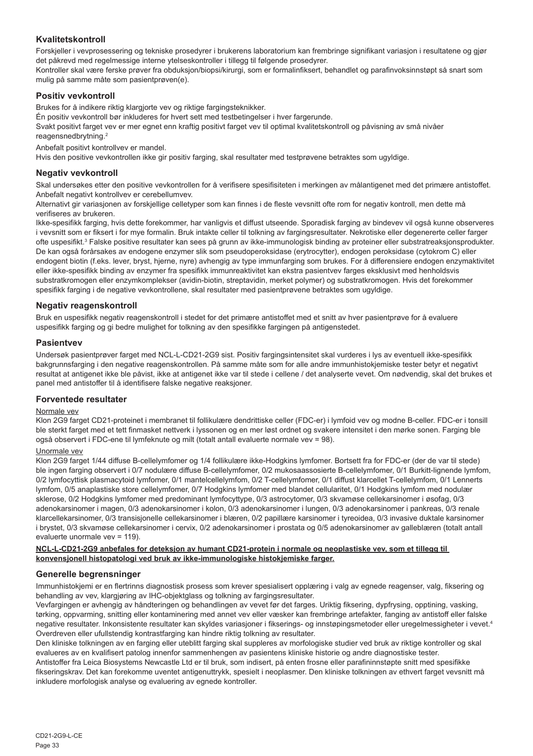## Kvalitetskontroll

Forskjeller i vevprosessering og tekniske prosedyrer i brukerens laboratorium kan frembringe signifikant variasjon i resultatene og gjør det påkrevd med regelmessige interne ytelseskontroller i tillegg til følgende prosedyrer.

Kontroller skal være ferske prøver fra obduksjon/biopsi/kirurgi, som er formalinfiksert, behandlet og parafinvoksinnstøpt så snart som mulig på samme måte som pasientprøven(e).

## Positiv vevkontroll

Brukes for å indikere riktig klargjorte vev og riktige fargingsteknikker.

Én positiv vevkontroll bør inkluderes for hvert sett med testbetingelser i hver fargerunde.

Svakt positivt farget vev er mer egnet enn kraftig positivt farget vev til optimal kvalitetskontroll og påvisning av små nivåer reagensnedbrytning.[2]

Anbefalt positivt kontrollvev er mandel.

Hvis den positive vevkontrollen ikke gir positiv farging, skal resultater med testprøvene betraktes som ugyldige.

## Negativ vevkontroll

Skal undersøkes etter den positive vevkontrollen for å verifisere spesifisiteten i merkingen av målantigenet med det primære antistoffet. Anbefalt negativt kontrollvev er cerebellumvev.

Alternativt gir variasjonen av forskjellige celletyper som kan finnes i de fleste vevsnitt ofte rom for negativ kontroll, men dette må verifiseres av brukeren.

Ikke-spesifikk farging, hvis dette forekommer, har vanligvis et diffust utseende. Sporadisk farging av bindevev vil også kunne observeres i vevsnitt som er fiksert i for mye formalin. Bruk intakte celler til tolkning av fargingsresultater. Nekrotiske eller degenererte celler farger ofte uspesifikt.[3] Falske positive resultater kan sees på grunn av ikke-immunologisk binding av proteiner eller substratreaksjonsprodukter. De kan også forårsakes av endogene enzymer slik som pseudoperoksidase (erytrocytter), endogen peroksidase (cytokrom C) eller endogent biotin (f.eks. lever, bryst, hjerne, nyre) avhengig av type immunfarging som brukes. For å differensiere endogen enzymaktivitet eller ikke-spesifikk binding av enzymer fra spesifikk immunreaktivitet kan ekstra pasientvev farges eksklusivt med henholdsvis substratkromogen eller enzymkomplekser (avidin-biotin, streptavidin, merket polymer) og substratkromogen. Hvis det forekommer spesifikk farging i de negative vevkontrollene, skal resultater med pasientprøvene betraktes som ugyldige.

## Negativ reagenskontroll

Bruk en uspesifikk negativ reagenskontroll i stedet for det primære antistoffet med et snitt av hver pasientprøve for å evaluere uspesifikk farging og gi bedre mulighet for tolkning av den spesifikke fargingen på antigenstedet.

## Pasientvev

Undersøk pasientprøver farget med NCL-L-CD21-2G9 sist. Positiv fargingsintensitet skal vurderes i lys av eventuell ikke-spesifikk bakgrunnsfarging i den negative reagenskontrollen. På samme måte som for alle andre immunhistokjemiske tester betyr et negativt resultat at antigenet ikke ble påvist, ikke at antigenet ikke var til stede i cellene / det analyserte vevet. Om nødvendig, skal det brukes et panel med antistoffer til å identifisere falske negative reaksjoner.

## Forventede resultater

Normale vev

Klon 2G9 farget CD21-proteinet i membranet til follikulære dendrittiske celler (FDC-er) i lymfoid vev og modne B-celler. FDC-er i tonsill ble sterkt farget med et tett finmasket nettverk i lyssonen og en mer løst ordnet og svakere intensitet i den mørke sonen. Farging ble også observert i FDC-ene til lymfeknute og milt (totalt antall evaluerte normale vev = 98).

Unormale vev

Klon 2G9 farget 1/44 diffuse B-cellelymfomer og 1/4 follikulære ikke-Hodgkins lymfomer. Bortsett fra for FDC-er (der de var til stede) ble ingen farging observert i 0/7 nodulære diffuse B-cellelymfomer, 0/2 mukosaassosierte B-cellelymfomer, 0/1 Burkitt-lignende lymfom, 0/2 lymfocyttisk plasmacytoid lymfomer, 0/1 mantelcellelymfom, 0/2 T-cellelymfomer, 0/1 diffust klarcellet T-cellelymfom, 0/1 Lennerts lymfom, 0/5 anaplastiske store cellelymfomer, 0/7 Hodgkins lymfomer med blandet cellularitet, 0/1 Hodgkins lymfom med nodulær sklerose, 0/2 Hodgkins lymfomer med predominant lymfocyttype, 0/3 astrocytomer, 0/3 skvamøse cellekarsinomer i øsofag, 0/3 adenokarsinomer i magen, 0/3 adenokarsinomer i kolon, 0/3 adenokarsinomer i lungen, 0/3 adenokarsinomer i pankreas, 0/3 renale klarcellekarsinomer, 0/3 transisjonelle cellekarsinomer i blæren, 0/2 papillære karsinomer i tyreoidea, 0/3 invasive duktale karsinomer i brystet, 0/3 skvamøse cellekarsinomer i cervix, 0/2 adenokarsinomer i prostata og 0/5 adenokarsinomer av galleblæren (totalt antall evaluerte unormale vev = 119).

**NCL-L-CD21-2G9 anbefales for deteksjon av humant CD21-protein i normale og neoplastiske vev, som et tillegg til konvensjonell histopatologi ved bruk av ikke-immunologiske histokjemiske farger.**

## Generelle begrensninger

Immunhistokjemi er en flertrinns diagnostisk prosess som krever spesialisert opplæring i valg av egnede reagenser, valg, fiksering og behandling av vev, klargjøring av IHC-objektglass og tolkning av fargingsresultater.

Vevfargingen er avhengig av håndteringen og behandlingen av vevet før det farges. Uriktig fiksering, dypfrysing, opptining, vasking, tørking, oppvarming, snitting eller kontaminering med annet vev eller væsker kan frembringe artefakter, fanging av antistoff eller falske negative resultater. Inkonsistente resultater kan skyldes variasjoner i fikserings- og innstøpingsmetoder eller uregelmessigheter i vevet.[4] Overdreven eller ufullstendig kontrastfarging kan hindre riktig tolkning av resultater.

Den kliniske tolkningen av en farging eller uteblitt farging skal suppleres av morfologiske studier ved bruk av riktige kontroller og skal evalueres av en kvalifisert patolog innenfor sammenhengen av pasientens kliniske historie og andre diagnostiske tester.

Antistoffer fra Leica Biosystems Newcastle Ltd er til bruk, som indisert, på enten frosne eller parafininnstøpte snitt med spesifikke fikseringskrav. Det kan forekomme uventet antigenuttrykk, spesielt i neoplasmer. Den kliniske tolkningen av ethvert farget vevsnitt må inkludere morfologisk analyse og evaluering av egnede kontroller.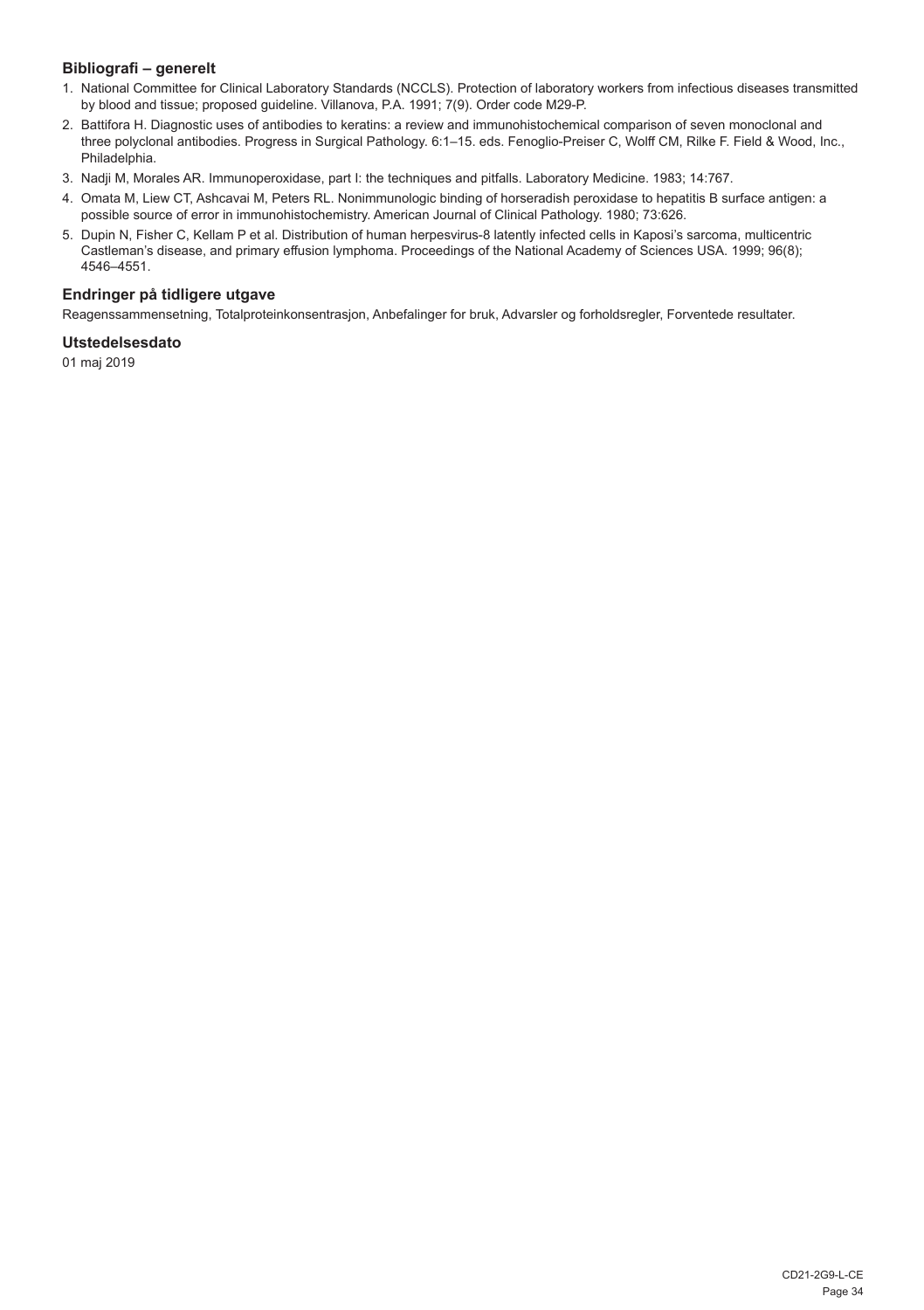### Bibliografi – generelt

1. National Committee for Clinical Laboratory Standards (NCCLS). Protection of laboratory workers from infectious diseases transmitted by blood and tissue; proposed guideline. Villanova, P.A. 1991; 7(9). Order code M29-P.
2. Battifora H. Diagnostic uses of antibodies to keratins: a review and immunohistochemical comparison of seven monoclonal and three polyclonal antibodies. Progress in Surgical Pathology. 6:1–15. eds. Fenoglio-Preiser C, Wolff CM, Rilke F. Field & Wood, Inc., Philadelphia.
3. Nadji M, Morales AR. Immunoperoxidase, part I: the techniques and pitfalls. Laboratory Medicine. 1983; 14:767.
4. Omata M, Liew CT, Ashcavai M, Peters RL. Nonimmunologic binding of horseradish peroxidase to hepatitis B surface antigen: a possible source of error in immunohistochemistry. American Journal of Clinical Pathology. 1980; 73:626.
5. Dupin N, Fisher C, Kellam P et al. Distribution of human herpesvirus-8 latently infected cells in Kaposi's sarcoma, multicentric Castleman's disease, and primary effusion lymphoma. Proceedings of the National Academy of Sciences USA. 1999; 96(8); 4546–4551.

### Endringer på tidligere utgave

Reagenssammensetning, Totalproteinkonsentrasjon, Anbefalinger for bruk, Advarsler og forholdsregler, Forventede resultater.

### Utstedelsesdato

01 maj 2019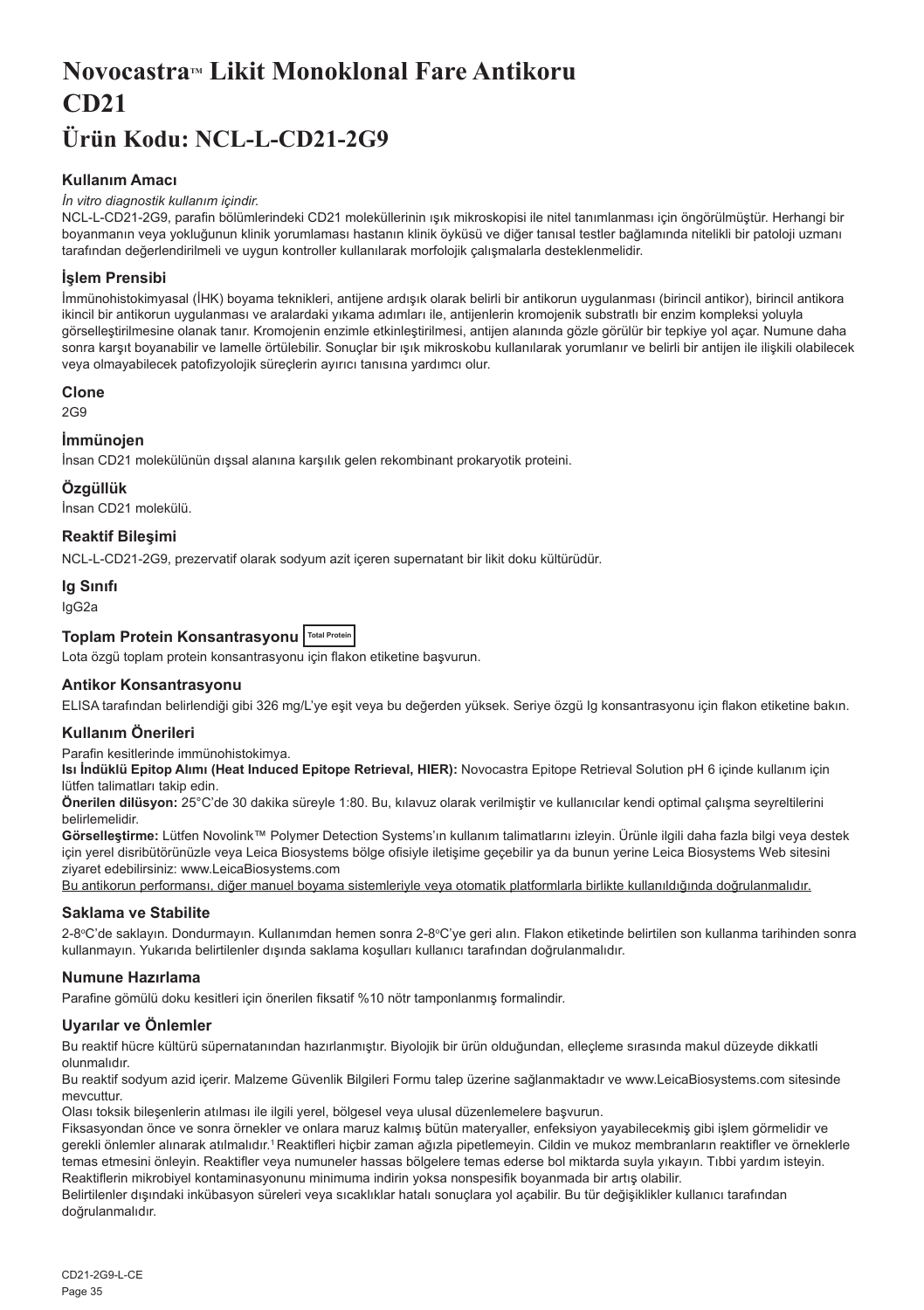# Novocastra™ Likit Monoklonal Fare Antikoru CD21

# Ürün Kodu: NCL-L-CD21-2G9

### Kullanım Amacı

*İn vitro diagnostik kullanım içindir.*

NCL-L-CD21-2G9, parafin bölümlerindeki CD21 moleküllerinin ışık mikroskopisi ile nitel tanımlanması için öngörülmüştür. Herhangi bir boyanmanın veya yokluğunun klinik yorumlaması hastanın klinik öyküsü ve diğer tanısal testler bağlamında nitelikli bir patoloji uzmanı tarafından değerlendirilmeli ve uygun kontroller kullanılarak morfolojik çalışmalarla desteklenmelidir.

### İşlem Prensibi

İmmünohistokimyasal (İHK) boyama teknikleri, antijene ardışık olarak belirli bir antikorun uygulanması (birincil antikor), birincil antikora ikincil bir antikorun uygulanması ve aralardaki yıkama adımları ile, antijenlerin kromojenik substratlı bir enzim kompleksi yoluyla görselleştirilmesine olanak tanır. Kromojenin enzimle etkinleştirilmesi, antijen alanında gözle görülür bir tepkiye yol açar. Numune daha sonra karşıt boyanabilir ve lamelle örtülebilir. Sonuçlar bir ışık mikroskobu kullanılarak yorumlanır ve belirli bir antijen ile ilişkili olabilecek veya olmayabilecek patofizyolojik süreçlerin ayırıcı tanısına yardımcı olur.

### Clone

2G9

### İmmünojen

İnsan CD21 molekülünün dışsal alanına karşılık gelen rekombinant prokaryotik proteini.

### Özgüllük

İnsan CD21 molekülü.

### Reaktif Bileşimi

NCL-L-CD21-2G9, prezervatif olarak sodyum azit içeren supernatant bir likit doku kültürüdür.

### Ig Sınıfı

IgG2a

### Toplam Protein Konsantrasyonu Total Protein

Lota özgü toplam protein konsantrasyonu için flakon etiketine başvurun.

### Antikor Konsantrasyonu

ELISA tarafından belirlendiği gibi 326 mg/L'ye eşit veya bu değerden yüksek. Seriye özgü Ig konsantrasyonu için flakon etiketine bakın.

### Kullanım Önerileri

Parafin kesitlerinde immünohistokimya.

**Isı İndüklü Epitop Alımı (Heat Induced Epitope Retrieval, HIER):** Novocastra Epitope Retrieval Solution pH 6 içinde kullanım için lütfen talimatları takip edin.

**Önerilen dilüsyon:** 25°C'de 30 dakika süreyle 1:80. Bu, kılavuz olarak verilmiştir ve kullanıcılar kendi optimal çalışma seyreltilerini belirlemelidir.

**Görselleştirme:** Lütfen Novolink™ Polymer Detection Systems'ın kullanım talimatlarını izleyin. Ürünle ilgili daha fazla bilgi veya destek için yerel disribütörünüzle veya Leica Biosystems bölge ofisiyle iletişime geçebilir ya da bunun yerine Leica Biosystems Web sitesini ziyaret edebilirsiniz: www.LeicaBiosystems.com

Bu antikorun performansı, diğer manuel boyama sistemleriyle veya otomatik platformlarla birlikte kullanıldığında doğrulanmalıdır.

### Saklama ve Stabilite

2-8°C'de saklayın. Dondurmayın. Kullanımdan hemen sonra 2-8°C'ye geri alın. Flakon etiketinde belirtilen son kullanma tarihinden sonra kullanmayın. Yukarıda belirtilenler dışında saklama koşulları kullanıcı tarafından doğrulanmalıdır.

### Numune Hazırlama

Parafine gömülü doku kesitleri için önerilen fiksatif %10 nötr tamponlanmış formalindir.

### Uyarılar ve Önlemler

Bu reaktif hücre kültürü süpernatanından hazırlanmıştır. Biyolojik bir ürün olduğundan, elleçleme sırasında makul düzeyde dikkatli olunmalıdır.

Bu reaktif sodyum azid içerir. Malzeme Güvenlik Bilgileri Formu talep üzerine sağlanmaktadır ve www.LeicaBiosystems.com sitesinde mevcuttur.

Olası toksik bileşenlerin atılması ile ilgili yerel, bölgesel veya ulusal düzenlemelere başvurun.

Fiksasyondan önce ve sonra örnekler ve onlara maruz kalmış bütün materyaller, enfeksiyon yayabilecekmiş gibi işlem görmelidir ve gerekli önlemler alınarak atılmalıdır.[1] Reaktifleri hiçbir zaman ağızla pipetlemeyin. Cildin ve mukoz membranların reaktifler ve örneklerle temas etmesini önleyin. Reaktifler veya numuneler hassas bölgelere temas ederse bol miktarda suyla yıkayın. Tıbbi yardım isteyin.

Reaktiflerin mikrobiyel kontaminasyonunu minimuma indirin yoksa nonspesifik boyanmada bir artış olabilir.

Belirtilenler dışındaki inkübasyon süreleri veya sıcaklıklar hatalı sonuçlara yol açabilir. Bu tür değişiklikler kullanıcı tarafından doğrulanmalıdır.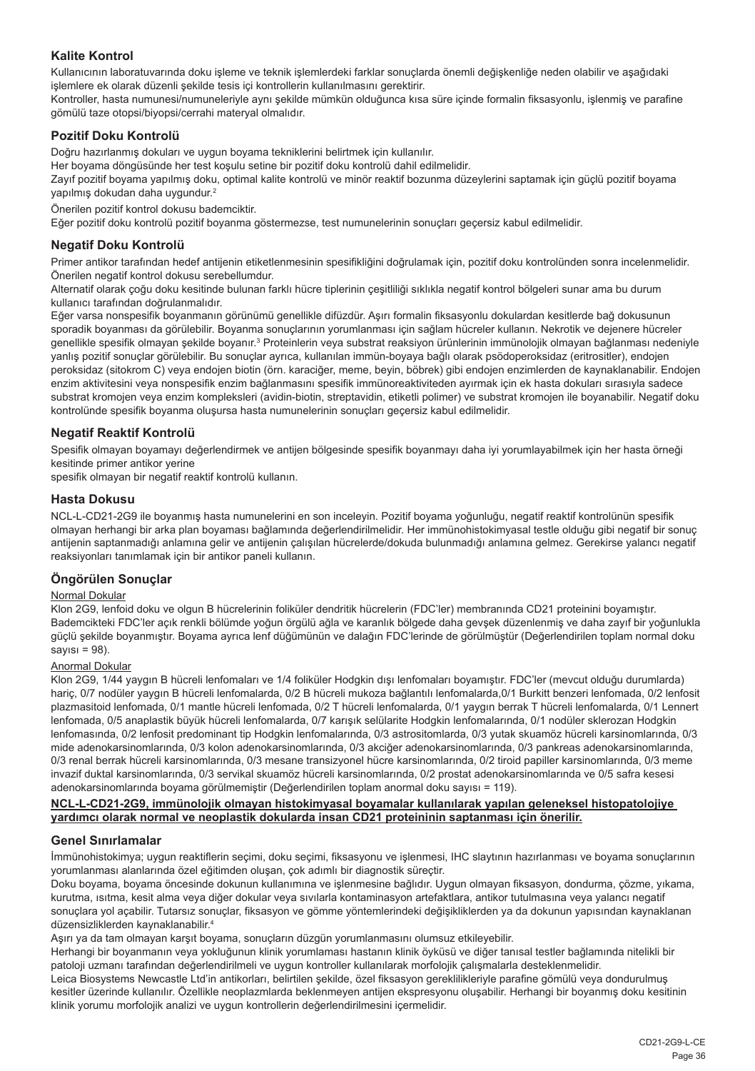## Kalite Kontrol

Kullanıcının laboratuvarında doku işleme ve teknik işlemlerdeki farklar sonuçlarda önemli değişkenliğe neden olabilir ve aşağıdaki işlemlere ek olarak düzenli şekilde tesis içi kontrollerin kullanılmasını gerektirir.

Kontroller, hasta numunesi/numuneleriyle aynı şekilde mümkün olduğunca kısa süre içinde formalin fiksasyonlu, işlenmiş ve parafine gömülü taze otopsi/biyopsi/cerrahi materyal olmalıdır.

### Pozitif Doku Kontrolü

Doğru hazırlanmış dokuları ve uygun boyama tekniklerini belirtmek için kullanılır.

Her boyama döngüsünde her test koşulu setine bir pozitif doku kontrolü dahil edilmelidir.

Zayıf pozitif boyama yapılmış doku, optimal kalite kontrolü ve minör reaktif bozunma düzeylerini saptamak için güçlü pozitif boyama yapılmış dokudan daha uygundur.[2]

Önerilen pozitif kontrol dokusu bademciktir.

Eğer pozitif doku kontrolü pozitif boyanma göstermezse, test numunelerinin sonuçları geçersiz kabul edilmelidir.

### Negatif Doku Kontrolü

Primer antikor tarafından hedef antijenin etiketlenmesinin spesifikliğini doğrulamak için, pozitif doku kontrolünden sonra incelenmelidir. Önerilen negatif kontrol dokusu serebellumdur.

Alternatif olarak çoğu doku kesitinde bulunan farklı hücre tiplerinin çeşitliliği sıklıkla negatif kontrol bölgeleri sunar ama bu durum kullanıcı tarafından doğrulanmalıdır.

Eğer varsa nonspesifik boyanmanın görünümü genellikle difüzdür. Aşırı formalin fiksasyonlu dokulardan kesitlerde bağ dokusunun sporadik boyanması da görülebilir. Boyanma sonuçlarının yorumlanması için sağlam hücreler kullanın. Nekrotik ve dejenere hücreler genellikle spesifik olmayan şekilde boyanır.[3] Proteinlerin veya substrat reaksiyon ürünlerinin immünolojik olmayan bağlanması nedeniyle yanlış pozitif sonuçlar görülebilir. Bu sonuçlar ayrıca, kullanılan immün-boyaya bağlı olarak psödoperoksidaz (eritrositler), endojen peroksidaz (sitokrom C) veya endojen biotin (örn. karaciğer, meme, beyin, böbrek) gibi endojen enzimlerden de kaynaklanabilir. Endojen enzim aktivitesini veya nonspesifik enzim bağlanmasını spesifik immünoreaktiviteden ayırmak için ek hasta dokuları sırasıyla sadece substrat kromojen veya enzim kompleksleri (avidin-biotin, streptavidin, etiketli polimer) ve substrat kromojen ile boyanabilir. Negatif doku kontrolünde spesifik boyanma oluşursa hasta numunelerinin sonuçları geçersiz kabul edilmelidir.

### Negatif Reaktif Kontrolü

Spesifik olmayan boyamayı değerlendirmek ve antijen bölgesinde spesifik boyanmayı daha iyi yorumlayabilmek için her hasta örneği kesitinde primer antikor yerine

spesifik olmayan bir negatif reaktif kontrolü kullanın.

### Hasta Dokusu

NCL-L-CD21-2G9 ile boyanmış hasta numunelerini en son inceleyin. Pozitif boyama yoğunluğu, negatif reaktif kontrolünün spesifik olmayan herhangi bir arka plan boyaması bağlamında değerlendirilmelidir. Her immünohistokimyasal testle olduğu gibi negatif bir sonuç antijenin saptanmadığı anlamına gelir ve antijenin çalışılan hücrelerde/dokuda bulunmadığı anlamına gelmez. Gerekirse yalancı negatif reaksiyonları tanımlamak için bir antikor paneli kullanın.

## Öngörülen Sonuçlar

Normal Dokular

Klon 2G9, lenfoid doku ve olgun B hücrelerinin foliküler dendritik hücrelerin (FDC'ler) membranında CD21 proteinini boyamıştır. Bademcikteki FDC'ler açık renkli bölümde yoğun örgülü ağla ve karanlık bölgede daha gevşek düzenlenmiş ve daha zayıf bir yoğunlukla güçlü şekilde boyanmıştır. Boyama ayrıca lenf düğümünün ve dalağın FDC'lerinde de görülmüştür (Değerlendirilen toplam normal doku sayısı = 98).

Anormal Dokular

Klon 2G9, 1/44 yaygın B hücreli lenfomaları ve 1/4 foliküler Hodgkin dışı lenfomaları boyamıştır. FDC'ler (mevcut olduğu durumlarda) hariç, 0/7 nodüler yaygın B hücreli lenfomalarda, 0/2 B hücreli mukoza bağlantılı lenfomalarda,0/1 Burkitt benzeri lenfomada, 0/2 lenfosit plazmasitoid lenfomada, 0/1 mantle hücreli lenfomada, 0/2 T hücreli lenfomalarda, 0/1 yaygın berrak T hücreli lenfomalarda, 0/1 Lennert lenfomada, 0/5 anaplastik büyük hücreli lenfomalarda, 0/7 karışık selülarite Hodgkin lenfomalarında, 0/1 nodüler sklerozan Hodgkin lenfomasında, 0/2 lenfosit predominant tip Hodgkin lenfomalarında, 0/3 astrositomlarda, 0/3 yutak skuamöz hücreli karsinomlarında, 0/3 mide adenokarsinomlarında, 0/3 kolon adenokarsinomlarında, 0/3 akciğer adenokarsinomlarında, 0/3 pankreas adenokarsinomlarında, 0/3 renal berrak hücreli karsinomlarında, 0/3 mesane transizyonel hücre karsinomlarında, 0/2 tiroid papiller karsinomlarında, 0/3 meme invazif duktal karsinomlarında, 0/3 servikal skuamöz hücreli karsinomlarında, 0/2 prostat adenokarsinomlarında ve 0/5 safra kesesi adenokarsinomlarında boyama görülmemiştir (Değerlendirilen toplam anormal doku sayısı = 119).

**NCL-L-CD21-2G9, immünolojik olmayan histokimyasal boyamalar kullanılarak yapılan geleneksel histopatolojiye yardımcı olarak normal ve neoplastik dokularda insan CD21 proteininin saptanması için önerilir.**

## Genel Sınırlamalar

İmmünohistokimya; uygun reaktiflerin seçimi, doku seçimi, fiksasyonu ve işlenmesi, IHC slaytının hazırlanması ve boyama sonuçlarının yorumlanması alanlarında özel eğitimden oluşan, çok adımlı bir diagnostik süreçtir.

Doku boyama, boyama öncesinde dokunun kullanımına ve işlenmesine bağlıdır. Uygun olmayan fiksasyon, dondurma, çözme, yıkama, kurutma, ısıtma, kesit alma veya diğer dokular veya sıvılarla kontaminasyon artefaktlara, antikor tutulmasına veya yalancı negatif sonuçlara yol açabilir. Tutarsız sonuçlar, fiksasyon ve gömme yöntemlerindeki değişikliklerden ya da dokunun yapısından kaynaklanan düzensizliklerden kaynaklanabilir.[4]

Aşırı ya da tam olmayan karşıt boyama, sonuçların düzgün yorumlanmasını olumsuz etkileyebilir.

Herhangi bir boyanmanın veya yokluğunun klinik yorumlaması hastanın klinik öyküsü ve diğer tanısal testler bağlamında nitelikli bir patoloji uzmanı tarafından değerlendirilmeli ve uygun kontroller kullanılarak morfolojik çalışmalarla desteklenmelidir.

Leica Biosystems Newcastle Ltd'in antikorları, belirtilen şekilde, özel fiksasyon gereklilikleriyle parafine gömülü veya dondurulmuş kesitler üzerinde kullanılır. Özellikle neoplazmlarda beklenmeyen antijen ekspresyonu oluşabilir. Herhangi bir boyanmış doku kesitinin klinik yorumu morfolojik analizi ve uygun kontrollerin değerlendirilmesini içermelidir.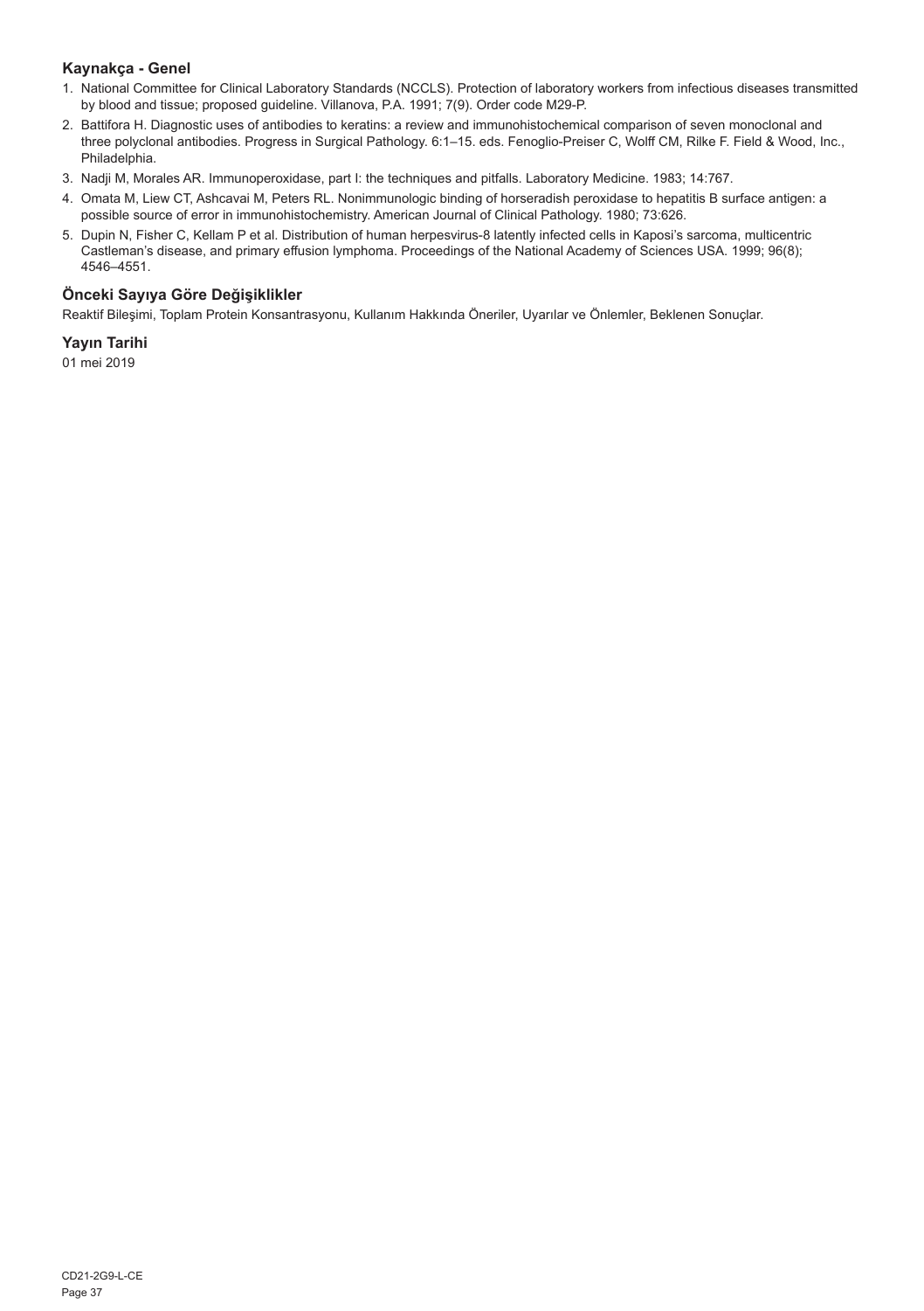## Kaynakça - Genel

1. National Committee for Clinical Laboratory Standards (NCCLS). Protection of laboratory workers from infectious diseases transmitted by blood and tissue; proposed guideline. Villanova, P.A. 1991; 7(9). Order code M29-P.
2. Battifora H. Diagnostic uses of antibodies to keratins: a review and immunohistochemical comparison of seven monoclonal and three polyclonal antibodies. Progress in Surgical Pathology. 6:1–15. eds. Fenoglio-Preiser C, Wolff CM, Rilke F. Field & Wood, Inc., Philadelphia.
3. Nadji M, Morales AR. Immunoperoxidase, part I: the techniques and pitfalls. Laboratory Medicine. 1983; 14:767.
4. Omata M, Liew CT, Ashcavai M, Peters RL. Nonimmunologic binding of horseradish peroxidase to hepatitis B surface antigen: a possible source of error in immunohistochemistry. American Journal of Clinical Pathology. 1980; 73:626.
5. Dupin N, Fisher C, Kellam P et al. Distribution of human herpesvirus-8 latently infected cells in Kaposi's sarcoma, multicentric Castleman's disease, and primary effusion lymphoma. Proceedings of the National Academy of Sciences USA. 1999; 96(8); 4546–4551.

## Önceki Sayıya Göre Değişiklikler

Reaktif Bileşimi, Toplam Protein Konsantrasyonu, Kullanım Hakkında Öneriler, Uyarılar ve Önlemler, Beklenen Sonuçlar.

## Yayın Tarihi

01 mei 2019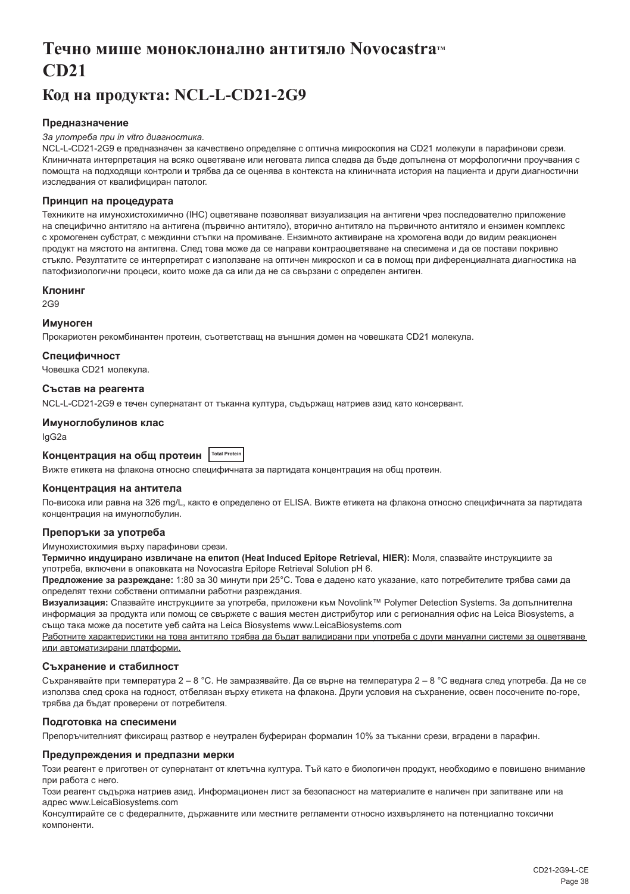# Течно мише моноклонално антитяло Novocastra™ CD21

# Код на продукта: NCL-L-CD21-2G9

## Предназначение

*За употреба при in vitro диагностика.*

NCL-L-CD21-2G9 е предназначен за качествено определяне с оптична микроскопия на CD21 молекули в парафинови срези. Клиничната интерпретация на всяко оцветяване или неговата липса следва да бъде допълнена от морфологични проучвания с помощта на подходящи контроли и трябва да се оценява в контекста на клиничната история на пациента и други диагностични изследвания от квалифициран патолог.

## Принцип на процедурата

Техниките на имунохистохимично (IHC) оцветяване позволяват визуализация на антигени чрез последователно приложение на специфично антитяло на антигена (първично антитяло), вторично антитяло на първичното антитяло и ензимен комплекс с хромогенен субстрат, с междинни стъпки на промиване. Ензимното активиране на хромогена води до видим реакционен продукт на мястото на антигена. След това може да се направи контраоцветяване на спесимена и да се постави покривно стъкло. Резултатите се интерпретират с използване на оптичен микроскоп и са в помощ при диференциалната диагностика на патофизиологични процеси, които може да са или да не са свързани с определен антиген.

## Клонинг

2G9

## Имуноген

Прокариотен рекомбинантен протеин, съответстващ на външния домен на човешката CD21 молекула.

## Специфичност

Човешка CD21 молекула.

## Състав на реагента

NCL-L-CD21-2G9 е течен супернатант от тъканна култура, съдържащ натриев азид като консервант.

## Имуноглобулинов клас

IgG2a

## Концентрация на общ протеин Total Protein

Вижте етикета на флакона относно специфичната за партидата концентрация на общ протеин.

## Концентрация на антитела

По-висока или равна на 326 mg/L, както е определено от ELISA. Вижте етикета на флакона относно специфичната за партидата концентрация на имуноглобулин.

## Препоръки за употреба

Имунохистохимия върху парафинови срези.

**Термично индуцирано извличане на епитоп (Heat Induced Epitope Retrieval, HIER):** Моля, спазвайте инструкциите за употреба, включени в опаковката на Novocastra Epitope Retrieval Solution pH 6.

**Предложение за разреждане:** 1:80 за 30 минути при 25°C. Това е дадено като указание, като потребителите трябва сами да определят техни собствени оптимални работни разреждания.

**Визуализация:** Спазвайте инструкциите за употреба, приложени към Novolink™ Polymer Detection Systems. За допълнителна информация за продукта или помощ се свържете с вашия местен дистрибутор или с регионалния офис на Leica Biosystems, а също така може да посетите уеб сайта на Leica Biosystems www.LeicaBiosystems.com

<u>Работните характеристики на това антитяло трябва да бъдат валидирани при употреба с други мануални системи за оцветяване или автоматизирани платформи.</u>

## Съхранение и стабилност

Съхранявайте при температура 2 – 8 °C. Не замразявайте. Да се върне на температура 2 – 8 °C веднага след употреба. Да не се използва след срока на годност, отбелязан върху етикета на флакона. Други условия на съхранение, освен посочените по-горе, трябва да бъдат проверени от потребителя.

## Подготовка на спесимени

Препоръчителният фиксиращ разтвор е неутрален буфериран формалин 10% за тъканни срези, вградени в парафин.

## Предупреждения и предпазни мерки

Този реагент е приготвен от супернатант от клетъчна култура. Тъй като е биологичен продукт, необходимо е повишено внимание при работа с него.

Този реагент съдържа натриев азид. Информационен лист за безопасност на материалите е наличен при запитване или на адрес www.LeicaBiosystems.com

Консултирайте се с федералните, държавните или местните регламенти относно изхвърлянето на потенциално токсични компоненти.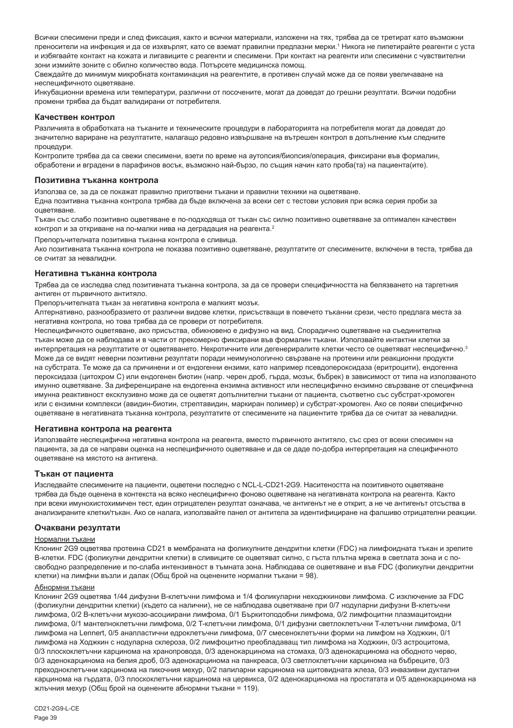Всички спесимени преди и след фиксация, както и всички материали, изложени на тях, трябва да се третират като възможни преносители на инфекция и да се изхвърлят, като се вземат правилни предпазни мерки.[1] Никога не пипетирайте реагенти с уста и избягвайте контакт на кожата и лигавиците с реагенти и спесимени. При контакт на реагенти или спесимени с чувствителни зони измийте зоните с обилно количество вода. Потърсете медицинска помощ.

Свеждайте до минимум микробната контаминация на реагентите, в противен случай може да се появи увеличаване на неспецифичното оцветяване.

Инкубационни времена или температури, различни от посочените, могат да доведат до грешни резултати. Всички подобни промени трябва да бъдат валидирани от потребителя.

### Качествен контрол

Различията в обработката на тъканите и техническите процедури в лабораторията на потребителя могат да доведат до значително вариране на резултатите, налагащо редовно извършване на вътрешен контрол в допълнение към следните процедури.

Контролите трябва да са свежи спесимени, взети по време на аутопсия/биопсия/операция, фиксирани във формалин, обработени и вградени в парафинов восък, възможно най-бързо, по същия начин като проба(та) на пациента(ите).

### Позитивна тъканна контрола

Използва се, за да се покажат правилно приготвени тъкани и правилни техники на оцветяване.

Една позитивна тъканна контрола трябва да бъде включена за всеки сет с тестови условия при всяка серия проби за оцветяване.

Тъкан със слабо позитивно оцветяване е по-подходяща от тъкан със силно позитивно оцветяване за оптимален качествен контрол и за откриване на по-малки нива на деградация на реагента.[2]

Препоръчителната позитивна тъканна контрола е сливица.

Ако позитивната тъканна контрола не показва позитивно оцветяване, резултатите от спесимените, включени в теста, трябва да се считат за невалидни.

### Негативна тъканна контрола

Трябва да се изследва след позитивната тъканна контрола, за да се провери специфичността на белязването на таргетния антиген от първичното антитяло.

Препоръчителната тъкан за негативна контрола е малкият мозък.

Алтернативно, разнообразието от различни видове клетки, присъстващи в повечето тъканни срези, често предлага места за негативна контрола, но това трябва да се провери от потребителя.

Неспецифичното оцветяване, ако присъства, обикновено е дифузно на вид. Спорадично оцветяване на съединителна тъкан може да се наблюдава и в части от прекомерно фиксирани във формалин тъкани. Използвайте интактни клетки за интерпретация на резултатите от оцветяването. Некротичните или дегенериралите клетки често се оцветяват неспецифично.[3] Може да се видят неверни позитивни резултати поради неимунологично свързване на протеини или реакционни продукти на субстрата. Те може да са причинени и от ендогенни ензими, като например псевдопероксидаза (еритроцити), ендогенна пероксидаза (цитохром C) или ендогенен биотин (напр. черен дроб, гърда, мозък, бъбрек) в зависимост от типа на използваното имунно оцветяване. За диференциране на ендогенна ензимна активност или неспецифично ензимно свързване от специфична имунна реактивност ексклузивно може да се оцветят допълнителни тъкани от пациента, съответно със субстрат-хромоген или с ензимни комплекси (авидин-биотин, стрептавидин, маркиран полимер) и субстрат-хромоген. Ако се появи специфично оцветяване в негативната тъканна контрола, резултатите от спесимените на пациентите трябва да се считат за невалидни.

### Негативна контрола на реагента

Използвайте неспецифична негативна контрола на реагента, вместо първичното антитяло, със срез от всеки спесимен на пациента, за да се направи оценка на неспецифичното оцветяване и да се даде по-добра интерпретация на специфичното оцветяване на мястото на антигена.

### Тъкан от пациента

Изследвайте спесимените на пациенти, оцветени последно с NCL-L-CD21-2G9. Наситеността на позитивното оцветяване трябва да бъде оценена в контекста на всяко неспецифично фоново оцветяване на негативната контрола на реагента. Както при всеки имунохистохимичен тест, един отрицателен резултат означава, че антигенът не е открит, а не че антигенът отсъства в анализираните клетки/тъкан. Ако се налага, използвайте панел от антитела за идентифициране на фалшиво отрицателни реакции.

### Очаквани резултати

Нормални тъкани

Клонинг 2G9 оцветява протеина CD21 в мембраната на фоликулните дендритни клетки (FDC) на лимфоидната тъкан и зрелите B-клетки. FDC (фоликулни дендритни клетки) в сливиците се оцветяват силно, с гъста плътна мрежа в светлата зона и с по-свободно разпределение и по-слаба интензивност в тъмната зона. Наблюдава се оцветяване и във FDC (фоликулни дендритни клетки) на лимфни възли и далак (Общ брой на оценените нормални тъкани = 98).

Абнормни тъкани

Клонинг 2G9 оцветява 1/44 дифузни B-клетъчни лимфома и 1/4 фоликуларни неходжкинови лимфома. С изключение за FDC (фоликулни дендритни клетки) (където са налични), не се наблюдава оцветяване при 0/7 нодуларни дифузни B-клетъчни лимфома, 0/2 B-клетъчни мукозо-асоциирани лимфома, 0/1 Бъркитоподобни лимфома, 0/2 лимфоцитни плазмацитоидни лимфома, 0/1 мантелноклетъчни лимфома, 0/2 T-клетъчни лимфома, 0/1 дифузни светлоклетъчни T-клетъчни лимфома, 0/1 лимфома на Lennert, 0/5 анапластични едроклетъчни лимфома, 0/7 смесеноклетъчни форми на лимфом на Ходжкин, 0/1 лимфома на Ходжкин с нодуларна склероза, 0/2 лимфоцитно преобладаващ тип лимфома на Ходжкин, 0/3 астроцитома, 0/3 плоскоклетъчни карцинома на хранопровода, 0/3 аденокарцинома на стомаха, 0/3 аденокарцинома на ободното черво, 0/3 аденокарцинома на белия дроб, 0/3 аденокарцинома на панкреаса, 0/3 светлоклетъчни карцинома на бъбреците, 0/3 преходноклетъчни карцинома на пикочния мехур, 0/2 папиларни карцинома на щитовидната жлеза, 0/3 инвазивни дуктални карцинома на гърдата, 0/3 плоскоклетъчни карцинома на цервикса, 0/2 аденокарцинома на простатата и 0/5 аденокарцинома на жлъчния мехур (Общ брой на оценените абнормни тъкани = 119).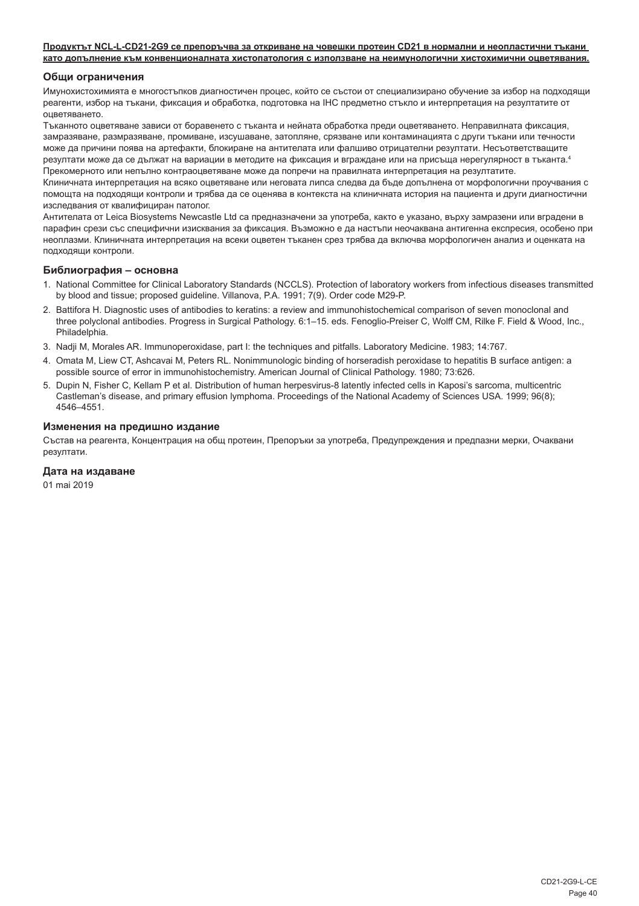**Продуктът NCL-L-CD21-2G9 се препоръчва за откриване на човешки протеин CD21 в нормални и неопластични тъкани като допълнение към конвенционалната хистопатология с използване на неимунологични хистохимични оцветявания.**

## Общи ограничения

Имунохистохимията е многостъпков диагностичен процес, който се състои от специализирано обучение за избор на подходящи реагенти, избор на тъкани, фиксация и обработка, подготовка на IHC предметно стъкло и интерпретация на резултатите от оцветяването.

Тъканното оцветяване зависи от боравенето с тъканта и нейната обработка преди оцветяването. Неправилната фиксация, замразяване, размразяване, промиване, изсушаване, затопляне, срязване или контаминацията с други тъкани или течности може да причини поява на артефакти, блокиране на антителата или фалшиво отрицателни резултати. Несъответстващите резултати може да се дължат на вариации в методите на фиксация и вграждане или на присъща нерегулярност в тъканта.[4]

Прекомерното или непълно контраоцветяване може да попречи на правилната интерпретация на резултатите.

Клиничната интерпретация на всяко оцветяване или неговата липса следва да бъде допълнена от морфологични проучвания с помощта на подходящи контроли и трябва да се оценява в контекста на клиничната история на пациента и други диагностични изследвания от квалифициран патолог.

Антителата от Leica Biosystems Newcastle Ltd са предназначени за употреба, както е указано, върху замразени или вградени в парафин срези със специфични изисквания за фиксация. Възможно е да настъпи неочаквана антигенна експресия, особено при неоплазми. Клиничната интерпретация на всеки оцветен тъканен срез трябва да включва морфологичен анализ и оценката на подходящи контроли.

## Библиография – основна

1. National Committee for Clinical Laboratory Standards (NCCLS). Protection of laboratory workers from infectious diseases transmitted by blood and tissue; proposed guideline. Villanova, P.A. 1991; 7(9). Order code M29-P.
2. Battifora H. Diagnostic uses of antibodies to keratins: a review and immunohistochemical comparison of seven monoclonal and three polyclonal antibodies. Progress in Surgical Pathology. 6:1–15. eds. Fenoglio-Preiser C, Wolff CM, Rilke F. Field & Wood, Inc., Philadelphia.
3. Nadji M, Morales AR. Immunoperoxidase, part I: the techniques and pitfalls. Laboratory Medicine. 1983; 14:767.
4. Omata M, Liew CT, Ashcavai M, Peters RL. Nonimmunologic binding of horseradish peroxidase to hepatitis B surface antigen: a possible source of error in immunohistochemistry. American Journal of Clinical Pathology. 1980; 73:626.
5. Dupin N, Fisher C, Kellam P et al. Distribution of human herpesvirus-8 latently infected cells in Kaposi's sarcoma, multicentric Castleman's disease, and primary effusion lymphoma. Proceedings of the National Academy of Sciences USA. 1999; 96(8); 4546–4551.

## Изменения на предишно издание

Състав на реагента, Концентрация на общ протеин, Препоръки за употреба, Предупреждения и предпазни мерки, Очаквани резултати.

## Дата на издаване

01 май 2019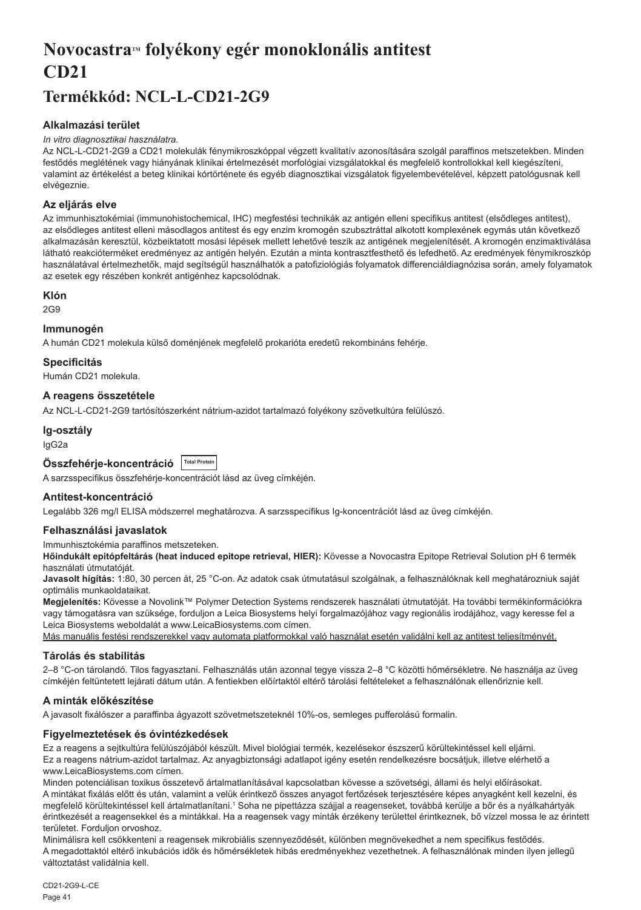# Novocastra™ folyékony egér monoklonális antitest CD21

## Termékkód: NCL-L-CD21-2G9

### Alkalmazási terület

*In vitro diagnosztikai használatra.*

Az NCL-L-CD21-2G9 a CD21 molekulák fénymikroszkóppal végzett kvalitatív azonosítására szolgál paraffinos metszetekben. Minden festődés meglétének vagy hiányának klinikai értelmezését morfológiai vizsgálatokkal és megfelelő kontrollokkal kell kiegészíteni, valamint az értékelést a beteg klinikai kórtörténete és egyéb diagnosztikai vizsgálatok figyelembevételével, képzett patológusnak kell elvégeznie.

### Az eljárás elve

Az immunhisztokémiai (immunohistochemical, IHC) megfestési technikák az antigén elleni specifikus antitest (elsődleges antitest), az elsődleges antitest elleni másodlagos antitest és egy enzim kromogén szubsztráttal alkotott komplexének egymás után következő alkalmazásán keresztül, közbeiktatott mosási lépések mellett lehetővé teszik az antigének megjelenítését. A kromogén enzimaktiválása látható reakcióterméket eredményez az antigén helyén. Ezután a minta kontrasztfesthető és lefedhető. Az eredmények fénymikroszkóp használatával értelmezhetők, majd segítségül használhatók a patofiziológiás folyamatok differenciáldiagnózisa során, amely folyamatok az esetek egy részében konkrét antigénhez kapcsolódnak.

### Klón

2G9

### Immunogén

A humán CD21 molekula külső doménjének megfelelő prokarióta eredetű rekombináns fehérje.

### Specificitás

Humán CD21 molekula.

### A reagens összetétele

Az NCL-L-CD21-2G9 tartósítószerként nátrium-azidot tartalmazó folyékony szövetkultúra felülúszó.

### Ig-osztály

IgG2a

### Összfehérje-koncentráció Total Protein

A sarzsspecifikus összfehérje-koncentrációt lásd az üveg címkéjén.

### Antitest-koncentráció

Legalább 326 mg/l ELISA módszerrel meghatározva. A sarzsspecifikus Ig-koncentrációt lásd az üveg címkéjén.

### Felhasználási javaslatok

Immunhisztokémia paraffinos metszeteken.

**Hőindukált epitópfeltárás (heat induced epitope retrieval, HIER):** Kövesse a Novocastra Epitope Retrieval Solution pH 6 termék használati útmutatóját.

**Javasolt hígítás:** 1:80, 30 percen át, 25 °C-on. Az adatok csak útmutatásul szolgálnak, a felhasználóknak kell meghatározniuk saját optimális munkaoldataikat.

**Megjelenítés:** Kövesse a Novolink™ Polymer Detection Systems rendszerek használati útmutatóját. Ha további termékinformációkra vagy támogatásra van szüksége, forduljon a Leica Biosystems helyi forgalmazójához vagy regionális irodájához, vagy keresse fel a Leica Biosystems weboldalát a www.LeicaBiosystems.com címen.

<u>Más manuális festési rendszerekkel vagy automata platformokkal való használat esetén validálni kell az antitest teljesítményét.</u>

### Tárolás és stabilitás

2–8 °C-on tárolandó. Tilos fagyasztani. Felhasználás után azonnal tegye vissza 2–8 °C közötti hőmérsékletre. Ne használja az üveg címkéjén feltüntetett lejárati dátum után. A fentiekben előírtaktól eltérő tárolási feltételeket a felhasználónak ellenőriznie kell.

### A minták előkészítése

A javasolt fixálószer a paraffinba ágyazott szövetmetszeteknél 10%-os, semleges pufferolású formalin.

### Figyelmeztetések és óvintézkedések

Ez a reagens a sejtkultúra felülúszójából készült. Mivel biológiai termék, kezelésekor észszerű körültekintéssel kell eljárni.

Ez a reagens nátrium-azidot tartalmaz. Az anyagbiztonsági adatlapot igény esetén rendelkezésre bocsátjuk, illetve elérhető a www.LeicaBiosystems.com címen.

Minden potenciálisan toxikus összetevő ártalmatlanításával kapcsolatban kövesse a szövetségi, állami és helyi előírásokat.

A mintákat fixálás előtt és után, valamint a velük érintkező összes anyagot fertőzések terjesztésére képes anyagként kell kezelni, és megfelelő körültekintéssel kell ártalmatlanítani.[1] Soha ne pipettázza szájjal a reagenseket, továbbá kerülje a bőr és a nyálkahártyák érintkezését a reagensekkel és a mintákkal. Ha a reagensek vagy minták érzékeny területtel érintkeznek, bő vízzel mossa le az érintett területet. Forduljon orvoshoz.

Minimálisra kell csökkenteni a reagensek mikrobiális szennyeződését, különben megnövekedhet a nem specifikus festődés.

A megadottaktól eltérő inkubációs idők és hőmérsékletek hibás eredményekhez vezethetnek. A felhasználónak minden ilyen jellegű változtatást validálnia kell.

CD21-2G9-L-CE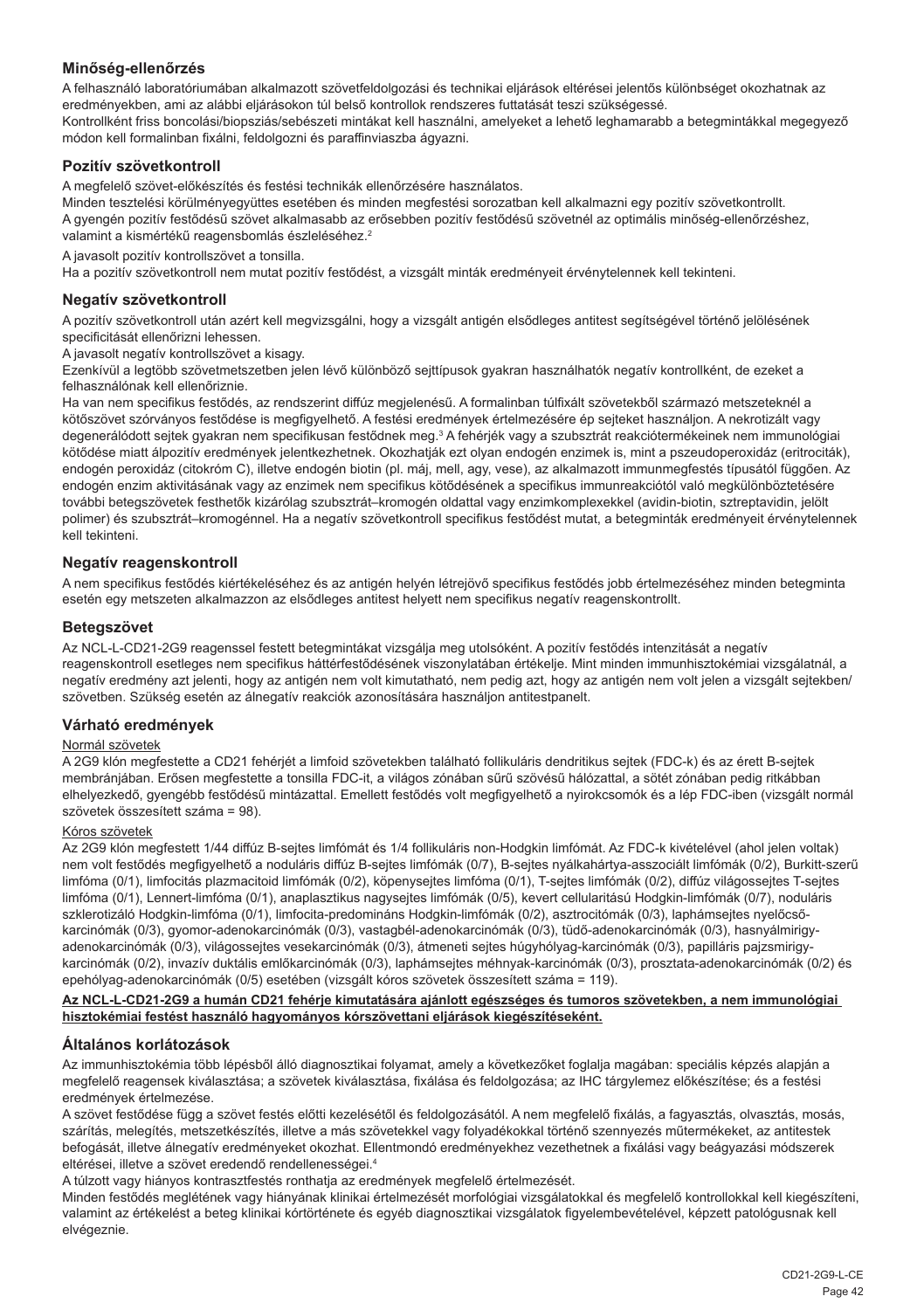### Minőség-ellenőrzés

A felhasználó laboratóriumában alkalmazott szövetfeldolgozási és technikai eljárások eltérései jelentős különbséget okozhatnak az eredményekben, ami az alábbi eljárásokon túl belső kontrollok rendszeres futtatását teszi szükségessé.
Kontrollként friss boncolási/biopsziás/sebészeti mintákat kell használni, amelyeket a lehető leghamarabb a betegmintákkal megegyező módon kell formalinban fixálni, feldolgozni és paraffinviaszba ágyazni.

### Pozitív szövetkontroll

A megfelelő szövet-előkészítés és festési technikák ellenőrzésére használatos.
Minden tesztelési körülményegyüttes esetében és minden megfestési sorozatban kell alkalmazni egy pozitív szövetkontrollt.
A gyengén pozitív festődésű szövet alkalmasabb az erősebben pozitív festődésű szövetnél az optimális minőség-ellenőrzéshez, valamint a kismértékű reagensbomlás észleléséhez.[2]

A javasolt pozitív kontrollszövet a tonsilla.
Ha a pozitív szövetkontroll nem mutat pozitív festődést, a vizsgált minták eredményeit érvénytelennek kell tekinteni.

### Negatív szövetkontroll

A pozitív szövetkontroll után azért kell megvizsgálni, hogy a vizsgált antigén elsődleges antitest segítségével történő jelölésének specificitását ellenőrizni lehessen.
A javasolt negatív kontrollszövet a kisagy.
Ezenkívül a legtöbb szövetmetszetben jelen lévő különböző sejttípusok gyakran használhatók negatív kontrollként, de ezeket a felhasználónak kell ellenőriznie.
Ha van nem specifikus festődés, az rendszerint diffúz megjelenésű. A formalinban túlfixált szövetekből származó metszeteknél a kötőszövet szórványos festődése is megfigyelhető. A festési eredmények értelmezésére ép sejteket használjon. A nekrotizált vagy degenerálódott sejtek gyakran nem specifikusan festődnek meg.[3] A fehérjék vagy a szubsztrát reakciótermékeinek nem immunológiai kötődése miatt álpozitív eredmények jelentkezhetnek. Okozhatják ezt olyan endogén enzimek is, mint a pszeudoperoxidáz (eritrociták), endogén peroxidáz (citokróm C), illetve endogén biotin (pl. máj, mell, agy, vese), az alkalmazott immunmegfestés típusától függően. Az endogén enzim aktivitásának vagy az enzimek nem specifikus kötődésének a specifikus immunreakciótól való megkülönböztetésére további betegszövetek festhetők kizárólag szubsztrát–kromogén oldattal vagy enzimkomplexekkel (avidin-biotin, sztreptavidin, jelölt polimer) és szubsztrát–kromogénnel. Ha a negatív szövetkontroll specifikus festődést mutat, a betegminták eredményeit érvénytelennek kell tekinteni.

### Negatív reagenskontroll

A nem specifikus festődés kiértékeléséhez és az antigén helyén létrejövő specifikus festődés jobb értelmezéséhez minden betegminta esetén egy metszeten alkalmazzon az elsődleges antitest helyett nem specifikus negatív reagenskontrollt.

### Betegszövet

Az NCL-L-CD21-2G9 reagenssel festett betegmintákat vizsgálja meg utolsóként. A pozitív festődés intenzitását a negatív reagenskontroll esetleges nem specifikus háttérfestődésének viszonylatában értékelje. Mint minden immunhisztokémiai vizsgálatnál, a negatív eredmény azt jelenti, hogy az antigén nem volt kimutatható, nem pedig azt, hogy az antigén nem volt jelen a vizsgált sejtekben/szövetben. Szükség esetén az álnegatív reakciók azonosítására használjon antitestpanelt.

### Várható eredmények

Normál szövetek

A 2G9 klón megfestette a CD21 fehérjét a limfoid szövetekben található follikuláris dendritikus sejtek (FDC-k) és az érett B-sejtek membránjában. Erősen megfestette a tonsilla FDC-it, a világos zónában sűrű szövésű hálózattal, a sötét zónában pedig ritkábban elhelyezkedő, gyengébb festődésű mintázattal. Emellett festődés volt megfigyelhető a nyirokcsomók és a lép FDC-iben (vizsgált normál szövetek összesített száma = 98).

Kóros szövetek

Az 2G9 klón megfestett 1/44 diffúz B-sejtes limfómát és 1/4 follikuláris non-Hodgkin limfómát. Az FDC-k kivételével (ahol jelen voltak) nem volt festődés megfigyelhető a noduláris diffúz B-sejtes limfómák (0/7), B-sejtes nyálkahártya-asszociált limfómák (0/2), Burkitt-szerű limfóma (0/1), limfocitás plazmacitoid limfómák (0/2), köpenysejtes limfóma (0/1), T-sejtes limfómák (0/2), diffúz világossejtes T-sejtes limfóma (0/1), Lennert-limfóma (0/1), anaplasztikus nagysejtes limfómák (0/5), kevert cellularitású Hodgkin-limfómák (0/7), noduláris szklerotizáló Hodgkin-limfóma (0/1), limfocita-predominláns Hodgkin-limfómák (0/2), asztrocitómák (0/3), laphámsejtes nyelőcső-karcinómák (0/3), gyomor-adenokarcinómák (0/3), vastagbél-adenokarcinómák (0/3), tüdő-adenokarcinómák (0/3), hasnyálmirigy-adenokarcinómák (0/3), világossejtes vesekarcinómák (0/3), átmeneti sejtes húgyhólyag-karcinómák (0/3), papilláris pajzsmirigy-karcinómák (0/2), invazív duktális emlőkarcinómák (0/3), laphámsejtes méhnyak-karcinómák (0/3), prosztata-adenokarcinómák (0/2) és epehólyag-adenokarcinómák (0/5) esetében (vizsgált kóros szövetek összesített száma = 119).

**Az NCL-L-CD21-2G9 a humán CD21 fehérje kimutatására ajánlott egészséges és tumoros szövetekben, a nem immunológiai hisztokémiai festést használó hagyományos kórszövettani eljárások kiegészítéseként.**

### Általános korlátozások

Az immunhisztokémia több lépésből álló diagnosztikai folyamat, amely a következőket foglalja magában: speciális képzés alapján a megfelelő reagensek kiválasztása; a szövetek kiválasztása, fixálása és feldolgozása; az IHC tárgylemez előkészítése; és a festési eredmények értelmezése.
A szövet festődése függ a szövet festés előtti kezelésétől és feldolgozásától. A nem megfelelő fixálás, a fagyasztás, olvasztás, mosás, szárítás, melegítés, metszetkészítés, illetve a más szövetekkel vagy folyadékokkal történő szennyeződés műtermékeket, az antitestek befogását, illetve álnegatív eredményeket okozhat. Ellentmondó eredményekhez vezethetnek a fixálási vagy beágyazási módszerek eltérései, illetve a szövet eredendő rendellenességei.[4]
A túlzott vagy hiányos kontrasztfestés ronthatja az eredmények megfelelő értelmezését.
Minden festődés meglétének vagy hiányának klinikai értelmezését morfológiai vizsgálatokkal és megfelelő kontrollokkal kell kiegészíteni, valamint az értékelést a beteg klinikai kórtörténete és egyéb diagnosztikai vizsgálatok figyelembevételével, képzett patológusnak kell elvégeznie.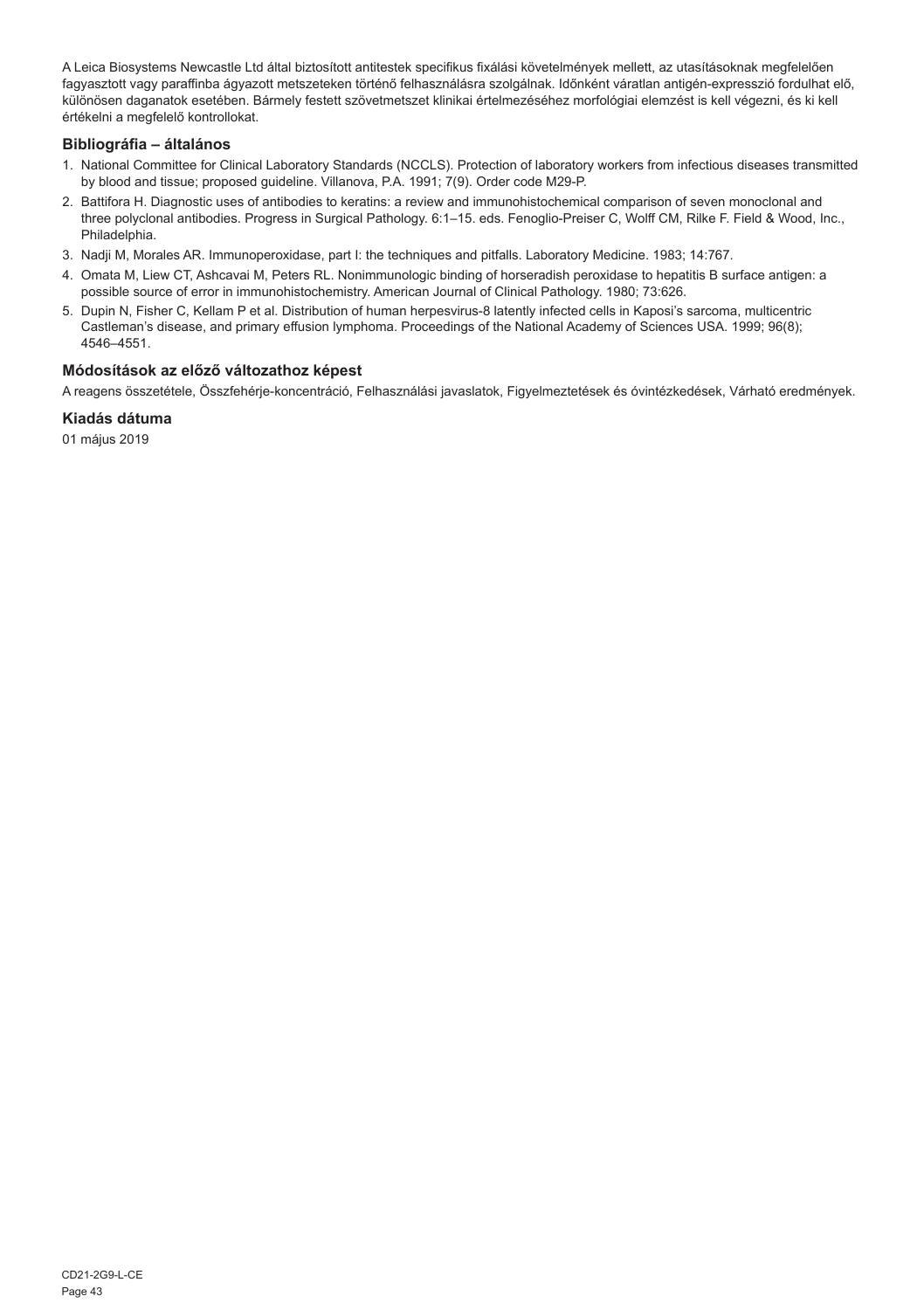A Leica Biosystems Newcastle Ltd által biztosított antitestek specifikus fixálási követelmények mellett, az utasításoknak megfelelően fagyasztott vagy paraffinba ágyazott metszeteken történő felhasználásra szolgálnak. Időnként váratlan antigén-expresszió fordulhat elő, különösen daganatok esetében. Bármely festett szövetmetszet klinikai értelmezéséhez morfológiai elemzést is kell végezni, és ki kell értékelni a megfelelő kontrollokat.

### Bibliográfia – általános

1. National Committee for Clinical Laboratory Standards (NCCLS). Protection of laboratory workers from infectious diseases transmitted by blood and tissue; proposed guideline. Villanova, P.A. 1991; 7(9). Order code M29-P.
2. Battifora H. Diagnostic uses of antibodies to keratins: a review and immunohistochemical comparison of seven monoclonal and three polyclonal antibodies. Progress in Surgical Pathology. 6:1–15. eds. Fenoglio-Preiser C, Wolff CM, Rilke F. Field & Wood, Inc., Philadelphia.
3. Nadji M, Morales AR. Immunoperoxidase, part I: the techniques and pitfalls. Laboratory Medicine. 1983; 14:767.
4. Omata M, Liew CT, Ashcavai M, Peters RL. Nonimmunologic binding of horseradish peroxidase to hepatitis B surface antigen: a possible source of error in immunohistochemistry. American Journal of Clinical Pathology. 1980; 73:626.
5. Dupin N, Fisher C, Kellam P et al. Distribution of human herpesvirus-8 latently infected cells in Kaposi's sarcoma, multicentric Castleman's disease, and primary effusion lymphoma. Proceedings of the National Academy of Sciences USA. 1999; 96(8); 4546–4551.

### Módosítások az előző változathoz képest

A reagens összetétele, Összfehérje-koncentráció, Felhasználási javaslatok, Figyelmeztetések és óvintézkedések, Várható eredmények.

### Kiadás dátuma

01 május 2019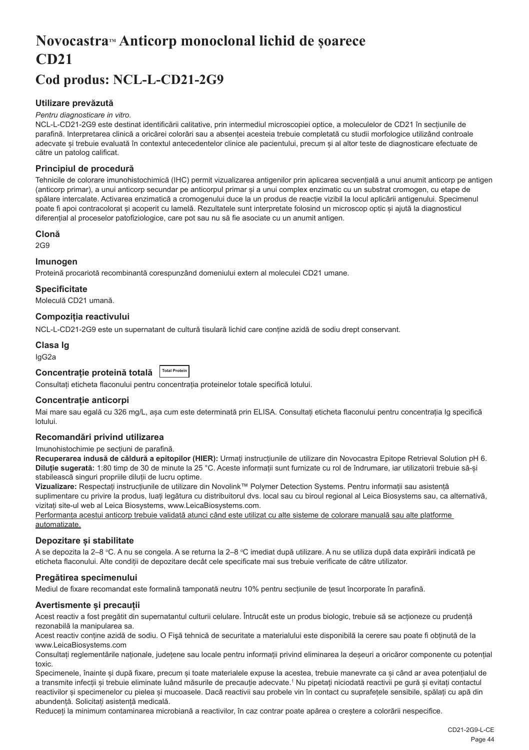# Novocastra™ Anticorp monoclonal lichid de șoarece CD21

# Cod produs: NCL-L-CD21-2G9

### Utilizare prevăzută

*Pentru diagnosticare in vitro.*

NCL-L-CD21-2G9 este destinat identificării calitative, prin intermediul microscopiei optice, a moleculelor de CD21 în secțiunile de parafină. Interpretarea clinică a oricărei colorări sau a absenței acesteia trebuie completată cu studii morfologice utilizând controale adecvate și trebuie evaluată în contextul antecedentelor clinice ale pacientului, precum și al altor teste de diagnosticare efectuate de către un patolog calificat.

### Principiul de procedură

Tehnicile de colorare imunohistochimică (IHC) permit vizualizarea antigenilor prin aplicarea secvențială a unui anumit anticorp pe antigen (anticorp primar), a unui anticorp secundar pe anticorpul primar și a unui complex enzimatic cu un substrat cromogen, cu etape de spălare intercalate. Activarea enzimatică a cromogenului duce la un produs de reacție vizibil la locul aplicării antigenului. Specimenul poate fi apoi contracolorat și acoperit cu lamelă. Rezultatele sunt interpretate folosind un microscop optic și ajută la diagnosticul diferențial al proceselor patofiziologice, care pot sau nu să fie asociate cu un anumit antigen.

### Clonă

2G9

### Imunogen

Proteină procariotă recombinantă corespunzând domeniului extern al moleculei CD21 umane.

### Specificitate

Moleculă CD21 umană.

### Compoziția reactivului

NCL-L-CD21-2G9 este un supernatant de cultură tisulară lichid care conține azidă de sodiu drept conservant.

### Clasa Ig

IgG2a

### Concentrație proteină totală Total Protein

Consultați eticheta flaconului pentru concentrația proteinelor totale specifică lotului.

### Concentrație anticorpi

Mai mare sau egală cu 326 mg/L, așa cum este determinată prin ELISA. Consultați eticheta flaconului pentru concentrația Ig specifică lotului.

### Recomandări privind utilizarea

Imunohistochimie pe secțiuni de parafină.

**Recuperarea indusă de căldură a epitopilor (HIER):** Urmați instrucțiunile de utilizare din Novocastra Epitope Retrieval Solution pH 6.

**Diluție sugerată:** 1:80 timp de 30 de minute la 25 °C. Aceste informații sunt furnizate cu rol de îndrumare, iar utilizatorii trebuie să-și stabilească singuri propriile diluții de lucru optime.

**Vizualizare:** Respectați instrucțiunile de utilizare din Novolink™ Polymer Detection Systems. Pentru informații sau asistență suplimentare cu privire la produs, luați legătura cu distribuitorul dvs. local sau cu biroul regional al Leica Biosystems sau, ca alternativă, vizitați site-ul web al Leica Biosystems, www.LeicaBiosystems.com.

<u>Performanța acestui anticorp trebuie validată atunci când este utilizat cu alte sisteme de colorare manuală sau alte platforme automatizate.</u>

### Depozitare și stabilitate

A se depozita la 2–8 °C. A nu se congela. A se returna la 2–8 °C imediat după utilizare. A nu se utiliza după data expirării indicată pe eticheta flaconului. Alte condiții de depozitare decât cele specificate mai sus trebuie verificate de către utilizator.

### Pregătirea specimenului

Mediul de fixare recomandat este formalină tamponată neutru 10% pentru secțiunile de țesut încorporate în parafină.

### Avertismente și precauții

Acest reactiv a fost pregătit din supernatantul culturii celulare. Întrucât este un produs biologic, trebuie să se acționeze cu prudență rezonabilă la manipularea sa.

Acest reactiv conține azidă de sodiu. O Fișă tehnică de securitate a materialului este disponibilă la cerere sau poate fi obținută de la www.LeicaBiosystems.com

Consultați reglementările naționale, județene sau locale pentru informații privind eliminarea la deșeuri a oricăror componente cu potențial toxic.

Specimenele, înainte și după fixare, precum și toate materialele expuse la acestea, trebuie manevrate ca și când ar avea potențialul de a transmite infecții și trebuie eliminate luând măsurile de precauție adecvate.[1] Nu pipetați niciodată reactivii pe gură și evitați contactul reactivilor și specimenelor cu pielea și mucoasele. Dacă reactivii sau probele vin în contact cu suprafețele sensibile, spălați cu apă din abundență. Solicitați asistență medicală.

Reduceți la minimum contaminarea microbiană a reactivilor, în caz contrar poate apărea o creștere a colorării nespecifice.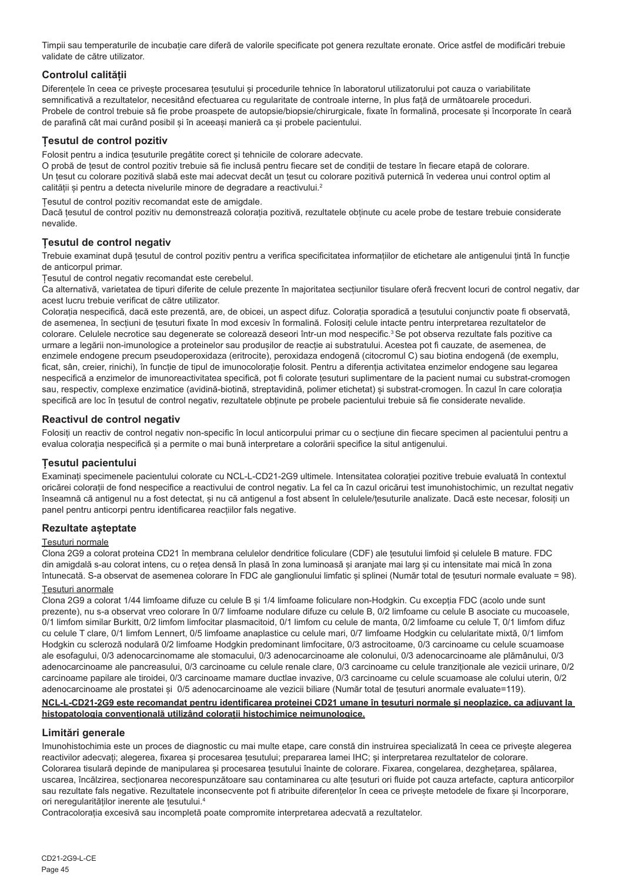Timpii sau temperaturile de incubație care diferă de valorile specificate pot genera rezultate eronate. Orice astfel de modificări trebuie validate de către utilizator.

## Controlul calității

Diferențele în ceea ce privește procesarea țesutului și procedurile tehnice în laboratorul utilizatorului pot cauza o variabilitate semnificativă a rezultatelor, necesitând efectuarea cu regularitate de controale interne, în plus față de următoarele proceduri. Probele de control trebuie să fie probe proaspete de autopsie/biopsie/chirurgicale, fixate în formalină, procesate și încorporate în ceară de parafină cât mai curând posibil și în aceeași manieră ca și probele pacientului.

## Țesutul de control pozitiv

Folosit pentru a indica țesuturile pregătite corect și tehnicile de colorare adecvate.

O probă de țesut de control pozitiv trebuie să fie inclusă pentru fiecare set de condiții de testare în fiecare etapă de colorare.

Un țesut cu colorare pozitivă slabă este mai adecvat decât un țesut cu colorare pozitivă puternică în vederea unui control optim al calității și pentru a detecta nivelurile minore de degradare a reactivului.[2]

Țesutul de control pozitiv recomandat este de amigdale.

Dacă țesutul de control pozitiv nu demonstrează colorația pozitivă, rezultatele obținute cu acele probe de testare trebuie considerate nevalide.

## Țesutul de control negativ

Trebuie examinat după țesutul de control pozitiv pentru a verifica specificitatea informațiilor de etichetare ale antigenului țintă în funcție de anticorpul primar.

Țesutul de control negativ recomandat este cerebelul.

Ca alternativă, varietatea de tipuri diferite de celule prezente în majoritatea secțiunilor tisulare oferă frecvent locuri de control negativ, dar acest lucru trebuie verificat de către utilizator.

Colorația nespecifică, dacă este prezentă, are, de obicei, un aspect difuz. Colorația sporadică a țesutului conjunctiv poate fi observată, de asemenea, în secțiuni de țesuturi fixate în mod excesiv în formalină. Folosiți celule intacte pentru interpretarea rezultatelor de colorare. Celulele necrotice sau degenerate se colorează deseori într-un mod nespecific.[3] Se pot observa rezultate fals pozitive ca urmare a legării non-imunologice a proteinelor sau produșilor de reacție ai substratului. Acestea pot fi cauzate, de asemenea, de enzimele endogene precum pseudoperoxidaza (eritrocite), peroxidaza endogenă (citocromul C) sau biotina endogenă (de exemplu, ficat, sân, creier, rinichi), în funcție de tipul de imunocolorație folosit. Pentru a diferenția activitatea enzimelor endogene sau legarea nespecifică a enzimelor de imunoreactivitatea specifică, pot fi colorate țesuturi suplimentare de la pacient numai cu substrat-cromogen sau, respectiv, complexe enzimatice (avidină-biotină, streptavidină, polimer etichetat) și substrat-cromogen. În cazul în care colorația specifică are loc în țesutul de control negativ, rezultatele obținute pe probele pacientului trebuie să fie considerate nevalide.

## Reactivul de control negativ

Folosiți un reactiv de control negativ non-specific în locul anticorpului primar cu o secțiune din fiecare specimen al pacientului pentru a evalua colorația nespecifică și a permite o mai bună interpretare a colorării specifice la situl antigenului.

## Țesutul pacientului

Examinați specimenele pacientului colorate cu NCL-L-CD21-2G9 ultimele. Intensitatea colorației pozitive trebuie evaluată în contextul oricărei colorații de fond nespecifice a reactivului de control negativ. La fel ca în cazul oricărui test imunohistochimic, un rezultat negativ înseamnă că antigenul nu a fost detectat, și nu că antigenul a fost absent în celulele/țesuturile analizate. Dacă este necesar, folosiți un panel pentru anticorpi pentru identificarea reacțiilor fals negative.

## Rezultate așteptate

Țesuturi normale

Clona 2G9 a colorat proteina CD21 în membrana celulelor dendritice foliculare (CDF) ale țesutului limfoid și celulele B mature. FDC din amigdală s-au colorat intens, cu o rețea densă în plasă în zona luminoasă și aranjate mai larg și cu intensitate mai mică în zona întunecată. S-a observat de asemenea colorare în FDC ale ganglionului limfatic și splinei (Număr total de țesuturi normale evaluate = 98).

Țesuturi anormale

Clona 2G9 a colorat 1/44 limfoame difuze cu celule B și 1/4 limfoame foliculare non-Hodgkin. Cu excepția FDC (acolo unde sunt prezente), nu s-a observat vreo colorare în 0/7 limfoame nodulare difuze cu celule B, 0/2 limfoame cu celule B asociate cu mucoasele, 0/1 limfom similar Burkitt, 0/2 limfom limfocitar plasmacitoid, 0/1 limfom cu celule de manta, 0/2 limfoame cu celule T, 0/1 limfom difuz cu celule T clare, 0/1 limfom Lennert, 0/5 limfoame anaplastice cu celule mari, 0/7 limfoame Hodgkin cu celularitate mixtă, 0/1 limfom Hodgkin cu scleroză nodulară 0/2 limfoame Hodgkin predominant limfocitare, 0/3 astrocitoame, 0/3 carcinoame cu celule scuamoase ale esofagului, 0/3 adenocarcinomame ale stomacului, 0/3 adenocarcinoame ale colonului, 0/3 adenocarcinoame ale plămânului, 0/3 adenocarcinoame ale pancreasului, 0/3 carcinoame cu celule renale clare, 0/3 carcinoame cu celule tranziționale ale vezicii urinare, 0/2 carcinoame papilare ale tiroidei, 0/3 carcinoame mamare ductlae invazive, 0/3 carcinoame cu celule scuamoase ale colului uterin, 0/2 adenocarcinoame ale prostatei și 0/5 adenocarcinoame ale vezicii biliare (Număr total de țesuturi anormale evaluate=119).

**NCL-L-CD21-2G9 este recomandat pentru identificarea proteinei CD21 umane în țesuturi normale și neoplazice, ca adjuvant la histopatologia convențională utilizând colorații histochimice neimunologice.**

## Limitări generale

Imunohistochimia este un proces de diagnostic cu mai multe etape, care constă din instruirea specializată în ceea ce privește alegerea reactivilor adecvați; alegerea, fixarea și procesarea țesutului; prepararea lamei IHC; și interpretarea rezultatelor de colorare.

Colorarea tisulară depinde de manipularea și procesarea țesutului înainte de colorare. Fixarea, congelarea, dezghețarea, spălarea, uscarea, încălzirea, secționarea necorespunzătoare sau contaminarea cu alte țesuturi ori fluide pot cauza artefacte, captura anticorpilor sau rezultate fals negative. Rezultatele inconsecvente pot fi atribuite diferențelor în ceea ce privește metodele de fixare și încorporare, ori neregularităților inerente ale țesutului.[4]

Contracolorația excesivă sau incompletă poate compromite interpretarea adecvată a rezultatelor.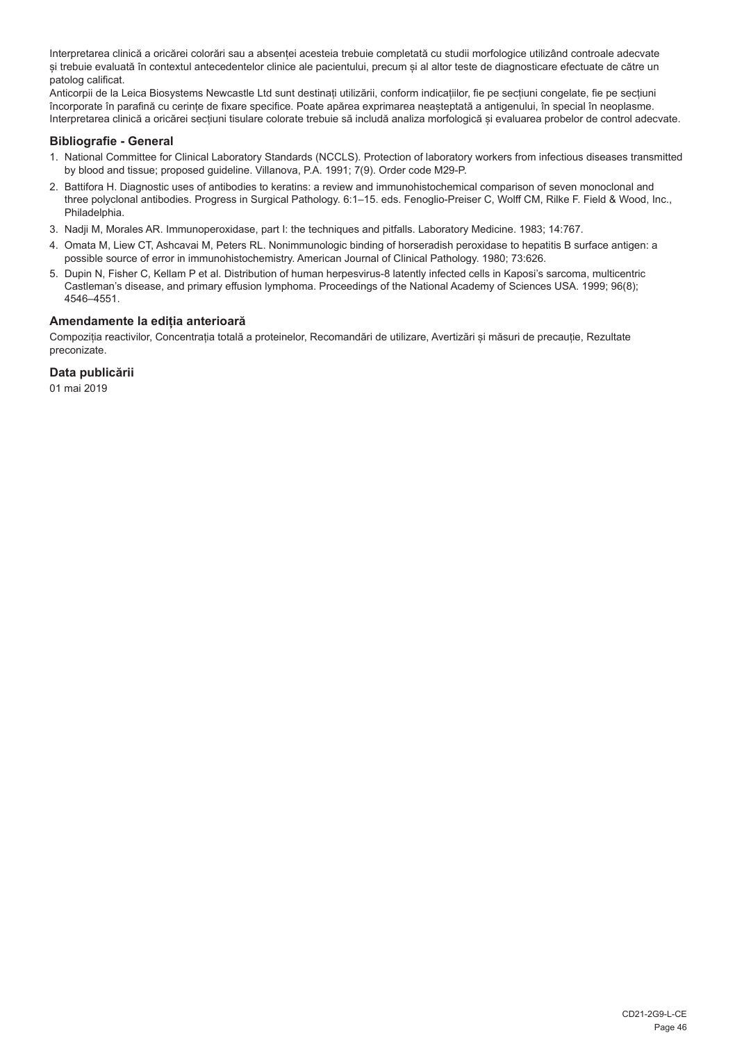Interpretarea clinică a oricărei colorări sau a absenței acesteia trebuie completată cu studii morfologice utilizând controale adecvate și trebuie evaluată în contextul antecedentelor clinice ale pacientului, precum și al altor teste de diagnosticare efectuate de către un patolog calificat.
Anticorpii de la Leica Biosystems Newcastle Ltd sunt destinați utilizării, conform indicațiilor, fie pe secțiuni congelate, fie pe secțiuni încorporate în parafină cu cerințe de fixare specifice. Poate apărea exprimarea neașteptată a antigenului, în special în neoplasme. Interpretarea clinică a oricărei secțiuni tisulare colorate trebuie să includă analiza morfologică și evaluarea probelor de control adecvate.

## Bibliografie - General

1. National Committee for Clinical Laboratory Standards (NCCLS). Protection of laboratory workers from infectious diseases transmitted by blood and tissue; proposed guideline. Villanova, P.A. 1991; 7(9). Order code M29-P.
2. Battifora H. Diagnostic uses of antibodies to keratins: a review and immunohistochemical comparison of seven monoclonal and three polyclonal antibodies. Progress in Surgical Pathology. 6:1–15. eds. Fenoglio-Preiser C, Wolff CM, Rilke F. Field & Wood, Inc., Philadelphia.
3. Nadji M, Morales AR. Immunoperoxidase, part I: the techniques and pitfalls. Laboratory Medicine. 1983; 14:767.
4. Omata M, Liew CT, Ashcavai M, Peters RL. Nonimmunologic binding of horseradish peroxidase to hepatitis B surface antigen: a possible source of error in immunohistochemistry. American Journal of Clinical Pathology. 1980; 73:626.
5. Dupin N, Fisher C, Kellam P et al. Distribution of human herpesvirus-8 latently infected cells in Kaposi's sarcoma, multicentric Castleman's disease, and primary effusion lymphoma. Proceedings of the National Academy of Sciences USA. 1999; 96(8); 4546–4551.

## Amendamente la ediția anterioară

Compoziția reactivilor, Concentrația totală a proteinelor, Recomandări de utilizare, Avertizări și măsuri de precauție, Rezultate preconizate.

## Data publicării

01 mai 2019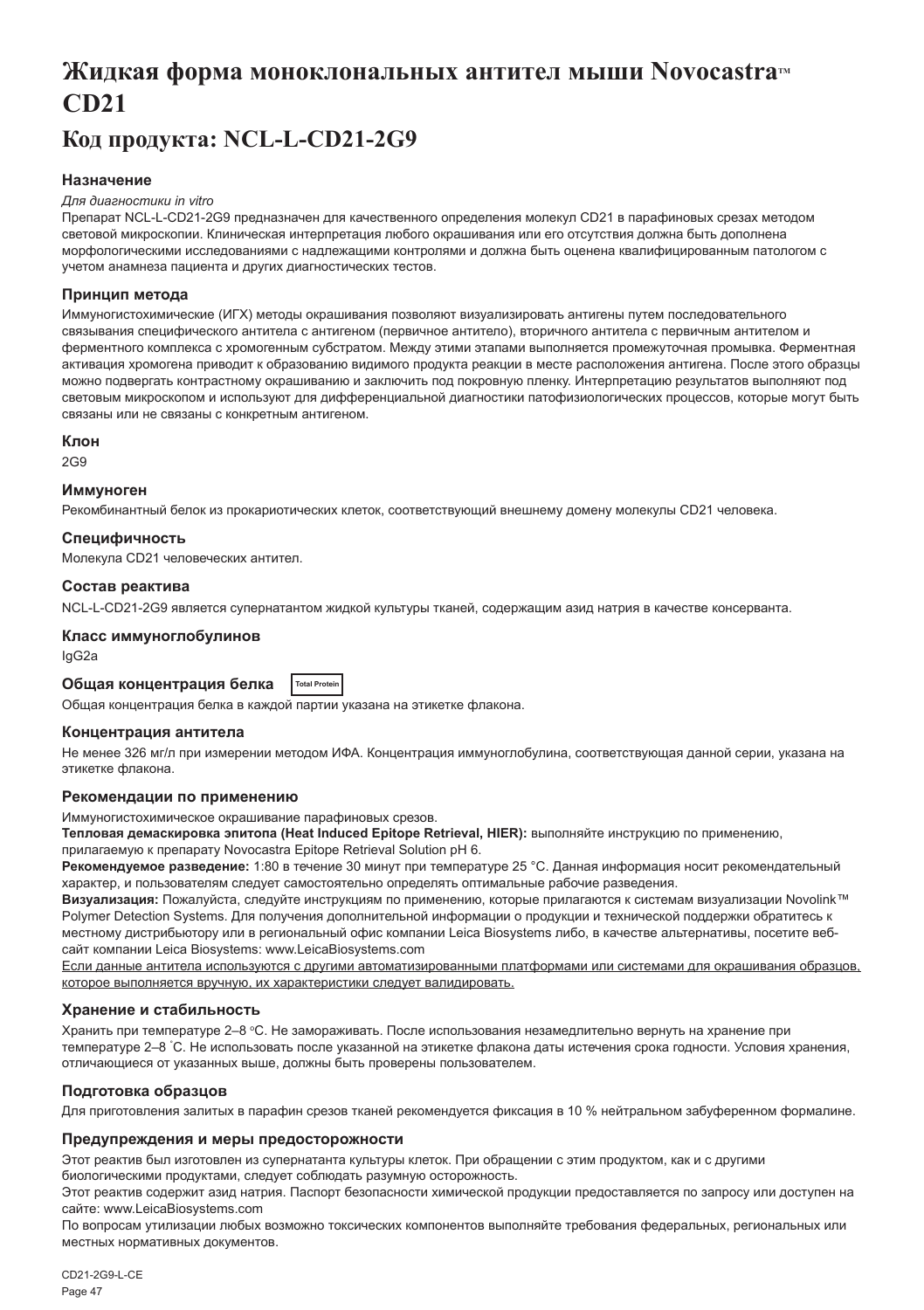# Жидкая форма моноклональных антител мыши Novocastra™ CD21

# Код продукта: NCL-L-CD21-2G9

### Назначение

*Для диагностики in vitro*

Препарат NCL-L-CD21-2G9 предназначен для качественного определения молекул CD21 в парафиновых срезах методом световой микроскопии. Клиническая интерпретация любого окрашивания или его отсутствия должна быть дополнена морфологическими исследованиями с надлежащими контролями и должна быть оценена квалифицированным патологом с учетом анамнеза пациента и других диагностических тестов.

### Принцип метода

Иммуногистохимические (ИГХ) методы окрашивания позволяют визуализировать антигены путем последовательного связывания специфического антитела с антигеном (первичное антитело), вторичного антитела с первичным антителом и ферментного комплекса с хромогенным субстратом. Между этими этапами выполняется промежуточная промывка. Ферментная активация хромогена приводит к образованию видимого продукта реакции в месте расположения антигена. После этого образцы можно подвергать контрастному окрашиванию и заключить под покровную пленку. Интерпретацию результатов выполняют под световым микроскопом и используют для дифференциальной диагностики патофизиологических процессов, которые могут быть связаны или не связаны с конкретным антигеном.

### Клон

2G9

### Иммуноген

Рекомбинантный белок из прокариотических клеток, соответствующий внешнему домену молекулы CD21 человека.

### Специфичность

Молекула CD21 человеческих антител.

### Состав реактива

NCL-L-CD21-2G9 является супернатантом жидкой культуры тканей, содержащим азид натрия в качестве консерванта.

### Класс иммуноглобулинов

IgG2a

### Общая концентрация белка Total Protein

Общая концентрация белка в каждой партии указана на этикетке флакона.

### Концентрация антитела

Не менее 326 мг/л при измерении методом ИФА. Концентрация иммуноглобулина, соответствующая данной серии, указана на этикетке флакона.

### Рекомендации по применению

Иммуногистохимическое окрашивание парафиновых срезов.

**Тепловая демаскировка эпитопа (Heat Induced Epitope Retrieval, HIER):** выполняйте инструкцию по применению, прилагаемую к препарату Novocastra Epitope Retrieval Solution pH 6.

**Рекомендуемое разведение:** 1:80 в течение 30 минут при температуре 25 °C. Данная информация носит рекомендательный характер, и пользователям следует самостоятельно определять оптимальные рабочие разведения.

**Визуализация:** Пожалуйста, следуйте инструкциям по применению, которые прилагаются к системам визуализации Novolink™ Polymer Detection Systems. Для получения дополнительной информации о продукции и технической поддержки обратитесь к местному дистрибьютору или в региональный офис компании Leica Biosystems либо, в качестве альтернативы, посетите веб-сайт компании Leica Biosystems: www.LeicaBiosystems.com

Если данные антитела используются с другими автоматизированными платформами или системами для окрашивания образцов, которое выполняется вручную, их характеристики следует валидировать.

### Хранение и стабильность

Хранить при температуре 2–8 °C. Не замораживать. После использования незамедлительно вернуть на хранение при температуре 2–8 °C. Не использовать после указанной на этикетке флакона даты истечения срока годности. Условия хранения, отличающиеся от указанных выше, должны быть проверены пользователем.

### Подготовка образцов

Для приготовления залитых в парафин срезов тканей рекомендуется фиксация в 10 % нейтральном забуференном формалине.

### Предупреждения и меры предосторожности

Этот реактив был изготовлен из супернатанта культуры клеток. При обращении с этим продуктом, как и с другими биологическими продуктами, следует соблюдать разумную осторожность.

Этот реактив содержит азид натрия. Паспорт безопасности химической продукции предоставляется по запросу или доступен на сайте: www.LeicaBiosystems.com

По вопросам утилизации любых возможно токсических компонентов выполняйте требования федеральных, региональных или местных нормативных документов.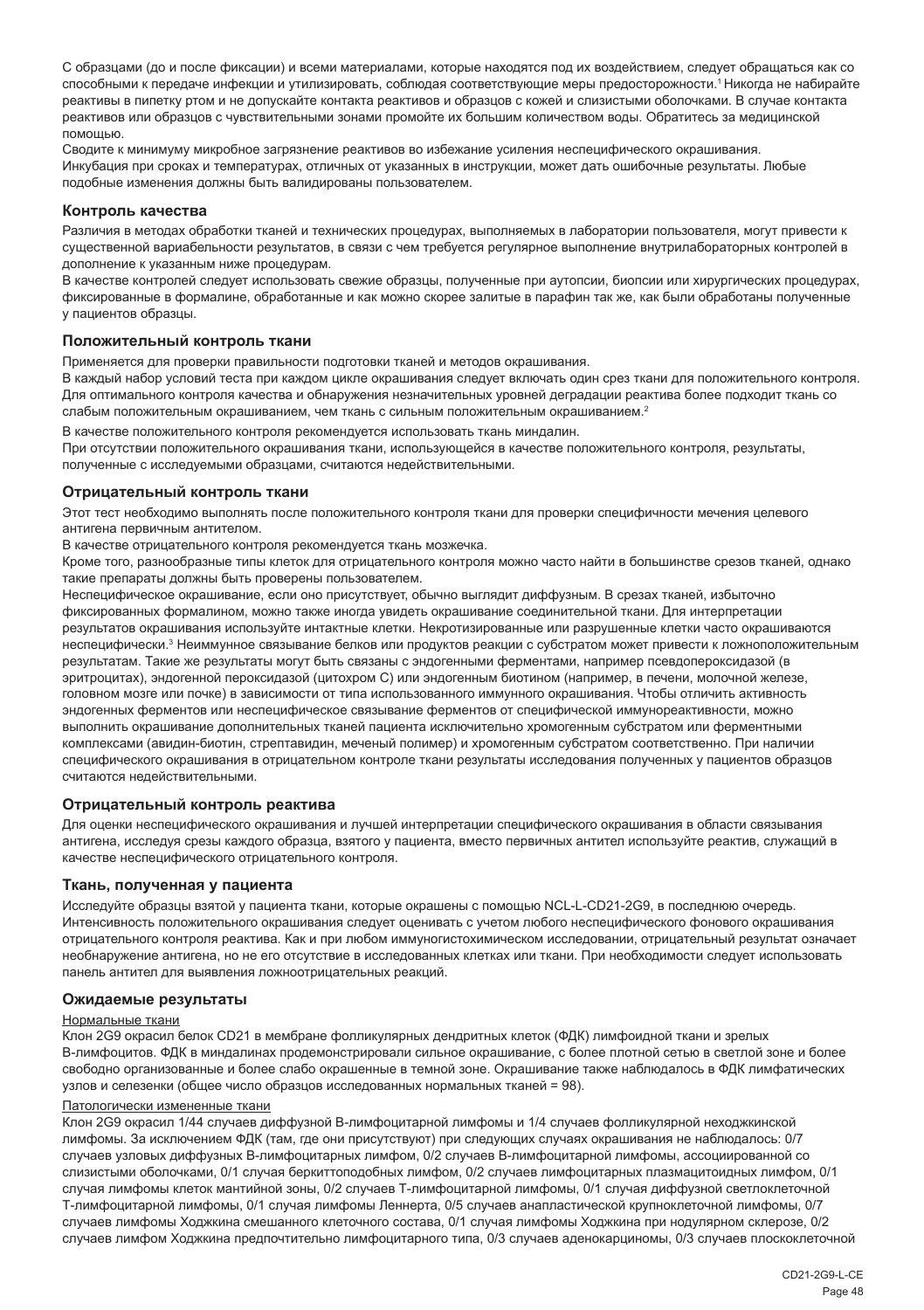С образцами (до и после фиксации) и всеми материалами, которые находятся под их воздействием, следует обращаться как со способными к передаче инфекции и утилизировать, соблюдая соответствующие меры предосторожности.[1] Никогда не набирайте реактивы в пипетку ртом и не допускайте контакта реактивов и образцов с кожей и слизистыми оболочками. В случае контакта реактивов или образцов с чувствительными зонами промойте их большим количеством воды. Обратитесь за медицинской помощью.

Сведите к минимуму микробное загрязнение реактивов во избежание усиления неспецифического окрашивания.

Инкубация при сроках и температурах, отличных от указанных в инструкции, может дать ошибочные результаты. Любые подобные изменения должны быть валидированы пользователем.

### Контроль качества

Различия в методах обработки тканей и технических процедурах, выполняемых в лаборатории пользователя, могут привести к существенной вариабельности результатов, в связи с чем требуется регулярное выполнение внутрилабораторных контролей в дополнение к указанным ниже процедурам.

В качестве контролей следует использовать свежие образцы, полученные при аутопсии, биопсии или хирургических процедурах, фиксированные в формалине, обработанные и как можно скорее залитые в парафин так же, как были обработаны полученные у пациентов образцы.

### Положительный контроль ткани

Применяется для проверки правильности подготовки тканей и методов окрашивания.

В каждый набор условий теста при каждом цикле окрашивания следует включать один срез ткани для положительного контроля. Для оптимального контроля качества и обнаружения незначительных уровней деградации реактива более подходит ткань со слабым положительным окрашиванием, чем ткань с сильным положительным окрашиванием.[2]

В качестве положительного контроля рекомендуется использовать ткань миндалин.

При отсутствии положительного окрашивания ткани, использующейся в качестве положительного контроля, результаты, полученные с исследуемыми образцами, считаются недействительными.

### Отрицательный контроль ткани

Этот тест необходимо выполнять после положительного контроля ткани для проверки специфичности мечения целевого антигена первичным антителом.

В качестве отрицательного контроля рекомендуется ткань мозжечка.

Кроме того, разнообразные типы клеток для отрицательного контроля можно часто найти в большинстве срезов тканей, однако такие препараты должны быть проверены пользователем.

Неспецифическое окрашивание, если оно присутствует, обычно выглядит диффузным. В срезах тканей, избыточно фиксированных формалином, можно также иногда увидеть окрашивание соединительной ткани. Для интерпретации результатов окрашивания используйте интактные клетки. Некротизированные или разрушенные клетки часто окрашиваются неспецифически.[3] Неиммунное связывание белков или продуктов реакции с субстратом может привести к ложноположительным результатам. Такие же результаты могут быть связаны с эндогенными ферментами, например псевдопероксидазой (в эритроцитах), эндогенной пероксидазой (цитохром C) или эндогенным биотином (например, в печени, молочной железе, головном мозге или почке) в зависимости от типа использованного иммунного окрашивания. Чтобы отличить активность эндогенных ферментов или неспецифическое связывание ферментов от специфической иммунореактивности, можно выполнить окрашивание дополнительных тканей пациента исключительно хромогенным субстратом или ферментными комплексами (авидин-биотин, стрептавидин, меченый полимер) и хромогенным субстратом соответственно. При наличии специфического окрашивания в отрицательном контроле ткани результаты исследования полученных у пациентов образцов считаются недействительными.

### Отрицательный контроль реактива

Для оценки неспецифического окрашивания и лучшей интерпретации специфического окрашивания в области связывания антигена, исследуя срезы каждого образца, взятого у пациента, вместо первичных антител используйте реактив, служащий в качестве неспецифического отрицательного контроля.

### Ткань, полученная у пациента

Исследуйте образцы взятой у пациента ткани, которые окрашены с помощью NCL-L-CD21-2G9, в последнюю очередь. Интенсивность положительного окрашивания следует оценивать с учетом любого неспецифического фонового окрашивания отрицательного контроля реактива. Как и при любом иммуногистохимическом исследовании, отрицательный результат означает необнаружение антигена, но не его отсутствие в исследованных клетках или ткани. При необходимости следует использовать панель антител для выявления ложноотрицательных реакций.

### Ожидаемые результаты

Нормальные ткани

Клон 2G9 окрасил белок CD21 в мембране фолликулярных дендритных клеток (ФДК) лимфоидной ткани и зрелых В-лимфоцитов. ФДК в миндалинах продемонстрировали сильное окрашивание, с более плотной сетью в светлой зоне и более свободно организованные и более слабо окрашенные в темной зоне. Окрашивание также наблюдалось в ФДК лимфатических узлов и селезенки (общее число образцов исследованных нормальных тканей = 98).

Патологически измененные ткани

Клон 2G9 окрасил 1/44 случаев диффузной В-лимфоцитарной лимфомы и 1/4 случаев фолликулярной неходжкинской лимфомы. За исключением ФДК (там, где они присутствуют) при следующих случаях окрашивания не наблюдалось: 0/7 случаев узловых диффузных В-лимфоцитарных лимфом, 0/2 случаев В-лимфоцитарной лимфомы, ассоциированной со слизистыми оболочками, 0/1 случая беркиттоподобных лимфом, 0/2 случаев лимфоцитарных плазмацитоидных лимфом, 0/1 случая лимфомы клеток мантийной зоны, 0/2 случаев Т-лимфоцитарной лимфомы, 0/1 случая диффузной светлоклеточной Т-лимфоцитарной лимфомы, 0/1 случая лимфомы Леннерта, 0/5 случаев анапластической крупноклеточной лимфомы, 0/7 случаев лимфомы Ходжкина смешанного клеточного состава, 0/1 случая лимфомы Ходжкина при нодулярном склерозе, 0/2 случаев лимфом Ходжкина предпочтительно лимфоцитарного типа, 0/3 случаев аденокарциномы, 0/3 случаев плоскоклеточной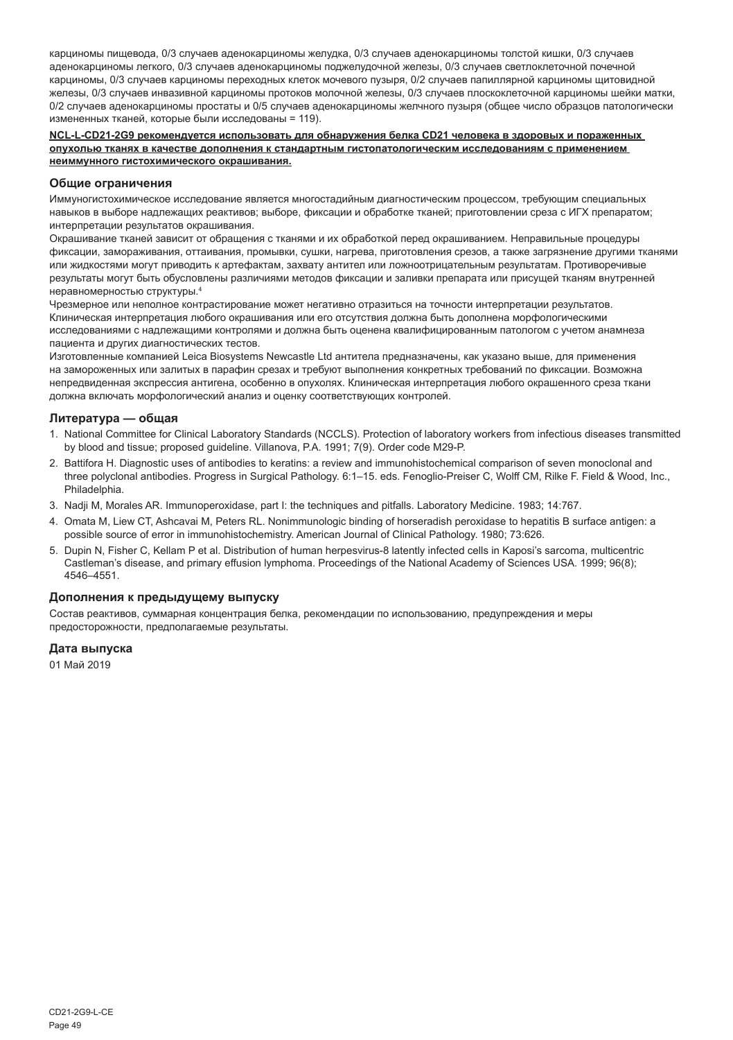карциномы пищевода, 0/3 случаев аденокарциномы желудка, 0/3 случаев аденокарциномы толстой кишки, 0/3 случаев аденокарциномы легкого, 0/3 случаев аденокарциномы поджелудочной железы, 0/3 случаев светлоклеточной почечной карциномы, 0/3 случаев карциномы переходных клеток мочевого пузыря, 0/2 случаев папиллярной карциномы щитовидной железы, 0/3 случаев инвазивной карциномы протоков молочной железы, 0/3 случаев плоскоклеточной карциномы шейки матки, 0/2 случаев аденокарциномы простаты и 0/5 случаев аденокарциномы желчного пузыря (общее число образцов патологически измененных тканей, которые были исследованы = 119).

**NCL-L-CD21-2G9 рекомендуется использовать для обнаружения белка CD21 человека в здоровых и пораженных опухолью тканях в качестве дополнения к стандартным гистопатологическим исследованиям с применением неиммунного гистохимического окрашивания.**

## Общие ограничения

Иммуногистохимическое исследование является многостадийным диагностическим процессом, требующим специальных навыков в выборе надлежащих реактивов; выборе, фиксации и обработке тканей; приготовлении среза с ИГХ препаратом; интерпретации результатов окрашивания.

Окрашивание тканей зависит от обращения с тканями и их обработкой перед окрашиванием. Неправильные процедуры фиксации, замораживания, оттаивания, промывки, сушки, нагрева, приготовления срезов, а также загрязнение другими тканями или жидкостями могут приводить к артефактам, захвату антител или ложноотрицательным результатам. Противоречивые результаты могут быть обусловлены различиями методов фиксации и заливки препарата или присущей тканям внутренней неравномерностью структуры.[4]

Чрезмерное или неполное контрастирование может негативно отразиться на точности интерпретации результатов. Клиническая интерпретация любого окрашивания или его отсутствия должна быть дополнена морфологическими исследованиями с надлежащими контролями и должна быть оценена квалифицированным патологом с учетом анамнеза пациента и других диагностических тестов.

Изготовленные компанией Leica Biosystems Newcastle Ltd антитела предназначены, как указано выше, для применения на замороженных или залитых в парафин срезах и требуют выполнения конкретных требований по фиксации. Возможна непредвиденная экспрессия антигена, особенно в опухолях. Клиническая интерпретация любого окрашенного среза ткани должна включать морфологический анализ и оценку соответствующих контролей.

## Литература — общая

1. National Committee for Clinical Laboratory Standards (NCCLS). Protection of laboratory workers from infectious diseases transmitted by blood and tissue; proposed guideline. Villanova, P.A. 1991; 7(9). Order code M29-P.
2. Battifora H. Diagnostic uses of antibodies to keratins: a review and immunohistochemical comparison of seven monoclonal and three polyclonal antibodies. Progress in Surgical Pathology. 6:1–15. eds. Fenoglio-Preiser C, Wolff CM, Rilke F. Field & Wood, Inc., Philadelphia.
3. Nadji M, Morales AR. Immunoperoxidase, part I: the techniques and pitfalls. Laboratory Medicine. 1983; 14:767.
4. Omata M, Liew CT, Ashcavai M, Peters RL. Nonimmunologic binding of horseradish peroxidase to hepatitis B surface antigen: a possible source of error in immunohistochemistry. American Journal of Clinical Pathology. 1980; 73:626.
5. Dupin N, Fisher C, Kellam P et al. Distribution of human herpesvirus-8 latently infected cells in Kaposi's sarcoma, multicentric Castleman's disease, and primary effusion lymphoma. Proceedings of the National Academy of Sciences USA. 1999; 96(8); 4546–4551.

## Дополнения к предыдущему выпуску

Состав реактивов, суммарная концентрация белка, рекомендации по использованию, предупреждения и меры предосторожности, предполагаемые результаты.

## Дата выпуска

01 Май 2019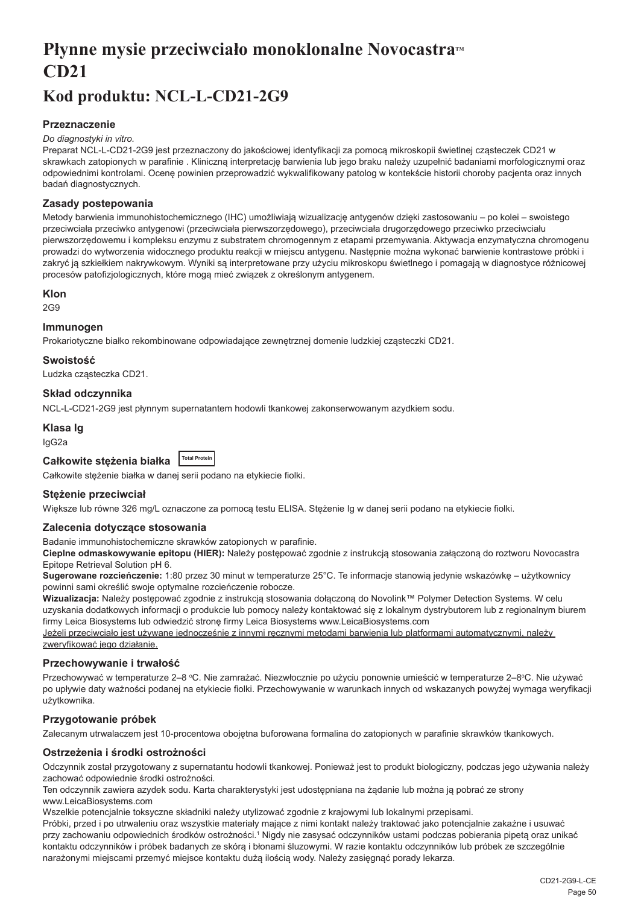# Płynne mysie przeciwciało monoklonalne Novocastra™ CD21

# Kod produktu: NCL-L-CD21-2G9

## Przeznaczenie

*Do diagnostyki in vitro.*

Preparat NCL-L-CD21-2G9 jest przeznaczony do jakościowej identyfikacji za pomocą mikroskopii świetlnej cząsteczek CD21 w skrawkach zatopionych w parafinie . Kliniczną interpretację barwienia lub jego braku należy uzupełnić badaniami morfologicznymi oraz odpowiednimi kontrolami. Ocenę powinien przeprowadzić wykwalifikowany patolog w kontekście historii choroby pacjenta oraz innych badań diagnostycznych.

## Zasady postepowania

Metody barwienia immunohistochemicznego (IHC) umożliwiają wizualizację antygenów dzięki zastosowaniu – po kolei – swoistego przeciwciała przeciwko antygenowi (przeciwciała pierwszorzędowego), przeciwciała drugorzędowego przeciwko przeciwciału pierwszorzędowemu i kompleksu enzymu z substratem chromogennym z etapami przemywania. Aktywacja enzymatyczna chromogenu prowadzi do wytworzenia widocznego produktu reakcji w miejscu antygenu. Następnie można wykonać barwienie kontrastowe próbki i zakryć ją szkiełkiem nakrywkowym. Wyniki są interpretowane przy użyciu mikroskopu świetlnego i pomagają w diagnostyce różnicowej procesów patofizjologicznych, które mogą mieć związek z określonym antygenem.

## Klon

2G9

## Immunogen

Prokariotyczne białko rekombinowane odpowiadające zewnętrznej domenie ludzkiej cząsteczki CD21.

## Swoistość

Ludzka cząsteczka CD21.

## Skład odczynnika

NCL-L-CD21-2G9 jest płynnym supernatantem hodowli tkankowej zakonserwowanym azydkiem sodu.

## Klasa Ig

IgG2a

## Całkowite stężenia białka Total Protein

Całkowite stężenie białka w danej serii podano na etykiecie fiolki.

## Stężenie przeciwciał

Większe lub równe 326 mg/L oznaczone za pomocą testu ELISA. Stężenie Ig w danej serii podano na etykiecie fiolki.

## Zalecenia dotyczące stosowania

Badanie immunohistochemiczne skrawków zatopionych w parafinie.

**Cieplne odmaskowywanie epitopu (HIER):** Należy postępować zgodnie z instrukcją stosowania załączoną do roztworu Novocastra Epitope Retrieval Solution pH 6.

**Sugerowane rozcieńczenie:** 1:80 przez 30 minut w temperaturze 25°C. Te informacje stanowią jedynie wskazówkę – użytkownicy powinni sami określić swoje optymalne rozcieńczenie robocze.

**Wizualizacja:** Należy postępować zgodnie z instrukcją stosowania dołączoną do Novolink™ Polymer Detection Systems. W celu uzyskania dodatkowych informacji o produkcie lub pomocy należy kontaktować się z lokalnym dystrybutorem lub z regionalnym biurem firmy Leica Biosystems lub odwiedzić stronę firmy Leica Biosystems www.LeicaBiosystems.com

Jeżeli przeciwciało jest używane jednocześnie z innymi ręcznymi metodami barwienia lub platformami automatycznymi, należy zweryfikować jego działanie.

## Przechowywanie i trwałość

Przechowywać w temperaturze 2–8 °C. Nie zamrażać. Niezwłocznie po użyciu ponownie umieścić w temperaturze 2–8°C. Nie używać po upływie daty ważności podanej na etykiecie fiolki. Przechowywanie w warunkach innych od wskazanych powyżej wymaga weryfikacji użytkownika.

## Przygotowanie próbek

Zalecanym utrwalaczem jest 10-procentowa obojętna buforowana formalina do zatopionych w parafinie skrawków tkankowych.

## Ostrzeżenia i środki ostrożności

Odczynnik został przygotowany z supernatantu hodowli tkankowej. Ponieważ jest to produkt biologiczny, podczas jego używania należy zachować odpowiednie środki ostrożności.

Ten odczynnik zawiera azydek sodu. Karta charakterystyki jest udostępniana na żądanie lub można ją pobrać ze strony www.LeicaBiosystems.com

Wszelkie potencjalnie toksyczne składniki należy utylizować zgodnie z krajowymi lub lokalnymi przepisami.

Próbki, przed i po utrwaleniu oraz wszystkie materiały mające z nimi kontakt należy traktować jako potencjalnie zakaźne i usuwać przy zachowaniu odpowiednich środków ostrożności.[1] Nigdy nie zasysać odczynników ustami podczas pobierania pipetą oraz unikać kontaktu odczynników i próbek badanych ze skórą i błonami śluzowymi. W razie kontaktu odczynników lub próbek ze szczególnie narażonymi miejscami przemyć miejsce kontaktu dużą ilością wody. Należy zasięgnąć porady lekarza.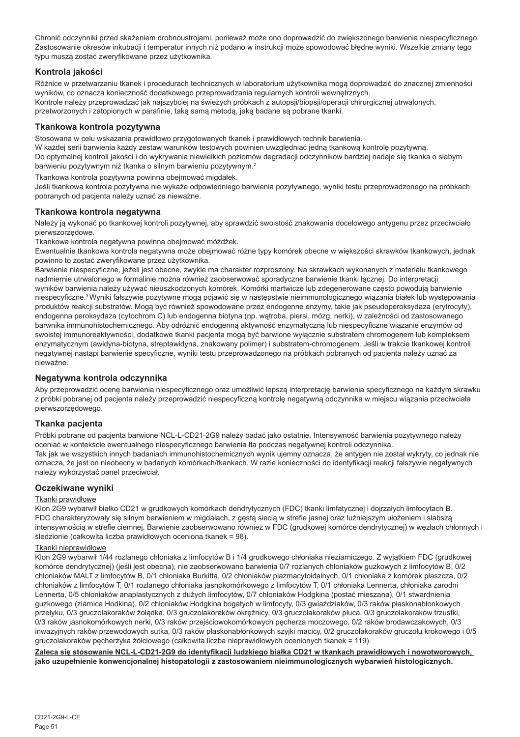Chronić odczynniki przed skażeniem drobnoustrojami, ponieważ może ono doprowadzić do zwiększonego barwienia niespecyficznego. Zastosowanie okresów inkubacji i temperatur innych niż podano w instrukcji może spowodować błędne wyniki. Wszelkie zmiany tego typu muszą zostać zweryfikowane przez użytkownika.

## Kontrola jakości

Różnice w przetwarzaniu tkanek i procedurach technicznych w laboratorium użytkownika mogą doprowadzić do znacznej zmienności wyników, co oznacza konieczność dodatkowego przeprowadzania regularnych kontroli wewnętrznych.
Kontrole należy przeprowadzać jak najszybciej na świeżych próbkach z autopsji/biopsji/operacji chirurgicznej utrwalonych, przetworzonych i zatopionych w parafinie, taką samą metodą, jaką badane są pobrane tkanki.

## Tkankowa kontrola pozytywna

Stosowana w celu wskazania prawidłowo przygotowanych tkanek i prawidłowych technik barwienia.
W każdej serii barwienia każdy zestaw warunków testowych powinien uwzględniać jedną tkankową kontrolę pozytywną.
Do optymalnej kontroli jakości i do wykrywania niewielkich poziomów degradacji odczynników bardziej nadaje się tkanka o słabym barwieniu pozytywnym niż tkanka o silnym barwieniu pozytywnym.[2]

Tkankowa kontrola pozytywna powinna obejmować migdałek.
Jeśli tkankowa kontrola pozytywna nie wykaże odpowiedniego barwienia pozytywnego, wyniki testu przeprowadzonego na próbkach pobranych od pacjenta należy uznać za nieważne.

## Tkankowa kontrola negatywna

Należy ją wykonać po tkankowej kontroli pozytywnej, aby sprawdzić swoistość znakowania docelowego antygenu przez przeciwciało pierwszorzędowe.
Tkankowa kontrola negatywna powinna obejmować móżdżek.
Ewentualnie tkankowa kontrola negatywna może obejmować różne typy komórek obecne w większości skrawków tkankowych, jednak powinno to zostać zweryfikowane przez użytkownika.
Barwienie niespecyficzne, jeżeli jest obecne, zwykle ma charakter rozproszony. Na skrawkach wykonanych z materiału tkankowego nadmiernie utrwalonego w formalinie można również zaobserwować sporadyczne barwienie tkanki łącznej. Do interpretacji wyników barwienia należy używać nieuszkodzonych komórek. Komórki martwicze lub zdegenerowane często powodują barwienie niespecyficzne.[3] Wyniki fałszywie pozytywne mogą pojawić się w następstwie nieimmunologicznego wiązania białek lub występowania produktów reakcji substratów. Mogą być również spowodowane przez endogenne enzymy, takie jak pseudoperoksydaza (erytrocyty), endogenna peroksydaza (cytochrom C) lub endogenna biotyna (np. wątroba, piersi, mózg, nerki), w zależności od zastosowanego barwnika immunohistochemicznego. Aby odróżnić endogenną aktywność enzymatyczną lub niespecyficzne wiązanie enzymów od swoistej immunoreaktywności, dodatkowe tkanki pacjenta mogą być barwione wyłącznie substratem chromogenem lub kompleksem enzymatycznym (awidyna-biotyna, streptawidyna, znakowany polimer) i substratem-chromogenem. Jeśli w trakcie tkankowej kontroli negatywnej nastąpi barwienie specyficzne, wyniki testu przeprowadzonego na próbkach pobranych od pacjenta należy uznać za nieważne.

## Negatywna kontrola odczynnika

Aby przeprowadzić ocenę barwienia niespecyficznego oraz umożliwić lepszą interpretację barwienia specyficznego na każdym skrawku z próbki pobranej od pacjenta należy przeprowadzić niespecyficzną kontrolę negatywną odczynnika w miejscu wiązania przeciwciała pierwszorzędowego.

## Tkanka pacjenta

Próbki pobrane od pacjenta barwione NCL-L-CD21-2G9 należy badać jako ostatnie. Intensywność barwienia pozytywnego należy oceniać w kontekście ewentualnego niespecyficznego barwienia tła podczas negatywnej kontroli odczynnika.
Tak jak we wszystkich innych badaniach immunohistochemicznych wynik ujemny oznacza, że antygen nie został wykryty, co jednak nie oznacza, że jest on nieobecny w badanych komórkach/tkankach. W razie konieczności do identyfikacji reakcji fałszywie negatywnych należy wykorzystać panel przeciwciał.

## Oczekiwane wyniki

Tkanki prawidłowe

Klon 2G9 wybarwił białko CD21 w grudkowych komórkach dendrytycznych (FDC) tkanki limfatycznej i dojrzałych limfocytach B. FDC charakteryzowały się silnym barwieniem w migdałach, z gęstą siecią w strefie jasnej oraz luźniejszym ułożeniem i słabszą intensywnością w strefie ciemnej. Barwienie zaobserwowano również w FDC (grudkowej komórce dendrytycznej) w węzłach chłonnych i śledzionie (całkowita liczba prawidłowych ocenionych tkanek = 98).

Tkanki nieprawidłowe

Klon 2G9 wybarwił 1/44 rozlanego chłoniaka z limfocytów B i 1/4 grudkowego chłoniaka nieziarniczego. Z wyjątkiem FDC (grudkowej komórce dendrytycznej) (jeśli jest obecna), nie zaobserwowano barwienia 0/7 rozlanych chłoniaków guzkowych z limfocytów B, 0/2 chłoniaków MALT z limfocytów B, 0/1 chłoniaka Burkitta, 0/2 chłoniaków plazmacytoidalnych, 0/1 chłoniaka z komórek płaszcza, 0/2 chłoniaków z limfocytów T, 0/1 rozlanego chłoniaka jasnokomórkowego z limfocytów T, 0/1 chłoniaka Lennerta, chłoniaka zarodni Lennerta, 0/5 chłoniaków anaplastycznych z dużych limfocytów, 0/7 chłoniaków Hodgkina (postać mieszana), 0/1 stwardnienia guzkowego (ziarnica Hodkina), 0/2 chłoniaków Hodgkina bogatych w limfocyty, 0/3 gwiaździaków, 0/3 raków płaskonabłonkowych przełyku, 0/3 gruczolakoraków żołądka, 0/3 gruczolakoraków okrężnicy, 0/3 gruczolakoraków płuca, 0/3 gruczolakoraków trzustki, 0/3 raków jasnokomórkowych nerki, 0/3 raków przejściowokomórkowych pęcherza moczowego, 0/2 raków brodawczakowych, 0/3 inwazyjnych raków przewodowych sutka, 0/3 raków płaskonabłonkowych szyjki macicy, 0/2 gruczolakoraków gruczołu krokowego i 0/5 gruczolakoraków pęcherzyka żółciowego (całkowita liczba nieprawidłowych ocenionych tkanek = 119).

**Zaleca się stosowanie NCL-L-CD21-2G9 do identyfikacji ludzkiego białka CD21 w tkankach prawidłowych i nowotworowych, jako uzupełnienie konwencjonalnej histopatologii z zastosowaniem nieimmunologicznych wybarwień histologicznych.**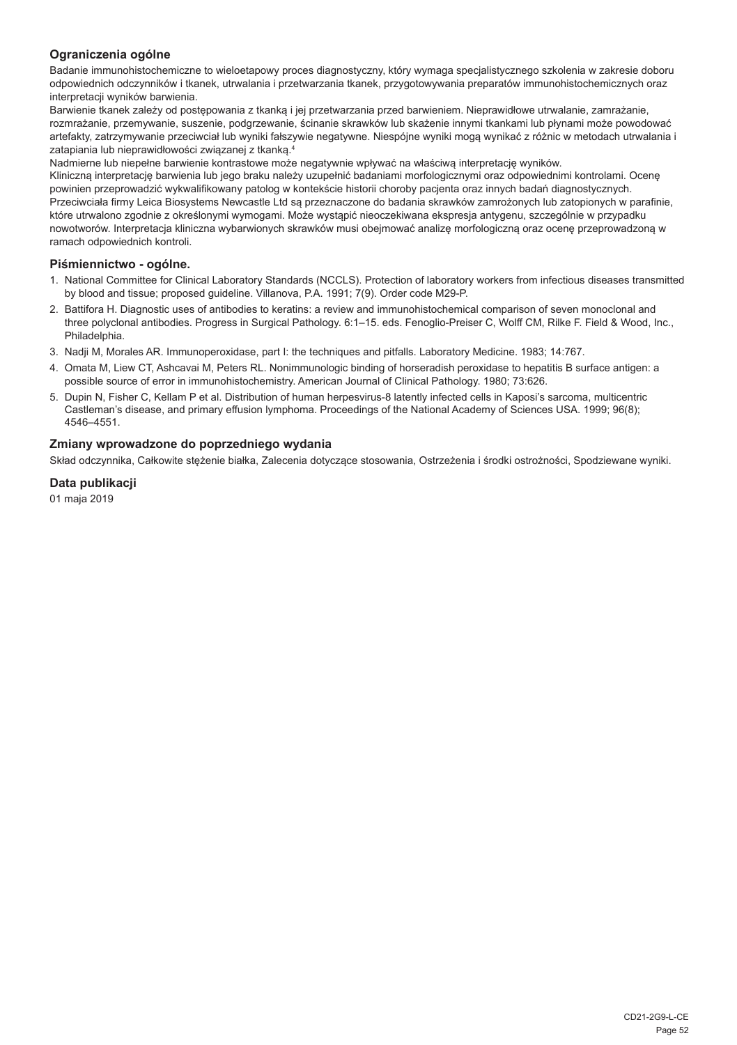### Ograniczenia ogólne

Badanie immunohistochemiczne to wieloetapowy proces diagnostyczny, który wymaga specjalistycznego szkolenia w zakresie doboru odpowiednich odczynników i tkanek, utrwalania i przetwarzania tkanek, przygotowywania preparatów immunohistochemicznych oraz interpretacji wyników barwienia.

Barwienie tkanek zależy od postępowania z tkanką i jej przetwarzania przed barwieniem. Nieprawidłowe utrwalanie, zamrażanie, rozmrażanie, przemywanie, suszenie, podgrzewanie, ścinanie skrawków lub skażenie innymi tkankami lub płynami może powodować artefakty, zatrzymywanie przeciwciał lub wyniki fałszywie negatywne. Niespójne wyniki mogą wynikać z różnic w metodach utrwalania i zatapiania lub nieprawidłowości związanej z tkanką.[4]

Nadmierne lub niepełne barwienie kontrastowe może negatywnie wpływać na właściwą interpretację wyników.

Kliniczną interpretację barwienia lub jego braku należy uzupełnić badaniami morfologicznymi oraz odpowiednimi kontrolami. Ocenę powinien przeprowadzić wykwalifikowany patolog w kontekście historii choroby pacjenta oraz innych badań diagnostycznych. Przeciwciała firmy Leica Biosystems Newcastle Ltd są przeznaczone do badania skrawków zamrożonych lub zatopionych w parafinie, które utrwalono zgodnie z określonymi wymogami. Może wystąpić nieoczekiwana ekspresja antygenu, szczególnie w przypadku nowotworów. Interpretacja kliniczna wybarwionych skrawków musi obejmować analizę morfologiczną oraz ocenę przeprowadzoną w ramach odpowiednich kontroli.

### Piśmiennictwo - ogólne.

1. National Committee for Clinical Laboratory Standards (NCCLS). Protection of laboratory workers from infectious diseases transmitted by blood and tissue; proposed guideline. Villanova, P.A. 1991; 7(9). Order code M29-P.
2. Battifora H. Diagnostic uses of antibodies to keratins: a review and immunohistochemical comparison of seven monoclonal and three polyclonal antibodies. Progress in Surgical Pathology. 6:1–15. eds. Fenoglio-Preiser C, Wolff CM, Rilke F. Field & Wood, Inc., Philadelphia.
3. Nadji M, Morales AR. Immunoperoxidase, part I: the techniques and pitfalls. Laboratory Medicine. 1983; 14:767.
4. Omata M, Liew CT, Ashcavai M, Peters RL. Nonimmunologic binding of horseradish peroxidase to hepatitis B surface antigen: a possible source of error in immunohistochemistry. American Journal of Clinical Pathology. 1980; 73:626.
5. Dupin N, Fisher C, Kellam P et al. Distribution of human herpesvirus-8 latently infected cells in Kaposi's sarcoma, multicentric Castleman's disease, and primary effusion lymphoma. Proceedings of the National Academy of Sciences USA. 1999; 96(8); 4546–4551.

### Zmiany wprowadzone do poprzedniego wydania

Skład odczynnika, Całkowite stężenie białka, Zalecenia dotyczące stosowania, Ostrzeżenia i środki ostrożności, Spodziewane wyniki.

### Data publikacji

01 maja 2019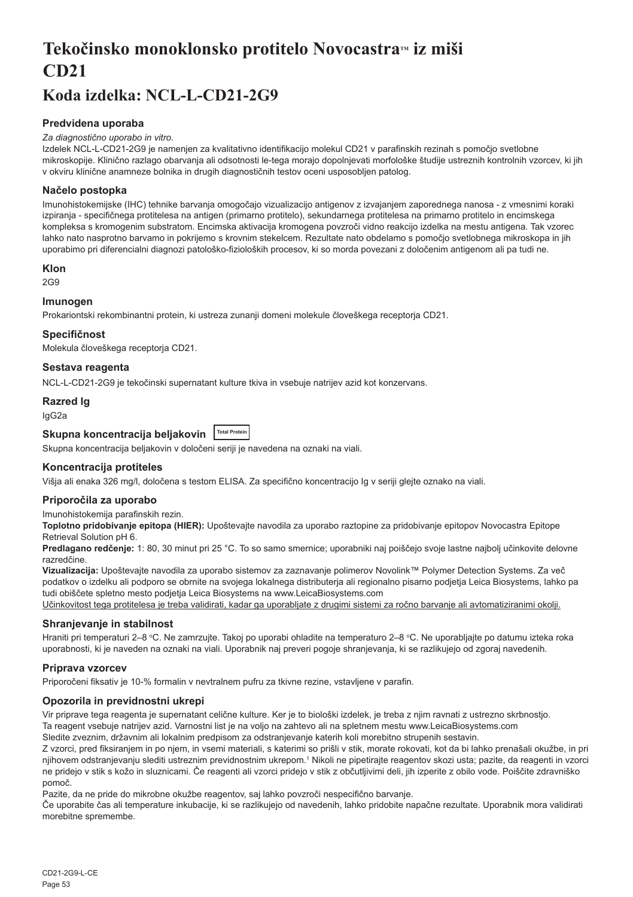# Tekočinsko monoklonsko protitelo Novocastra™ iz miši CD21

## Koda izdelka: NCL-L-CD21-2G9

### Predvidena uporaba

*Za diagnostično uporabo in vitro.*

Izdelek NCL-L-CD21-2G9 je namenjen za kvalitativno identifikacijo molekul CD21 v parafinskih rezinah s pomočjo svetlobne mikroskopije. Klinično razlago obarvanja ali odsotnosti le-tega morajo dopolnjevati morfološke študije ustreznih kontrolnih vzorcev, ki jih v okviru klinične anamneze bolnika in drugih diagnostičnih testov oceni usposobljen patolog.

### Načelo postopka

Imunohistokemijske (IHC) tehnike barvanja omogočajo vizualizacijo antigenov z izvajanjem zaporednega nanosa - z vmesnimi koraki izpiranja - specifičnega protitelesa na antigen (primarno protitelo), sekundarnega protitelesa na primarno protitelo in encimskega kompleksa s kromogenim substratom. Encimska aktivacija kromogena povzroči vidno reakcijo izdelka na mestu antigena. Tak vzorec lahko nato nasprotno barvamo in pokrijemo s krovnim stekelcem. Rezultate nato obdelamo s pomočjo svetlobnega mikroskopa in jih uporabimo pri diferencialni diagnozi patološko-fizioloških procesov, ki so morda povezani z določenim antigenom ali pa tudi ne.

### Klon

2G9

### Imunogen

Prokariontski rekombinantni protein, ki ustreza zunanji domeni molekule človeškega receptorja CD21.

### Specifičnost

Molekula človeškega receptorja CD21.

### Sestava reagenta

NCL-L-CD21-2G9 je tekočinski supernatant kulture tkiva in vsebuje natrijev azid kot konzervans.

### Razred Ig

IgG2a

### Skupna koncentracija beljakovin Total Protein

Skupna koncentracija beljakovin v določeni seriji je navedena na oznaki na viali.

### Koncentracija protiteles

Višja ali enaka 326 mg/l, določena s testom ELISA. Za specifično koncentracijo Ig v seriji glejte oznako na viali.

### Priporočila za uporabo

Imunohistokemija parafinskih rezin.

**Toplotno pridobivanje epitopa (HIER):** Upoštevajte navodila za uporabo raztopine za pridobivanje epitopov Novocastra Epitope Retrieval Solution pH 6.

**Predlagano redčenje:** 1: 80, 30 minut pri 25 °C. To so samo smernice; uporabniki naj poiščejo svoje lastne najbolj učinkovite delovne razredčine.

**Vizualizacija:** Upoštevajte navodila za uporabo sistemov za zaznavanje polimerov Novolink™ Polymer Detection Systems. Za več podatkov o izdelku ali podporo se obrnite na svojega lokalnega distributerja ali regionalno pisarno podjetja Leica Biosystems, lahko pa tudi obiščete spletno mesto podjetja Leica Biosystems na www.LeicaBiosystems.com

Učinkovitost tega protitelesa je treba validirati, kadar ga uporabljate z drugimi sistemi za ročno barvanje ali avtomatiziranimi okolji.

### Shranjevanje in stabilnost

Hraniti pri temperaturi 2–8 °C. Ne zamrzujte. Takoj po uporabi ohladite na temperaturo 2–8 °C. Ne uporabljajte po datumu izteka roka uporabnosti, ki je naveden na oznaki na viali. Uporabnik naj preveri pogoje shranjevanja, ki se razlikujejo od zgoraj navedenih.

### Priprava vzorcev

Priporočeni fiksativ je 10-% formalin v nevtralnem pufru za tkivne rezine, vstavljene v parafin.

### Opozorila in previdnostni ukrepi

Vir priprave tega reagenta je supernatant celične kulture. Ker je to biološki izdelek, je treba z njim ravnati z ustrezno skrbnostjo.

Ta reagent vsebuje natrijev azid. Varnostni list je na voljo na zahtevo ali na spletnem mestu www.LeicaBiosystems.com

Sledite zveznim, državnim ali lokalnim predpisom za odstranjevanje katerih koli morebitno strupenih sestavin.

Z vzorci, pred fiksiranjem in po njem, in vsemi materiali, s katerimi so prišli v stik, morate rokovati, kot da bi lahko prenašali okužbe, in pri njihovem odstranjevanju slediti ustreznim previdnostnim ukrepom.[1] Nikoli ne pipetirajte reagentov skozi usta; pazite, da reagenti in vzorci ne pridejo v stik s kožo in sluznicami. Če reagenti ali vzorci pridejo v stik z občutljivimi deli, jih izperite z obilo vode. Poiščite zdravniško pomoč.

Pazite, da ne pride do mikrobne okužbe reagentov, saj lahko povzroči nespecifično barvanje.

Če uporabite čas ali temperature inkubacije, ki se razlikujejo od navedenih, lahko pridobite napačne rezultate. Uporabnik mora validirati morebitne spremembe.

CD21-2G9-L-CE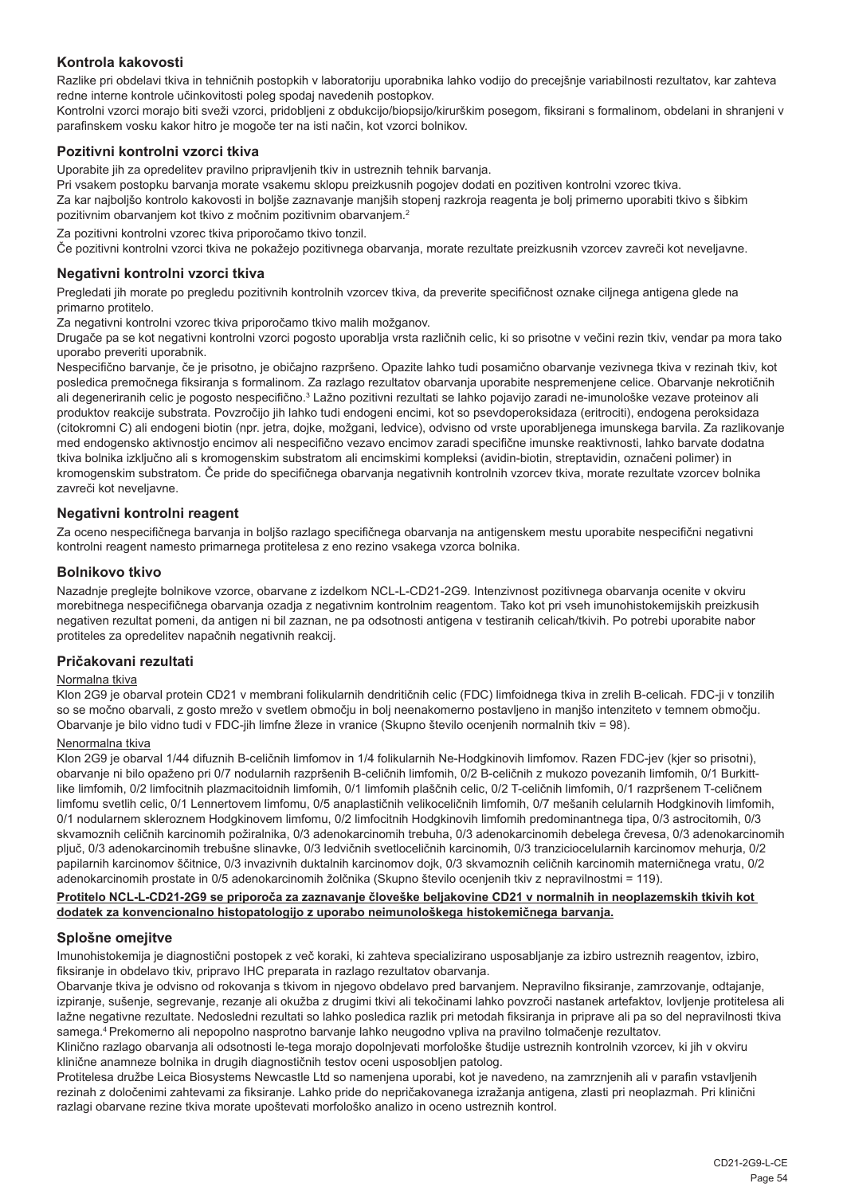## Kontrola kakovosti

Razlike pri obdelavi tkiva in tehničnih postopkih v laboratoriju uporabnika lahko vodijo do precejšnje variabilnosti rezultatov, kar zahteva redne interne kontrole učinkovitosti poleg spodaj navedenih postopkov.

Kontrolni vzorci morajo biti sveži vzorci, pridobljeni z obdukcijo/biopsijo/kirurškim posegom, fiksirani s formalinom, obdelani in shranjeni v parafinskem vosku kakor hitro je mogoče ter na isti način, kot vzorci bolnikov.

### Pozitivni kontrolni vzorci tkiva

Uporabite jih za opredelitev pravilno pripravljenih tkiv in ustreznih tehnik barvanja.

Pri vsakem postopku barvanja morate vsakemu sklopu preizkusnih pogojev dodati en pozitiven kontrolni vzorec tkiva.

Za kar najboljšo kontrolo kakovosti in boljše zaznavanje manjših stopenj razkroja reagenta je bolj primerno uporabiti tkivo s šibkim pozitivnim obarvanjem kot tkivo z močnim pozitivnim obarvanjem.[2]

Za pozitivni kontrolni vzorec tkiva priporočamo tkivo tonzil.

Če pozitivni kontrolni vzorci tkiva ne pokažejo pozitivnega obarvanja, morate rezultate preizkusnih vzorcev zavreči kot neveljavne.

### Negativni kontrolni vzorci tkiva

Pregledati jih morate po pregledu pozitivnih kontrolnih vzorcev tkiva, da preverite specifičnost oznake ciljnega antigena glede na primarno protitelo.

Za negativni kontrolni vzorec tkiva priporočamo tkivo malih možganov.

Drugače pa se kot negativni kontrolni vzorci pogosto uporablja vrsta različnih celic, ki so prisotne v večini rezin tkiv, vendar pa mora tako uporabo preveriti uporabnik.

Nespecifično barvanje, če je prisotno, je običajno razpršeno. Opazite lahko tudi posamično obarvanje vezivnega tkiva v rezinah tkiv, kot posledica premočnega fiksiranja s formalinom. Za razlago rezultatov obarvanja uporabite nespremenjene celice. Obarvanje nekrotičnih ali degeneriranih celic je pogosto nespecifično.[3] Lažno pozitivni rezultati se lahko pojavijo zaradi ne-imunološke vezave proteinov ali produktov reakcije substrata. Povzročijo jih lahko tudi endogeni encimi, kot so psevdoperoksidaza (eritrociti), endogena peroksidaza (citokromni C) ali endogeni biotin (npr. jetra, dojke, možgani, ledvice), odvisno od vrste uporabljenega imunskega barvila. Za razlikovanje med endogensko aktivnostjo encimov ali nespecifično vezavo encimov zaradi specifične imunske reaktivnosti, lahko barvate dodatna tkiva bolnika izključno ali s kromogenskim substratom ali encimskimi kompleksi (avidin-biotin, streptavidin, označeni polimer) in kromogenskim substratom. Če pride do specifičnega obarvanja negativnih kontrolnih vzorcev tkiva, morate rezultate vzorcev bolnika zavreči kot neveljavne.

### Negativni kontrolni reagent

Za oceno nespecifičnega barvanja in boljšo razlago specifičnega obarvanja na antigenskem mestu uporabite nespecifični negativni kontrolni reagent namesto primarnega protitelesa z eno rezino vsakega vzorca bolnika.

### Bolnikovo tkivo

Nazadnje preglejte bolnikove vzorce, obarvane z izdelkom NCL-L-CD21-2G9. Intenzivnost pozitivnega obarvanja ocenite v okviru morebitnega nespecifičnega obarvanja ozadja z negativnim kontrolnim reagentom. Tako kot pri vseh imunohistokemijskih preizkusih negativen rezultat pomeni, da antigen ni bil zaznan, ne pa odsotnosti antigena v testiranih celicah/tkivih. Po potrebi uporabite nabor protiteles za opredelitev napačnih negativnih reakcij.

### Pričakovani rezultati

Normalna tkiva

Klon 2G9 je obarval protein CD21 v membrani folikularnih dendritičnih celic (FDC) limfoidnega tkiva in zrelih B-celicah. FDC-ji v tonzilih so se močno obarvali, z gosto mrežo v svetlem območju in bolj neenakomerno postavljeno in manjšo intenziteto v temnem območju. Obarvanje je bilo vidno tudi v FDC-jih limfne žleze in vranice (Skupno število ocenjenih normalnih tkiv = 98).

Nenormalna tkiva

Klon 2G9 je obarval 1/44 difuznih B-celičnih limfomov in 1/4 folikularnih Ne-Hodgkinovih limfomov. Razen FDC-jev (kjer so prisotni), obarvanje ni bilo opaženo pri 0/7 nodularnih razpršenih B-celičnih limfomih, 0/2 B-celičnih z mukozo povezanih limfomih, 0/1 Burkitt-like limfomih, 0/2 limfocitnih plazmacitoidnih limfomih, 0/1 limfomih plaščnih celic, 0/2 T-celičnih limfomih, 0/1 razpršenem T-celičnem limfomu svetlih celic, 0/1 Lennertovem limfomu, 0/5 anaplastičnih velikoceličnih limfomih, 0/7 mešanih celularnih Hodgkinovih limfomih, 0/1 nodularnem skleroznem Hodgkinovem limfomu, 0/2 limfocitnih Hodgkinovih limfomih predominantnega tipa, 0/3 astrocitomih, 0/3 skvamoznih celičnih karcinomih požiralnika, 0/3 adenokarcinomih trebuha, 0/3 adenokarcinomih debelega črevesa, 0/3 adenokarcinomih pljuč, 0/3 adenokarcinomih trebušne slinavke, 0/3 ledvičnih svetloceličnih karcinomih, 0/3 tranziciocelularnih karcinomov mehurja, 0/2 papilarnih karcinomov ščitnice, 0/3 invazivnih duktalnih karcinomov dojk, 0/3 skvamoznih celičnih karcinomih materničnega vratu, 0/2 adenokarcinomih prostate in 0/5 adenokarcinomih žolčnika (Skupno število ocenjenih tkiv z nepravilnostmi = 119).

**Protitelo NCL-L-CD21-2G9 se priporoča za zaznavanje človeške beljakovine CD21 v normalnih in neoplazemskih tkivih kot dodatek za konvencionalno histopatologijo z uporabo neimunološkega histokemičnega barvanja.**

## Splošne omejitve

Imunohistokemija je diagnostični postopek z več koraki, ki zahteva specializirano usposabljanje za izbiro ustreznih reagentov, izbiro, fiksiranje in obdelavo tkiv, pripravo IHC preparata in razlago rezultatov obarvanja.

Obarvanje tkiva je odvisno od rokovanja s tkivom in njegovo obdelavo pred barvanjem. Nepravilno fiksiranje, zamrzovanje, odtajanje, izpiranje, sušenje, segrevanje, rezanje ali okužba z drugimi tkivi ali tekočinami lahko povzroči nastanek artefaktov, lovljenje protitelesa ali lažne negativne rezultate. Nedosledni rezultati so lahko posledica razlik pri metodah fiksiranja in priprave ali pa so del nepravilnosti tkiva samega.[4] Prekomerno ali nepopolno nasprotno barvanje lahko neugodno vpliva na pravilno tolmačenje rezultatov.

Klinično razlago obarvanja ali odsotnosti le-tega morajo dopolnjevati morfološke študije ustreznih kontrolnih vzorcev, ki jih v okviru klinične anamneze bolnika in drugih diagnostičnih testov oceni usposobljen patolog.

Protitelesa družbe Leica Biosystems Newcastle Ltd so namenjena uporabi, kot je navedeno, na zamrznjenih ali v parafin vstavljenih rezinah z določenimi zahtevami za fiksiranje. Lahko pride do nepričakovanega izražanja antigena, zlasti pri neoplazmah. Pri klinični razlagi obarvane rezine tkiva morate upoštevati morfološko analizo in oceno ustreznih kontrol.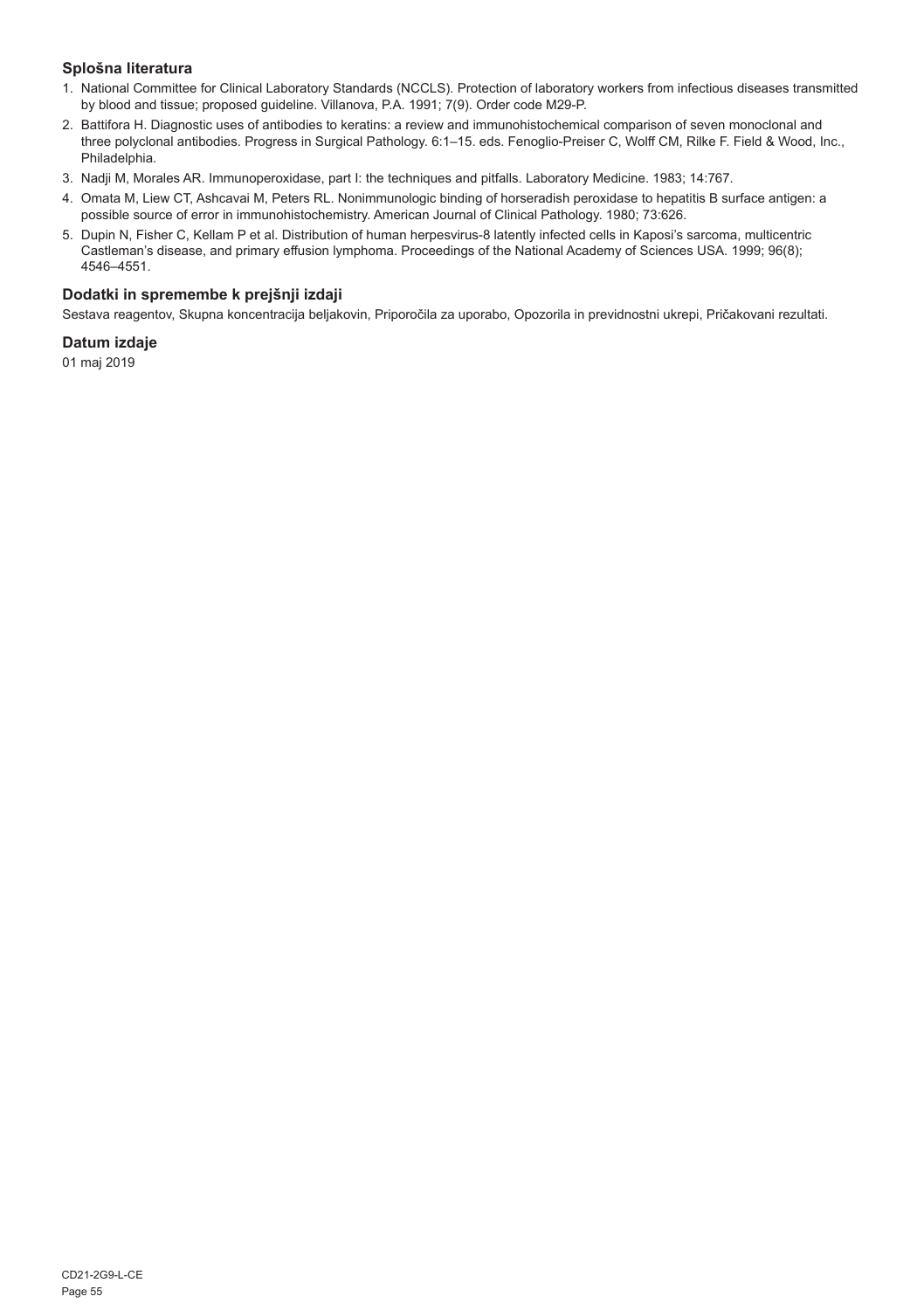### Splošna literatura

1. National Committee for Clinical Laboratory Standards (NCCLS). Protection of laboratory workers from infectious diseases transmitted by blood and tissue; proposed guideline. Villanova, P.A. 1991; 7(9). Order code M29-P.
2. Battifora H. Diagnostic uses of antibodies to keratins: a review and immunohistochemical comparison of seven monoclonal and three polyclonal antibodies. Progress in Surgical Pathology. 6:1–15. eds. Fenoglio-Preiser C, Wolff CM, Rilke F. Field & Wood, Inc., Philadelphia.
3. Nadji M, Morales AR. Immunoperoxidase, part I: the techniques and pitfalls. Laboratory Medicine. 1983; 14:767.
4. Omata M, Liew CT, Ashcavai M, Peters RL. Nonimmunologic binding of horseradish peroxidase to hepatitis B surface antigen: a possible source of error in immunohistochemistry. American Journal of Clinical Pathology. 1980; 73:626.
5. Dupin N, Fisher C, Kellam P et al. Distribution of human herpesvirus-8 latently infected cells in Kaposi's sarcoma, multicentric Castleman's disease, and primary effusion lymphoma. Proceedings of the National Academy of Sciences USA. 1999; 96(8); 4546–4551.

### Dodatki in spremembe k prejšnji izdaji

Sestava reagentov, Skupna koncentracija beljakovin, Priporočila za uporabo, Opozorila in previdnostni ukrepi, Pričakovani rezultati.

### Datum izdaje

01 maj 2019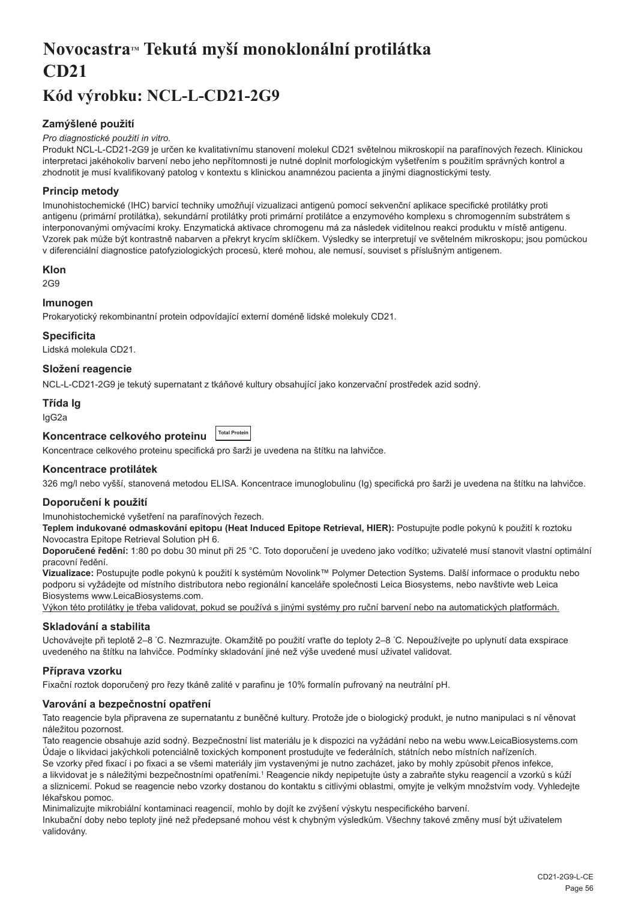# Novocastra™ Tekutá myší monoklonální protilátka CD21

# Kód výrobku: NCL-L-CD21-2G9

### Zamýšlené použití

*Pro diagnostické použití in vitro.*

Produkt NCL-L-CD21-2G9 je určen ke kvalitativnímu stanovení molekul CD21 světelnou mikroskopií na parafínových řezech. Klinickou interpretaci jakéhokoliv barvení nebo jeho nepřítomnosti je nutné doplnit morfologickým vyšetřením s použitím správných kontrol a zhodnotit je musí kvalifikovaný patolog v kontextu s klinickou anamnézou pacienta a jinými diagnostickými testy.

### Princip metody

Imunohistochemické (IHC) barvicí techniky umožňují vizualizaci antigenů pomocí sekvenční aplikace specifické protilátky proti antigenu (primární protilátka), sekundární protilátky proti primární protilátce a enzymového komplexu s chromogenním substrátem s interponovanými omývacími kroky. Enzymatická aktivace chromogenu má za následek viditelnou reakci produktu v místě antigenu. Vzorek pak může být kontrastně nabarven a překryt krycím sklíčkem. Výsledky se interpretují ve světelném mikroskopu; jsou pomůckou v diferenciální diagnostice patofyziologických procesů, které mohou, ale nemusí, souviset s příslušným antigenem.

### Klon

2G9

### Imunogen

Prokaryotický rekombinantní protein odpovídající externí doméně lidské molekuly CD21.

### Specificita

Lidská molekula CD21.

### Složení reagencie

NCL-L-CD21-2G9 je tekutý supernatant z tkáňové kultury obsahující jako konzervační prostředek azid sodný.

### Třída Ig

IgG2a

### Koncentrace celkového proteinu Total Protein

Koncentrace celkového proteinu specifická pro šarži je uvedena na štítku na lahvičce.

### Koncentrace protilátek

326 mg/l nebo vyšší, stanovená metodou ELISA. Koncentrace imunoglobulinu (Ig) specifická pro šarži je uvedena na štítku na lahvičce.

### Doporučení k použití

Imunohistochemické vyšetření na parafínových řezech.

**Teplem indukované odmaskování epitopu (Heat Induced Epitope Retrieval, HIER):** Postupujte podle pokynů k použití k roztoku Novocastra Epitope Retrieval Solution pH 6.

**Doporučené ředění:** 1:80 po dobu 30 minut při 25 °C. Toto doporučení je uvedeno jako vodítko; uživatelé musí stanovit vlastní optimální pracovní ředění.

**Vizualizace:** Postupujte podle pokynů k použití k systémům Novolink™ Polymer Detection Systems. Další informace o produktu nebo podporu si vyžádejte od místního distributora nebo regionální kanceláře společnosti Leica Biosystems, nebo navštivte web Leica Biosystems www.LeicaBiosystems.com.

Výkon této protilátky je třeba validovat, pokud se používá s jinými systémy pro ruční barvení nebo na automatických platformách.

### Skladování a stabilita

Uchovávejte při teplotě 2–8 ˚C. Nezmrazujte. Okamžitě po použití vraťte do teploty 2–8 ˚C. Nepoužívejte po uplynutí data exspirace uvedeného na štítku na lahvičce. Podmínky skladování jiné než výše uvedené musí uživatel validovat.

### Příprava vzorku

Fixační roztok doporučený pro řezy tkáně zalité v parafinu je 10% formalín pufrovaný na neutrální pH.

### Varování a bezpečnostní opatření

Tato reagencie byla připravena ze supernatantu z buněčné kultury. Protože jde o biologický produkt, je nutno manipulaci s ní věnovat náležitou pozornost.

Tato reagencie obsahuje azid sodný. Bezpečnostní list materiálu je k dispozici na vyžádání nebo na webu www.LeicaBiosystems.com

Údaje o likvidaci jakýchkoli potenciálně toxických komponent prostudujte ve federálních, státních nebo místních nařízeních.

Se vzorky před fixací i po fixaci a se všemi materiály jim vystavenými je nutno zacházet, jako by mohly způsobit přenos infekce, a likvidovat je s náležitými bezpečnostními opatřeními.[1] Reagencie nikdy nepipetujte ústy a zabraňte styku reagencií a vzorků s kůží a sliznicemi. Pokud se reagencie nebo vzorky dostanou do kontaktu s citlivými oblastmi, omyjte je velkým množstvím vody. Vyhledejte lékařskou pomoc.

Minimalizujte mikrobiální kontaminaci reagencií, mohlo by dojít ke zvýšení výskytu nespecifického barvení.

Inkubační doby nebo teploty jiné než předepsané mohou vést k chybným výsledkům. Všechny takové změny musí být uživatelem validovány.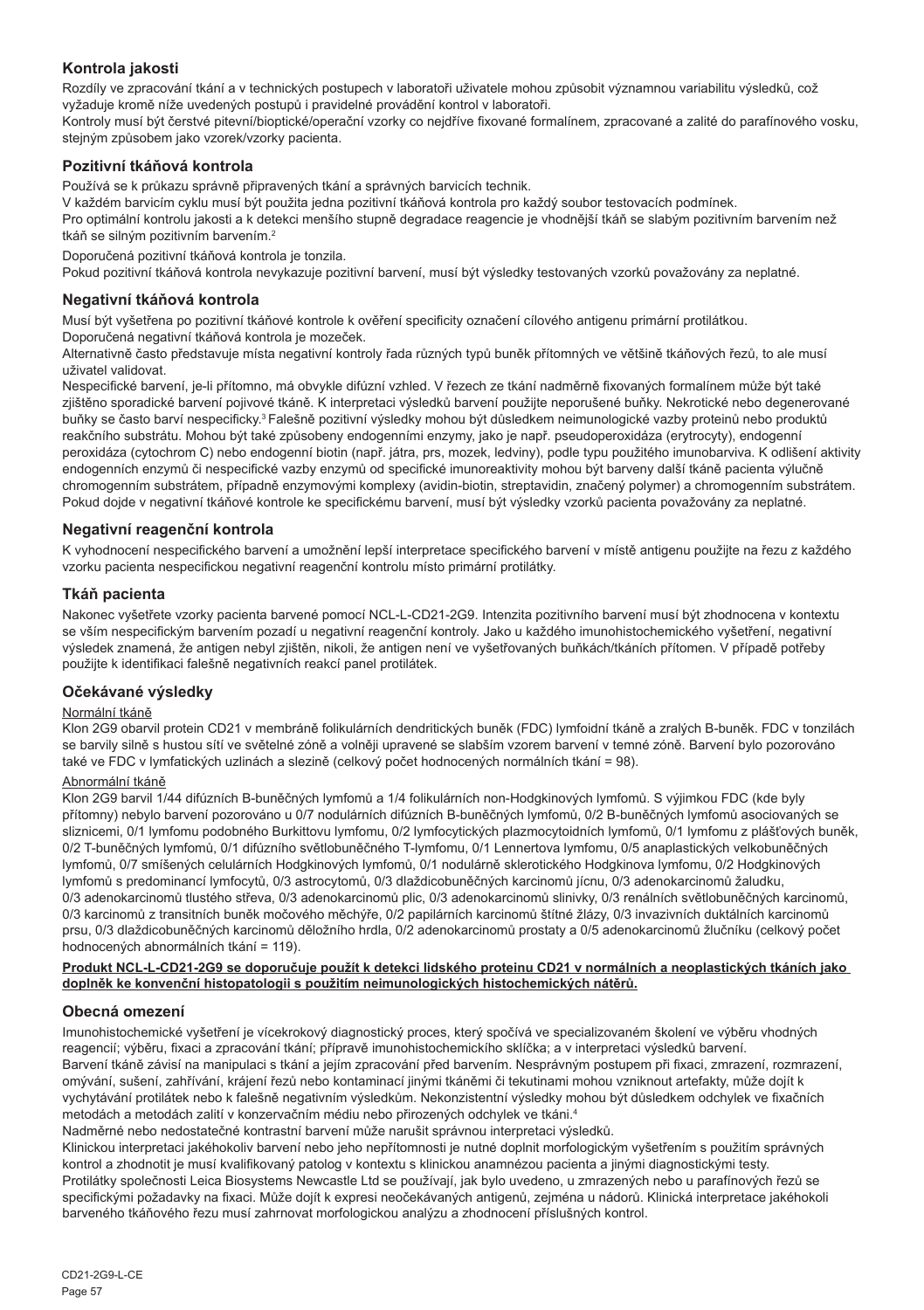## Kontrola jakosti

Rozdíly ve zpracování tkání a v technických postupech v laboratoři uživatele mohou způsobit významnou variabilitu výsledků, což vyžaduje kromě níže uvedených postupů i pravidelné provádění kontrol v laboratoři.

Kontroly musí být čerstvé pitevní/bioptické/operační vzorky co nejdříve fixované formalínem, zpracované a zalité do parafínového vosku, stejným způsobem jako vzorek/vzorky pacienta.

### Pozitivní tkáňová kontrola

Používá se k průkazu správně připravených tkání a správných barvicích technik.

V každém barvicím cyklu musí být použita jedna pozitivní tkáňová kontrola pro každý soubor testovacích podmínek.

Pro optimální kontrolu jakosti a k detekci menšího stupně degradace reagencie je vhodnější tkáň se slabým pozitivním barvením než tkáň se silným pozitivním barvením.[2]

Doporučená pozitivní tkáňová kontrola je tonzila.

Pokud pozitivní tkáňová kontrola nevykazuje pozitivní barvení, musí být výsledky testovaných vzorků považovány za neplatné.

### Negativní tkáňová kontrola

Musí být vyšetřena po pozitivní tkáňové kontrole k ověření specificity označení cílového antigenu primární protilátkou.

Doporučená negativní tkáňová kontrola je mozeček.

Alternativně často představuje místa negativní kontroly řada různých typů buněk přítomných ve většině tkáňových řezů, to ale musí uživatel validovat.

Nespecifické barvení, je-li přítomno, má obvykle difúzní vzhled. V řezech ze tkání nadměrně fixovaných formalínem může být také zjištěno sporadické barvení pojivové tkáně. K interpretaci výsledků barvení použijte neporušené buňky. Nekrotické nebo degenerované buňky se často barví nespecificky.[3] Falešně pozitivní výsledky mohou být důsledkem neimunologické vazby proteinů nebo produktů reakčního substrátu. Mohou být také způsobeny endogenními enzymy, jako je např. pseudoperoxidáza (erytrocyty), endogenní peroxidáza (cytochrom C) nebo endogenní biotin (např. játra, prs, mozek, ledviny), podle typu použitého imunobarviva. K odlišení aktivity endogenních enzymů či nespecifické vazby enzymů od specifické imunoreaktivity mohou být barveny další tkáně pacienta výlučně chromogenním substrátem, případně enzymovými komplexy (avidin-biotin, streptavidin, značený polymer) a chromogenním substrátem. Pokud dojde v negativní tkáňové kontrole ke specifickému barvení, musí být výsledky vzorků pacienta považovány za neplatné.

### Negativní reagenční kontrola

K vyhodnocení nespecifického barvení a umožnění lepší interpretace specifického barvení v místě antigenu použijte na řezu z každého vzorku pacienta nespecifickou negativní reagenční kontrolu místo primární protilátky.

### Tkáň pacienta

Nakonec vyšetřete vzorky pacienta barvené pomocí NCL-L-CD21-2G9. Intenzita pozitivního barvení musí být zhodnocena v kontextu se vším nespecifickým barvením pozadí u negativní reagenční kontroly. Jako u každého imunohistochemického vyšetření, negativní výsledek znamená, že antigen nebyl zjištěn, nikoli, že antigen není ve vyšetřovaných buňkách/tkáních přítomen. V případě potřeby použijte k identifikaci falešně negativních reakcí panel protilátek.

## Očekávané výsledky

Normální tkáně

Klon 2G9 obarvil protein CD21 v membráně folikulárních dendritických buněk (FDC) lymfoidní tkáně a zralých B-buněk. FDC v tonzilách se barvily silně s hustou sítí ve světelné zóně a volněji upravené se slabším vzorem barvení v temné zóně. Barvení bylo pozorováno také ve FDC v lymfatických uzlinách a slezině (celkový počet hodnocených normálních tkání = 98).

Abnormální tkáně

Klon 2G9 barvil 1/44 difúzních B-buněčných lymfomů a 1/4 folikulárních non-Hodgkinových lymfomů. S výjimkou FDC (kde byly přítomny) nebylo barvení pozorováno u 0/7 nodulárních difúzních B-buněčných lymfomů, 0/2 B-buněčných lymfomů asociovaných se sliznicemi, 0/1 lymfomu podobného Burkittovu lymfomu, 0/2 lymfocytických plazmocytoidních lymfomů, 0/1 lymfomu z plášťových buněk, 0/2 T-buněčných lymfomů, 0/1 difúzního světlobuněčného T-lymfomu, 0/1 Lennertova lymfomu, 0/5 anaplastických velkobuněčných lymfomů, 0/7 smíšených celulárních Hodgkinových lymfomů, 0/1 nodulárně sklerotického Hodgkinova lymfomu, 0/2 Hodgkinových lymfomů s predominancí lymfocytů, 0/3 astrocytomů, 0/3 dlaždicobuněčných karcinomů jícnu, 0/3 adenokarcinomů žaludku, 0/3 adenokarcinomů tlustého střeva, 0/3 adenokarcinomů plic, 0/3 adenokarcinomů slinivky, 0/3 renálních světlobuněčných karcinomů, 0/3 karcinomů z transitních buněk močového měchýře, 0/2 papilárních karcinomů štítné žlázy, 0/3 invazivních duktálních karcinomů prsu, 0/3 dlaždicobuněčných karcinomů děložního hrdla, 0/2 adenokarcinomů prostaty a 0/5 adenokarcinomů žlučníku (celkový počet hodnocených abnormálních tkání = 119).

**Produkt NCL-L-CD21-2G9 se doporučuje použít k detekci lidského proteinu CD21 v normálních a neoplastických tkáních jako doplněk ke konvenční histopatologii s použitím neimunologických histochemických nátěrů.**

## Obecná omezení

Imunohistochemické vyšetření je vícekrokový diagnostický proces, který spočívá ve specializovaném školení ve výběru vhodných reagencií; výběru, fixaci a zpracování tkání; přípravě imunohistochemického sklíčka; a v interpretaci výsledků barvení.

Barvení tkáně závisí na manipulaci s tkání a jejím zpracování před barvením. Nesprávným postupem při fixaci, zmrazení, rozmrazení, omývání, sušení, zahřívání, krájení řezů nebo kontaminací jinými tkáněmi či tekutinami mohou vzniknout artefakty, může dojít k vychytávání protilátek nebo k falešně negativním výsledkům. Nekonzistentní výsledky mohou být důsledkem odchylek ve fixačních metodách a metodách zalití v konzervačním médiu nebo přirozených odchylek ve tkáni.[4]

Nadměrné nebo nedostatečné kontrastní barvení může narušit správnou interpretaci výsledků.

Klinickou interpretaci jakéhokoliv barvení nebo jeho nepřítomnosti je nutné doplnit morfologickým vyšetřením s použitím správných kontrol a zhodnotit je musí kvalifikovaný patolog v kontextu s klinickou anamnézou pacienta a jinými diagnostickými testy.

Protilátky společnosti Leica Biosystems Newcastle Ltd se používají, jak bylo uvedeno, u zmrazených nebo u parafínových řezů se specifickými požadavky na fixaci. Může dojít k expresi neočekávaných antigenů, zejména u nádorů. Klinická interpretace jakéhokoli barveného tkáňového řezu musí zahrnout morfologickou analýzu a zhodnocení příslušných kontrol.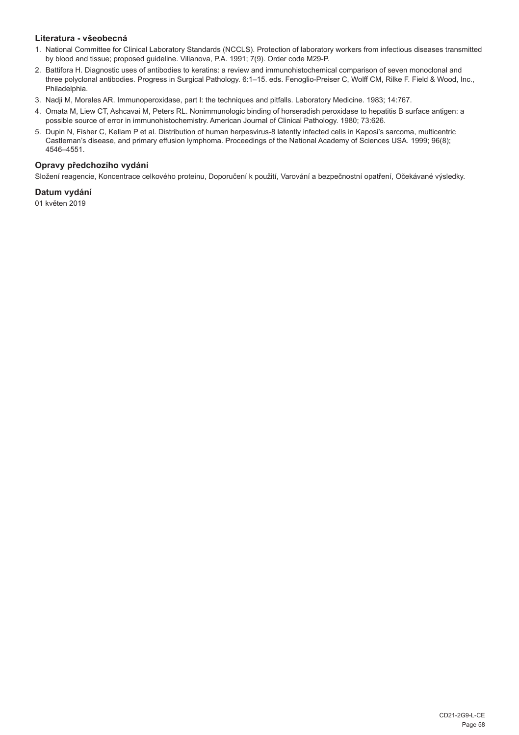## Literatura - všeobecná

1. National Committee for Clinical Laboratory Standards (NCCLS). Protection of laboratory workers from infectious diseases transmitted by blood and tissue; proposed guideline. Villanova, P.A. 1991; 7(9). Order code M29-P.
2. Battifora H. Diagnostic uses of antibodies to keratins: a review and immunohistochemical comparison of seven monoclonal and three polyclonal antibodies. Progress in Surgical Pathology. 6:1–15. eds. Fenoglio-Preiser C, Wolff CM, Rilke F. Field & Wood, Inc., Philadelphia.
3. Nadji M, Morales AR. Immunoperoxidase, part I: the techniques and pitfalls. Laboratory Medicine. 1983; 14:767.
4. Omata M, Liew CT, Ashcavai M, Peters RL. Nonimmunologic binding of horseradish peroxidase to hepatitis B surface antigen: a possible source of error in immunohistochemistry. American Journal of Clinical Pathology. 1980; 73:626.
5. Dupin N, Fisher C, Kellam P et al. Distribution of human herpesvirus-8 latently infected cells in Kaposi's sarcoma, multicentric Castleman's disease, and primary effusion lymphoma. Proceedings of the National Academy of Sciences USA. 1999; 96(8); 4546–4551.

## Opravy předchozího vydání

Složení reagencie, Koncentrace celkového proteinu, Doporučení k použití, Varování a bezpečnostní opatření, Očekávané výsledky.

## Datum vydání

01 květen 2019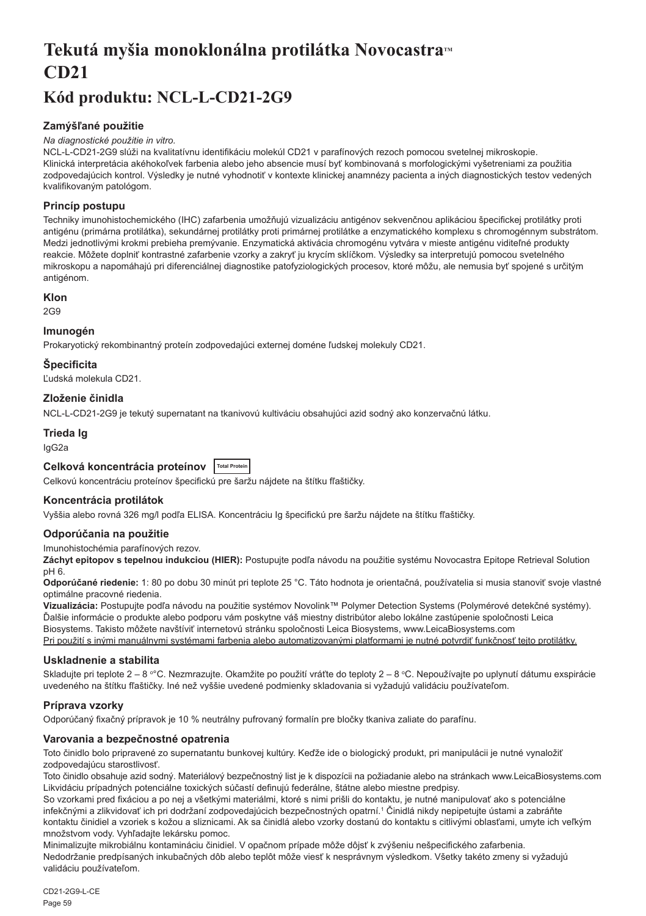# Tekutá myšia monoklonálna protilátka Novocastra™ CD21

# Kód produktu: NCL-L-CD21-2G9

### Zamýšľané použitie

*Na diagnostické použitie in vitro.*

NCL-L-CD21-2G9 slúži na kvalitatívnu identifikáciu molekúl CD21 v parafínových rezoch pomocou svetelnej mikroskopie. Klinická interpretácia akéhokoľvek farbenia alebo jeho absencie musí byť kombinovaná s morfologickými vyšetreniami za použitia zodpovedajúcich kontrol. Výsledky je nutné vyhodnotiť v kontexte klinickej anamnézy pacienta a iných diagnostických testov vedených kvalifikovaným patológom.

### Princíp postupu

Techniky imunohistochemického (IHC) zafarbenia umožňujú vizualizáciu antigénov sekvenčnou aplikáciou špecifickej protilátky proti antigénu (primárna protilátka), sekundárnej protilátky proti primárnej protilátke a enzymatického komplexu s chromogénnym substrátom. Medzi jednotlivými krokmi prebieha premývanie. Enzymatická aktivácia chromogénu vytvára v mieste antigénu viditeľné produkty reakcie. Môžete doplniť kontrastné zafarbenie vzorky a zakryť ju krycím sklíčkom. Výsledky sa interpretujú pomocou svetelného mikroskopu a napomáhajú pri diferenciálnej diagnostike patofyziologických procesov, ktoré môžu, ale nemusia byť spojené s určitým antigénom.

### Klon

2G9

### Imunogén

Prokaryotický rekombinantný proteín zodpovedajúci externej doméne ľudskej molekuly CD21.

### Špecificita

Ľudská molekula CD21.

### Zloženie činidla

NCL-L-CD21-2G9 je tekutý supernatant na tkanivovú kultiváciu obsahujúci azid sodný ako konzervačnú látku.

### Trieda Ig

IgG2a

### Celková koncentrácia proteínov Total Protein

Celkovú koncentráciu proteínov špecifickú pre šaržu nájdete na štítku fľaštičky.

### Koncentrácia protilátok

Vyššia alebo rovná 326 mg/l podľa ELISA. Koncentráciu Ig špecifickú pre šaržu nájdete na štítku fľaštičky.

### Odporúčania na použitie

Imunohistochémia parafínových rezov.

**Záchyt epitopov s tepelnou indukciou (HIER):** Postupujte podľa návodu na použitie systému Novocastra Epitope Retrieval Solution pH 6.

**Odporúčané riedenie:** 1: 80 po dobu 30 minút pri teplote 25 °C. Táto hodnota je orientačná, používatelia si musia stanoviť svoje vlastné optimálne pracovné riedenia.

**Vizualizácia:** Postupujte podľa návodu na použitie systémov Novolink™ Polymer Detection Systems (Polymérové detekčné systémy). Ďalšie informácie o produkte alebo podporu vám poskytne váš miestny distribútor alebo lokálne zastúpenie spoločnosti Leica Biosystems. Takisto môžete navštíviť internetovú stránku spoločnosti Leica Biosystems, www.LeicaBiosystems.com

<u>Pri použití s inými manuálnymi systémami farbenia alebo automatizovanými platformami je nutné potvrdiť funkčnosť tejto protilátky.</u>

### Uskladnenie a stabilita

Skladujte pri teplote 2 – 8 °°C. Nezmrazujte. Okamžite po použití vráťte do teploty 2 – 8 °C. Nepoužívajte po uplynutí dátumu exspirácie uvedeného na štítku fľaštičky. Iné než vyššie uvedené podmienky skladovania si vyžadujú validáciu používateľom.

### Príprava vzorky

Odporúčaný fixačný prípravok je 10 % neutrálny pufrovaný formalín pre bločky tkaniva zaliate do parafínu.

### Varovania a bezpečnostné opatrenia

Toto činidlo bolo pripravené zo supernatantu bunkovej kultúry. Keďže ide o biologický produkt, pri manipulácii je nutné vynaložiť zodpovedajúcu starostlivosť.

Toto činidlo obsahuje azid sodný. Materiálový bezpečnostný list je k dispozícii na požiadanie alebo na stránkach www.LeicaBiosystems.com

Likvidáciu prípadných potenciálne toxických súčastí definujú federálne, štátne alebo miestne predpisy.

So vzorkami pred fixáciou a po nej a všetkými materiálmi, ktoré s nimi prišli do kontaktu, je nutné manipulovať ako s potenciálne infekčnými a zlikvidovať ich pri dodržaní zodpovedajúcich bezpečnostných opatrní.[1] Činidlá nikdy nepipetujte ústami a zabráňte kontaktu činidiel a vzoriek s kožou a sliznicami. Ak sa činidlá alebo vzorky dostanú do kontaktu s citlivými oblasťami, umyte ich veľkým množstvom vody. Vyhľadajte lekársku pomoc.

Minimalizujte mikrobiálnu kontamináciu činidiel. V opačnom prípade môže dôjsť k zvýšeniu nešpecifického zafarbenia.

Nedodržanie predpísaných inkubačných dôb alebo teplôt môže viesť k nesprávnym výsledkom. Všetky takéto zmeny si vyžadujú validáciu používateľom.

CD21-2G9-L-CE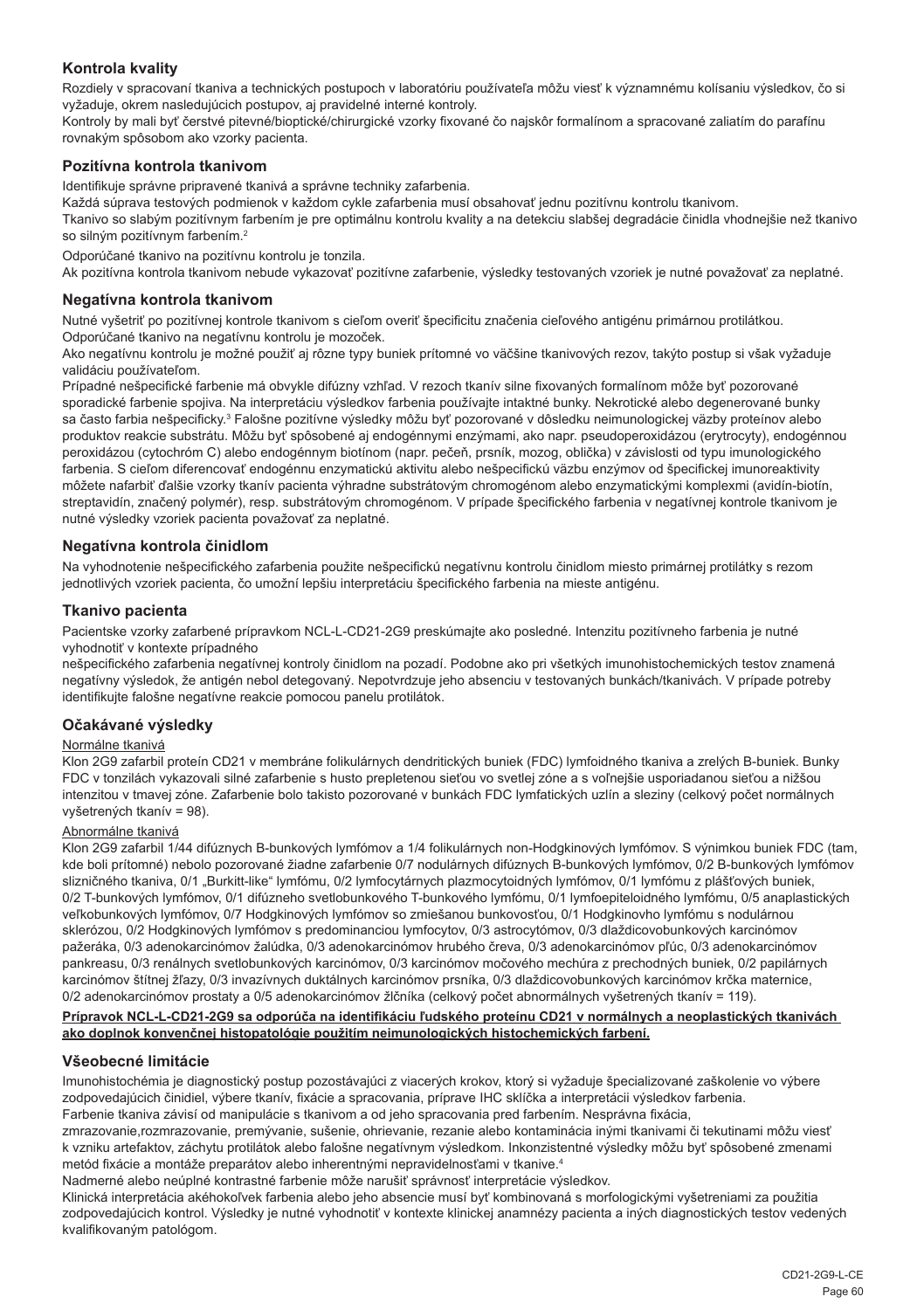## Kontrola kvality

Rozdiely v spracovaní tkaniva a technických postupoch v laboratóriu používateľa môžu viesť k významnému kolísaniu výsledkov, čo si vyžaduje, okrem nasledujúcich postupov, aj pravidelné interné kontroly.

Kontroly by mali byť čerstvé pitevné/bioptické/chirurgické vzorky fixované čo najskôr formalínom a spracované zaliatím do parafínu rovnakým spôsobom ako vzorky pacienta.

## Pozitívna kontrola tkanivom

Identifikuje správne pripravené tkanivá a správne techniky zafarbenia.

Každá súprava testových podmienok v každom cykle zafarbenia musí obsahovať jednu pozitívnu kontrolu tkanivom.

Tkanivo so slabým pozitívnym farbením je pre optimálnu kontrolu kvality a na detekciu slabšej degradácie činidla vhodnejšie než tkanivo so silným pozitívnym farbením.[2]

Odporúčané tkanivo na pozitívnu kontrolu je tonzila.

Ak pozitívna kontrola tkanivom nebude vykazovať pozitívne zafarbenie, výsledky testovaných vzoriek je nutné považovať za neplatné.

## Negatívna kontrola tkanivom

Nutné vyšetriť po pozitívnej kontrole tkanivom s cieľom overiť špecificitu značenia cieľového antigénu primárnou protilátkou.

Odporúčané tkanivo na negatívnu kontrolu je mozoček.

Ako negatívnu kontrolu je možné použiť aj rôzne typy buniek prítomné vo väčšine tkanivových rezov, takýto postup si však vyžaduje validáciu používateľom.

Prípadné nešpecifické farbenie má obvykle difúzny vzhľad. V rezoch tkanív silne fixovaných formalínom môže byť pozorované sporadické farbenie spojiva. Na interpretáciu výsledkov farbenia používajte intaktné bunky. Nekrotické alebo degenerované bunky sa často farbia nešpecificky.[3] Falošne pozitívne výsledky môžu byť pozorované v dôsledku neimunologickej väzby proteínov alebo produktov reakcie substrátu. Môžu byť spôsobené aj endogénnymi enzýmami, ako napr. pseudoperoxidázou (erytrocyty), endogénnou peroxidázou (cytochróm C) alebo endogénnym biotínom (napr. pečeň, prsník, mozog, oblička) v závislosti od typu imunologického farbenia. S cieľom diferencovať endogénnu enzymatickú aktivitu alebo nešpecifickú väzbu enzýmov od špecifickej imunoreaktivity môžete nafarbiť ďalšie vzorky tkanív pacienta výhradne substrátovým chromogénom alebo enzymatickými komplexmi (avidín-biotín, streptavidín, značený polymér), resp. substrátovým chromogénom. V prípade špecifického farbenia v negatívnej kontrole tkanivom je nutné výsledky vzoriek pacienta považovať za neplatné.

## Negatívna kontrola činidlom

Na vyhodnotenie nešpecifického zafarbenia použite nešpecifickú negatívnu kontrolu činidlom miesto primárnej protilátky s rezom jednotlivých vzoriek pacienta, čo umožní lepšiu interpretáciu špecifického farbenia na mieste antigénu.

## Tkanivo pacienta

Pacientske vzorky zafarbené prípravkom NCL-L-CD21-2G9 preskúmajte ako posledné. Intenzitu pozitívneho farbenia je nutné vyhodnotiť v kontexte prípadného nešpecifického zafarbenia negatívnej kontroly činidlom na pozadí. Podobne ako pri všetkých imunohistochemických testov znamená negatívny výsledok, že antigén nebol detegovaný. Nepotvrdzuje jeho absenciu v testovaných bunkách/tkanivách. V prípade potreby identifikujte falošne negatívne reakcie pomocou panelu protilátok.

## Očakávané výsledky

Normálne tkanivá

Klon 2G9 zafarbil proteín CD21 v membráne folikulárnych dendritických buniek (FDC) lymfoidného tkaniva a zrelých B-buniek. Bunky FDC v tonzilách vykazovali silné zafarbenie s husto prepletenou sieťou vo svetlej zóne a s voľnejšie usporiadanou sieťou a nižšou intenzitou v tmavej zóne. Zafarbenie bolo takisto pozorované v bunkách FDC lymfatických uzlín a sleziny (celkový počet normálnych vyšetrených tkanív = 98).

Abnormálne tkanivá

Klon 2G9 zafarbil 1/44 difúznych B-bunkových lymfómov a 1/4 folikulárnych non-Hodgkinových lymfómov. S výnimkou buniek FDC (tam, kde boli prítomné) nebolo pozorované žiadne zafarbenie 0/7 nodulárnych difúznych B-bunkových lymfómov, 0/2 B-bunkových lymfómov slizničného tkaniva, 0/1 „Burkitt-like" lymfómu, 0/2 lymfocytárnych plazmocytoidných lymfómov, 0/1 lymfómu z plášťových buniek, 0/2 T-bunkových lymfómov, 0/1 difúzneho svetlobunkového T-bunkového lymfómu, 0/1 lymfoepiteloidného lymfómu, 0/5 anaplastických veľkobunkových lymfómov, 0/7 Hodgkinových lymfómov so zmiešanou bunkovosťou, 0/1 Hodgkinovho lymfómu s nodulárnou sklerózou, 0/2 Hodgkinových lymfómov s predominanciou lymfocytov, 0/3 astrocytómov, 0/3 dlaždicovobunkových karcinómov pažeráka, 0/3 adenokarcinómov žalúdka, 0/3 adenokarcinómov hrubého čreva, 0/3 adenokarcinómov pľúc, 0/3 adenokarcinómov pankreasu, 0/3 renálnych svetlobunkových karcinómov, 0/3 karcinómov močového mechúra z prechodných buniek, 0/2 papilárnych karcinómov štítnej žľazy, 0/3 invazívnych duktálnych karcinómov prsníka, 0/3 dlaždicovobunkových karcinómov krčka maternice, 0/2 adenokarcinómov prostaty a 0/5 adenokarcinómov žlčníka (celkový počet abnormálnych vyšetrených tkanív = 119).

**Prípravok NCL-L-CD21-2G9 sa odporúča na identifikáciu ľudského proteínu CD21 v normálnych a neoplastických tkanivách ako doplnok konvenčnej histopatológie použitím neimunologických histochemických farbení.**

## Všeobecné limitácie

Imunohistochémia je diagnostický postup pozostávajúci z viacerých krokov, ktorý si vyžaduje špecializované zaškolenie vo výbere zodpovedajúcich činidiel, výbere tkanív, fixácie a spracovania, príprave IHC sklíčka a interpretácii výsledkov farbenia.

Farbenie tkaniva závisí od manipulácie s tkanivom a od jeho spracovania pred farbením. Nesprávna fixácia, zmrazovanie,rozmrazovanie, premývanie, sušenie, ohrievanie, rezanie alebo kontaminácia inými tkanivami či tekutinami môžu viesť k vzniku artefaktov, záchytu protilátok alebo falošne negatívnym výsledkom. Inkonzistentné výsledky môžu byť spôsobené zmenami metód fixácie a montáže preparátov alebo inherentnými nepravidelnosťami v tkanive.[4]

Nadmerné alebo neúplné kontrastné farbenie môže narušiť správnosť interpretácie výsledkov.

Klinická interpretácia akéhokoľvek farbenia alebo jeho absencie musí byť kombinovaná s morfologickými vyšetreniami za použitia zodpovedajúcich kontrol. Výsledky je nutné vyhodnotiť v kontexte klinickej anamnézy pacienta a iných diagnostických testov vedených kvalifikovaným patológom.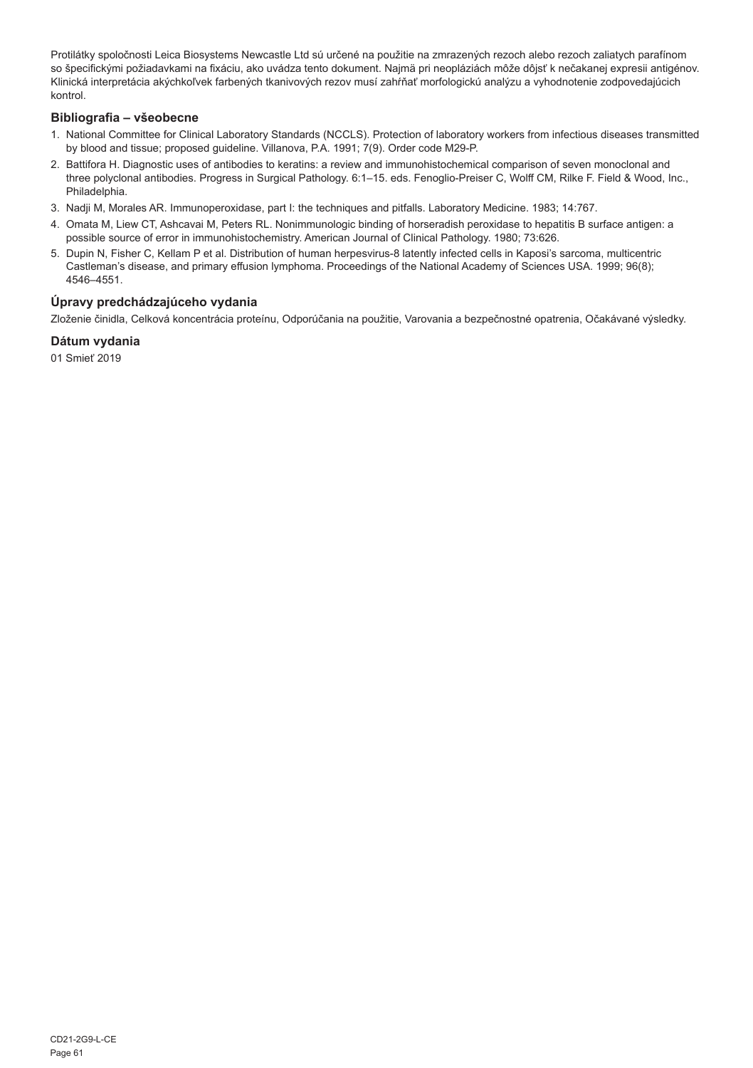Protilátky spoločnosti Leica Biosystems Newcastle Ltd sú určené na použitie na zmrazených rezoch alebo rezoch zaliatych parafínom so špecifickými požiadavkami na fixáciu, ako uvádza tento dokument. Najmä pri neopláziách môže dôjsť k nečakanej expresii antigénov. Klinická interpretácia akýchkoľvek farbených tkanivových rezov musí zahŕňať morfologickú analýzu a vyhodnotenie zodpovedajúcich kontrol.

## Bibliografia – všeobecne

1. National Committee for Clinical Laboratory Standards (NCCLS). Protection of laboratory workers from infectious diseases transmitted by blood and tissue; proposed guideline. Villanova, P.A. 1991; 7(9). Order code M29-P.
2. Battifora H. Diagnostic uses of antibodies to keratins: a review and immunohistochemical comparison of seven monoclonal and three polyclonal antibodies. Progress in Surgical Pathology. 6:1–15. eds. Fenoglio-Preiser C, Wolff CM, Rilke F. Field & Wood, Inc., Philadelphia.
3. Nadji M, Morales AR. Immunoperoxidase, part I: the techniques and pitfalls. Laboratory Medicine. 1983; 14:767.
4. Omata M, Liew CT, Ashcavai M, Peters RL. Nonimmunologic binding of horseradish peroxidase to hepatitis B surface antigen: a possible source of error in immunohistochemistry. American Journal of Clinical Pathology. 1980; 73:626.
5. Dupin N, Fisher C, Kellam P et al. Distribution of human herpesvirus-8 latently infected cells in Kaposi's sarcoma, multicentric Castleman's disease, and primary effusion lymphoma. Proceedings of the National Academy of Sciences USA. 1999; 96(8); 4546–4551.

## Úpravy predchádzajúceho vydania

Zloženie činidla, Celková koncentrácia proteínu, Odporúčania na použitie, Varovania a bezpečnostné opatrenia, Očakávané výsledky.

## Dátum vydania

01 Smieť 2019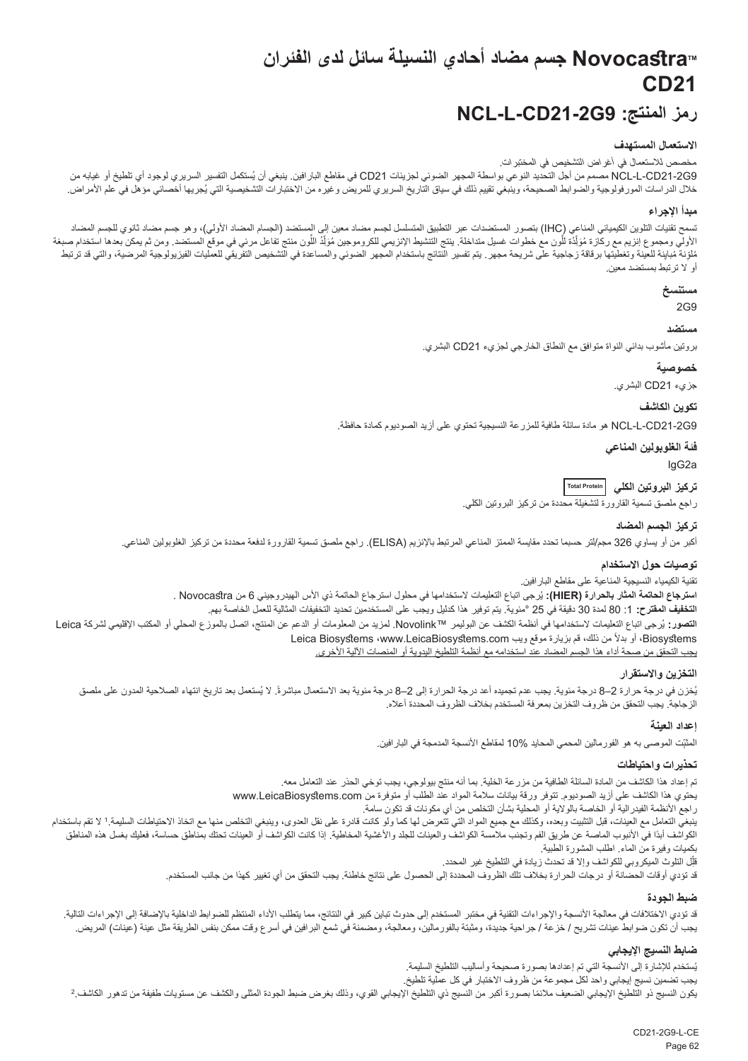# جسم مضاد أحادي النسيلة سائل لدى الفئران Novocastra™ CD21

# رمز المنتج: NCL-L-CD21-2G9

### الاستعمال المستهدف

مخصص للاستعمال في أغراض التشخيص في المختبرات.

NCL-L-CD21-2G9 مصمم من أجل التحديد النوعي بواسطة المجهر الضوئي لجزيئات CD21 في مقاطع البارافين. ينبغي أن يُستكمل التفسير السريري لوجود أي تلطيخ أو غيابه من خلال الدراسات المورفولوجية والضوابط الصحيحة، وينبغي تقييم ذلك في سياق التاريخ السريري للمريض وغيره من الاختبارات التشخيصية التي يُجريها أخصائي مؤهل في علم الأمراض.

### مبدأ الإجراء

تسمح تقنيات التلوين الكيميائي المناعي (IHC) بتصور المستضدات عبر التطبيق المتسلسل لجسم مضاد معين إلى المستضد (الجسم المضاد الأولي)، وهو جسم مضاد ثانوي للجسم المضاد الأولي ومجموع إنزيم مع ركازة مُوَلِّدَة للَّون مع خطوات غسيل متداخلة. ينتج التنشيط الإنزيمي للكروموجين مُوَلِّدُ اللَّون منتج تفاعل مرئي في موقع المستضد. ومن ثم يمكن بعدها استخدام صبغة مُلوِّنة مُباينة للعينة وتغطيتها برقاقة زجاجية على شريحة مجهر. يتم تفسير النتائج باستخدام المجهر الضوئي والمساعدة في التشخيص التفريقي للعمليات الفيزيولوجية المرضية، والتي قد ترتبط أو لا ترتبط بمستضد معين.

### مستنسخ

2G9

### مستضد

بروتين مأشوب بدائي النواة متوافق مع النطاق الخارجي لجزيء CD21 البشري.

### خصوصية

جزيء CD21 البشري.

### تكوين الكاشف

NCL-L-CD21-2G9 هو مادة سائلة طافية للمزرعة النسيجية تحتوي على أزيد الصوديوم كمادة حافظة.

### فئة الغلوبولين المناعي

IgG2a

### تركيز البروتين الكلي Total Protein

راجع ملصق تسمية القارورة لتشغيلة محددة من تركيز البروتين الكلي.

### تركيز الجسم المضاد

أكبر من أو يساوي 326 مجم/لتر حسبما تحدد مقايسة الممتز المناعي المرتبط بالإنزيم (ELISA). راجع ملصق تسمية القارورة لدفعة محددة من تركيز الغلوبولين المناعي.

### توصيات حول الاستخدام

تقنية الكيمياء النسيجية المناعية على مقاطع البارافين.

**استرجاع الحاتمة المثار بالحرارة (HIER):** يُرجى اتباع التعليمات لاستخدامها في محلول استرجاع الحاتمة ذي الأس الهيدروجيني 6 من Novocastra .

**التخفيف المقترح:** 1: 80 لمدة 30 دقيقة في 25 °مئوية. يتم توفير هذا كدليل ويجب على المستخدمين تحديد التخفيفات المثالية للعمل الخاصة بهم.

**التصور:** يُرجى اتباع التعليمات لاستخدامها في أنظمة الكشف عن البوليمر Novolink™. لمزيد من المعلومات أو الدعم عن المنتج، اتصل بالموزع المحلي أو المكتب الإقليمي لشركة Leica Biosystems، أو بدلاً من ذلك، قم بزيارة موقع ويب www.LeicaBiosystems.com، Leica Biosystems

يجب التحقق من صحة أداء هذا الجسم المضاد عند استخدامه مع أنظمة التلطيخ اليدوية أو المنصات الآلية الأخرى.

### التخزين والاستقرار

يُخزن في درجة حرارة 2–8 درجة مئوية. يجب عدم تجميده أعد درجة الحرارة إلى 2–8 درجة مئوية بعد الاستعمال مباشرةً. لا يُستعمل بعد تاريخ انتهاء الصلاحية المدون على ملصق الزجاجة. يجب التحقق من ظروف التخزين بمعرفة المستخدم بخلاف الظروف المحددة أعلاه.

### إعداد العينة

المثبّت الموصى به هو الفورمالين المحمي المحايد 10% لمقاطع الأنسجة المدمجة في البارافين.

### تحذيرات واحتياطات

تم إعداد هذا الكاشف من المادة السائلة الطافية من مزرعة الخلية. بما أنه منتج بيولوجي، يجب توخي الحذر عند التعامل معه.

يحتوي هذا الكاشف على أزيد الصوديوم. تتوفر ورقة بيانات سلامة المواد عند الطلب أو متوفرة من www.LeicaBiosystems.com

راجع الأنظمة الفيدرالية أو الخاصة بالولاية أو المحلية بشأن التخلص من أي مكونات قد تكون سامة.

ينبغي التعامل مع العينات، قبل التثبيت وبعده، وكذلك مع جميع المواد التي تتعرض لها كما ولو كانت قادرة على نقل العدوى، وينبغي التخلص منها مع اتخاذ الاحتياطات السليمة.[1] لا تقم باستخدام الكواشف أبدًا في الأنبوب الماصة عن طريق الفم وتجنب ملامسة الكواشف والعينات للجلد والأغشية المخاطية. إذا كانت الكواشف أو العينات تحتك بمناطق حساسة، فعليك بغسل هذه المناطق بكميات وفيرة من الماء. اطلب المشورة الطبية.

قلّل التلوث الميكروبي للكواشف وإلا قد تحدث زيادة في التلطيخ غير المحدد.

قد تؤدي أوقات الحضانة أو درجات الحرارة بخلاف تلك الظروف المحددة إلى الحصول على نتائج خاطئة. يجب التحقق من أي تغيير كهذا من جانب المستخدم.

### ضبط الجودة

قد تؤدي الاختلافات في معالجة الأنسجة والإجراءات التقنية في مختبر المستخدم إلى حدوث تباين كبير في النتائج، مما يتطلب الأداء المنتظم للضوابط الداخلية بالإضافة إلى الإجراءات التالية.

يجب أن تكون ضوابط عينات تشريح / خزعة / جراحية جديدة، ومثبتة بالفورمالين، ومعالجة، ومضمنة في شمع البرافين في أسرع وقت ممكن بنفس الطريقة مثل عينة (عينات) المريض.

### ضابط النسيج الإيجابي

يُستخدم للإشارة إلى الأنسجة التي تم إعدادها بصورة صحيحة وأساليب التلطيخ السليمة.

يجب تضمين نسيج إيجابي واحد لكل مجموعة من ظروف الاختبار في كل عملية تلطيخ.

يكون النسيج ذو التلطيخ الإيجابي الضعيف ملائمًا بصورة أكبر من النسيج ذي التلطيخ الإيجابي القوي، وذلك بغرض ضبط الجودة المثلى والكشف عن مستويات طفيفة من تدهور الكاشف.[2]

CD21-2G9-L-CE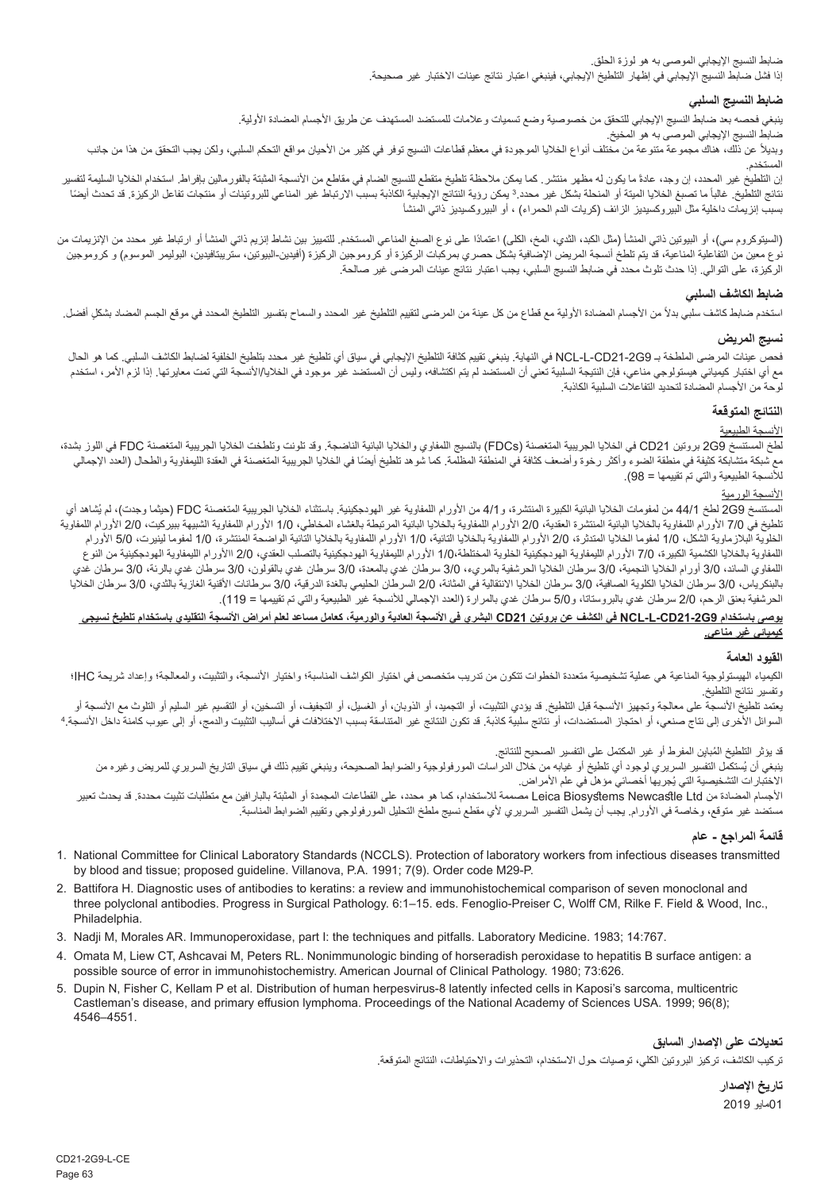ضابط النسيج الإيجابي الموصى به هو لوزة الحلق.

إذا فشل ضابط النسيج الإيجابي في إظهار التلطيخ الإيجابي، فينبغي اعتبار نتائج عينات الاختبار غير صحيحة.

### ضابط النسيج السلبي

ينبغي فحصه بعد ضابط النسيج الإيجابي للتحقق من خصوصية وضع تسميات وعلامات للمستضد المستهدف عن طريق الأجسام المضادة الأولية.

ضابط النسيج الإيجابي الموصى به هو المخيخ.

وبديلاً عن ذلك، هناك مجموعة متنوعة من مختلف أنواع الخلايا الموجودة في معظم قطاعات النسيج توفر في كثير من الأحيان مواقع التحكم السلبي، ولكن يجب التحقق من هذا من جانب المستخدم.

إن التلطيخ غير المحدد، إن وجد، عادةً ما يكون له مظهر منتشر. كما يمكن ملاحظة تلطيخ متقطع للنسيج الضام في مقاطع من الأنسجة المثبتة بالفورمالين بإفراط. استخدام الخلايا السليمة لتفسير نتائج التلطيخ. غالباً ما تصبغ الخلايا الميتة أو المنحلة بشكل غير محدد.[3] يمكن رؤية النتائج الإيجابية الكاذبة بسبب الارتباط غير المناعي للبروتينات أو منتجات تفاعل الركيزة. قد تحدث أيضًا بسبب إنزيمات داخلية مثل البيروكسيديز الزائف (كريات الدم الحمراء) ، أو البيروكسيديز ذاتي المنشأ

(السيتوكروم سي)، أو البيوتين ذاتي المنشأ (مثل الكبد، الثدي، المخ، الكلى) اعتمادًا على نوع الصبغ المناعي المستخدم. للتمييز بين نشاط إنزيم ذاتي المنشأ أو ارتباط غير محدد من الإنزيمات من نوع معين من التفاعلية المناعية، قد يتم تلطخ أنسجة المريض الإضافية بشكل حصري بمركبات الركيزة أو كروموجين الركيزة (أفيدين-البيوتين، ستربتافيدين، البوليمر الموسوم) و كروموجين الركيزة، على التوالي. إذا حدث تلوث محدد في ضابط النسيج السلبي، يجب اعتبار نتائج عينات المرضى غير صالحة.

### ضابط الكاشف السلبي

استخدم ضابط كاشف سلبي بدلاً من الأجسام المضادة الأولية مع قطاع من كل عينة من المرضى لتقييم التلطيخ غير المحدد والسماح بتفسير التلطيخ المحدد في موقع الجسم المضاد بشكل أفضل.

### نسيج المريض

فحص عينات المرضى الملطخة بـ NCL-L-CD21-2G9 في النهاية. ينبغي تقييم كثافة التلطيخ الإيجابي في سياق أي تلطيخ غير محدد بتلطيخ الخلفية لضابط الكاشف السلبي. كما هو الحال مع أي اختبار كيميائي هيستولوجي مناعي، فإن النتيجة السلبية تعني أن المستضد لم يتم اكتشافه، وليس أن المستضد غير موجود في الخلايا/الأنسجة التي تمت معايرتها. إذا لزم الأمر، استخدم لوحة من الأجسام المضادة لتحديد التفاعلات السلبية الكاذبة.

### النتائج المتوقعة

الأنسجة الطبيعية

لطخ المستنسخ 2G9 بروتين CD21 في الخلايا الجريبية المتغصنة (FDCs) بالنسيج اللمفاوي والخلايا البائية الناضجة. وقد تلونت وتلطخت الخلايا الجريبية المتغصنة FDC في اللوز بشدة، مع شبكة متشابكة كثيفة في منطقة الضوء وأكثر رخوة وأضعف كثافة في المنطقة المظلمة. كما شوهد تلطيخ أيضًا في الخلايا الجريبية المتغصنة في العقدة الليمفاوية والطحال (العدد الإجمالي للأنسجة الطبيعية والتي تم تقييمها = 98).

الأنسجة الورمية

المستنسخ 2G9 لطخ 44/1 من لمفومات الخلايا البائية الكبيرة المنتشرة، و4/1 من الأورام اللمفاوية غير الهودجكينية. باستثناء الخلايا الجريبية المتغصنة FDC (حيثما وجدت)، لم يُشاهد أي تلطيخ في 7/0 الأورام اللمفاوية بالخلايا البائية المنتشرة العقدية، 2/0 الأورام اللمفاوية بالخلايا البائية المرتبطة بالغشاء المخاطي، 1/0 الأورام اللمفاوية الشبيهة ببيركيت، 2/0 الأورام اللمفاوية الخلوية البلازماوية الشكل، 1/0 لمفوما الخلايا المتدثرة، 2/0 الأورام المفاوية بالخلايا التائية، 1/0 الأورام اللمفاوية التائية الواضحة المنتشرة، 1/0 لمفوما لينيرت، 5/0 الأورام اللمفاوية بالخلايا الكشمية الكبيرة، 7/0 الأورام الليمفاوية الهودجكينية الخلوية المختلطة،1/0 الأورام الليمفاوية الهودجكينية بالتصلب العقدي، 2/0 الأورام الليمفاوية الهودجكينية من النوع اللمفاوي السائد، 3/0 أورام الخلايا النجمية، 3/0 سرطان الخلايا الحرشفية بالمريء، 3/0 سرطان غدي بالمعدة، 3/0 سرطان غدي بالقولون، 3/0 سرطان غدي بالرئة، 3/0 سرطان غدي بالبنكرياس، 3/0 سرطان الخلايا الكلوية الصافية، 3/0 سرطان الخلايا الانتقالية في المثانة، 2/0 السرطان الحليمي بالغدة الدرقية، 3/0 سرطانات الأقنية الغازية بالثدي، 3/0 سرطان الخلايا الحرشفية بعنق الرحم، 2/0 سرطان غدي بالبروستاتا، و5/0 سرطان غدي بالمرارة (العدد الإجمالي للأنسجة غير الطبيعية والتي تم تقييمها = 119).

**يوصى باستخدام NCL-L-CD21-2G9 في الكشف عن بروتين CD21 البشري في الأنسجة العادية والورمية، كعامل مساعد لعلم أمراض الأنسجة التقليدي باستخدام تلطيخ نسيجي كيميائي غير مناعي.**

### القيود العامة

الكيمياء الهيستولوجية المناعية هي عملية تشخيصية متعددة الخطوات تتكون من تدريب متخصص في اختيار الكواشف المناسبة؛ واختيار الأنسجة، والتثبيت، والمعالجة؛ وإعداد شريحة IHC؛ وتفسير نتائج التلطيخ.

يعتمد تلطيخ الأنسجة على معالجة وتجهيز الأنسجة قبل التلطيخ. قد يؤدي التثبيت، أو التجميد، أو الذوبان، أو الغسيل، أو التجفيف، أو التسخين، أو التقسيم غير السليم أو التلوث مع الأنسجة أو السوائل الأخرى إلى نتاج صنعي، أو احتجاز المستضدات، أو نتائج سلبية كاذبة. قد تكون النتائج غير المتناسقة بسبب الاختلافات في أساليب التثبيت والدمج، أو إلى عيوب كامنة داخل الأنسجة.[4]

قد يؤثر التلطيخ المُباين المفرط أو غير المكتمل على التفسير الصحيح للنتائج.

ينبغي أن يُستكمل التفسير السريري لوجود أي تلطيخ أو غيابه من خلال الدراسات المورفولوجية والضوابط الصحيحة، وينبغي تقييم ذلك في سياق التاريخ السريري للمريض وغيره من الاختبارات التشخيصية التي يُجريها أخصائي مؤهل في علم الأمراض.

الأجسام المضادة من Leica Biosystems Newcastle Ltd مصممة للاستخدام، كما هو محدد، على القطاعات المجمدة أو المثبتة بالبارافين مع متطلبات تثبيت محددة. قد يحدث تعبير مستضد غير متوقع، وخاصة في الأورام. يجب أن يشمل التفسير السريري لأي مقطع نسيج ملطخ التحليل المورفولوجي وتقييم الضوابط المناسبة.

### قائمة المراجع - عام

1. National Committee for Clinical Laboratory Standards (NCCLS). Protection of laboratory workers from infectious diseases transmitted by blood and tissue; proposed guideline. Villanova, P.A. 1991; 7(9). Order code M29-P.
2. Battifora H. Diagnostic uses of antibodies to keratins: a review and immunohistochemical comparison of seven monoclonal and three polyclonal antibodies. Progress in Surgical Pathology. 6:1–15. eds. Fenoglio-Preiser C, Wolff CM, Rilke F. Field & Wood, Inc., Philadelphia.
3. Nadji M, Morales AR. Immunoperoxidase, part I: the techniques and pitfalls. Laboratory Medicine. 1983; 14:767.
4. Omata M, Liew CT, Ashcavai M, Peters RL. Nonimmunologic binding of horseradish peroxidase to hepatitis B surface antigen: a possible source of error in immunohistochemistry. American Journal of Clinical Pathology. 1980; 73:626.
5. Dupin N, Fisher C, Kellam P et al. Distribution of human herpesvirus-8 latently infected cells in Kaposi's sarcoma, multicentric Castleman's disease, and primary effusion lymphoma. Proceedings of the National Academy of Sciences USA. 1999; 96(8); 4546–4551.

### تعديلات على الإصدار السابق

تركيب الكاشف، تركيز البروتين الكلي، توصيات حول الاستخدام، التحذيرات والاحتياطات، النتائج المتوقعة.

### تاريخ الإصدار

01مايو 2019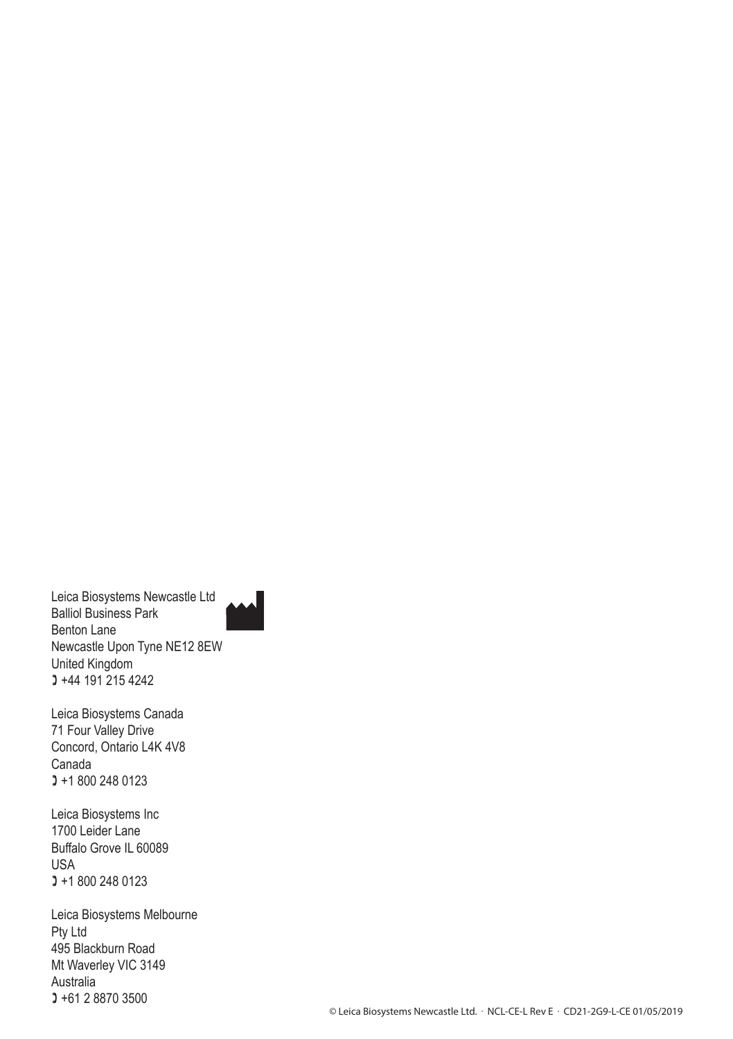Leica Biosystems Newcastle Ltd
Balliol Business Park
Benton Lane
Newcastle Upon Tyne NE12 8EW
United Kingdom
+44 191 215 4242

Leica Biosystems Canada
71 Four Valley Drive
Concord, Ontario L4K 4V8
Canada
+1 800 248 0123

Leica Biosystems Inc
1700 Leider Lane
Buffalo Grove IL 60089
USA
+1 800 248 0123

Leica Biosystems Melbourne
Pty Ltd
495 Blackburn Road
Mt Waverley VIC 3149
Australia
+61 2 8870 3500

© Leica Biosystems Newcastle Ltd. · NCL-CE-L Rev E · CD21-2G9-L-CE 01/05/2019